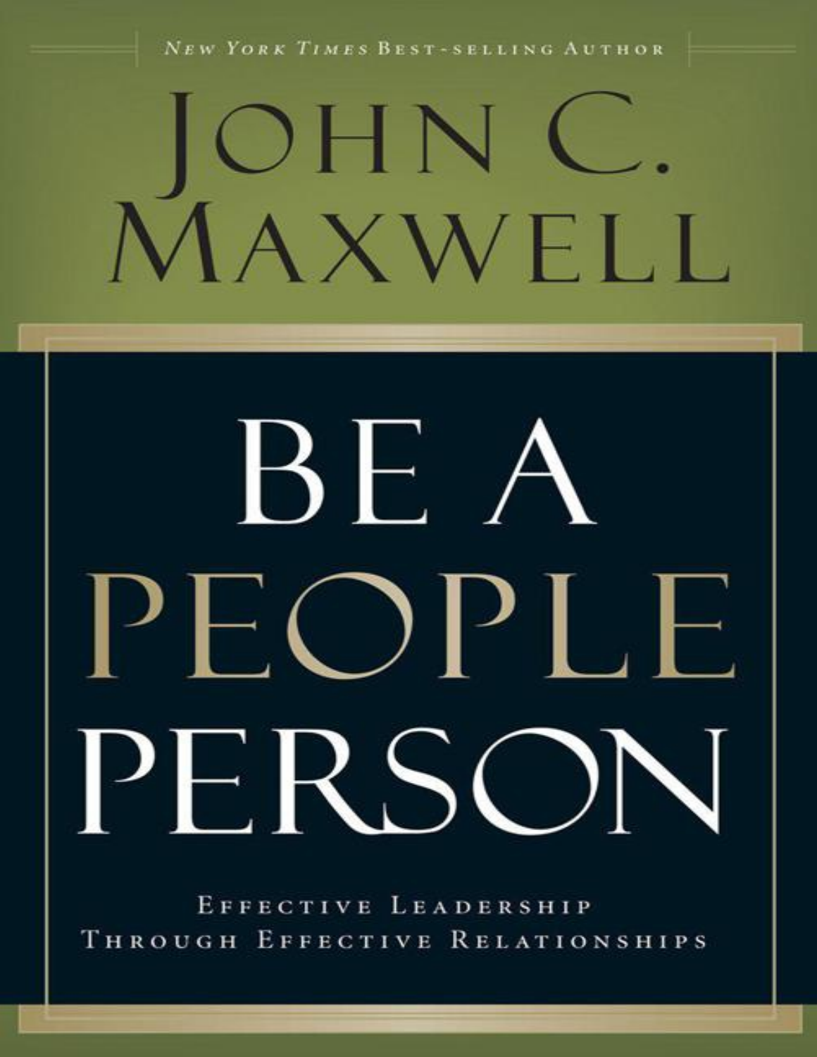*New York Times* Best-selling Author

# John C. Maxwell

# Be A People Person

Effective Leadership Through Effective Relationships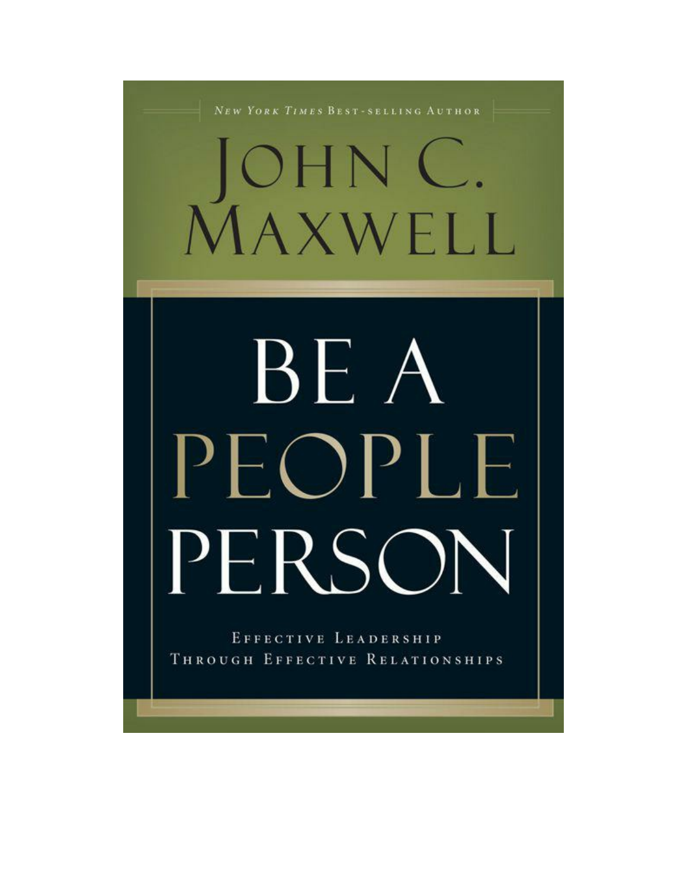*New York Times* Best-selling Author

# John C. Maxwell

# Be a People Person

Effective Leadership Through Effective Relationships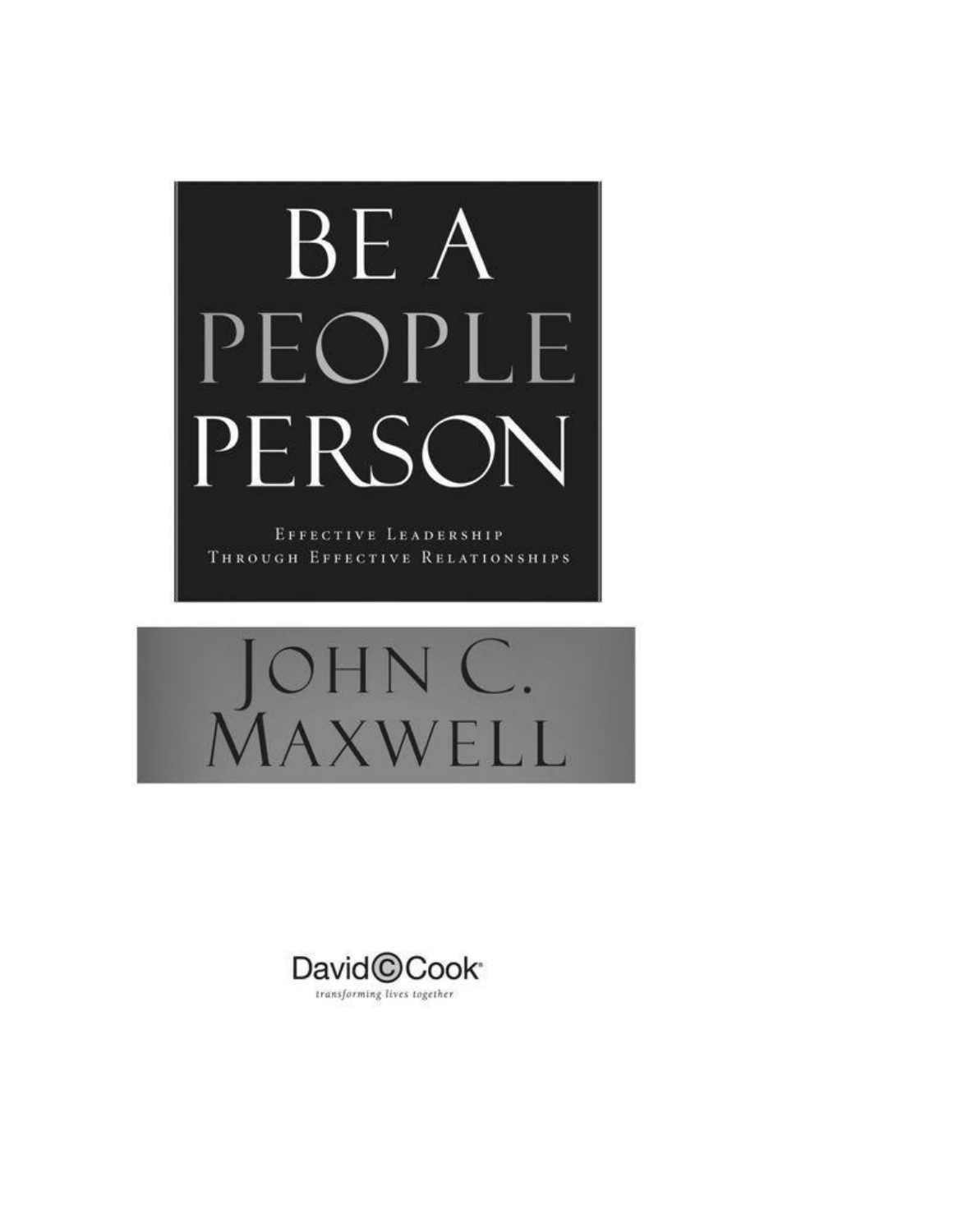# BE A PEOPLE PERSON

EFFECTIVE LEADERSHIP
THROUGH EFFECTIVE RELATIONSHIPS

## JOHN C. MAXWELL

David C Cook

*transforming lives together*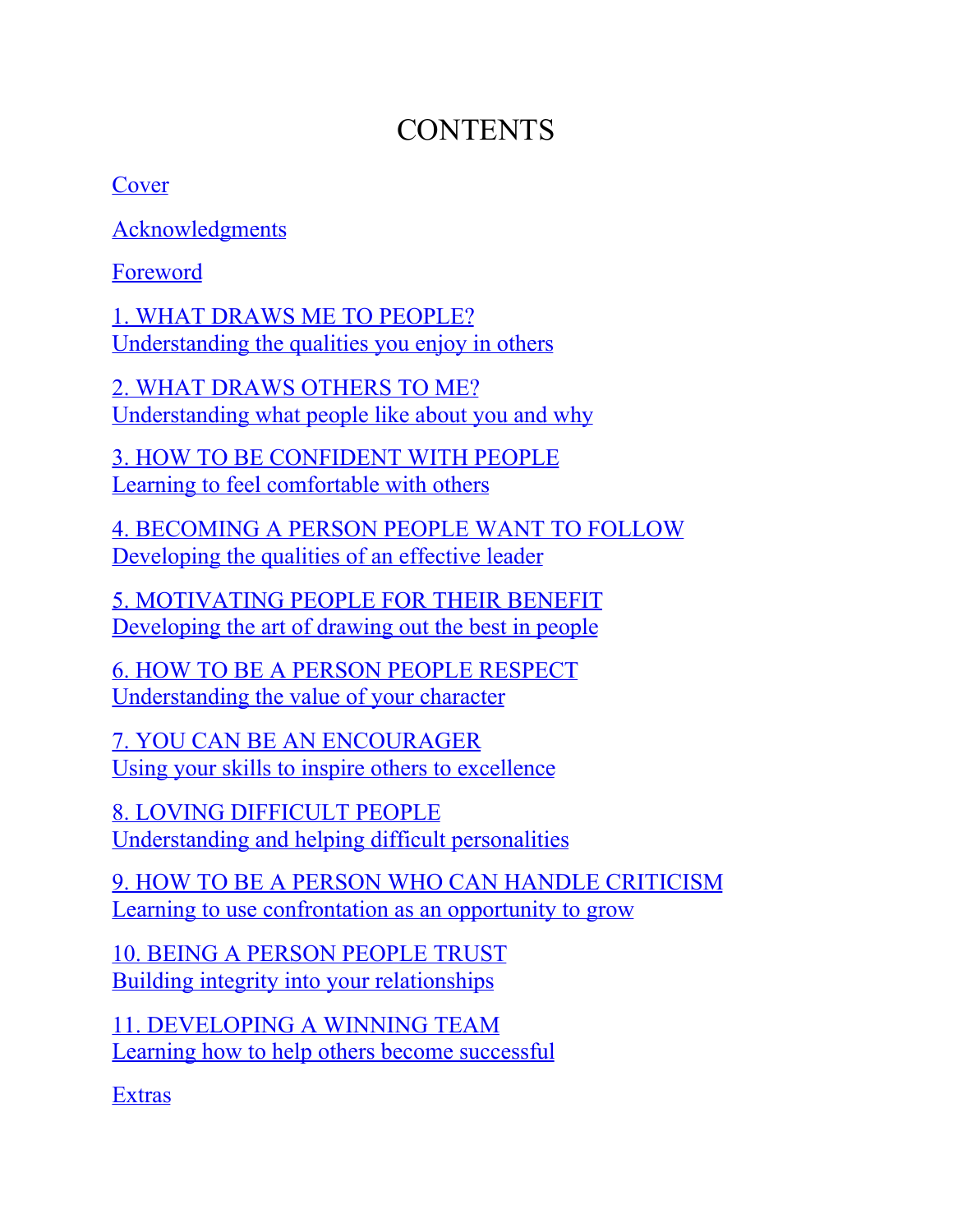# CONTENTS

Cover

Acknowledgments

Foreword

1. WHAT DRAWS ME TO PEOPLE?
Understanding the qualities you enjoy in others

2. WHAT DRAWS OTHERS TO ME?
Understanding what people like about you and why

3. HOW TO BE CONFIDENT WITH PEOPLE
Learning to feel comfortable with others

4. BECOMING A PERSON PEOPLE WANT TO FOLLOW
Developing the qualities of an effective leader

5. MOTIVATING PEOPLE FOR THEIR BENEFIT
Developing the art of drawing out the best in people

6. HOW TO BE A PERSON PEOPLE RESPECT
Understanding the value of your character

7. YOU CAN BE AN ENCOURAGER
Using your skills to inspire others to excellence

8. LOVING DIFFICULT PEOPLE
Understanding and helping difficult personalities

9. HOW TO BE A PERSON WHO CAN HANDLE CRITICISM
Learning to use confrontation as an opportunity to grow

10. BEING A PERSON PEOPLE TRUST
Building integrity into your relationships

11. DEVELOPING A WINNING TEAM
Learning how to help others become successful

Extras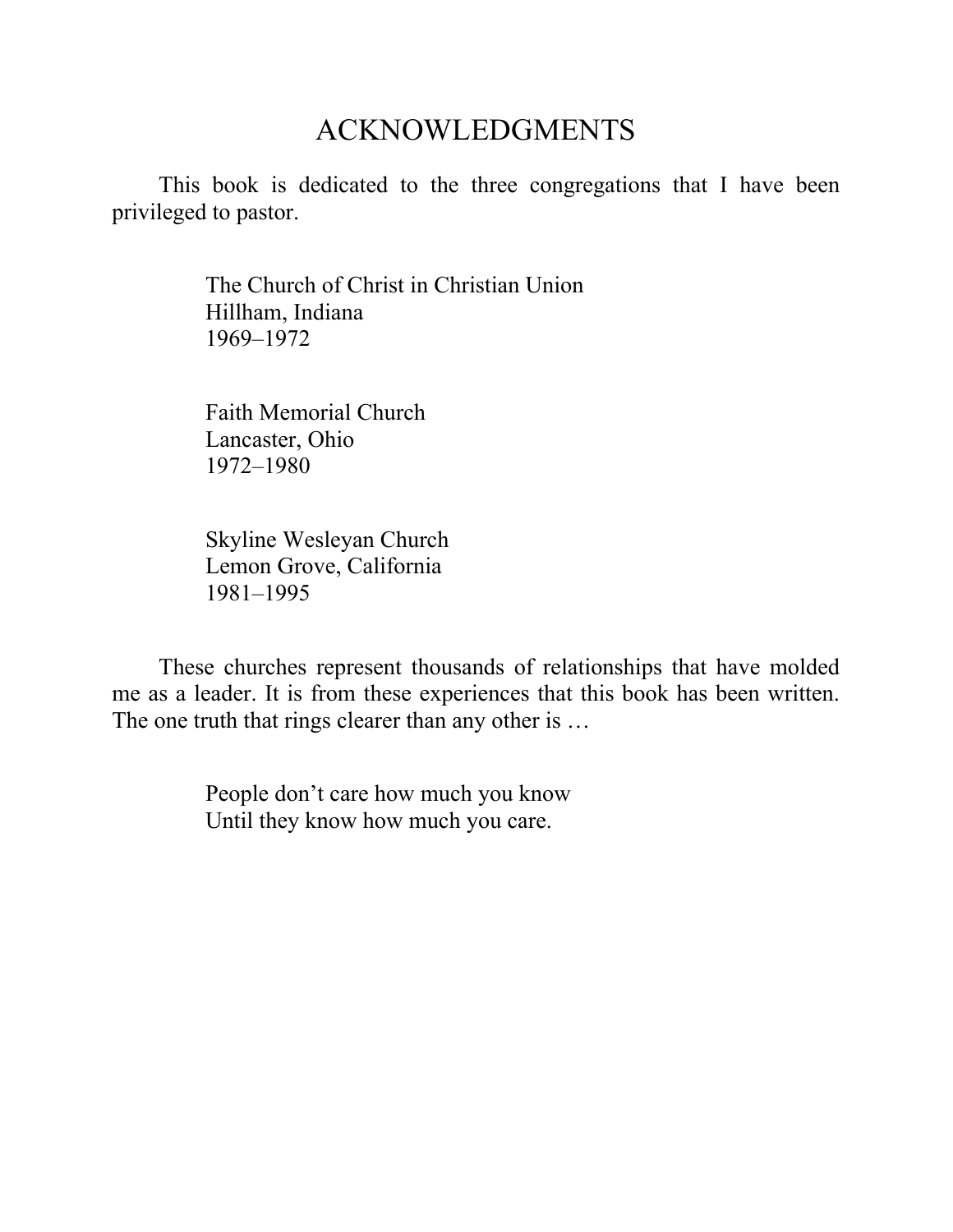# ACKNOWLEDGMENTS

This book is dedicated to the three congregations that I have been privileged to pastor.

The Church of Christ in Christian Union  
Hillham, Indiana  
1969–1972

Faith Memorial Church  
Lancaster, Ohio  
1972–1980

Skyline Wesleyan Church  
Lemon Grove, California  
1981–1995

These churches represent thousands of relationships that have molded me as a leader. It is from these experiences that this book has been written. The one truth that rings clearer than any other is …

People don't care how much you know  
Until they know how much you care.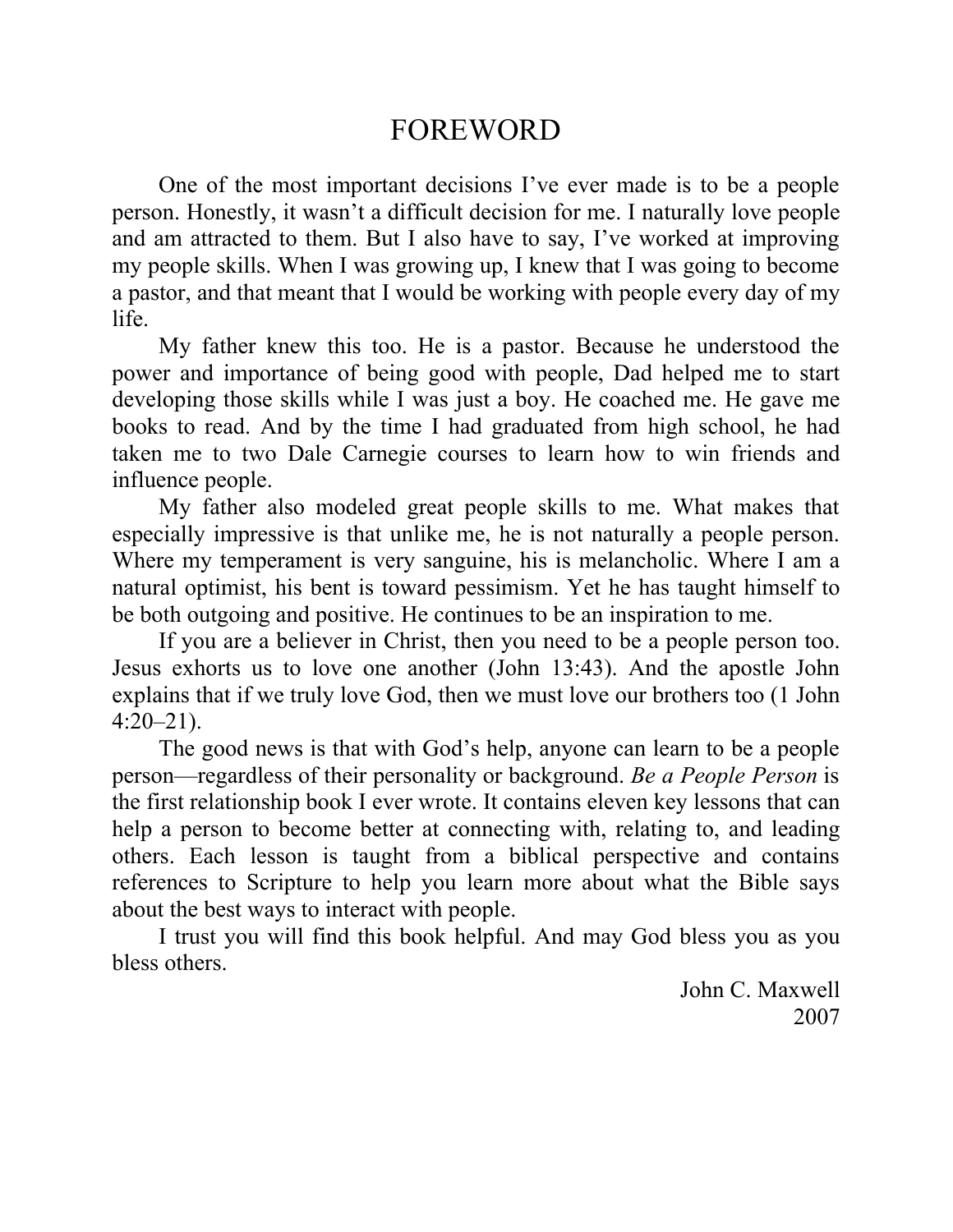# FOREWORD

One of the most important decisions I've ever made is to be a people person. Honestly, it wasn't a difficult decision for me. I naturally love people and am attracted to them. But I also have to say, I've worked at improving my people skills. When I was growing up, I knew that I was going to become a pastor, and that meant that I would be working with people every day of my life.

My father knew this too. He is a pastor. Because he understood the power and importance of being good with people, Dad helped me to start developing those skills while I was just a boy. He coached me. He gave me books to read. And by the time I had graduated from high school, he had taken me to two Dale Carnegie courses to learn how to win friends and influence people.

My father also modeled great people skills to me. What makes that especially impressive is that unlike me, he is not naturally a people person. Where my temperament is very sanguine, his is melancholic. Where I am a natural optimist, his bent is toward pessimism. Yet he has taught himself to be both outgoing and positive. He continues to be an inspiration to me.

If you are a believer in Christ, then you need to be a people person too. Jesus exhorts us to love one another (John 13:43). And the apostle John explains that if we truly love God, then we must love our brothers too (1 John 4:20–21).

The good news is that with God's help, anyone can learn to be a people person—regardless of their personality or background. *Be a People Person* is the first relationship book I ever wrote. It contains eleven key lessons that can help a person to become better at connecting with, relating to, and leading others. Each lesson is taught from a biblical perspective and contains references to Scripture to help you learn more about what the Bible says about the best ways to interact with people.

I trust you will find this book helpful. And may God bless you as you bless others.

John C. Maxwell
2007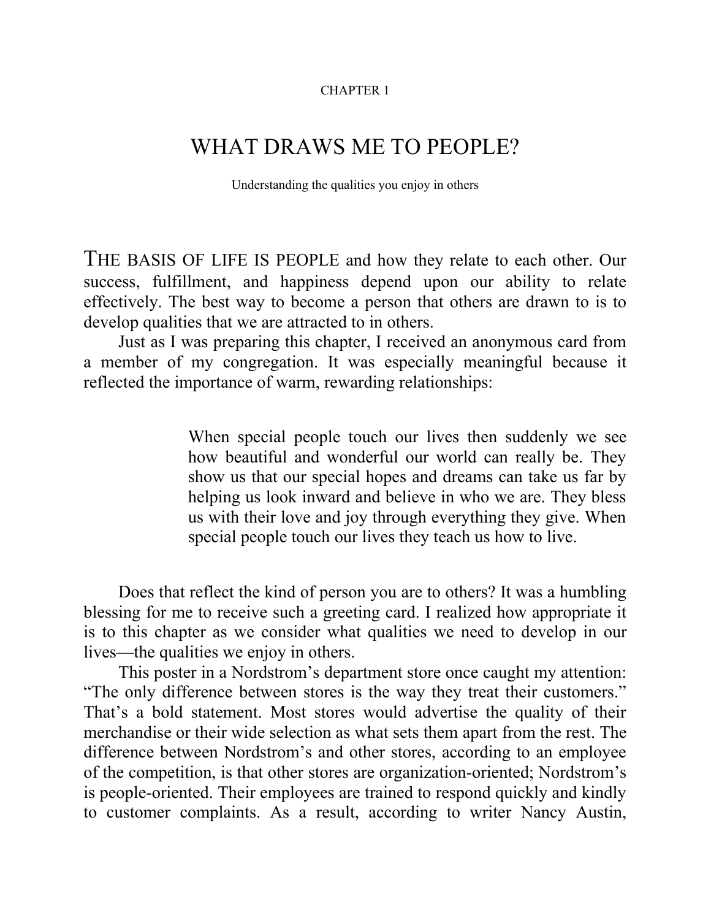CHAPTER 1

# WHAT DRAWS ME TO PEOPLE?

Understanding the qualities you enjoy in others

THE BASIS OF LIFE IS PEOPLE and how they relate to each other. Our success, fulfillment, and happiness depend upon our ability to relate effectively. The best way to become a person that others are drawn to is to develop qualities that we are attracted to in others.

Just as I was preparing this chapter, I received an anonymous card from a member of my congregation. It was especially meaningful because it reflected the importance of warm, rewarding relationships:

> When special people touch our lives then suddenly we see how beautiful and wonderful our world can really be. They show us that our special hopes and dreams can take us far by helping us look inward and believe in who we are. They bless us with their love and joy through everything they give. When special people touch our lives they teach us how to live.

Does that reflect the kind of person you are to others? It was a humbling blessing for me to receive such a greeting card. I realized how appropriate it is to this chapter as we consider what qualities we need to develop in our lives—the qualities we enjoy in others.

This poster in a Nordstrom's department store once caught my attention: "The only difference between stores is the way they treat their customers." That's a bold statement. Most stores would advertise the quality of their merchandise or their wide selection as what sets them apart from the rest. The difference between Nordstrom's and other stores, according to an employee of the competition, is that other stores are organization-oriented; Nordstrom's is people-oriented. Their employees are trained to respond quickly and kindly to customer complaints. As a result, according to writer Nancy Austin,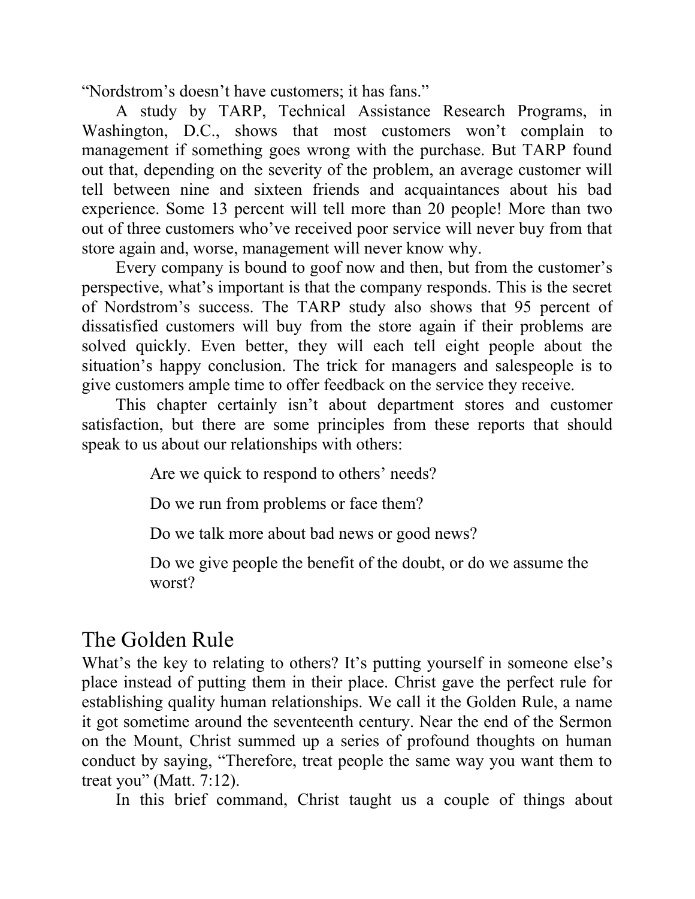"Nordstrom's doesn't have customers; it has fans."

A study by TARP, Technical Assistance Research Programs, in Washington, D.C., shows that most customers won't complain to management if something goes wrong with the purchase. But TARP found out that, depending on the severity of the problem, an average customer will tell between nine and sixteen friends and acquaintances about his bad experience. Some 13 percent will tell more than 20 people! More than two out of three customers who've received poor service will never buy from that store again and, worse, management will never know why.

Every company is bound to goof now and then, but from the customer's perspective, what's important is that the company responds. This is the secret of Nordstrom's success. The TARP study also shows that 95 percent of dissatisfied customers will buy from the store again if their problems are solved quickly. Even better, they will each tell eight people about the situation's happy conclusion. The trick for managers and salespeople is to give customers ample time to offer feedback on the service they receive.

This chapter certainly isn't about department stores and customer satisfaction, but there are some principles from these reports that should speak to us about our relationships with others:

> Are we quick to respond to others' needs?
>
> Do we run from problems or face them?
>
> Do we talk more about bad news or good news?
>
> Do we give people the benefit of the doubt, or do we assume the worst?

## The Golden Rule

What's the key to relating to others? It's putting yourself in someone else's place instead of putting them in their place. Christ gave the perfect rule for establishing quality human relationships. We call it the Golden Rule, a name it got sometime around the seventeenth century. Near the end of the Sermon on the Mount, Christ summed up a series of profound thoughts on human conduct by saying, "Therefore, treat people the same way you want them to treat you" (Matt. 7:12).

In this brief command, Christ taught us a couple of things about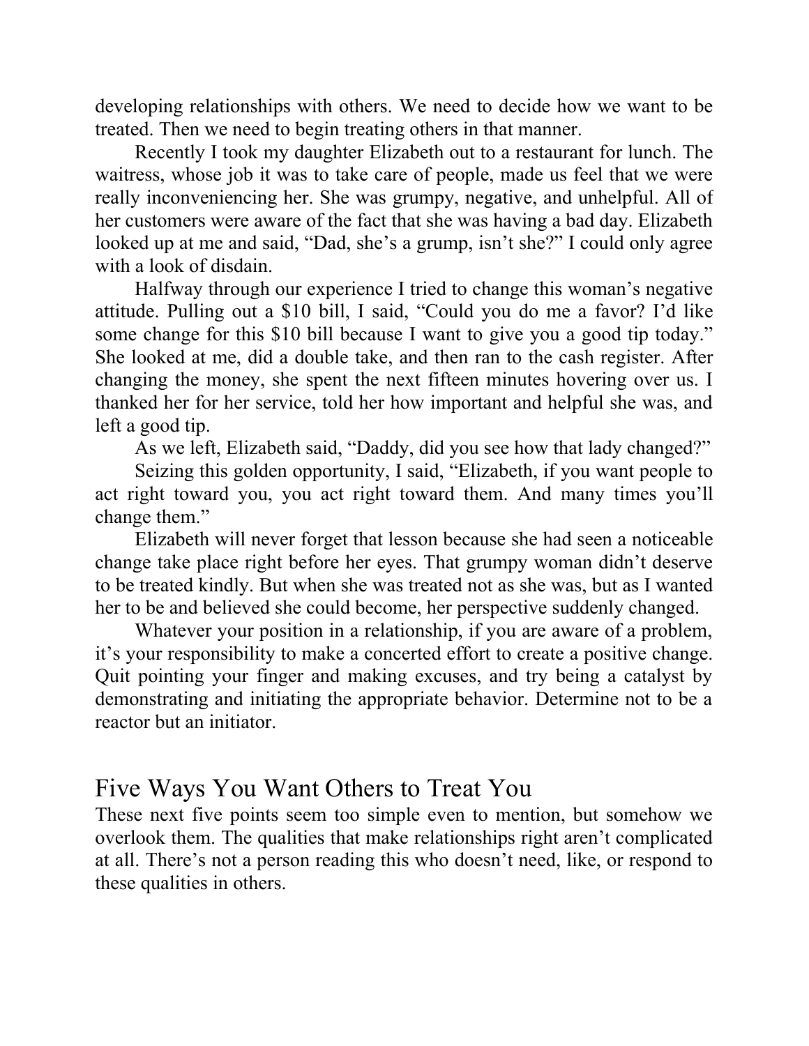developing relationships with others. We need to decide how we want to be treated. Then we need to begin treating others in that manner.

Recently I took my daughter Elizabeth out to a restaurant for lunch. The waitress, whose job it was to take care of people, made us feel that we were really inconveniencing her. She was grumpy, negative, and unhelpful. All of her customers were aware of the fact that she was having a bad day. Elizabeth looked up at me and said, “Dad, she’s a grump, isn’t she?” I could only agree with a look of disdain.

Halfway through our experience I tried to change this woman’s negative attitude. Pulling out a $10 bill, I said, “Could you do me a favor? I’d like some change for this $10 bill because I want to give you a good tip today.” She looked at me, did a double take, and then ran to the cash register. After changing the money, she spent the next fifteen minutes hovering over us. I thanked her for her service, told her how important and helpful she was, and left a good tip.

As we left, Elizabeth said, “Daddy, did you see how that lady changed?”

Seizing this golden opportunity, I said, “Elizabeth, if you want people to act right toward you, you act right toward them. And many times you’ll change them.”

Elizabeth will never forget that lesson because she had seen a noticeable change take place right before her eyes. That grumpy woman didn’t deserve to be treated kindly. But when she was treated not as she was, but as I wanted her to be and believed she could become, her perspective suddenly changed.

Whatever your position in a relationship, if you are aware of a problem, it’s your responsibility to make a concerted effort to create a positive change. Quit pointing your finger and making excuses, and try being a catalyst by demonstrating and initiating the appropriate behavior. Determine not to be a reactor but an initiator.

## Five Ways You Want Others to Treat You

These next five points seem too simple even to mention, but somehow we overlook them. The qualities that make relationships right aren’t complicated at all. There’s not a person reading this who doesn’t need, like, or respond to these qualities in others.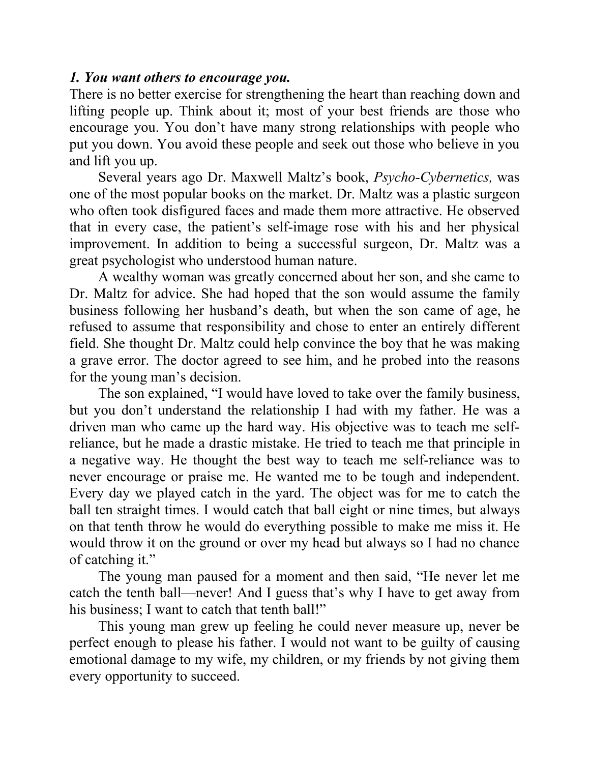***1. You want others to encourage you.***

There is no better exercise for strengthening the heart than reaching down and lifting people up. Think about it; most of your best friends are those who encourage you. You don't have many strong relationships with people who put you down. You avoid these people and seek out those who believe in you and lift you up.

Several years ago Dr. Maxwell Maltz's book, *Psycho-Cybernetics,* was one of the most popular books on the market. Dr. Maltz was a plastic surgeon who often took disfigured faces and made them more attractive. He observed that in every case, the patient's self-image rose with his and her physical improvement. In addition to being a successful surgeon, Dr. Maltz was a great psychologist who understood human nature.

A wealthy woman was greatly concerned about her son, and she came to Dr. Maltz for advice. She had hoped that the son would assume the family business following her husband's death, but when the son came of age, he refused to assume that responsibility and chose to enter an entirely different field. She thought Dr. Maltz could help convince the boy that he was making a grave error. The doctor agreed to see him, and he probed into the reasons for the young man's decision.

The son explained, "I would have loved to take over the family business, but you don't understand the relationship I had with my father. He was a driven man who came up the hard way. His objective was to teach me self-reliance, but he made a drastic mistake. He tried to teach me that principle in a negative way. He thought the best way to teach me self-reliance was to never encourage or praise me. He wanted me to be tough and independent. Every day we played catch in the yard. The object was for me to catch the ball ten straight times. I would catch that ball eight or nine times, but always on that tenth throw he would do everything possible to make me miss it. He would throw it on the ground or over my head but always so I had no chance of catching it."

The young man paused for a moment and then said, "He never let me catch the tenth ball—never! And I guess that's why I have to get away from his business; I want to catch that tenth ball!"

This young man grew up feeling he could never measure up, never be perfect enough to please his father. I would not want to be guilty of causing emotional damage to my wife, my children, or my friends by not giving them every opportunity to succeed.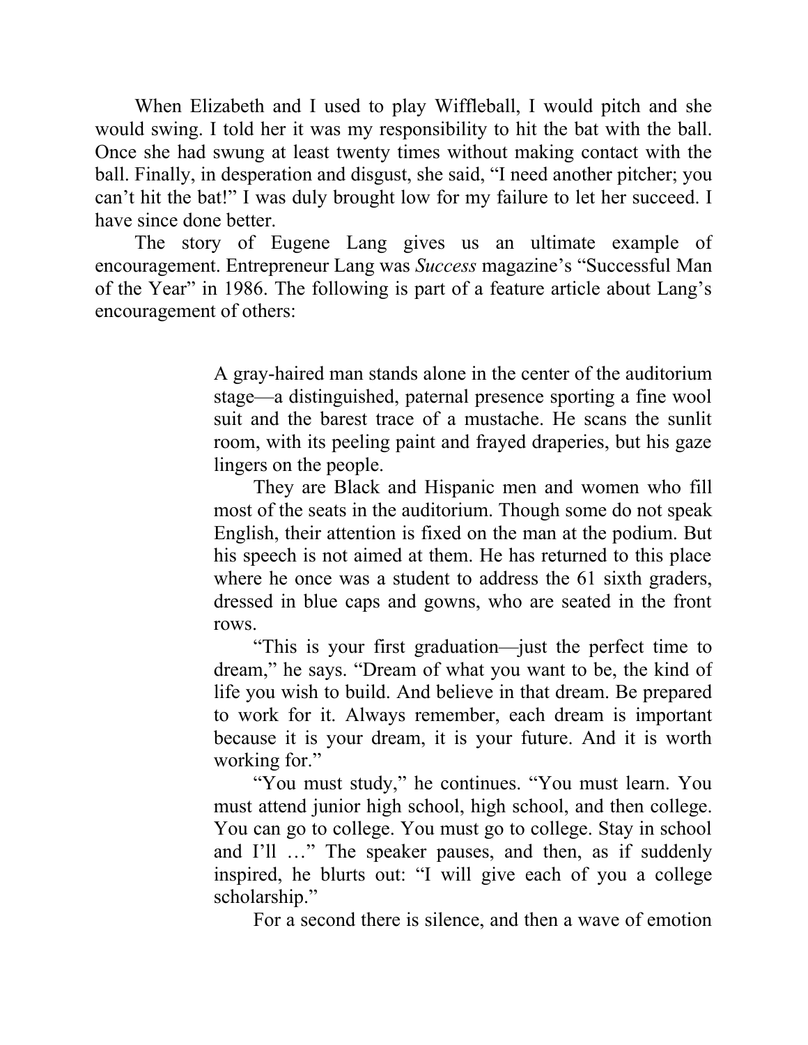When Elizabeth and I used to play Wiffleball, I would pitch and she would swing. I told her it was my responsibility to hit the bat with the ball. Once she had swung at least twenty times without making contact with the ball. Finally, in desperation and disgust, she said, "I need another pitcher; you can't hit the bat!" I was duly brought low for my failure to let her succeed. I have since done better.

The story of Eugene Lang gives us an ultimate example of encouragement. Entrepreneur Lang was *Success* magazine's "Successful Man of the Year" in 1986. The following is part of a feature article about Lang's encouragement of others:

> A gray-haired man stands alone in the center of the auditorium stage—a distinguished, paternal presence sporting a fine wool suit and the barest trace of a mustache. He scans the sunlit room, with its peeling paint and frayed draperies, but his gaze lingers on the people.
>
> They are Black and Hispanic men and women who fill most of the seats in the auditorium. Though some do not speak English, their attention is fixed on the man at the podium. But his speech is not aimed at them. He has returned to this place where he once was a student to address the 61 sixth graders, dressed in blue caps and gowns, who are seated in the front rows.
>
> "This is your first graduation—just the perfect time to dream," he says. "Dream of what you want to be, the kind of life you wish to build. And believe in that dream. Be prepared to work for it. Always remember, each dream is important because it is your dream, it is your future. And it is worth working for."
>
> "You must study," he continues. "You must learn. You must attend junior high school, high school, and then college. You can go to college. You must go to college. Stay in school and I'll …" The speaker pauses, and then, as if suddenly inspired, he blurts out: "I will give each of you a college scholarship."
>
> For a second there is silence, and then a wave of emotion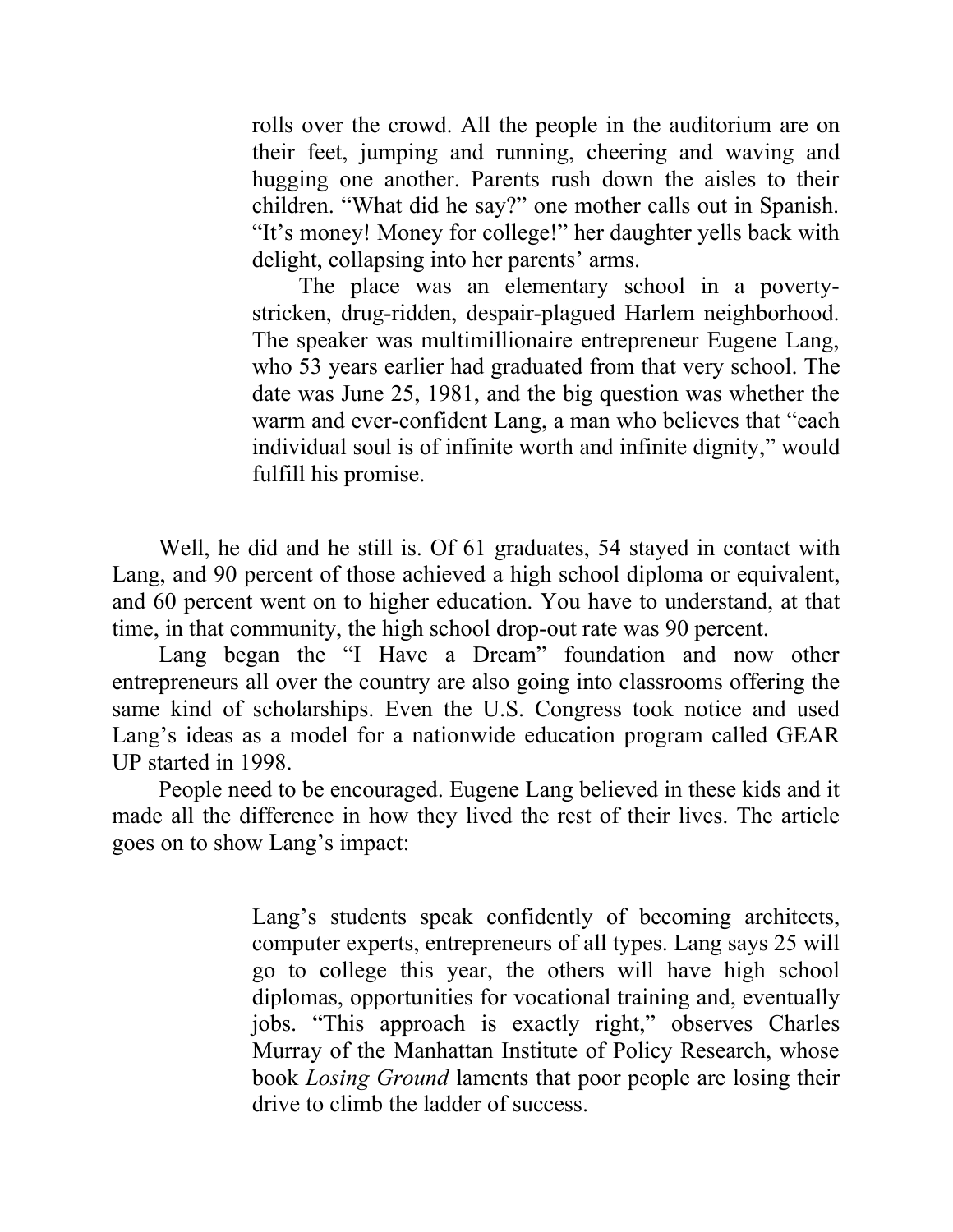> rolls over the crowd. All the people in the auditorium are on their feet, jumping and running, cheering and waving and hugging one another. Parents rush down the aisles to their children. "What did he say?" one mother calls out in Spanish. "It's money! Money for college!" her daughter yells back with delight, collapsing into her parents' arms.
>
> The place was an elementary school in a poverty-stricken, drug-ridden, despair-plagued Harlem neighborhood. The speaker was multimillionaire entrepreneur Eugene Lang, who 53 years earlier had graduated from that very school. The date was June 25, 1981, and the big question was whether the warm and ever-confident Lang, a man who believes that "each individual soul is of infinite worth and infinite dignity," would fulfill his promise.

Well, he did and he still is. Of 61 graduates, 54 stayed in contact with Lang, and 90 percent of those achieved a high school diploma or equivalent, and 60 percent went on to higher education. You have to understand, at that time, in that community, the high school drop-out rate was 90 percent.

Lang began the "I Have a Dream" foundation and now other entrepreneurs all over the country are also going into classrooms offering the same kind of scholarships. Even the U.S. Congress took notice and used Lang's ideas as a model for a nationwide education program called GEAR UP started in 1998.

People need to be encouraged. Eugene Lang believed in these kids and it made all the difference in how they lived the rest of their lives. The article goes on to show Lang's impact:

> Lang's students speak confidently of becoming architects, computer experts, entrepreneurs of all types. Lang says 25 will go to college this year, the others will have high school diplomas, opportunities for vocational training and, eventually jobs. "This approach is exactly right," observes Charles Murray of the Manhattan Institute of Policy Research, whose book *Losing Ground* laments that poor people are losing their drive to climb the ladder of success.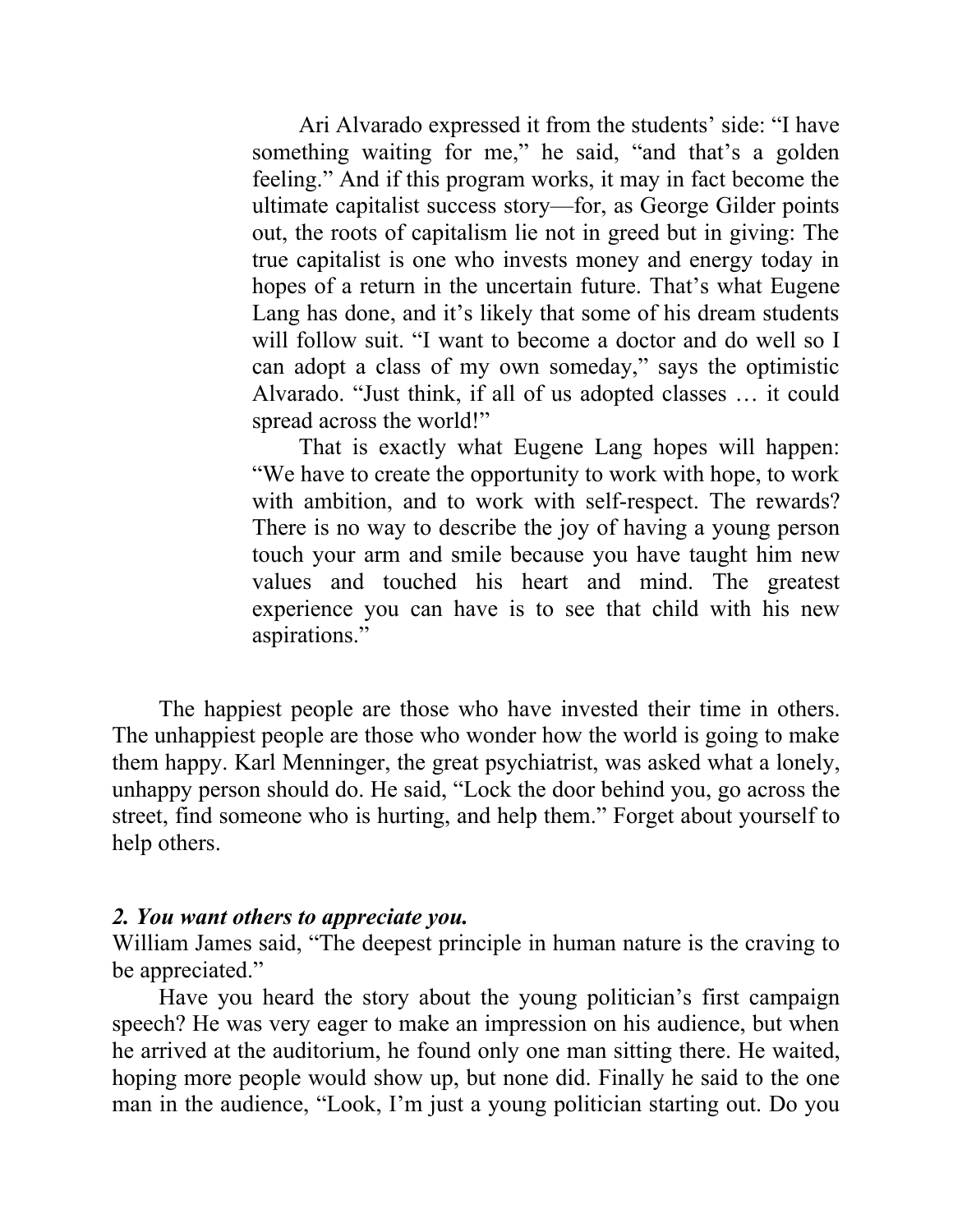> Ari Alvarado expressed it from the students' side: "I have something waiting for me," he said, "and that's a golden feeling." And if this program works, it may in fact become the ultimate capitalist success story—for, as George Gilder points out, the roots of capitalism lie not in greed but in giving: The true capitalist is one who invests money and energy today in hopes of a return in the uncertain future. That's what Eugene Lang has done, and it's likely that some of his dream students will follow suit. "I want to become a doctor and do well so I can adopt a class of my own someday," says the optimistic Alvarado. "Just think, if all of us adopted classes … it could spread across the world!"
>
> That is exactly what Eugene Lang hopes will happen: "We have to create the opportunity to work with hope, to work with ambition, and to work with self-respect. The rewards? There is no way to describe the joy of having a young person touch your arm and smile because you have taught him new values and touched his heart and mind. The greatest experience you can have is to see that child with his new aspirations."

The happiest people are those who have invested their time in others. The unhappiest people are those who wonder how the world is going to make them happy. Karl Menninger, the great psychiatrist, was asked what a lonely, unhappy person should do. He said, "Lock the door behind you, go across the street, find someone who is hurting, and help them." Forget about yourself to help others.

***2. You want others to appreciate you.***

William James said, "The deepest principle in human nature is the craving to be appreciated."

Have you heard the story about the young politician's first campaign speech? He was very eager to make an impression on his audience, but when he arrived at the auditorium, he found only one man sitting there. He waited, hoping more people would show up, but none did. Finally he said to the one man in the audience, "Look, I'm just a young politician starting out. Do you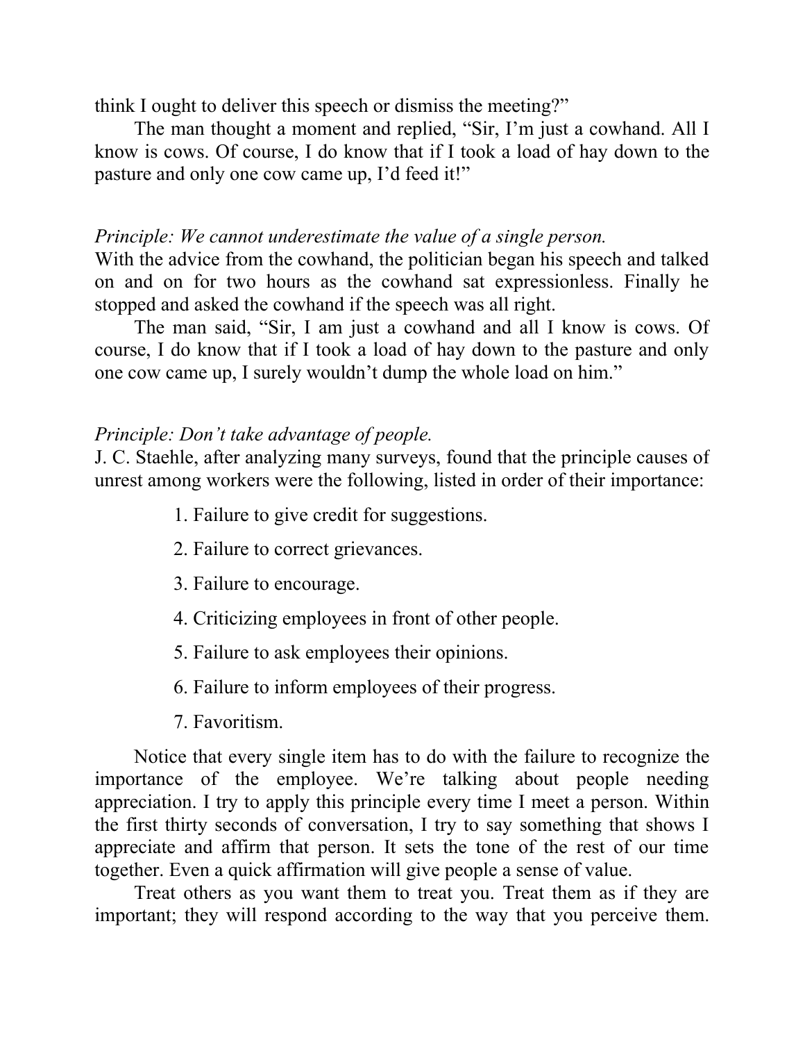think I ought to deliver this speech or dismiss the meeting?"

The man thought a moment and replied, "Sir, I'm just a cowhand. All I know is cows. Of course, I do know that if I took a load of hay down to the pasture and only one cow came up, I'd feed it!"

*Principle: We cannot underestimate the value of a single person.*

With the advice from the cowhand, the politician began his speech and talked on and on for two hours as the cowhand sat expressionless. Finally he stopped and asked the cowhand if the speech was all right.

The man said, "Sir, I am just a cowhand and all I know is cows. Of course, I do know that if I took a load of hay down to the pasture and only one cow came up, I surely wouldn't dump the whole load on him."

*Principle: Don't take advantage of people.*

J. C. Staehle, after analyzing many surveys, found that the principle causes of unrest among workers were the following, listed in order of their importance:

1. Failure to give credit for suggestions.
2. Failure to correct grievances.
3. Failure to encourage.
4. Criticizing employees in front of other people.
5. Failure to ask employees their opinions.
6. Failure to inform employees of their progress.
7. Favoritism.

Notice that every single item has to do with the failure to recognize the importance of the employee. We're talking about people needing appreciation. I try to apply this principle every time I meet a person. Within the first thirty seconds of conversation, I try to say something that shows I appreciate and affirm that person. It sets the tone of the rest of our time together. Even a quick affirmation will give people a sense of value.

Treat others as you want them to treat you. Treat them as if they are important; they will respond according to the way that you perceive them.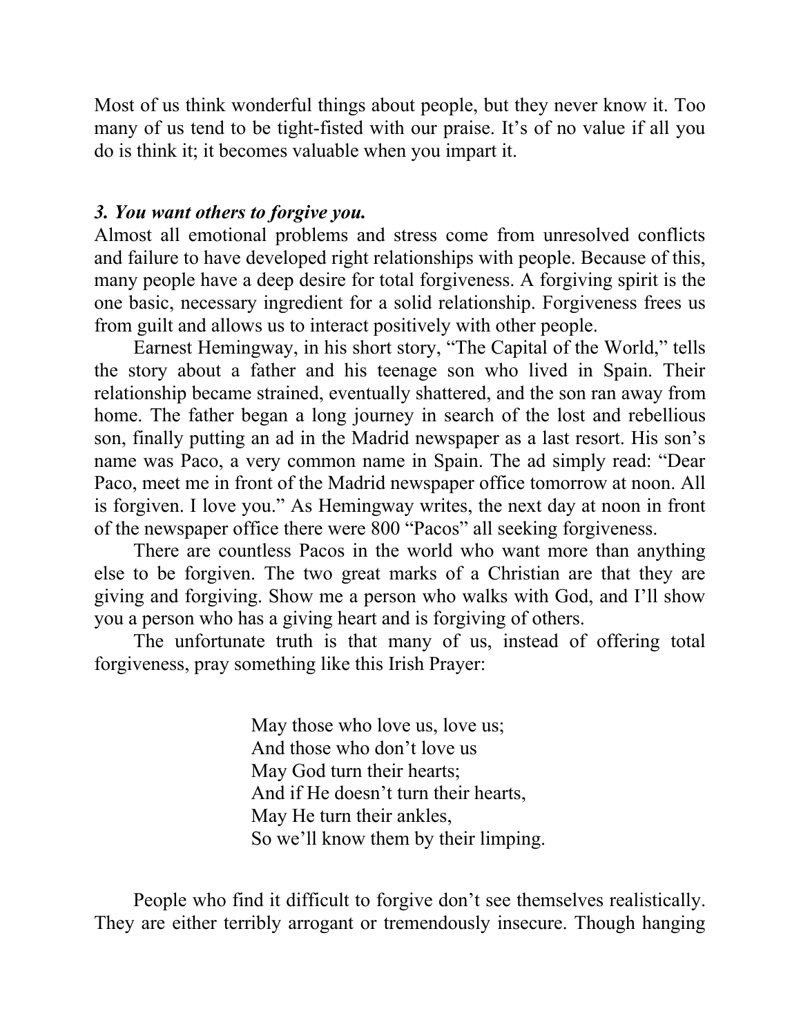Most of us think wonderful things about people, but they never know it. Too many of us tend to be tight-fisted with our praise. It's of no value if all you do is think it; it becomes valuable when you impart it.

***3. You want others to forgive you.***

Almost all emotional problems and stress come from unresolved conflicts and failure to have developed right relationships with people. Because of this, many people have a deep desire for total forgiveness. A forgiving spirit is the one basic, necessary ingredient for a solid relationship. Forgiveness frees us from guilt and allows us to interact positively with other people.

Earnest Hemingway, in his short story, "The Capital of the World," tells the story about a father and his teenage son who lived in Spain. Their relationship became strained, eventually shattered, and the son ran away from home. The father began a long journey in search of the lost and rebellious son, finally putting an ad in the Madrid newspaper as a last resort. His son's name was Paco, a very common name in Spain. The ad simply read: "Dear Paco, meet me in front of the Madrid newspaper office tomorrow at noon. All is forgiven. I love you." As Hemingway writes, the next day at noon in front of the newspaper office there were 800 "Pacos" all seeking forgiveness.

There are countless Pacos in the world who want more than anything else to be forgiven. The two great marks of a Christian are that they are giving and forgiving. Show me a person who walks with God, and I'll show you a person who has a giving heart and is forgiving of others.

The unfortunate truth is that many of us, instead of offering total forgiveness, pray something like this Irish Prayer:

> May those who love us, love us;
> And those who don't love us
> May God turn their hearts;
> And if He doesn't turn their hearts,
> May He turn their ankles,
> So we'll know them by their limping.

People who find it difficult to forgive don't see themselves realistically. They are either terribly arrogant or tremendously insecure. Though hanging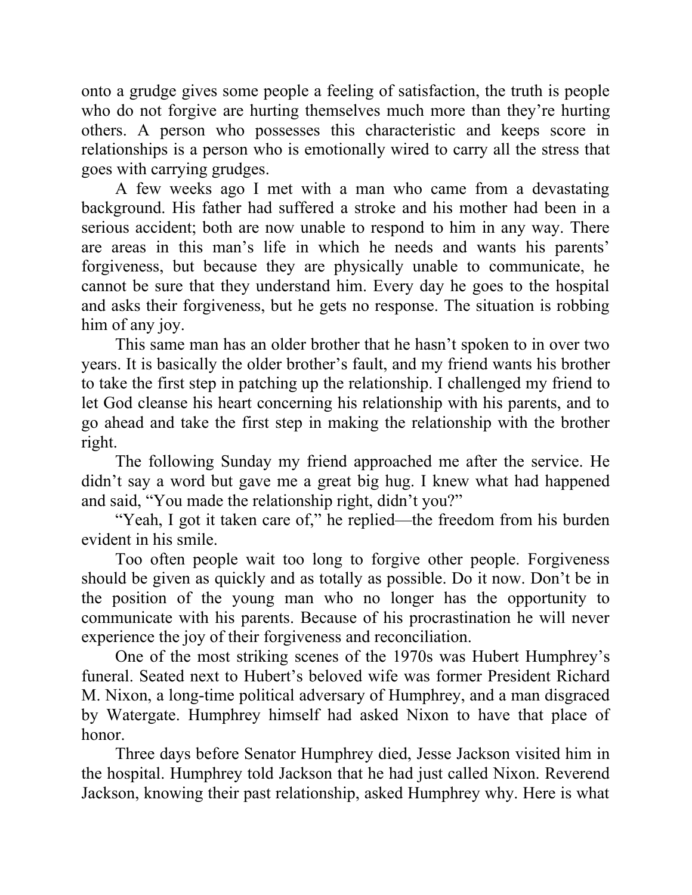onto a grudge gives some people a feeling of satisfaction, the truth is people who do not forgive are hurting themselves much more than they're hurting others. A person who possesses this characteristic and keeps score in relationships is a person who is emotionally wired to carry all the stress that goes with carrying grudges.

A few weeks ago I met with a man who came from a devastating background. His father had suffered a stroke and his mother had been in a serious accident; both are now unable to respond to him in any way. There are areas in this man's life in which he needs and wants his parents' forgiveness, but because they are physically unable to communicate, he cannot be sure that they understand him. Every day he goes to the hospital and asks their forgiveness, but he gets no response. The situation is robbing him of any joy.

This same man has an older brother that he hasn't spoken to in over two years. It is basically the older brother's fault, and my friend wants his brother to take the first step in patching up the relationship. I challenged my friend to let God cleanse his heart concerning his relationship with his parents, and to go ahead and take the first step in making the relationship with the brother right.

The following Sunday my friend approached me after the service. He didn't say a word but gave me a great big hug. I knew what had happened and said, "You made the relationship right, didn't you?"

"Yeah, I got it taken care of," he replied—the freedom from his burden evident in his smile.

Too often people wait too long to forgive other people. Forgiveness should be given as quickly and as totally as possible. Do it now. Don't be in the position of the young man who no longer has the opportunity to communicate with his parents. Because of his procrastination he will never experience the joy of their forgiveness and reconciliation.

One of the most striking scenes of the 1970s was Hubert Humphrey's funeral. Seated next to Hubert's beloved wife was former President Richard M. Nixon, a long-time political adversary of Humphrey, and a man disgraced by Watergate. Humphrey himself had asked Nixon to have that place of honor.

Three days before Senator Humphrey died, Jesse Jackson visited him in the hospital. Humphrey told Jackson that he had just called Nixon. Reverend Jackson, knowing their past relationship, asked Humphrey why. Here is what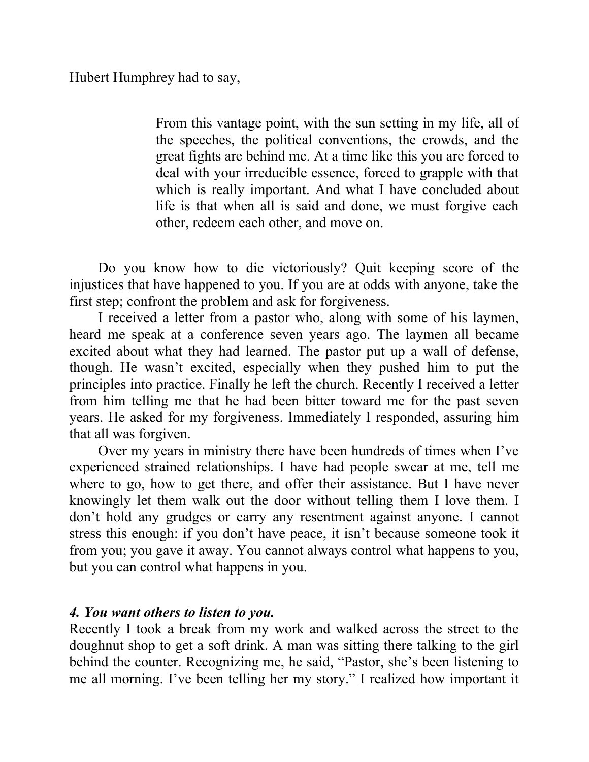Hubert Humphrey had to say,

> From this vantage point, with the sun setting in my life, all of the speeches, the political conventions, the crowds, and the great fights are behind me. At a time like this you are forced to deal with your irreducible essence, forced to grapple with that which is really important. And what I have concluded about life is that when all is said and done, we must forgive each other, redeem each other, and move on.

Do you know how to die victoriously? Quit keeping score of the injustices that have happened to you. If you are at odds with anyone, take the first step; confront the problem and ask for forgiveness.

I received a letter from a pastor who, along with some of his laymen, heard me speak at a conference seven years ago. The laymen all became excited about what they had learned. The pastor put up a wall of defense, though. He wasn't excited, especially when they pushed him to put the principles into practice. Finally he left the church. Recently I received a letter from him telling me that he had been bitter toward me for the past seven years. He asked for my forgiveness. Immediately I responded, assuring him that all was forgiven.

Over my years in ministry there have been hundreds of times when I've experienced strained relationships. I have had people swear at me, tell me where to go, how to get there, and offer their assistance. But I have never knowingly let them walk out the door without telling them I love them. I don't hold any grudges or carry any resentment against anyone. I cannot stress this enough: if you don't have peace, it isn't because someone took it from you; you gave it away. You cannot always control what happens to you, but you can control what happens in you.

***4. You want others to listen to you.***

Recently I took a break from my work and walked across the street to the doughnut shop to get a soft drink. A man was sitting there talking to the girl behind the counter. Recognizing me, he said, "Pastor, she's been listening to me all morning. I've been telling her my story." I realized how important it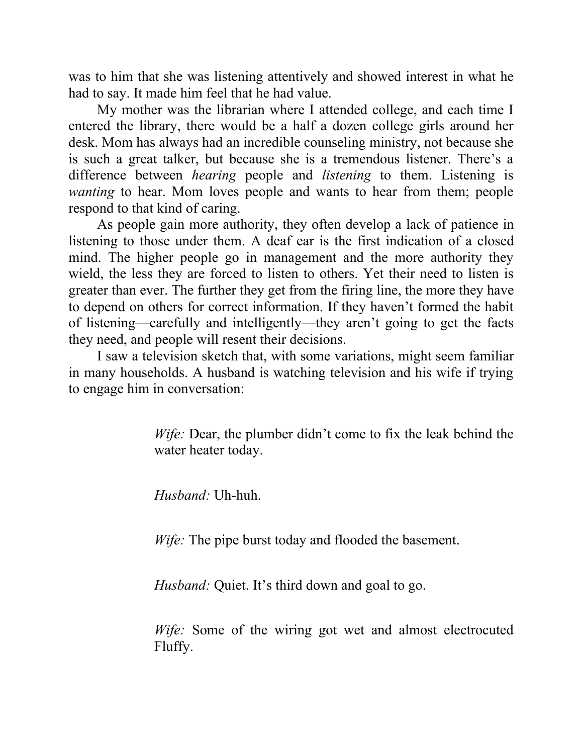was to him that she was listening attentively and showed interest in what he had to say. It made him feel that he had value.

My mother was the librarian where I attended college, and each time I entered the library, there would be a half a dozen college girls around her desk. Mom has always had an incredible counseling ministry, not because she is such a great talker, but because she is a tremendous listener. There's a difference between *hearing* people and *listening* to them. Listening is *wanting* to hear. Mom loves people and wants to hear from them; people respond to that kind of caring.

As people gain more authority, they often develop a lack of patience in listening to those under them. A deaf ear is the first indication of a closed mind. The higher people go in management and the more authority they wield, the less they are forced to listen to others. Yet their need to listen is greater than ever. The further they get from the firing line, the more they have to depend on others for correct information. If they haven't formed the habit of listening—carefully and intelligently—they aren't going to get the facts they need, and people will resent their decisions.

I saw a television sketch that, with some variations, might seem familiar in many households. A husband is watching television and his wife if trying to engage him in conversation:

> *Wife:* Dear, the plumber didn't come to fix the leak behind the water heater today.
>
> *Husband:* Uh-huh.
>
> *Wife:* The pipe burst today and flooded the basement.
>
> *Husband:* Quiet. It's third down and goal to go.
>
> *Wife:* Some of the wiring got wet and almost electrocuted Fluffy.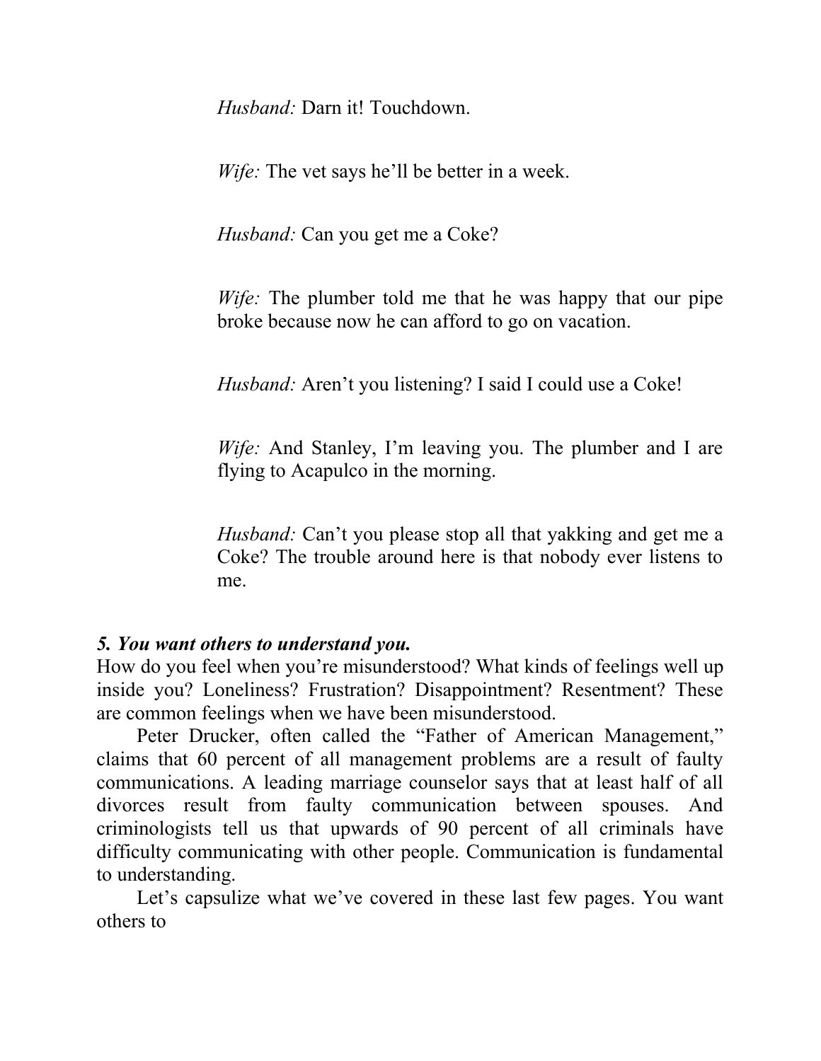*Husband:* Darn it! Touchdown.

*Wife:* The vet says he'll be better in a week.

*Husband:* Can you get me a Coke?

*Wife:* The plumber told me that he was happy that our pipe broke because now he can afford to go on vacation.

*Husband:* Aren't you listening? I said I could use a Coke!

*Wife:* And Stanley, I'm leaving you. The plumber and I are flying to Acapulco in the morning.

*Husband:* Can't you please stop all that yakking and get me a Coke? The trouble around here is that nobody ever listens to me.

***5. You want others to understand you.***

How do you feel when you're misunderstood? What kinds of feelings well up inside you? Loneliness? Frustration? Disappointment? Resentment? These are common feelings when we have been misunderstood.

Peter Drucker, often called the "Father of American Management," claims that 60 percent of all management problems are a result of faulty communications. A leading marriage counselor says that at least half of all divorces result from faulty communication between spouses. And criminologists tell us that upwards of 90 percent of all criminals have difficulty communicating with other people. Communication is fundamental to understanding.

Let's capsulize what we've covered in these last few pages. You want others to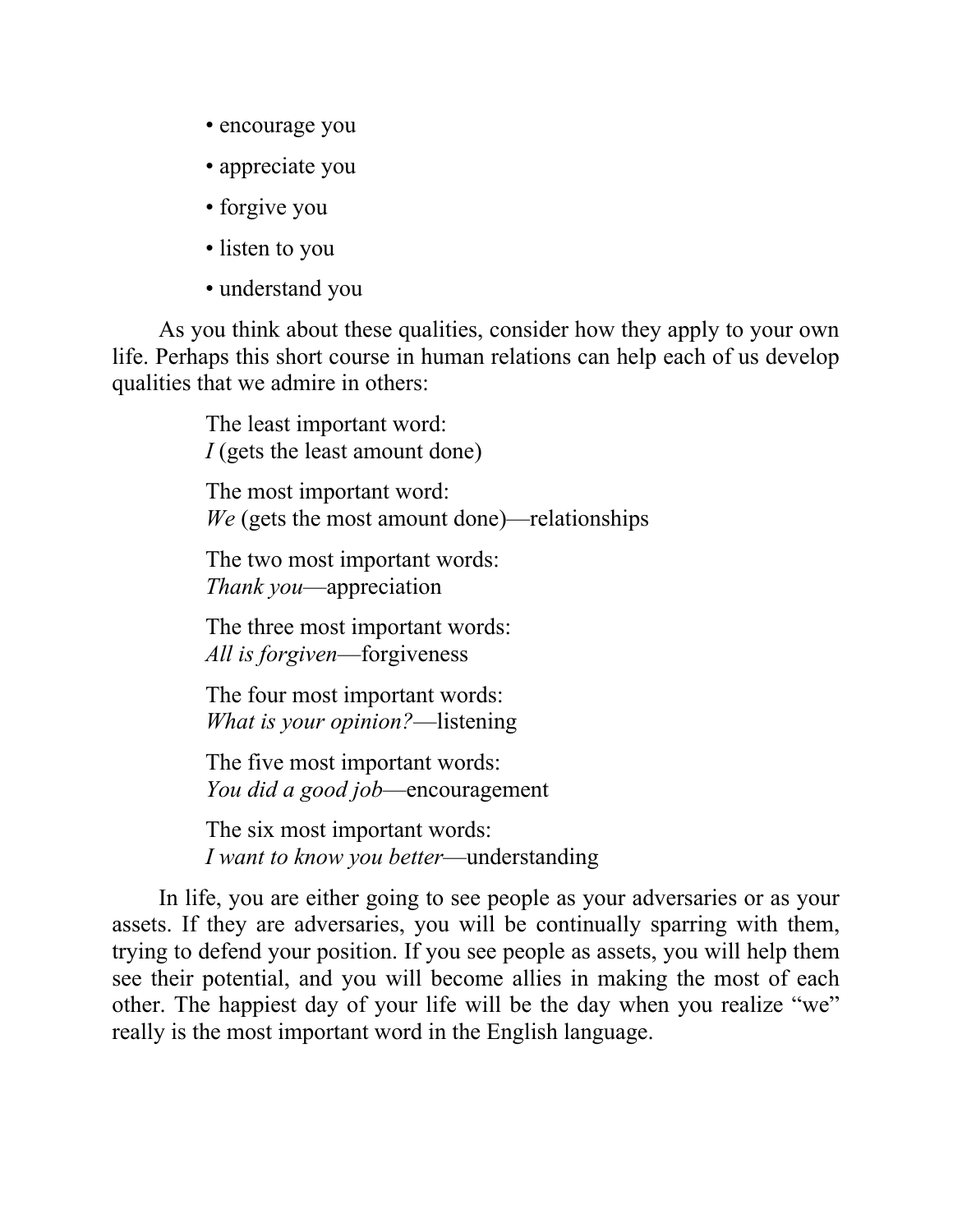- encourage you
- appreciate you
- forgive you
- listen to you
- understand you

As you think about these qualities, consider how they apply to your own life. Perhaps this short course in human relations can help each of us develop qualities that we admire in others:

> The least important word:
> *I* (gets the least amount done)
>
> The most important word:
> *We* (gets the most amount done)—relationships
>
> The two most important words:
> *Thank you*—appreciation
>
> The three most important words:
> *All is forgiven*—forgiveness
>
> The four most important words:
> *What is your opinion?*—listening
>
> The five most important words:
> *You did a good job*—encouragement
>
> The six most important words:
> *I want to know you better*—understanding

In life, you are either going to see people as your adversaries or as your assets. If they are adversaries, you will be continually sparring with them, trying to defend your position. If you see people as assets, you will help them see their potential, and you will become allies in making the most of each other. The happiest day of your life will be the day when you realize "we" really is the most important word in the English language.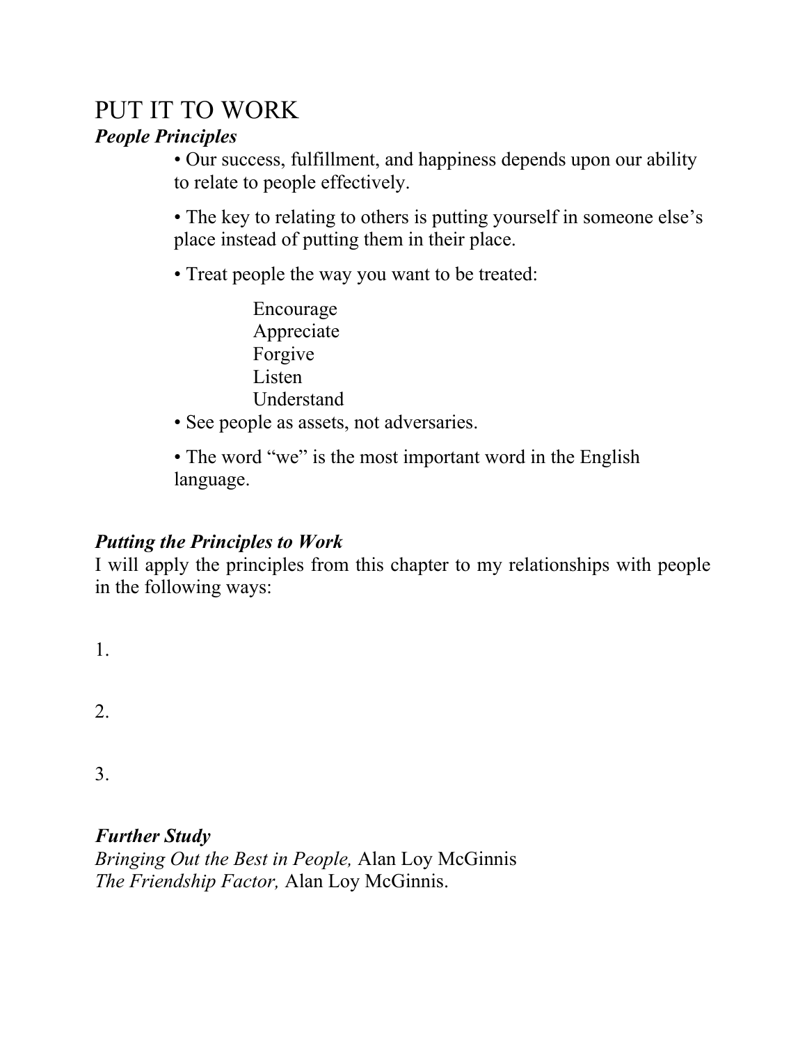# PUT IT TO WORK

***People Principles***

- Our success, fulfillment, and happiness depends upon our ability to relate to people effectively.
- The key to relating to others is putting yourself in someone else's place instead of putting them in their place.
- Treat people the way you want to be treated:

    Encourage
    Appreciate
    Forgive
    Listen
    Understand

- See people as assets, not adversaries.
- The word "we" is the most important word in the English language.

***Putting the Principles to Work***

I will apply the principles from this chapter to my relationships with people in the following ways:

1.

2.

3.

***Further Study***

*Bringing Out the Best in People,* Alan Loy McGinnis
*The Friendship Factor,* Alan Loy McGinnis.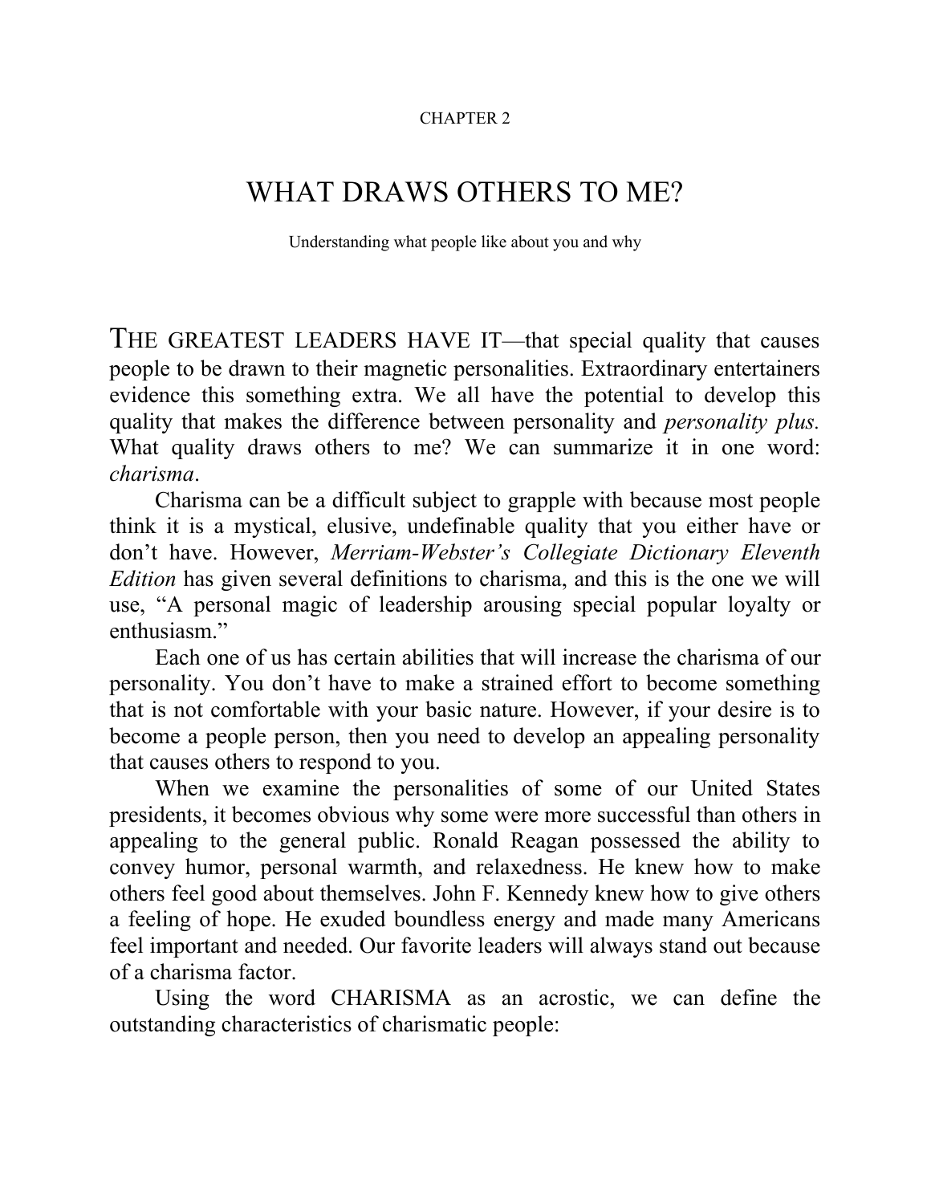CHAPTER 2

# WHAT DRAWS OTHERS TO ME?

Understanding what people like about you and why

THE GREATEST LEADERS HAVE IT—that special quality that causes people to be drawn to their magnetic personalities. Extraordinary entertainers evidence this something extra. We all have the potential to develop this quality that makes the difference between personality and *personality plus.* What quality draws others to me? We can summarize it in one word: *charisma*.

Charisma can be a difficult subject to grapple with because most people think it is a mystical, elusive, undefinable quality that you either have or don't have. However, *Merriam-Webster's Collegiate Dictionary Eleventh Edition* has given several definitions to charisma, and this is the one we will use, "A personal magic of leadership arousing special popular loyalty or enthusiasm."

Each one of us has certain abilities that will increase the charisma of our personality. You don't have to make a strained effort to become something that is not comfortable with your basic nature. However, if your desire is to become a people person, then you need to develop an appealing personality that causes others to respond to you.

When we examine the personalities of some of our United States presidents, it becomes obvious why some were more successful than others in appealing to the general public. Ronald Reagan possessed the ability to convey humor, personal warmth, and relaxedness. He knew how to make others feel good about themselves. John F. Kennedy knew how to give others a feeling of hope. He exuded boundless energy and made many Americans feel important and needed. Our favorite leaders will always stand out because of a charisma factor.

Using the word CHARISMA as an acrostic, we can define the outstanding characteristics of charismatic people: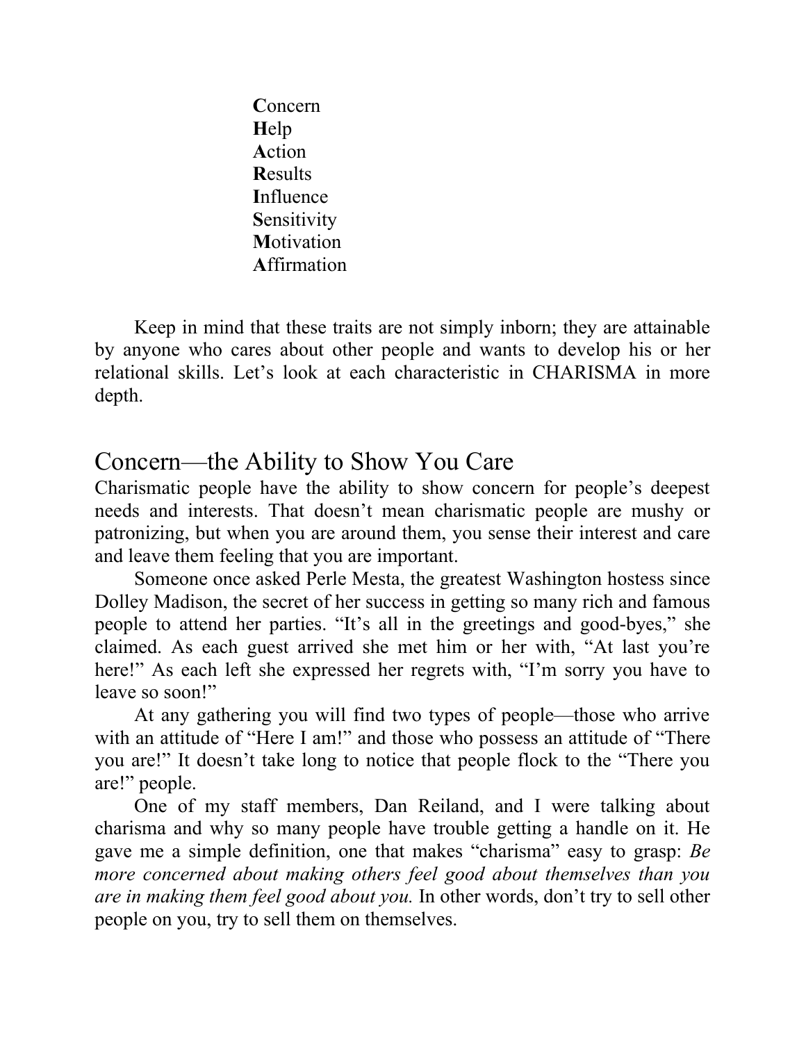**C**oncern
**H**elp
**A**ction
**R**esults
**I**nfluence
**S**ensitivity
**M**otivation
**A**ffirmation

Keep in mind that these traits are not simply inborn; they are attainable by anyone who cares about other people and wants to develop his or her relational skills. Let's look at each characteristic in CHARISMA in more depth.

## Concern—the Ability to Show You Care

Charismatic people have the ability to show concern for people's deepest needs and interests. That doesn't mean charismatic people are mushy or patronizing, but when you are around them, you sense their interest and care and leave them feeling that you are important.

Someone once asked Perle Mesta, the greatest Washington hostess since Dolley Madison, the secret of her success in getting so many rich and famous people to attend her parties. "It's all in the greetings and good-byes," she claimed. As each guest arrived she met him or her with, "At last you're here!" As each left she expressed her regrets with, "I'm sorry you have to leave so soon!"

At any gathering you will find two types of people—those who arrive with an attitude of "Here I am!" and those who possess an attitude of "There you are!" It doesn't take long to notice that people flock to the "There you are!" people.

One of my staff members, Dan Reiland, and I were talking about charisma and why so many people have trouble getting a handle on it. He gave me a simple definition, one that makes "charisma" easy to grasp: *Be more concerned about making others feel good about themselves than you are in making them feel good about you.* In other words, don't try to sell other people on you, try to sell them on themselves.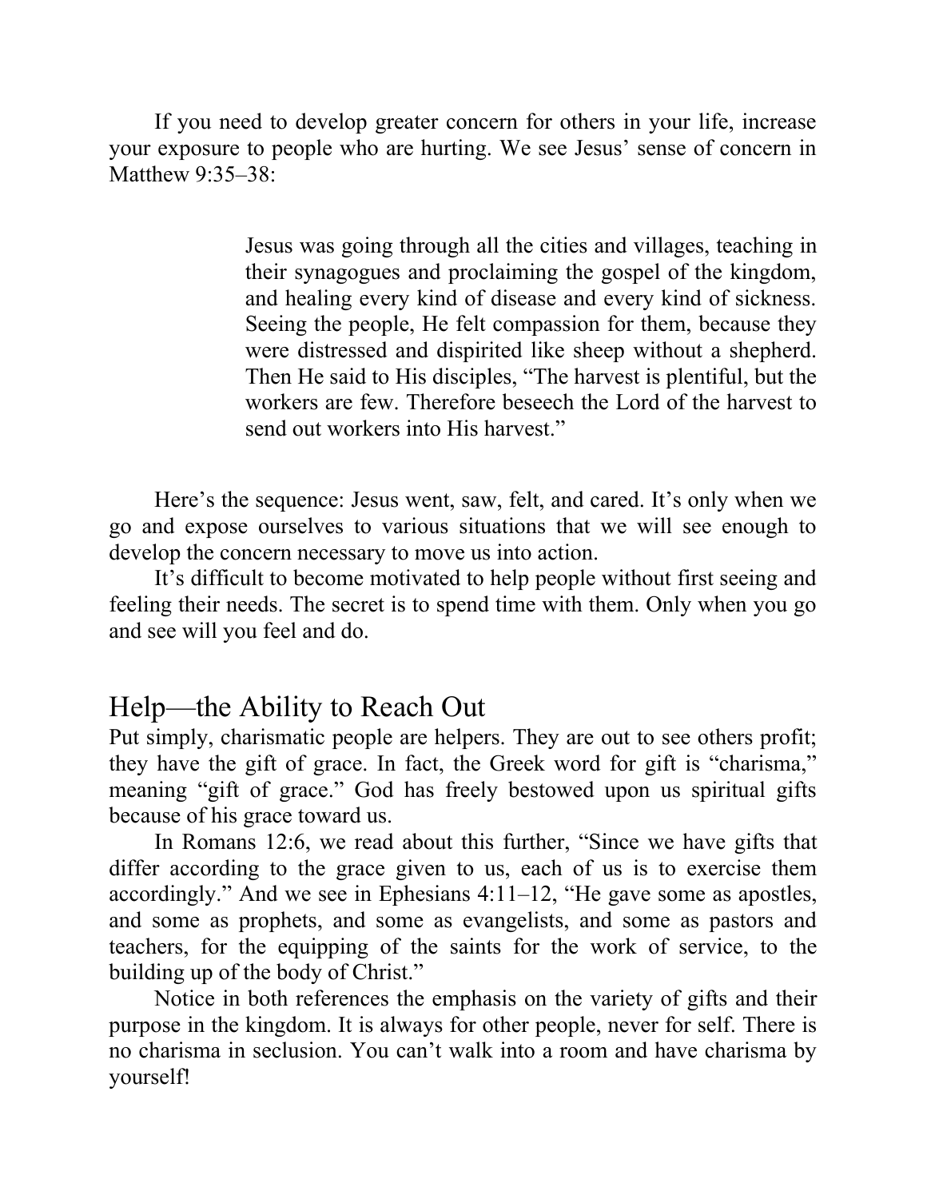If you need to develop greater concern for others in your life, increase your exposure to people who are hurting. We see Jesus' sense of concern in Matthew 9:35–38:

> Jesus was going through all the cities and villages, teaching in their synagogues and proclaiming the gospel of the kingdom, and healing every kind of disease and every kind of sickness. Seeing the people, He felt compassion for them, because they were distressed and dispirited like sheep without a shepherd. Then He said to His disciples, "The harvest is plentiful, but the workers are few. Therefore beseech the Lord of the harvest to send out workers into His harvest."

Here's the sequence: Jesus went, saw, felt, and cared. It's only when we go and expose ourselves to various situations that we will see enough to develop the concern necessary to move us into action.

It's difficult to become motivated to help people without first seeing and feeling their needs. The secret is to spend time with them. Only when you go and see will you feel and do.

## Help—the Ability to Reach Out

Put simply, charismatic people are helpers. They are out to see others profit; they have the gift of grace. In fact, the Greek word for gift is "charisma," meaning "gift of grace." God has freely bestowed upon us spiritual gifts because of his grace toward us.

In Romans 12:6, we read about this further, "Since we have gifts that differ according to the grace given to us, each of us is to exercise them accordingly." And we see in Ephesians 4:11–12, "He gave some as apostles, and some as prophets, and some as evangelists, and some as pastors and teachers, for the equipping of the saints for the work of service, to the building up of the body of Christ."

Notice in both references the emphasis on the variety of gifts and their purpose in the kingdom. It is always for other people, never for self. There is no charisma in seclusion. You can't walk into a room and have charisma by yourself!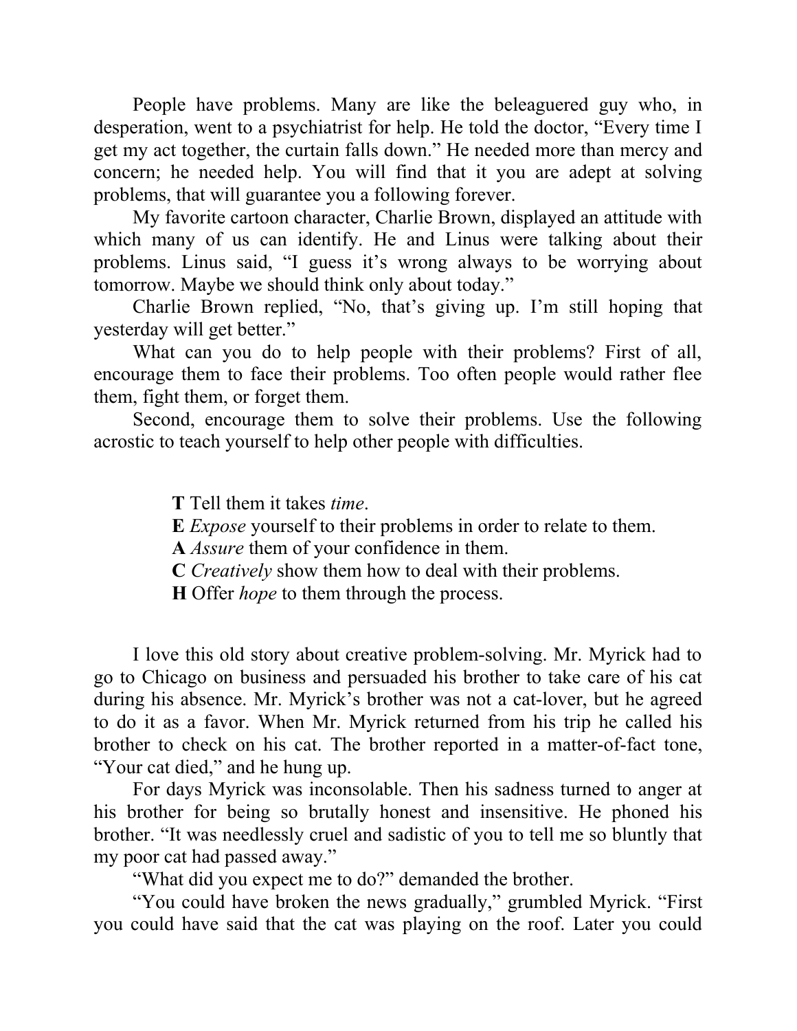People have problems. Many are like the beleaguered guy who, in desperation, went to a psychiatrist for help. He told the doctor, "Every time I get my act together, the curtain falls down." He needed more than mercy and concern; he needed help. You will find that it you are adept at solving problems, that will guarantee you a following forever.

My favorite cartoon character, Charlie Brown, displayed an attitude with which many of us can identify. He and Linus were talking about their problems. Linus said, "I guess it's wrong always to be worrying about tomorrow. Maybe we should think only about today."

Charlie Brown replied, "No, that's giving up. I'm still hoping that yesterday will get better."

What can you do to help people with their problems? First of all, encourage them to face their problems. Too often people would rather flee them, fight them, or forget them.

Second, encourage them to solve their problems. Use the following acrostic to teach yourself to help other people with difficulties.

> **T** Tell them it takes *time*.
> **E** *Expose* yourself to their problems in order to relate to them.
> **A** *Assure* them of your confidence in them.
> **C** *Creatively* show them how to deal with their problems.
> **H** Offer *hope* to them through the process.

I love this old story about creative problem-solving. Mr. Myrick had to go to Chicago on business and persuaded his brother to take care of his cat during his absence. Mr. Myrick's brother was not a cat-lover, but he agreed to do it as a favor. When Mr. Myrick returned from his trip he called his brother to check on his cat. The brother reported in a matter-of-fact tone, "Your cat died," and he hung up.

For days Myrick was inconsolable. Then his sadness turned to anger at his brother for being so brutally honest and insensitive. He phoned his brother. "It was needlessly cruel and sadistic of you to tell me so bluntly that my poor cat had passed away."

"What did you expect me to do?" demanded the brother.

"You could have broken the news gradually," grumbled Myrick. "First you could have said that the cat was playing on the roof. Later you could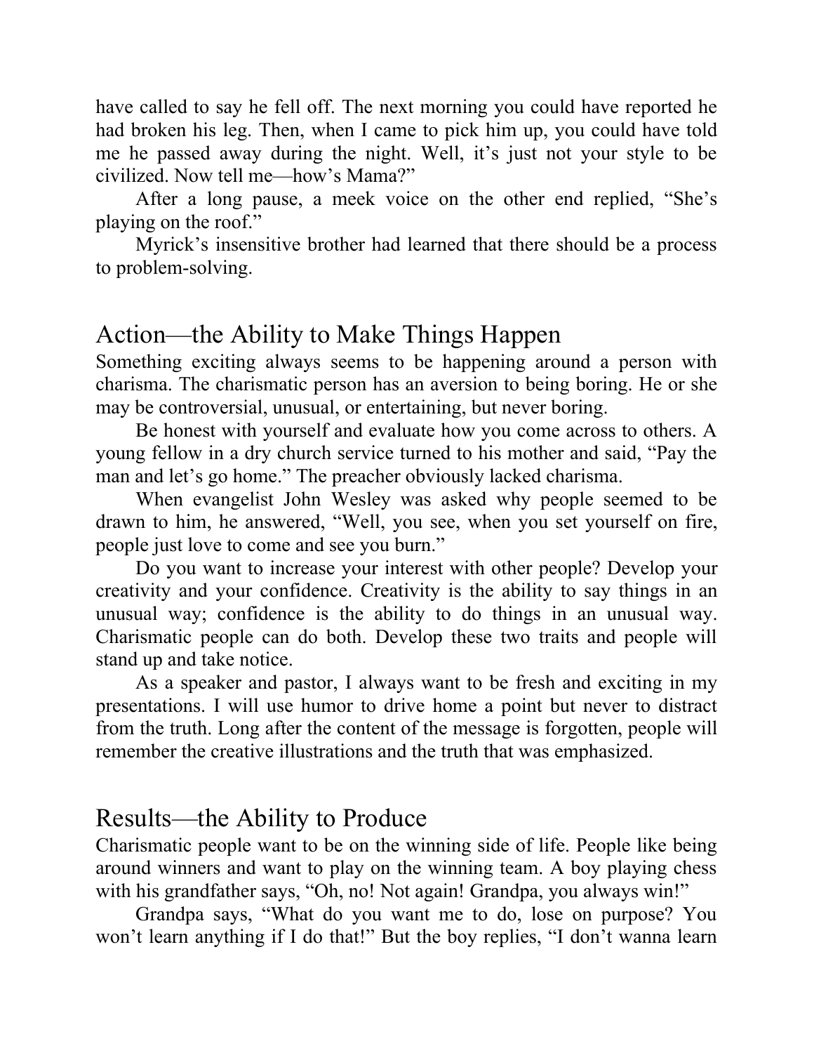have called to say he fell off. The next morning you could have reported he had broken his leg. Then, when I came to pick him up, you could have told me he passed away during the night. Well, it's just not your style to be civilized. Now tell me—how's Mama?"

After a long pause, a meek voice on the other end replied, "She's playing on the roof."

Myrick's insensitive brother had learned that there should be a process to problem-solving.

## Action—the Ability to Make Things Happen

Something exciting always seems to be happening around a person with charisma. The charismatic person has an aversion to being boring. He or she may be controversial, unusual, or entertaining, but never boring.

Be honest with yourself and evaluate how you come across to others. A young fellow in a dry church service turned to his mother and said, "Pay the man and let's go home." The preacher obviously lacked charisma.

When evangelist John Wesley was asked why people seemed to be drawn to him, he answered, "Well, you see, when you set yourself on fire, people just love to come and see you burn."

Do you want to increase your interest with other people? Develop your creativity and your confidence. Creativity is the ability to say things in an unusual way; confidence is the ability to do things in an unusual way. Charismatic people can do both. Develop these two traits and people will stand up and take notice.

As a speaker and pastor, I always want to be fresh and exciting in my presentations. I will use humor to drive home a point but never to distract from the truth. Long after the content of the message is forgotten, people will remember the creative illustrations and the truth that was emphasized.

## Results—the Ability to Produce

Charismatic people want to be on the winning side of life. People like being around winners and want to play on the winning team. A boy playing chess with his grandfather says, "Oh, no! Not again! Grandpa, you always win!"

Grandpa says, "What do you want me to do, lose on purpose? You won't learn anything if I do that!" But the boy replies, "I don't wanna learn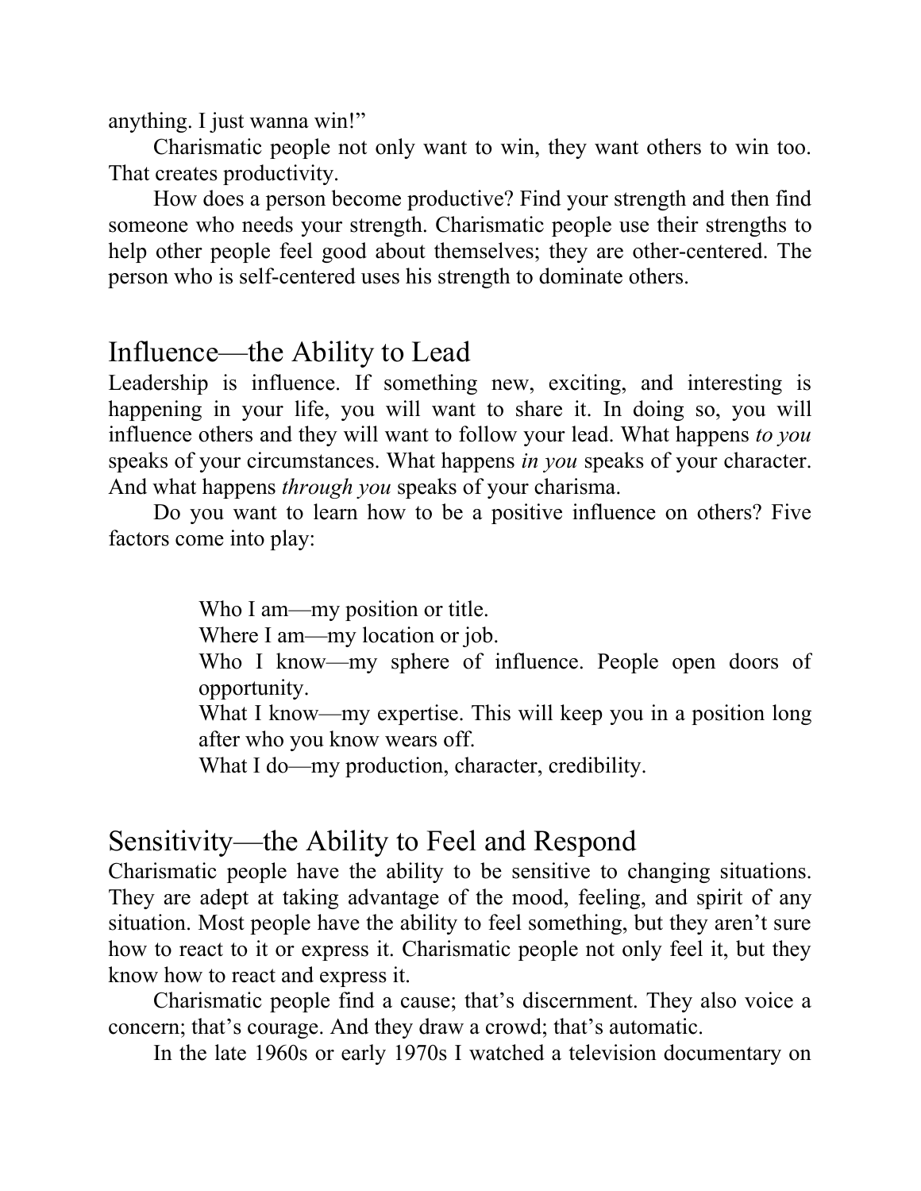anything. I just wanna win!"

Charismatic people not only want to win, they want others to win too. That creates productivity.

How does a person become productive? Find your strength and then find someone who needs your strength. Charismatic people use their strengths to help other people feel good about themselves; they are other-centered. The person who is self-centered uses his strength to dominate others.

## Influence—the Ability to Lead

Leadership is influence. If something new, exciting, and interesting is happening in your life, you will want to share it. In doing so, you will influence others and they will want to follow your lead. What happens *to you* speaks of your circumstances. What happens *in you* speaks of your character. And what happens *through you* speaks of your charisma.

Do you want to learn how to be a positive influence on others? Five factors come into play:

> Who I am—my position or title.
> Where I am—my location or job.
> Who I know—my sphere of influence. People open doors of opportunity.
> What I know—my expertise. This will keep you in a position long after who you know wears off.
> What I do—my production, character, credibility.

## Sensitivity—the Ability to Feel and Respond

Charismatic people have the ability to be sensitive to changing situations. They are adept at taking advantage of the mood, feeling, and spirit of any situation. Most people have the ability to feel something, but they aren't sure how to react to it or express it. Charismatic people not only feel it, but they know how to react and express it.

Charismatic people find a cause; that's discernment. They also voice a concern; that's courage. And they draw a crowd; that's automatic.

In the late 1960s or early 1970s I watched a television documentary on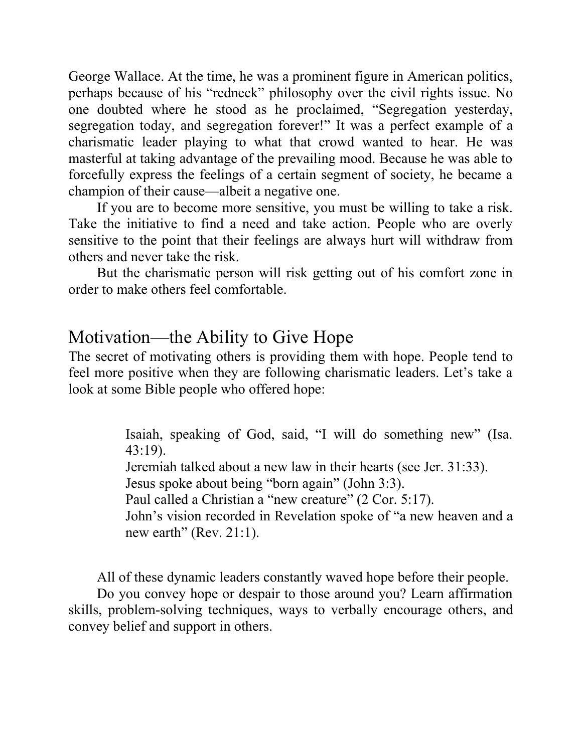George Wallace. At the time, he was a prominent figure in American politics, perhaps because of his “redneck” philosophy over the civil rights issue. No one doubted where he stood as he proclaimed, “Segregation yesterday, segregation today, and segregation forever!” It was a perfect example of a charismatic leader playing to what that crowd wanted to hear. He was masterful at taking advantage of the prevailing mood. Because he was able to forcefully express the feelings of a certain segment of society, he became a champion of their cause—albeit a negative one.

If you are to become more sensitive, you must be willing to take a risk. Take the initiative to find a need and take action. People who are overly sensitive to the point that their feelings are always hurt will withdraw from others and never take the risk.

But the charismatic person will risk getting out of his comfort zone in order to make others feel comfortable.

## Motivation—the Ability to Give Hope

The secret of motivating others is providing them with hope. People tend to feel more positive when they are following charismatic leaders. Let’s take a look at some Bible people who offered hope:

> Isaiah, speaking of God, said, “I will do something new” (Isa. 43:19).
> Jeremiah talked about a new law in their hearts (see Jer. 31:33).
> Jesus spoke about being “born again” (John 3:3).
> Paul called a Christian a “new creature” (2 Cor. 5:17).
> John’s vision recorded in Revelation spoke of “a new heaven and a new earth” (Rev. 21:1).

All of these dynamic leaders constantly waved hope before their people.

Do you convey hope or despair to those around you? Learn affirmation skills, problem-solving techniques, ways to verbally encourage others, and convey belief and support in others.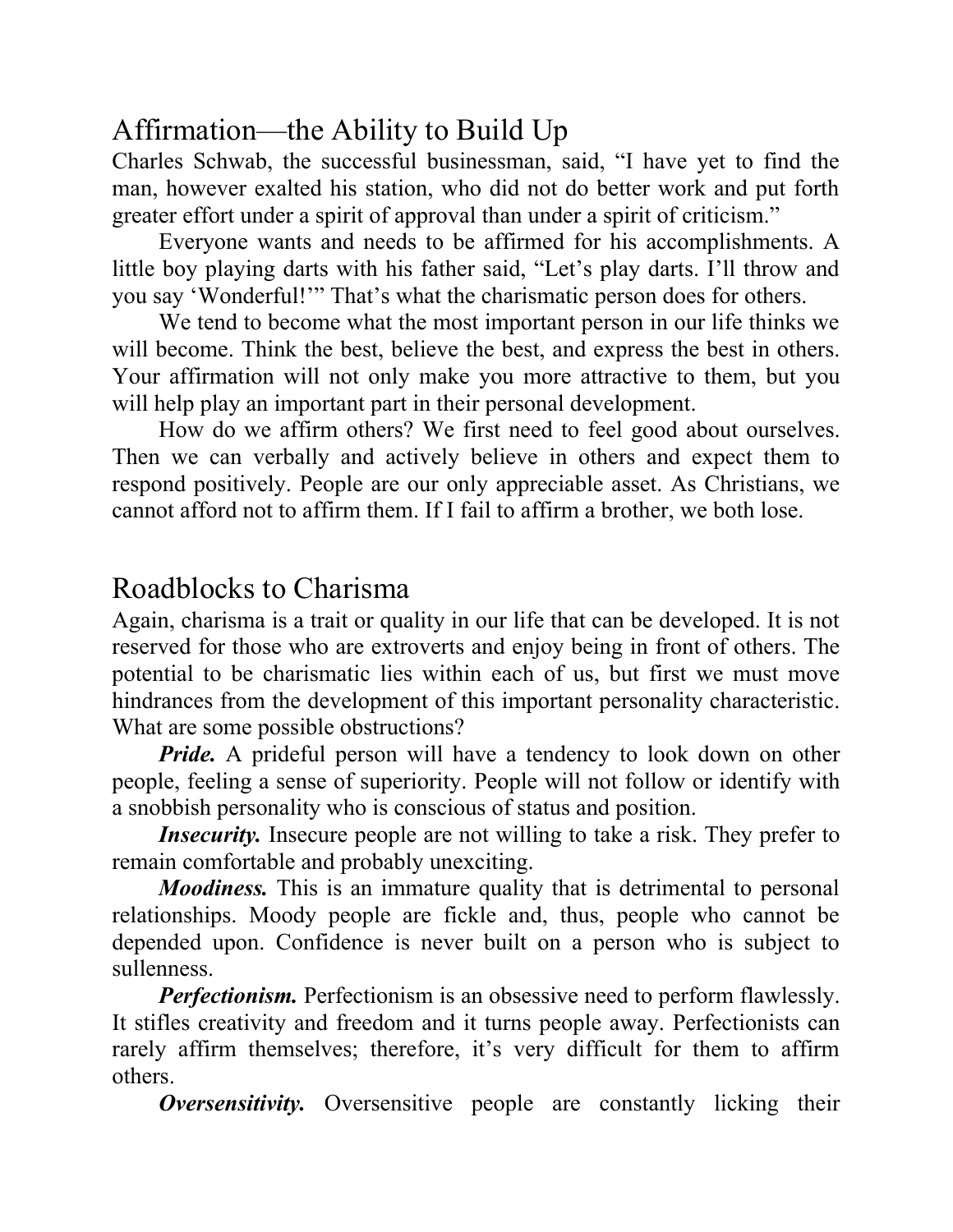## Affirmation—the Ability to Build Up

Charles Schwab, the successful businessman, said, "I have yet to find the man, however exalted his station, who did not do better work and put forth greater effort under a spirit of approval than under a spirit of criticism."

Everyone wants and needs to be affirmed for his accomplishments. A little boy playing darts with his father said, "Let's play darts. I'll throw and you say 'Wonderful!'" That's what the charismatic person does for others.

We tend to become what the most important person in our life thinks we will become. Think the best, believe the best, and express the best in others. Your affirmation will not only make you more attractive to them, but you will help play an important part in their personal development.

How do we affirm others? We first need to feel good about ourselves. Then we can verbally and actively believe in others and expect them to respond positively. People are our only appreciable asset. As Christians, we cannot afford not to affirm them. If I fail to affirm a brother, we both lose.

## Roadblocks to Charisma

Again, charisma is a trait or quality in our life that can be developed. It is not reserved for those who are extroverts and enjoy being in front of others. The potential to be charismatic lies within each of us, but first we must move hindrances from the development of this important personality characteristic. What are some possible obstructions?

***Pride.*** A prideful person will have a tendency to look down on other people, feeling a sense of superiority. People will not follow or identify with a snobbish personality who is conscious of status and position.

***Insecurity.*** Insecure people are not willing to take a risk. They prefer to remain comfortable and probably unexciting.

***Moodiness.*** This is an immature quality that is detrimental to personal relationships. Moody people are fickle and, thus, people who cannot be depended upon. Confidence is never built on a person who is subject to sullenness.

***Perfectionism.*** Perfectionism is an obsessive need to perform flawlessly. It stifles creativity and freedom and it turns people away. Perfectionists can rarely affirm themselves; therefore, it's very difficult for them to affirm others.

***Oversensitivity.*** Oversensitive people are constantly licking their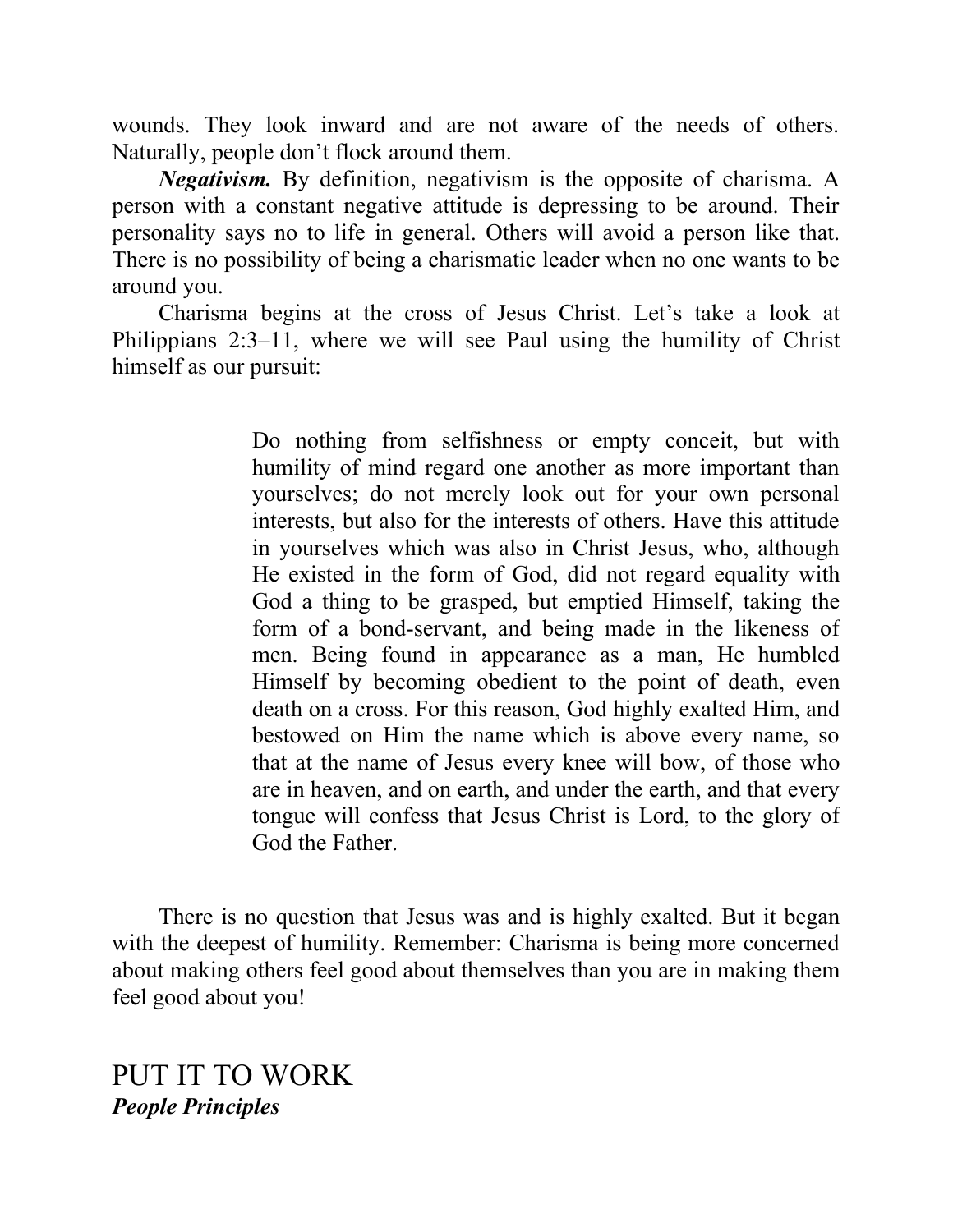wounds. They look inward and are not aware of the needs of others. Naturally, people don't flock around them.

***Negativism.*** By definition, negativism is the opposite of charisma. A person with a constant negative attitude is depressing to be around. Their personality says no to life in general. Others will avoid a person like that. There is no possibility of being a charismatic leader when no one wants to be around you.

Charisma begins at the cross of Jesus Christ. Let's take a look at Philippians 2:3–11, where we will see Paul using the humility of Christ himself as our pursuit:

> Do nothing from selfishness or empty conceit, but with humility of mind regard one another as more important than yourselves; do not merely look out for your own personal interests, but also for the interests of others. Have this attitude in yourselves which was also in Christ Jesus, who, although He existed in the form of God, did not regard equality with God a thing to be grasped, but emptied Himself, taking the form of a bond-servant, and being made in the likeness of men. Being found in appearance as a man, He humbled Himself by becoming obedient to the point of death, even death on a cross. For this reason, God highly exalted Him, and bestowed on Him the name which is above every name, so that at the name of Jesus every knee will bow, of those who are in heaven, and on earth, and under the earth, and that every tongue will confess that Jesus Christ is Lord, to the glory of God the Father.

There is no question that Jesus was and is highly exalted. But it began with the deepest of humility. Remember: Charisma is being more concerned about making others feel good about themselves than you are in making them feel good about you!

## PUT IT TO WORK

***People Principles***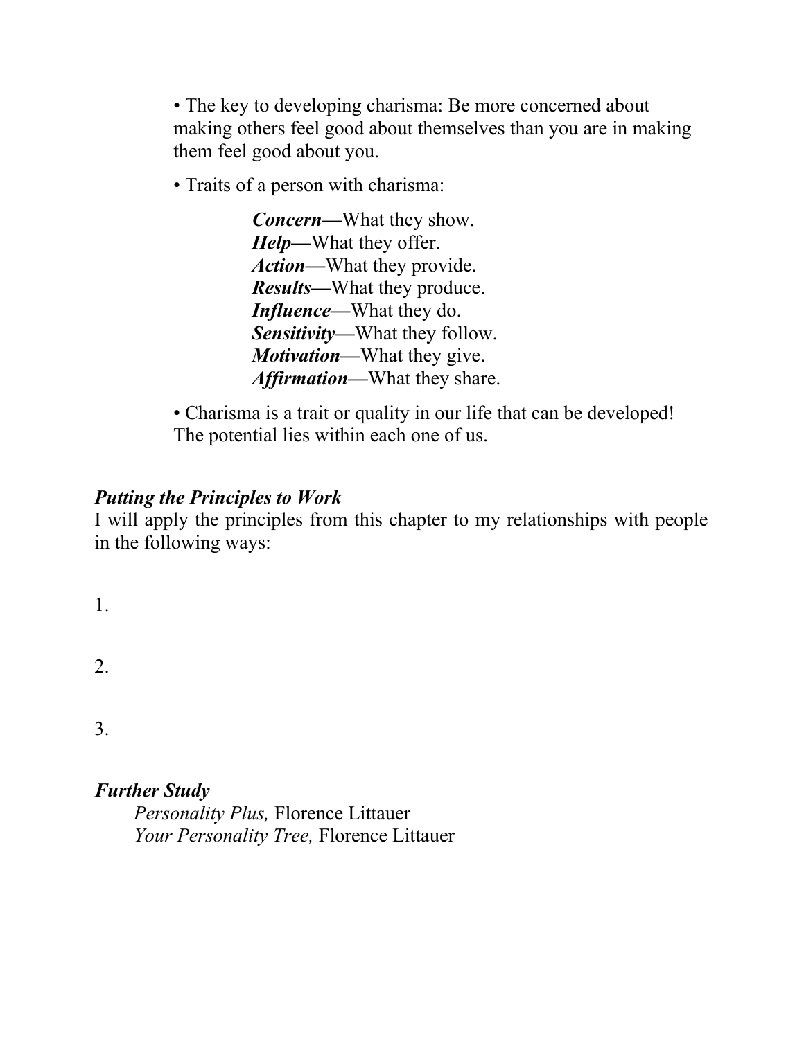- The key to developing charisma: Be more concerned about making others feel good about themselves than you are in making them feel good about you.

- Traits of a person with charisma:

  ***Concern*—**What they show.
  ***Help*—**What they offer.
  ***Action*—**What they provide.
  ***Results*—**What they produce.
  ***Influence*—**What they do.
  ***Sensitivity*—**What they follow.
  ***Motivation*—**What they give.
  ***Affirmation*—**What they share.

- Charisma is a trait or quality in our life that can be developed! The potential lies within each one of us.

***Putting the Principles to Work***

I will apply the principles from this chapter to my relationships with people in the following ways:

1.

2.

3.

***Further Study***

*Personality Plus,* Florence Littauer
*Your Personality Tree,* Florence Littauer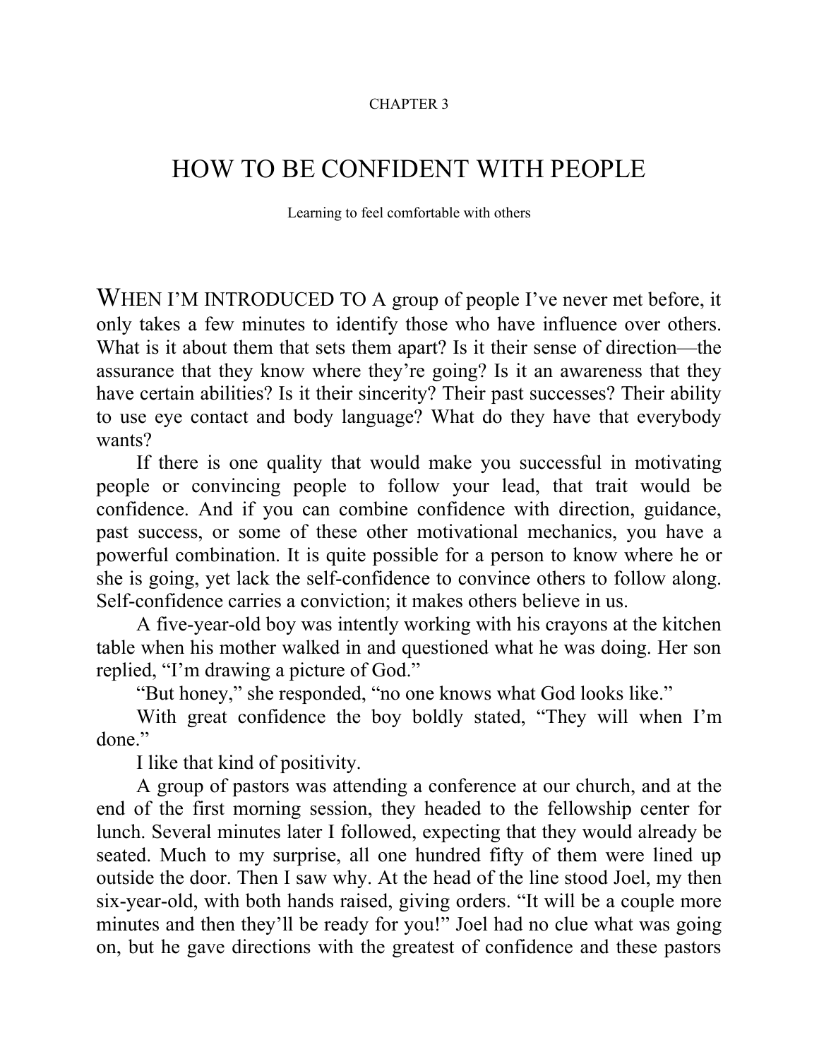CHAPTER 3

# HOW TO BE CONFIDENT WITH PEOPLE

Learning to feel comfortable with others

WHEN I'M INTRODUCED TO A group of people I've never met before, it only takes a few minutes to identify those who have influence over others. What is it about them that sets them apart? Is it their sense of direction—the assurance that they know where they're going? Is it an awareness that they have certain abilities? Is it their sincerity? Their past successes? Their ability to use eye contact and body language? What do they have that everybody wants?

If there is one quality that would make you successful in motivating people or convincing people to follow your lead, that trait would be confidence. And if you can combine confidence with direction, guidance, past success, or some of these other motivational mechanics, you have a powerful combination. It is quite possible for a person to know where he or she is going, yet lack the self-confidence to convince others to follow along. Self-confidence carries a conviction; it makes others believe in us.

A five-year-old boy was intently working with his crayons at the kitchen table when his mother walked in and questioned what he was doing. Her son replied, "I'm drawing a picture of God."

"But honey," she responded, "no one knows what God looks like."

With great confidence the boy boldly stated, "They will when I'm done."

I like that kind of positivity.

A group of pastors was attending a conference at our church, and at the end of the first morning session, they headed to the fellowship center for lunch. Several minutes later I followed, expecting that they would already be seated. Much to my surprise, all one hundred fifty of them were lined up outside the door. Then I saw why. At the head of the line stood Joel, my then six-year-old, with both hands raised, giving orders. "It will be a couple more minutes and then they'll be ready for you!" Joel had no clue what was going on, but he gave directions with the greatest of confidence and these pastors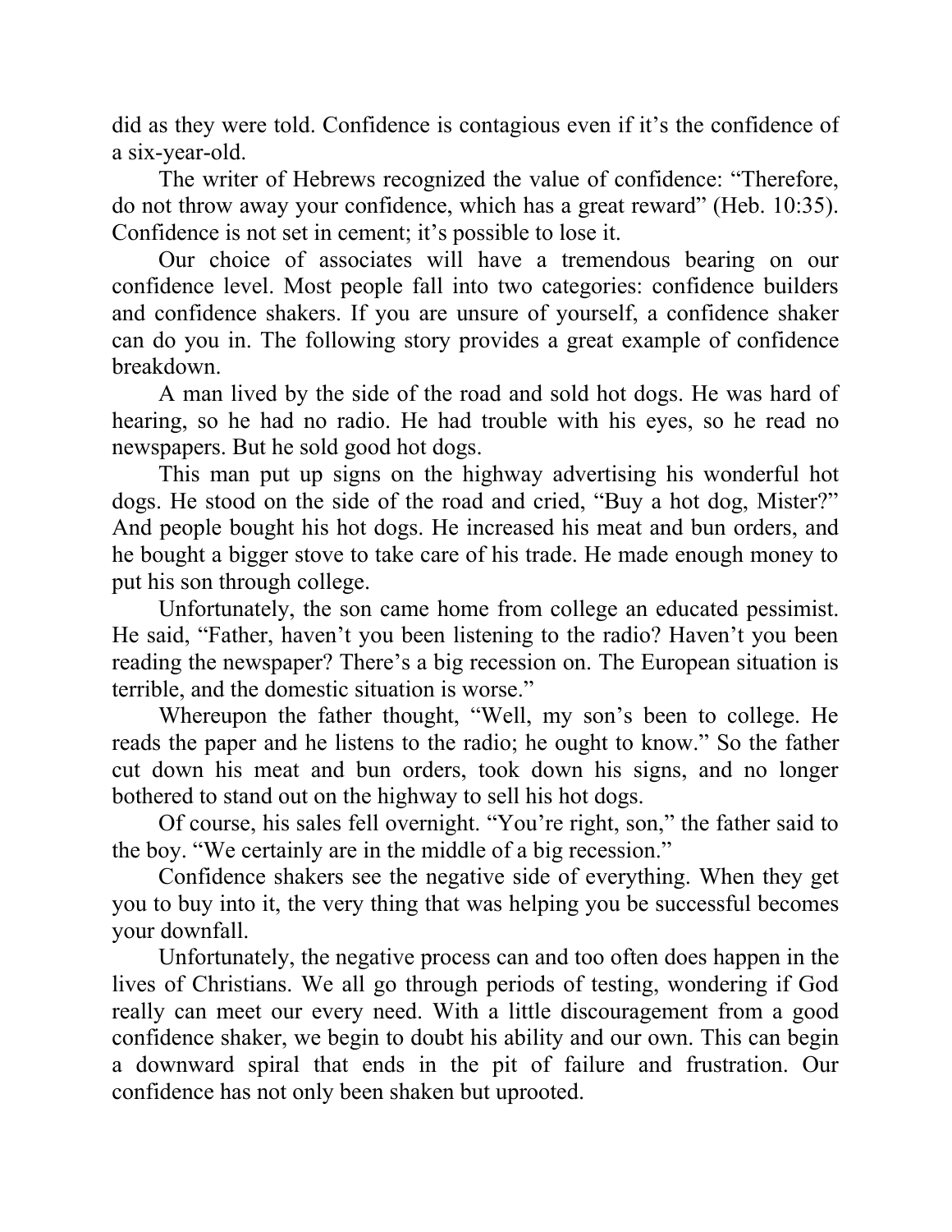did as they were told. Confidence is contagious even if it's the confidence of a six-year-old.

The writer of Hebrews recognized the value of confidence: "Therefore, do not throw away your confidence, which has a great reward" (Heb. 10:35). Confidence is not set in cement; it's possible to lose it.

Our choice of associates will have a tremendous bearing on our confidence level. Most people fall into two categories: confidence builders and confidence shakers. If you are unsure of yourself, a confidence shaker can do you in. The following story provides a great example of confidence breakdown.

A man lived by the side of the road and sold hot dogs. He was hard of hearing, so he had no radio. He had trouble with his eyes, so he read no newspapers. But he sold good hot dogs.

This man put up signs on the highway advertising his wonderful hot dogs. He stood on the side of the road and cried, "Buy a hot dog, Mister?" And people bought his hot dogs. He increased his meat and bun orders, and he bought a bigger stove to take care of his trade. He made enough money to put his son through college.

Unfortunately, the son came home from college an educated pessimist. He said, "Father, haven't you been listening to the radio? Haven't you been reading the newspaper? There's a big recession on. The European situation is terrible, and the domestic situation is worse."

Whereupon the father thought, "Well, my son's been to college. He reads the paper and he listens to the radio; he ought to know." So the father cut down his meat and bun orders, took down his signs, and no longer bothered to stand out on the highway to sell his hot dogs.

Of course, his sales fell overnight. "You're right, son," the father said to the boy. "We certainly are in the middle of a big recession."

Confidence shakers see the negative side of everything. When they get you to buy into it, the very thing that was helping you be successful becomes your downfall.

Unfortunately, the negative process can and too often does happen in the lives of Christians. We all go through periods of testing, wondering if God really can meet our every need. With a little discouragement from a good confidence shaker, we begin to doubt his ability and our own. This can begin a downward spiral that ends in the pit of failure and frustration. Our confidence has not only been shaken but uprooted.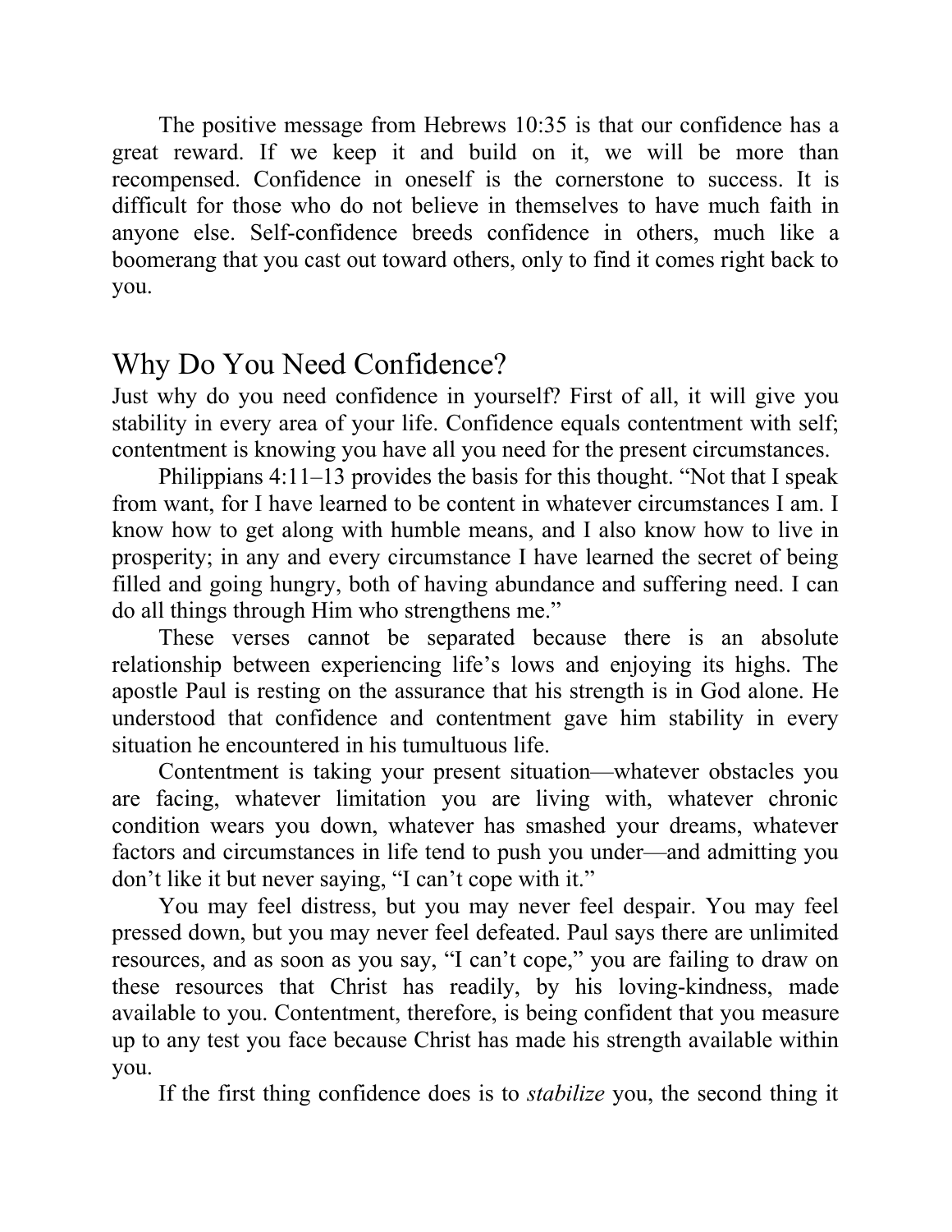The positive message from Hebrews 10:35 is that our confidence has a great reward. If we keep it and build on it, we will be more than recompensed. Confidence in oneself is the cornerstone to success. It is difficult for those who do not believe in themselves to have much faith in anyone else. Self-confidence breeds confidence in others, much like a boomerang that you cast out toward others, only to find it comes right back to you.

## Why Do You Need Confidence?

Just why do you need confidence in yourself? First of all, it will give you stability in every area of your life. Confidence equals contentment with self; contentment is knowing you have all you need for the present circumstances.

Philippians 4:11–13 provides the basis for this thought. “Not that I speak from want, for I have learned to be content in whatever circumstances I am. I know how to get along with humble means, and I also know how to live in prosperity; in any and every circumstance I have learned the secret of being filled and going hungry, both of having abundance and suffering need. I can do all things through Him who strengthens me.”

These verses cannot be separated because there is an absolute relationship between experiencing life’s lows and enjoying its highs. The apostle Paul is resting on the assurance that his strength is in God alone. He understood that confidence and contentment gave him stability in every situation he encountered in his tumultuous life.

Contentment is taking your present situation—whatever obstacles you are facing, whatever limitation you are living with, whatever chronic condition wears you down, whatever has smashed your dreams, whatever factors and circumstances in life tend to push you under—and admitting you don’t like it but never saying, “I can’t cope with it.”

You may feel distress, but you may never feel despair. You may feel pressed down, but you may never feel defeated. Paul says there are unlimited resources, and as soon as you say, “I can’t cope,” you are failing to draw on these resources that Christ has readily, by his loving-kindness, made available to you. Contentment, therefore, is being confident that you measure up to any test you face because Christ has made his strength available within you.

If the first thing confidence does is to *stabilize* you, the second thing it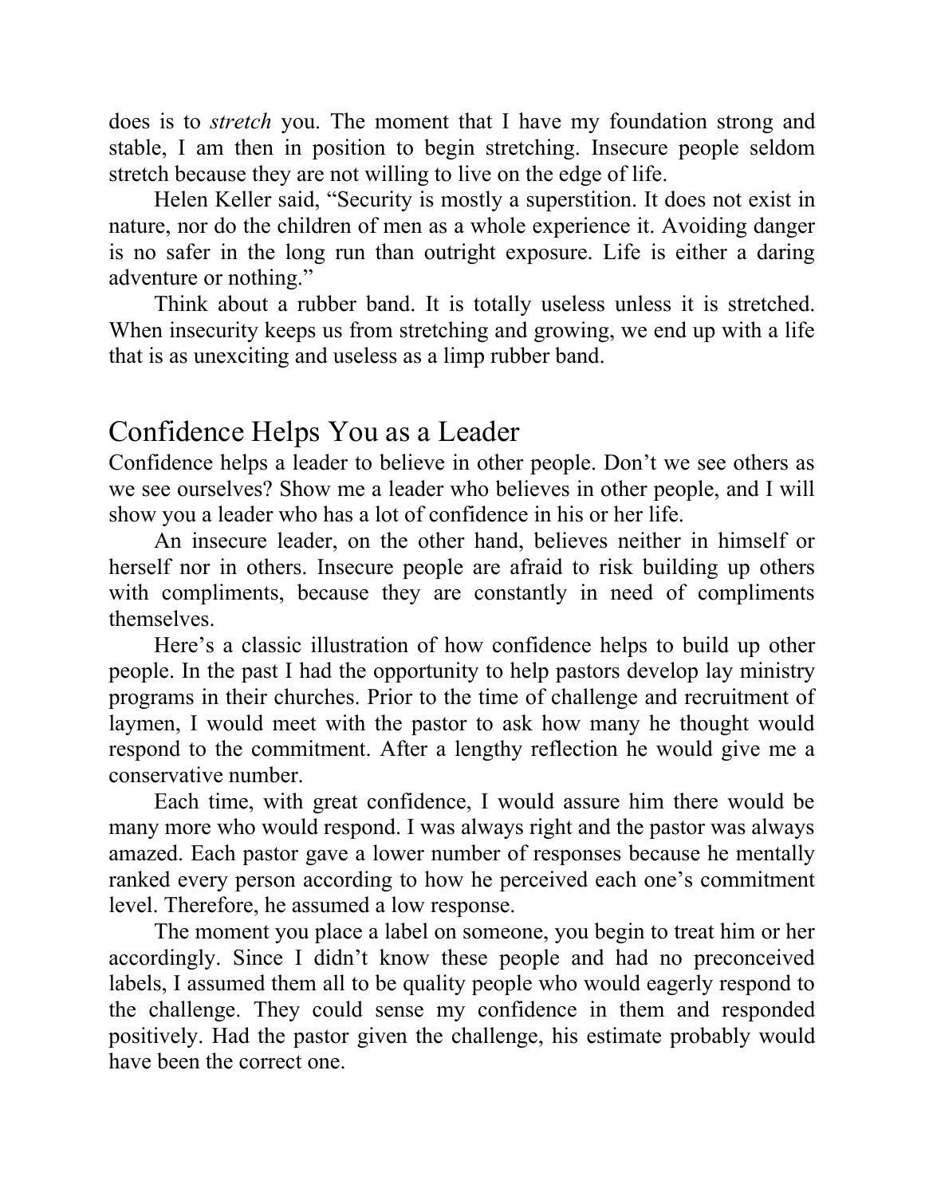does is to *stretch* you. The moment that I have my foundation strong and stable, I am then in position to begin stretching. Insecure people seldom stretch because they are not willing to live on the edge of life.

Helen Keller said, "Security is mostly a superstition. It does not exist in nature, nor do the children of men as a whole experience it. Avoiding danger is no safer in the long run than outright exposure. Life is either a daring adventure or nothing."

Think about a rubber band. It is totally useless unless it is stretched. When insecurity keeps us from stretching and growing, we end up with a life that is as unexciting and useless as a limp rubber band.

## Confidence Helps You as a Leader

Confidence helps a leader to believe in other people. Don't we see others as we see ourselves? Show me a leader who believes in other people, and I will show you a leader who has a lot of confidence in his or her life.

An insecure leader, on the other hand, believes neither in himself or herself nor in others. Insecure people are afraid to risk building up others with compliments, because they are constantly in need of compliments themselves.

Here's a classic illustration of how confidence helps to build up other people. In the past I had the opportunity to help pastors develop lay ministry programs in their churches. Prior to the time of challenge and recruitment of laymen, I would meet with the pastor to ask how many he thought would respond to the commitment. After a lengthy reflection he would give me a conservative number.

Each time, with great confidence, I would assure him there would be many more who would respond. I was always right and the pastor was always amazed. Each pastor gave a lower number of responses because he mentally ranked every person according to how he perceived each one's commitment level. Therefore, he assumed a low response.

The moment you place a label on someone, you begin to treat him or her accordingly. Since I didn't know these people and had no preconceived labels, I assumed them all to be quality people who would eagerly respond to the challenge. They could sense my confidence in them and responded positively. Had the pastor given the challenge, his estimate probably would have been the correct one.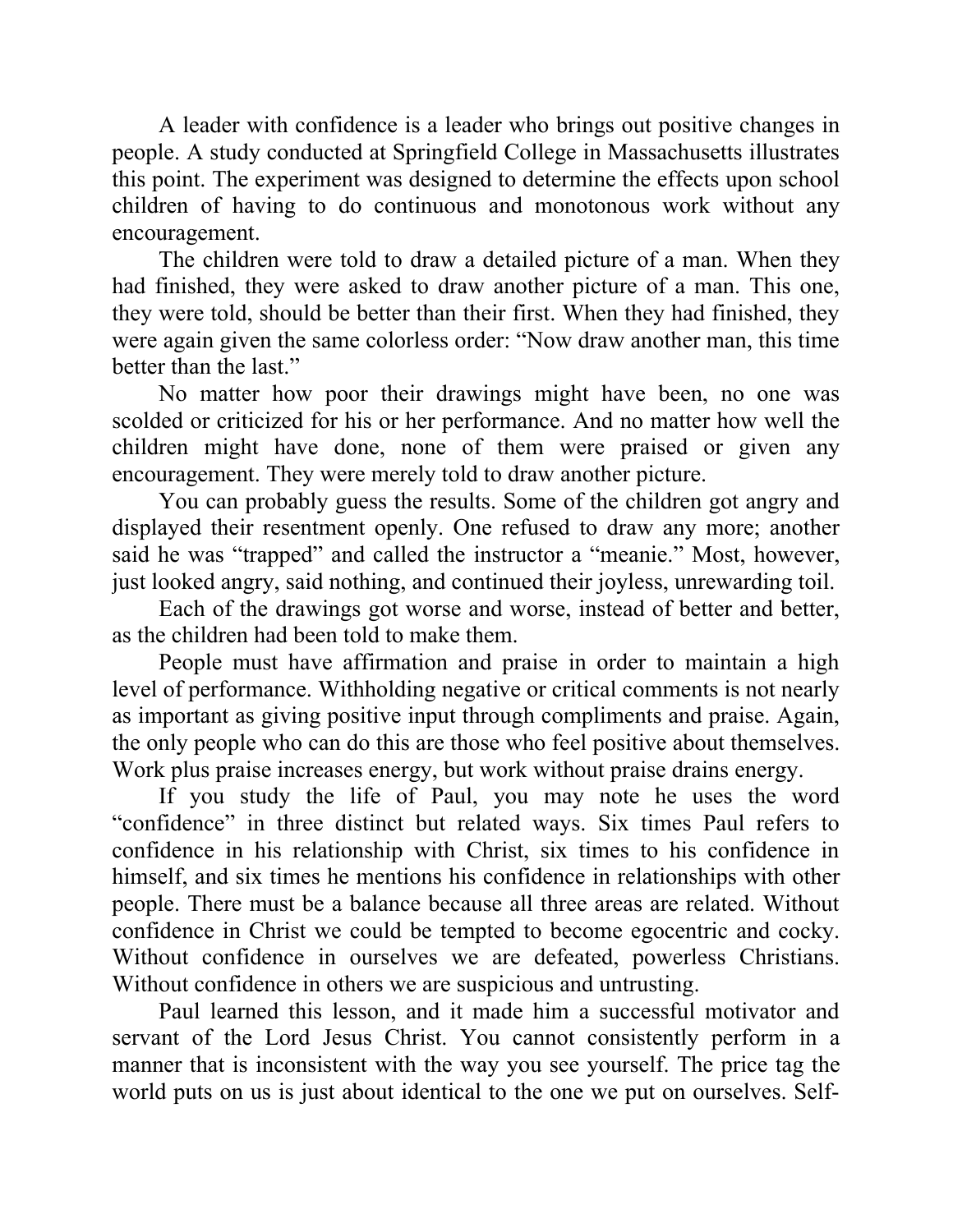A leader with confidence is a leader who brings out positive changes in people. A study conducted at Springfield College in Massachusetts illustrates this point. The experiment was designed to determine the effects upon school children of having to do continuous and monotonous work without any encouragement.

The children were told to draw a detailed picture of a man. When they had finished, they were asked to draw another picture of a man. This one, they were told, should be better than their first. When they had finished, they were again given the same colorless order: "Now draw another man, this time better than the last."

No matter how poor their drawings might have been, no one was scolded or criticized for his or her performance. And no matter how well the children might have done, none of them were praised or given any encouragement. They were merely told to draw another picture.

You can probably guess the results. Some of the children got angry and displayed their resentment openly. One refused to draw any more; another said he was "trapped" and called the instructor a "meanie." Most, however, just looked angry, said nothing, and continued their joyless, unrewarding toil.

Each of the drawings got worse and worse, instead of better and better, as the children had been told to make them.

People must have affirmation and praise in order to maintain a high level of performance. Withholding negative or critical comments is not nearly as important as giving positive input through compliments and praise. Again, the only people who can do this are those who feel positive about themselves. Work plus praise increases energy, but work without praise drains energy.

If you study the life of Paul, you may note he uses the word "confidence" in three distinct but related ways. Six times Paul refers to confidence in his relationship with Christ, six times to his confidence in himself, and six times he mentions his confidence in relationships with other people. There must be a balance because all three areas are related. Without confidence in Christ we could be tempted to become egocentric and cocky. Without confidence in ourselves we are defeated, powerless Christians. Without confidence in others we are suspicious and untrusting.

Paul learned this lesson, and it made him a successful motivator and servant of the Lord Jesus Christ. You cannot consistently perform in a manner that is inconsistent with the way you see yourself. The price tag the world puts on us is just about identical to the one we put on ourselves. Self-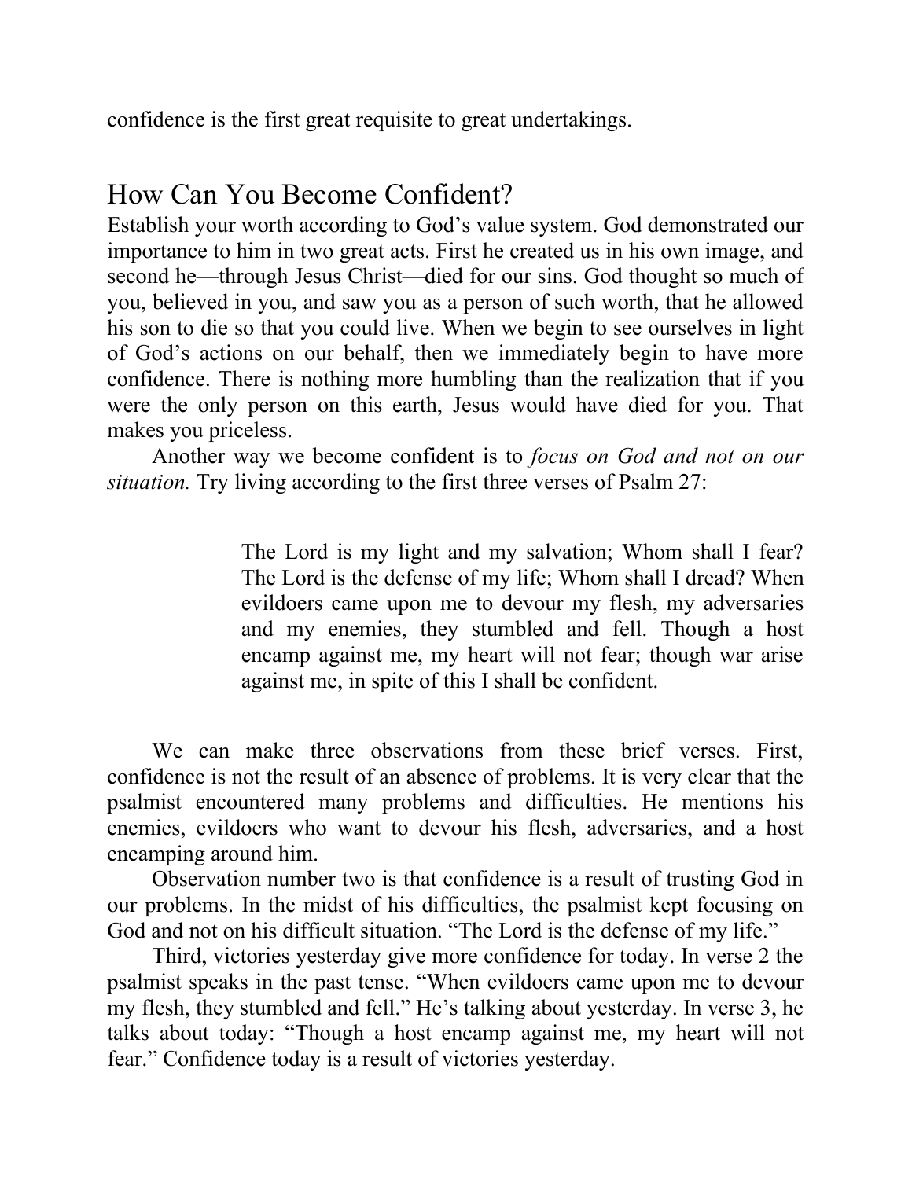confidence is the first great requisite to great undertakings.

## How Can You Become Confident?

Establish your worth according to God's value system. God demonstrated our importance to him in two great acts. First he created us in his own image, and second he—through Jesus Christ—died for our sins. God thought so much of you, believed in you, and saw you as a person of such worth, that he allowed his son to die so that you could live. When we begin to see ourselves in light of God's actions on our behalf, then we immediately begin to have more confidence. There is nothing more humbling than the realization that if you were the only person on this earth, Jesus would have died for you. That makes you priceless.

Another way we become confident is to *focus on God and not on our situation.* Try living according to the first three verses of Psalm 27:

> The Lord is my light and my salvation; Whom shall I fear? The Lord is the defense of my life; Whom shall I dread? When evildoers came upon me to devour my flesh, my adversaries and my enemies, they stumbled and fell. Though a host encamp against me, my heart will not fear; though war arise against me, in spite of this I shall be confident.

We can make three observations from these brief verses. First, confidence is not the result of an absence of problems. It is very clear that the psalmist encountered many problems and difficulties. He mentions his enemies, evildoers who want to devour his flesh, adversaries, and a host encamping around him.

Observation number two is that confidence is a result of trusting God in our problems. In the midst of his difficulties, the psalmist kept focusing on God and not on his difficult situation. "The Lord is the defense of my life."

Third, victories yesterday give more confidence for today. In verse 2 the psalmist speaks in the past tense. "When evildoers came upon me to devour my flesh, they stumbled and fell." He's talking about yesterday. In verse 3, he talks about today: "Though a host encamp against me, my heart will not fear." Confidence today is a result of victories yesterday.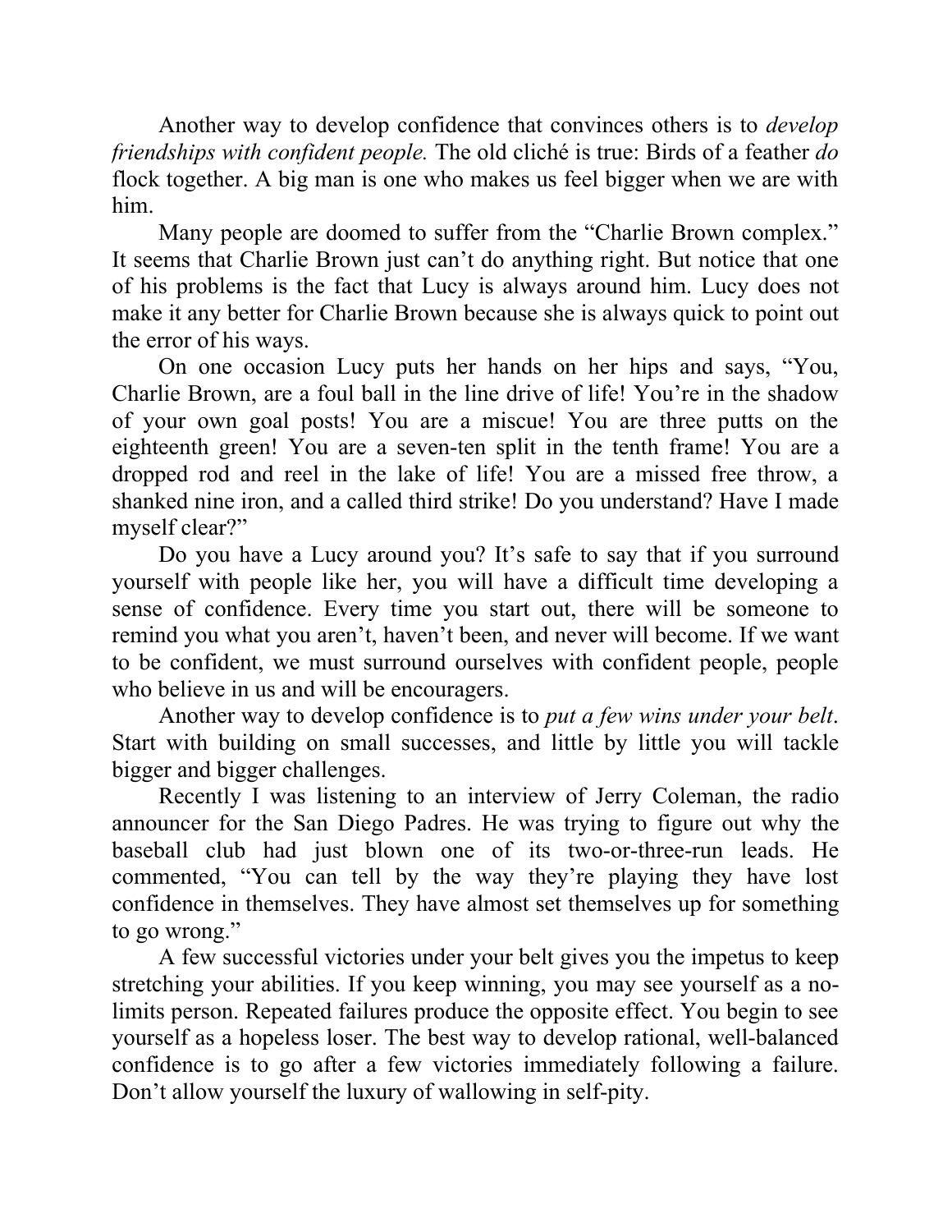Another way to develop confidence that convinces others is to *develop friendships with confident people.* The old cliché is true: Birds of a feather *do* flock together. A big man is one who makes us feel bigger when we are with him.

Many people are doomed to suffer from the "Charlie Brown complex." It seems that Charlie Brown just can't do anything right. But notice that one of his problems is the fact that Lucy is always around him. Lucy does not make it any better for Charlie Brown because she is always quick to point out the error of his ways.

On one occasion Lucy puts her hands on her hips and says, "You, Charlie Brown, are a foul ball in the line drive of life! You're in the shadow of your own goal posts! You are a miscue! You are three putts on the eighteenth green! You are a seven-ten split in the tenth frame! You are a dropped rod and reel in the lake of life! You are a missed free throw, a shanked nine iron, and a called third strike! Do you understand? Have I made myself clear?"

Do you have a Lucy around you? It's safe to say that if you surround yourself with people like her, you will have a difficult time developing a sense of confidence. Every time you start out, there will be someone to remind you what you aren't, haven't been, and never will become. If we want to be confident, we must surround ourselves with confident people, people who believe in us and will be encouragers.

Another way to develop confidence is to *put a few wins under your belt*. Start with building on small successes, and little by little you will tackle bigger and bigger challenges.

Recently I was listening to an interview of Jerry Coleman, the radio announcer for the San Diego Padres. He was trying to figure out why the baseball club had just blown one of its two-or-three-run leads. He commented, "You can tell by the way they're playing they have lost confidence in themselves. They have almost set themselves up for something to go wrong."

A few successful victories under your belt gives you the impetus to keep stretching your abilities. If you keep winning, you may see yourself as a no-limits person. Repeated failures produce the opposite effect. You begin to see yourself as a hopeless loser. The best way to develop rational, well-balanced confidence is to go after a few victories immediately following a failure. Don't allow yourself the luxury of wallowing in self-pity.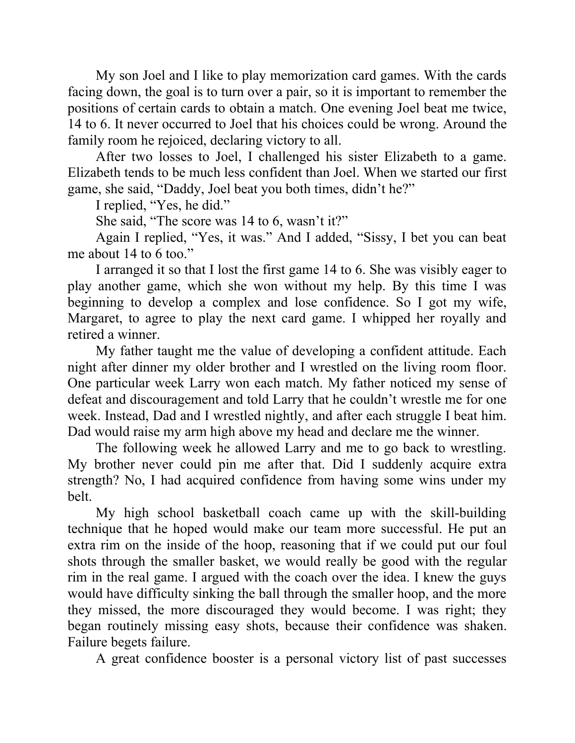My son Joel and I like to play memorization card games. With the cards facing down, the goal is to turn over a pair, so it is important to remember the positions of certain cards to obtain a match. One evening Joel beat me twice, 14 to 6. It never occurred to Joel that his choices could be wrong. Around the family room he rejoiced, declaring victory to all.

After two losses to Joel, I challenged his sister Elizabeth to a game. Elizabeth tends to be much less confident than Joel. When we started our first game, she said, "Daddy, Joel beat you both times, didn't he?"

I replied, "Yes, he did."

She said, "The score was 14 to 6, wasn't it?"

Again I replied, "Yes, it was." And I added, "Sissy, I bet you can beat me about 14 to 6 too."

I arranged it so that I lost the first game 14 to 6. She was visibly eager to play another game, which she won without my help. By this time I was beginning to develop a complex and lose confidence. So I got my wife, Margaret, to agree to play the next card game. I whipped her royally and retired a winner.

My father taught me the value of developing a confident attitude. Each night after dinner my older brother and I wrestled on the living room floor. One particular week Larry won each match. My father noticed my sense of defeat and discouragement and told Larry that he couldn't wrestle me for one week. Instead, Dad and I wrestled nightly, and after each struggle I beat him. Dad would raise my arm high above my head and declare me the winner.

The following week he allowed Larry and me to go back to wrestling. My brother never could pin me after that. Did I suddenly acquire extra strength? No, I had acquired confidence from having some wins under my belt.

My high school basketball coach came up with the skill-building technique that he hoped would make our team more successful. He put an extra rim on the inside of the hoop, reasoning that if we could put our foul shots through the smaller basket, we would really be good with the regular rim in the real game. I argued with the coach over the idea. I knew the guys would have difficulty sinking the ball through the smaller hoop, and the more they missed, the more discouraged they would become. I was right; they began routinely missing easy shots, because their confidence was shaken. Failure begets failure.

A great confidence booster is a personal victory list of past successes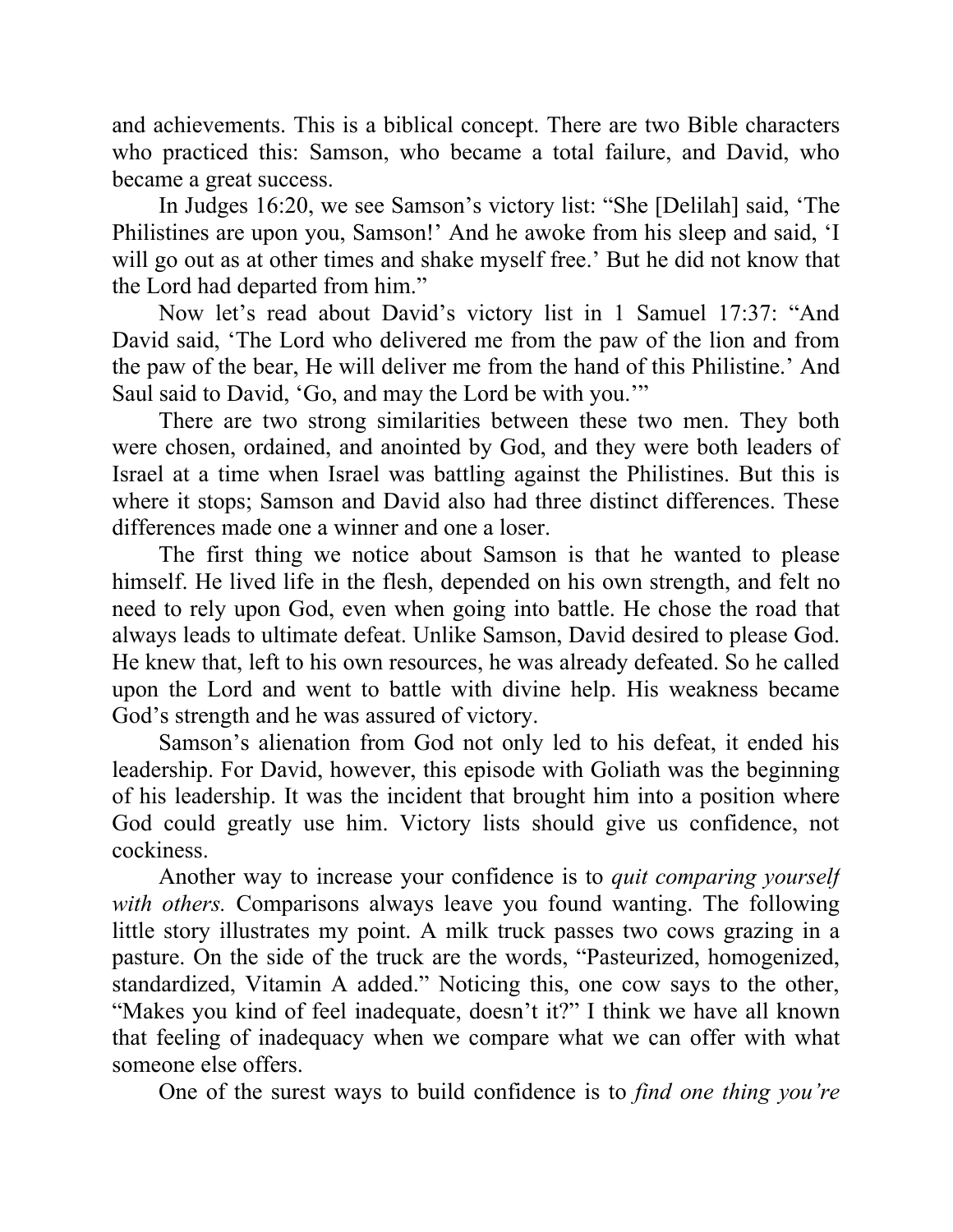and achievements. This is a biblical concept. There are two Bible characters who practiced this: Samson, who became a total failure, and David, who became a great success.

In Judges 16:20, we see Samson's victory list: "She [Delilah] said, 'The Philistines are upon you, Samson!' And he awoke from his sleep and said, 'I will go out as at other times and shake myself free.' But he did not know that the Lord had departed from him."

Now let's read about David's victory list in 1 Samuel 17:37: "And David said, 'The Lord who delivered me from the paw of the lion and from the paw of the bear, He will deliver me from the hand of this Philistine.' And Saul said to David, 'Go, and may the Lord be with you.'"

There are two strong similarities between these two men. They both were chosen, ordained, and anointed by God, and they were both leaders of Israel at a time when Israel was battling against the Philistines. But this is where it stops; Samson and David also had three distinct differences. These differences made one a winner and one a loser.

The first thing we notice about Samson is that he wanted to please himself. He lived life in the flesh, depended on his own strength, and felt no need to rely upon God, even when going into battle. He chose the road that always leads to ultimate defeat. Unlike Samson, David desired to please God. He knew that, left to his own resources, he was already defeated. So he called upon the Lord and went to battle with divine help. His weakness became God's strength and he was assured of victory.

Samson's alienation from God not only led to his defeat, it ended his leadership. For David, however, this episode with Goliath was the beginning of his leadership. It was the incident that brought him into a position where God could greatly use him. Victory lists should give us confidence, not cockiness.

Another way to increase your confidence is to *quit comparing yourself with others.* Comparisons always leave you found wanting. The following little story illustrates my point. A milk truck passes two cows grazing in a pasture. On the side of the truck are the words, "Pasteurized, homogenized, standardized, Vitamin A added." Noticing this, one cow says to the other, "Makes you kind of feel inadequate, doesn't it?" I think we have all known that feeling of inadequacy when we compare what we can offer with what someone else offers.

One of the surest ways to build confidence is to *find one thing you're*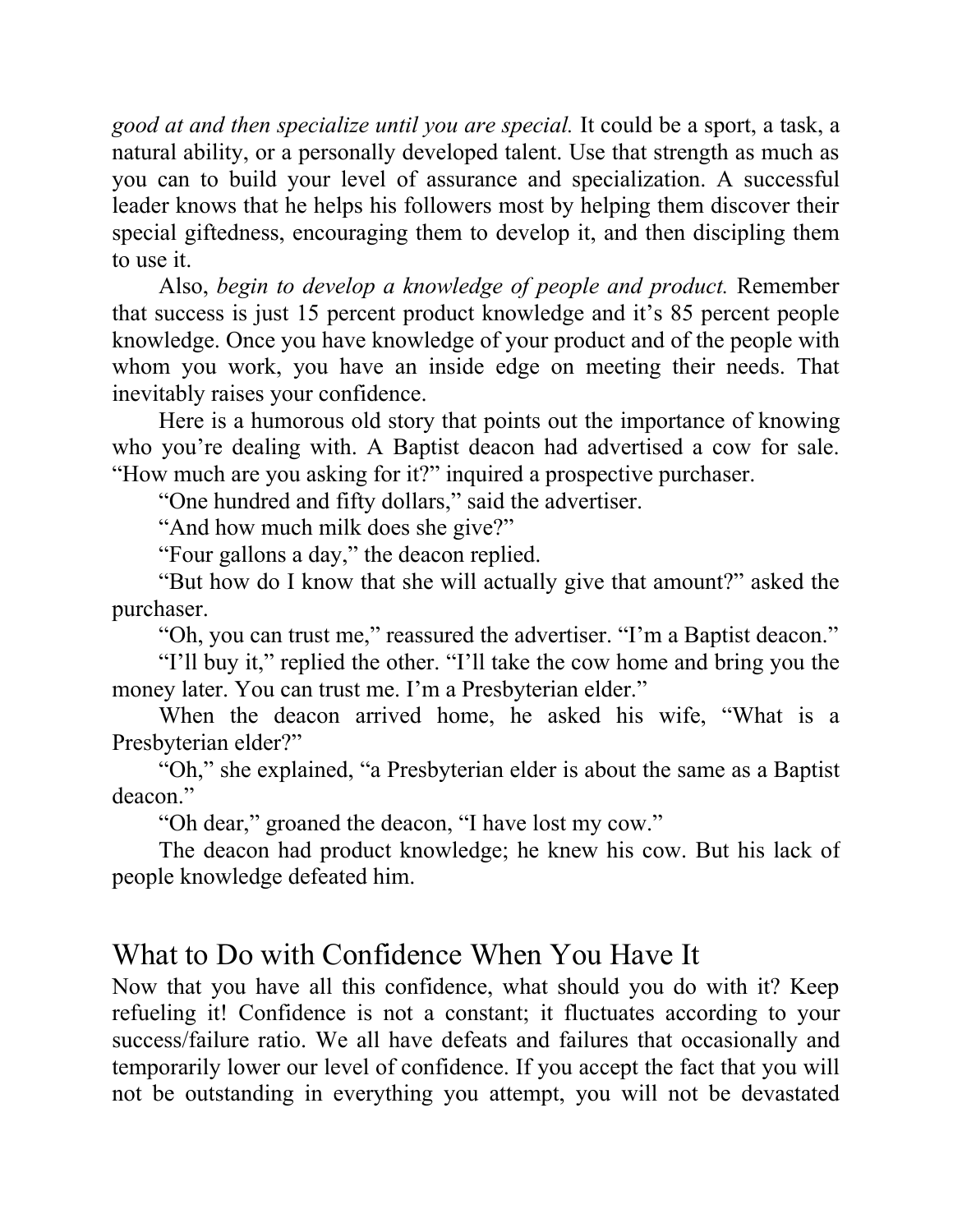*good at and then specialize until you are special.* It could be a sport, a task, a natural ability, or a personally developed talent. Use that strength as much as you can to build your level of assurance and specialization. A successful leader knows that he helps his followers most by helping them discover their special giftedness, encouraging them to develop it, and then discipling them to use it.

Also, *begin to develop a knowledge of people and product.* Remember that success is just 15 percent product knowledge and it's 85 percent people knowledge. Once you have knowledge of your product and of the people with whom you work, you have an inside edge on meeting their needs. That inevitably raises your confidence.

Here is a humorous old story that points out the importance of knowing who you're dealing with. A Baptist deacon had advertised a cow for sale. "How much are you asking for it?" inquired a prospective purchaser.

"One hundred and fifty dollars," said the advertiser.

"And how much milk does she give?"

"Four gallons a day," the deacon replied.

"But how do I know that she will actually give that amount?" asked the purchaser.

"Oh, you can trust me," reassured the advertiser. "I'm a Baptist deacon."

"I'll buy it," replied the other. "I'll take the cow home and bring you the money later. You can trust me. I'm a Presbyterian elder."

When the deacon arrived home, he asked his wife, "What is a Presbyterian elder?"

"Oh," she explained, "a Presbyterian elder is about the same as a Baptist deacon."

"Oh dear," groaned the deacon, "I have lost my cow."

The deacon had product knowledge; he knew his cow. But his lack of people knowledge defeated him.

## What to Do with Confidence When You Have It

Now that you have all this confidence, what should you do with it? Keep refueling it! Confidence is not a constant; it fluctuates according to your success/failure ratio. We all have defeats and failures that occasionally and temporarily lower our level of confidence. If you accept the fact that you will not be outstanding in everything you attempt, you will not be devastated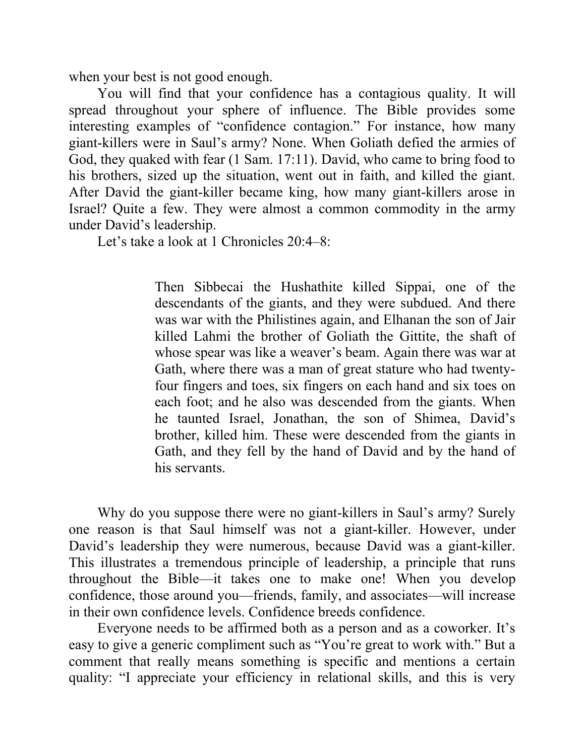when your best is not good enough.

You will find that your confidence has a contagious quality. It will spread throughout your sphere of influence. The Bible provides some interesting examples of "confidence contagion." For instance, how many giant-killers were in Saul's army? None. When Goliath defied the armies of God, they quaked with fear (1 Sam. 17:11). David, who came to bring food to his brothers, sized up the situation, went out in faith, and killed the giant. After David the giant-killer became king, how many giant-killers arose in Israel? Quite a few. They were almost a common commodity in the army under David's leadership.

Let's take a look at 1 Chronicles 20:4–8:

> Then Sibbecai the Hushathite killed Sippai, one of the descendants of the giants, and they were subdued. And there was war with the Philistines again, and Elhanan the son of Jair killed Lahmi the brother of Goliath the Gittite, the shaft of whose spear was like a weaver's beam. Again there was war at Gath, where there was a man of great stature who had twenty-four fingers and toes, six fingers on each hand and six toes on each foot; and he also was descended from the giants. When he taunted Israel, Jonathan, the son of Shimea, David's brother, killed him. These were descended from the giants in Gath, and they fell by the hand of David and by the hand of his servants.

Why do you suppose there were no giant-killers in Saul's army? Surely one reason is that Saul himself was not a giant-killer. However, under David's leadership they were numerous, because David was a giant-killer. This illustrates a tremendous principle of leadership, a principle that runs throughout the Bible—it takes one to make one! When you develop confidence, those around you—friends, family, and associates—will increase in their own confidence levels. Confidence breeds confidence.

Everyone needs to be affirmed both as a person and as a coworker. It's easy to give a generic compliment such as "You're great to work with." But a comment that really means something is specific and mentions a certain quality: "I appreciate your efficiency in relational skills, and this is very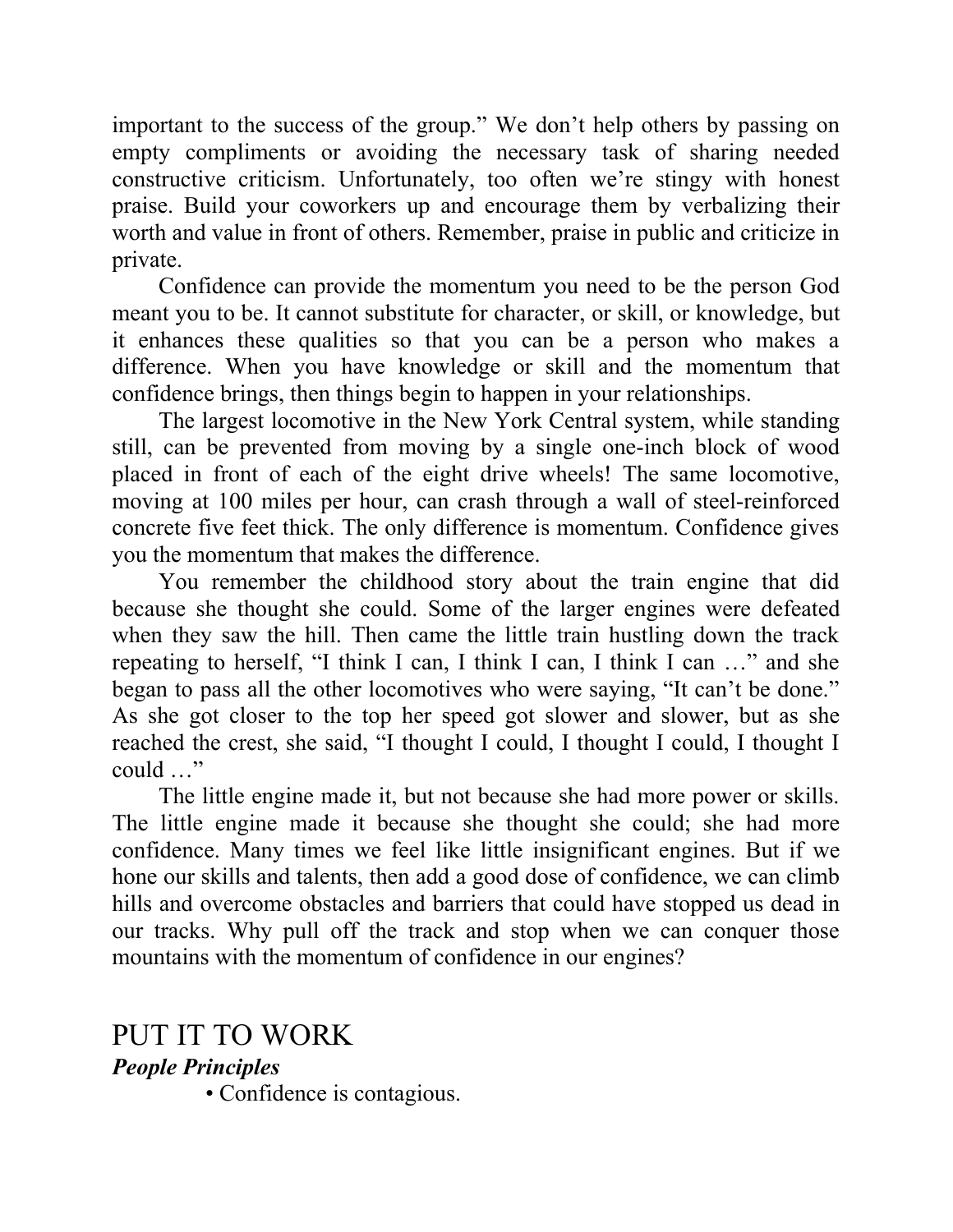important to the success of the group." We don't help others by passing on empty compliments or avoiding the necessary task of sharing needed constructive criticism. Unfortunately, too often we're stingy with honest praise. Build your coworkers up and encourage them by verbalizing their worth and value in front of others. Remember, praise in public and criticize in private.

Confidence can provide the momentum you need to be the person God meant you to be. It cannot substitute for character, or skill, or knowledge, but it enhances these qualities so that you can be a person who makes a difference. When you have knowledge or skill and the momentum that confidence brings, then things begin to happen in your relationships.

The largest locomotive in the New York Central system, while standing still, can be prevented from moving by a single one-inch block of wood placed in front of each of the eight drive wheels! The same locomotive, moving at 100 miles per hour, can crash through a wall of steel-reinforced concrete five feet thick. The only difference is momentum. Confidence gives you the momentum that makes the difference.

You remember the childhood story about the train engine that did because she thought she could. Some of the larger engines were defeated when they saw the hill. Then came the little train hustling down the track repeating to herself, "I think I can, I think I can, I think I can …" and she began to pass all the other locomotives who were saying, "It can't be done." As she got closer to the top her speed got slower and slower, but as she reached the crest, she said, "I thought I could, I thought I could, I thought I could …"

The little engine made it, but not because she had more power or skills. The little engine made it because she thought she could; she had more confidence. Many times we feel like little insignificant engines. But if we hone our skills and talents, then add a good dose of confidence, we can climb hills and overcome obstacles and barriers that could have stopped us dead in our tracks. Why pull off the track and stop when we can conquer those mountains with the momentum of confidence in our engines?

## PUT IT TO WORK

***People Principles***

- Confidence is contagious.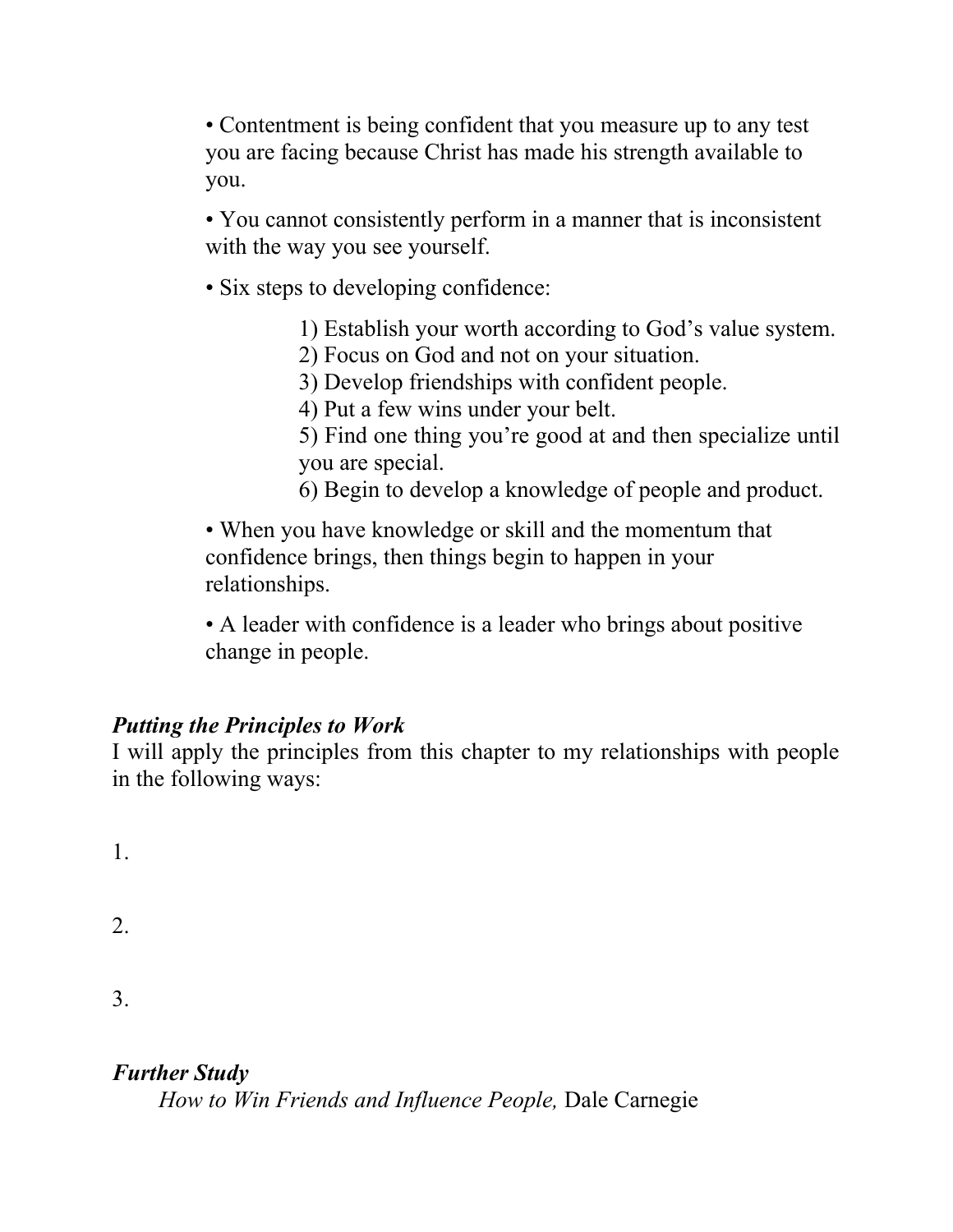- Contentment is being confident that you measure up to any test you are facing because Christ has made his strength available to you.

- You cannot consistently perform in a manner that is inconsistent with the way you see yourself.

- Six steps to developing confidence:

  1) Establish your worth according to God's value system.
  2) Focus on God and not on your situation.
  3) Develop friendships with confident people.
  4) Put a few wins under your belt.
  5) Find one thing you're good at and then specialize until you are special.
  6) Begin to develop a knowledge of people and product.

- When you have knowledge or skill and the momentum that confidence brings, then things begin to happen in your relationships.

- A leader with confidence is a leader who brings about positive change in people.

***Putting the Principles to Work***

I will apply the principles from this chapter to my relationships with people in the following ways:

1.

2.

3.

***Further Study***

*How to Win Friends and Influence People,* Dale Carnegie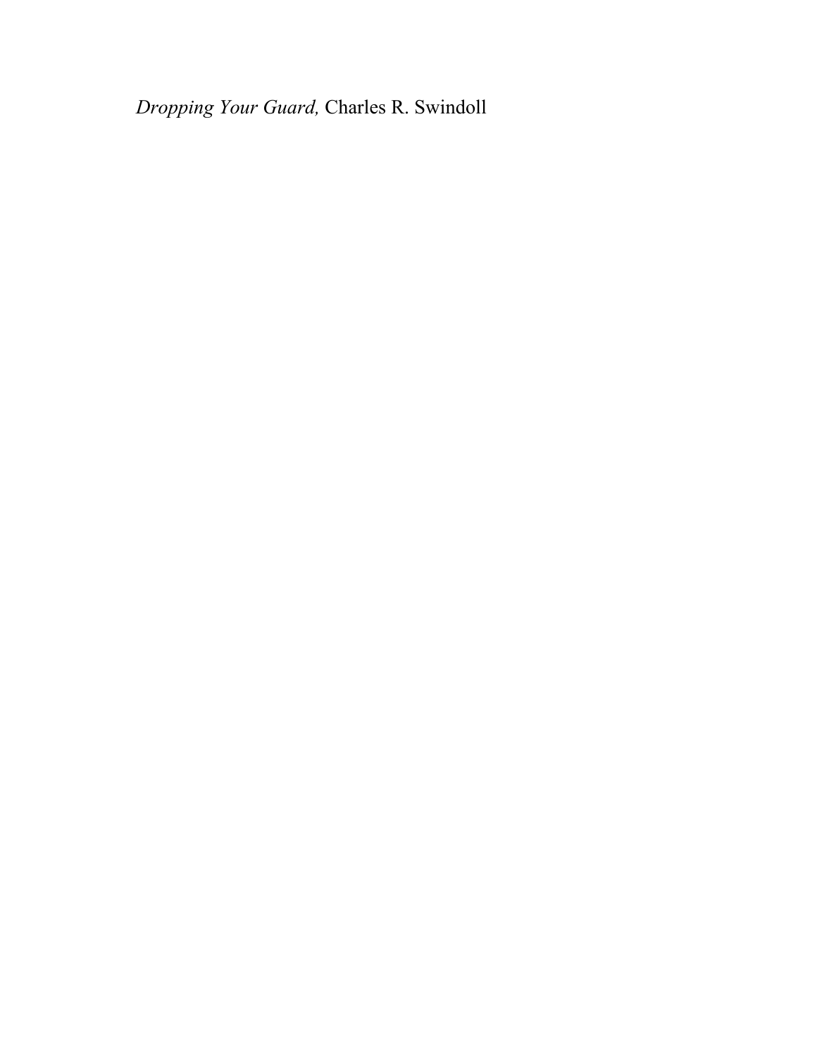*Dropping Your Guard,* Charles R. Swindoll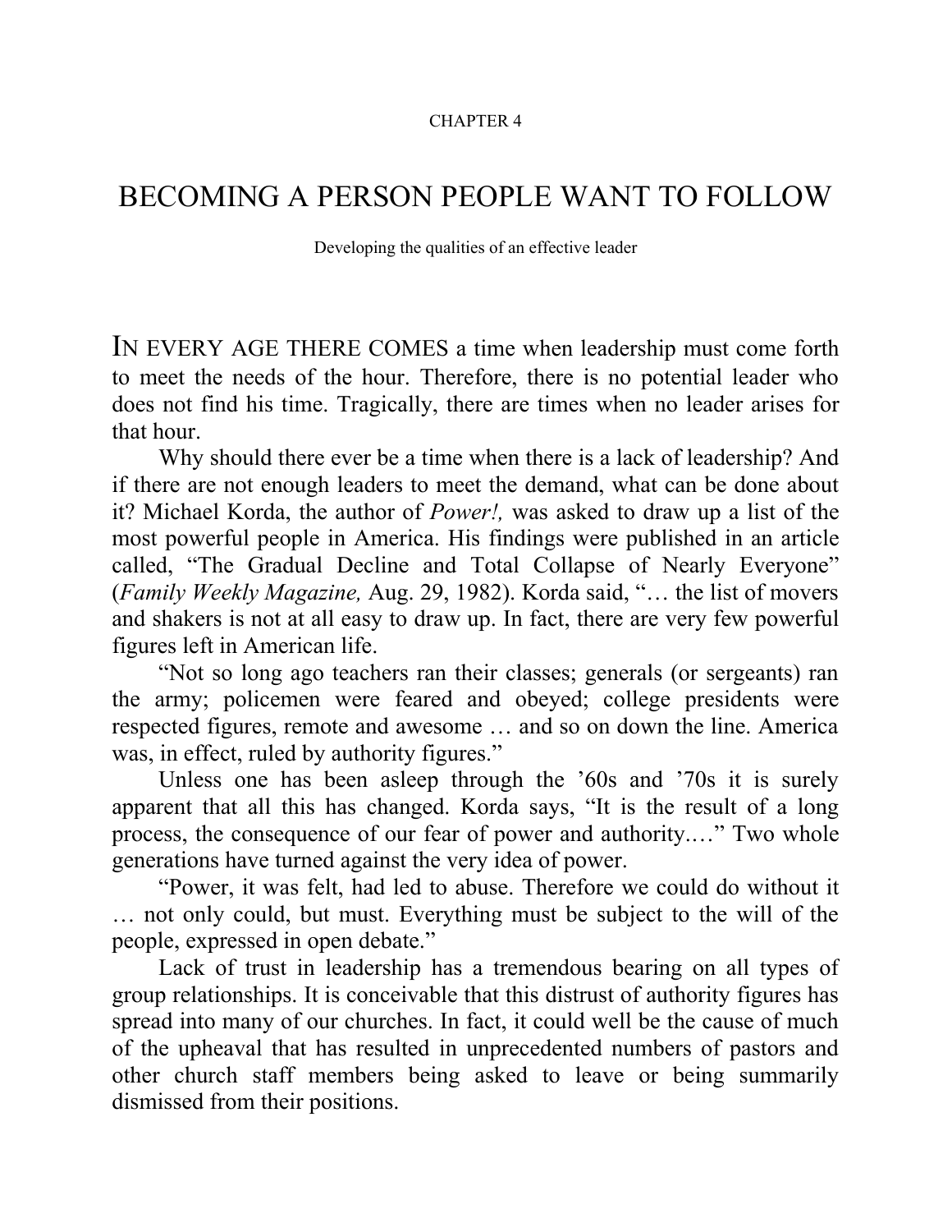CHAPTER 4

# BECOMING A PERSON PEOPLE WANT TO FOLLOW

Developing the qualities of an effective leader

IN EVERY AGE THERE COMES a time when leadership must come forth to meet the needs of the hour. Therefore, there is no potential leader who does not find his time. Tragically, there are times when no leader arises for that hour.

Why should there ever be a time when there is a lack of leadership? And if there are not enough leaders to meet the demand, what can be done about it? Michael Korda, the author of *Power!,* was asked to draw up a list of the most powerful people in America. His findings were published in an article called, "The Gradual Decline and Total Collapse of Nearly Everyone" (*Family Weekly Magazine,* Aug. 29, 1982). Korda said, "… the list of movers and shakers is not at all easy to draw up. In fact, there are very few powerful figures left in American life.

"Not so long ago teachers ran their classes; generals (or sergeants) ran the army; policemen were feared and obeyed; college presidents were respected figures, remote and awesome … and so on down the line. America was, in effect, ruled by authority figures."

Unless one has been asleep through the '60s and '70s it is surely apparent that all this has changed. Korda says, "It is the result of a long process, the consequence of our fear of power and authority.…" Two whole generations have turned against the very idea of power.

"Power, it was felt, had led to abuse. Therefore we could do without it … not only could, but must. Everything must be subject to the will of the people, expressed in open debate."

Lack of trust in leadership has a tremendous bearing on all types of group relationships. It is conceivable that this distrust of authority figures has spread into many of our churches. In fact, it could well be the cause of much of the upheaval that has resulted in unprecedented numbers of pastors and other church staff members being asked to leave or being summarily dismissed from their positions.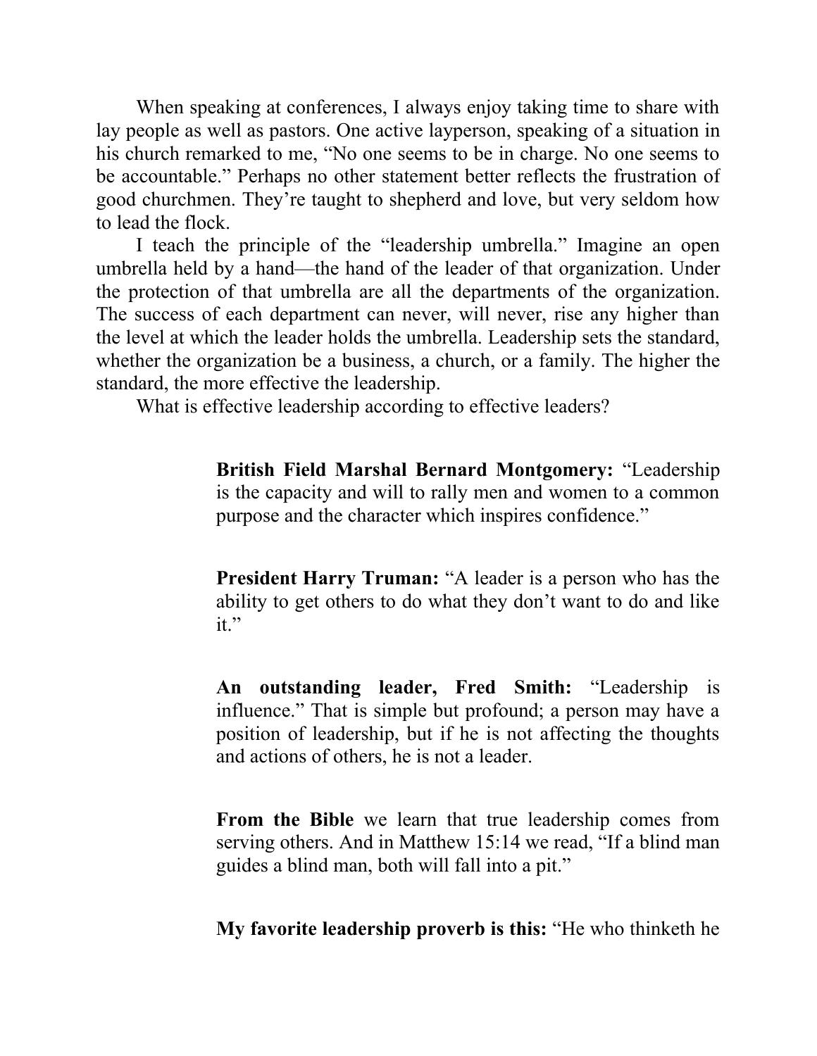When speaking at conferences, I always enjoy taking time to share with lay people as well as pastors. One active layperson, speaking of a situation in his church remarked to me, "No one seems to be in charge. No one seems to be accountable." Perhaps no other statement better reflects the frustration of good churchmen. They're taught to shepherd and love, but very seldom how to lead the flock.

I teach the principle of the "leadership umbrella." Imagine an open umbrella held by a hand—the hand of the leader of that organization. Under the protection of that umbrella are all the departments of the organization. The success of each department can never, will never, rise any higher than the level at which the leader holds the umbrella. Leadership sets the standard, whether the organization be a business, a church, or a family. The higher the standard, the more effective the leadership.

What is effective leadership according to effective leaders?

> **British Field Marshal Bernard Montgomery:** "Leadership is the capacity and will to rally men and women to a common purpose and the character which inspires confidence."

> **President Harry Truman:** "A leader is a person who has the ability to get others to do what they don't want to do and like it."

> **An outstanding leader, Fred Smith:** "Leadership is influence." That is simple but profound; a person may have a position of leadership, but if he is not affecting the thoughts and actions of others, he is not a leader.

> **From the Bible** we learn that true leadership comes from serving others. And in Matthew 15:14 we read, "If a blind man guides a blind man, both will fall into a pit."

> **My favorite leadership proverb is this:** "He who thinketh he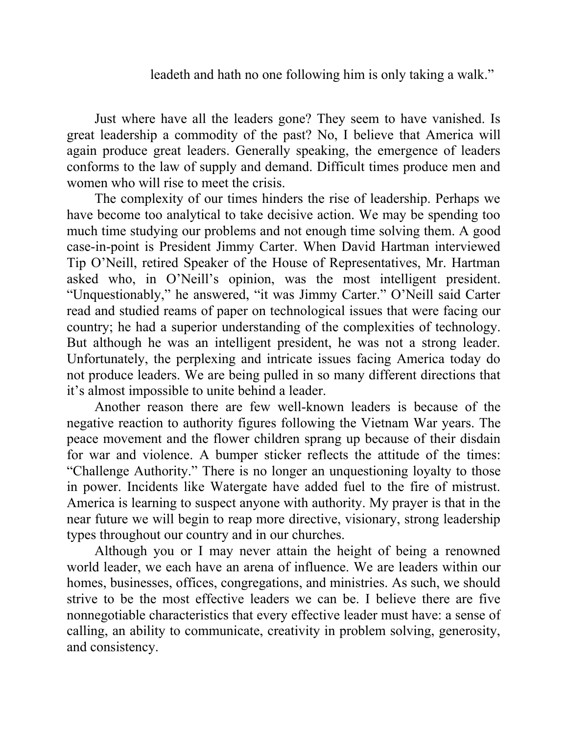leadeth and hath no one following him is only taking a walk."

Just where have all the leaders gone? They seem to have vanished. Is great leadership a commodity of the past? No, I believe that America will again produce great leaders. Generally speaking, the emergence of leaders conforms to the law of supply and demand. Difficult times produce men and women who will rise to meet the crisis.

The complexity of our times hinders the rise of leadership. Perhaps we have become too analytical to take decisive action. We may be spending too much time studying our problems and not enough time solving them. A good case-in-point is President Jimmy Carter. When David Hartman interviewed Tip O'Neill, retired Speaker of the House of Representatives, Mr. Hartman asked who, in O'Neill's opinion, was the most intelligent president. "Unquestionably," he answered, "it was Jimmy Carter." O'Neill said Carter read and studied reams of paper on technological issues that were facing our country; he had a superior understanding of the complexities of technology. But although he was an intelligent president, he was not a strong leader. Unfortunately, the perplexing and intricate issues facing America today do not produce leaders. We are being pulled in so many different directions that it's almost impossible to unite behind a leader.

Another reason there are few well-known leaders is because of the negative reaction to authority figures following the Vietnam War years. The peace movement and the flower children sprang up because of their disdain for war and violence. A bumper sticker reflects the attitude of the times: "Challenge Authority." There is no longer an unquestioning loyalty to those in power. Incidents like Watergate have added fuel to the fire of mistrust. America is learning to suspect anyone with authority. My prayer is that in the near future we will begin to reap more directive, visionary, strong leadership types throughout our country and in our churches.

Although you or I may never attain the height of being a renowned world leader, we each have an arena of influence. We are leaders within our homes, businesses, offices, congregations, and ministries. As such, we should strive to be the most effective leaders we can be. I believe there are five nonnegotiable characteristics that every effective leader must have: a sense of calling, an ability to communicate, creativity in problem solving, generosity, and consistency.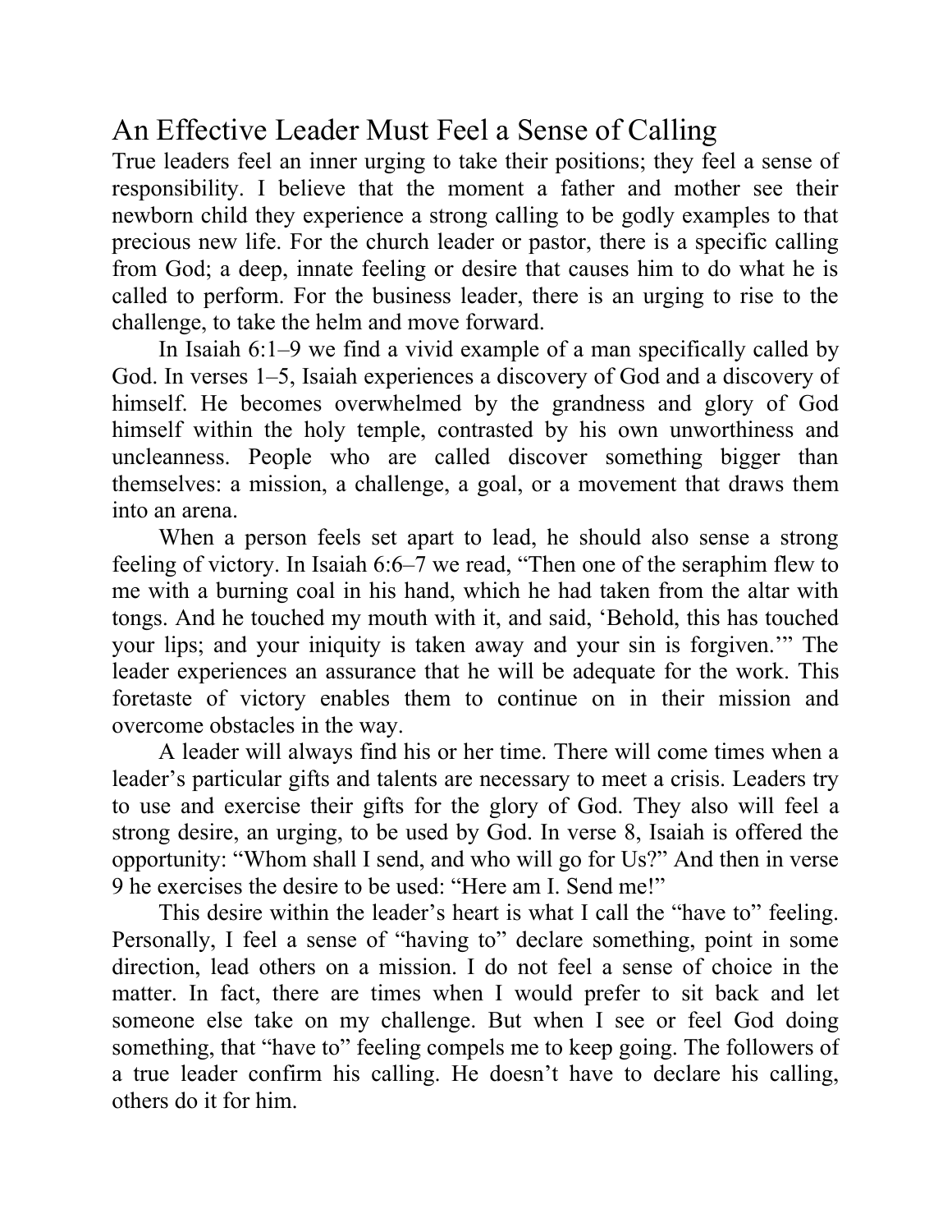## An Effective Leader Must Feel a Sense of Calling

True leaders feel an inner urging to take their positions; they feel a sense of responsibility. I believe that the moment a father and mother see their newborn child they experience a strong calling to be godly examples to that precious new life. For the church leader or pastor, there is a specific calling from God; a deep, innate feeling or desire that causes him to do what he is called to perform. For the business leader, there is an urging to rise to the challenge, to take the helm and move forward.

In Isaiah 6:1–9 we find a vivid example of a man specifically called by God. In verses 1–5, Isaiah experiences a discovery of God and a discovery of himself. He becomes overwhelmed by the grandness and glory of God himself within the holy temple, contrasted by his own unworthiness and uncleanness. People who are called discover something bigger than themselves: a mission, a challenge, a goal, or a movement that draws them into an arena.

When a person feels set apart to lead, he should also sense a strong feeling of victory. In Isaiah 6:6–7 we read, "Then one of the seraphim flew to me with a burning coal in his hand, which he had taken from the altar with tongs. And he touched my mouth with it, and said, 'Behold, this has touched your lips; and your iniquity is taken away and your sin is forgiven.'" The leader experiences an assurance that he will be adequate for the work. This foretaste of victory enables them to continue on in their mission and overcome obstacles in the way.

A leader will always find his or her time. There will come times when a leader's particular gifts and talents are necessary to meet a crisis. Leaders try to use and exercise their gifts for the glory of God. They also will feel a strong desire, an urging, to be used by God. In verse 8, Isaiah is offered the opportunity: "Whom shall I send, and who will go for Us?" And then in verse 9 he exercises the desire to be used: "Here am I. Send me!"

This desire within the leader's heart is what I call the "have to" feeling. Personally, I feel a sense of "having to" declare something, point in some direction, lead others on a mission. I do not feel a sense of choice in the matter. In fact, there are times when I would prefer to sit back and let someone else take on my challenge. But when I see or feel God doing something, that "have to" feeling compels me to keep going. The followers of a true leader confirm his calling. He doesn't have to declare his calling, others do it for him.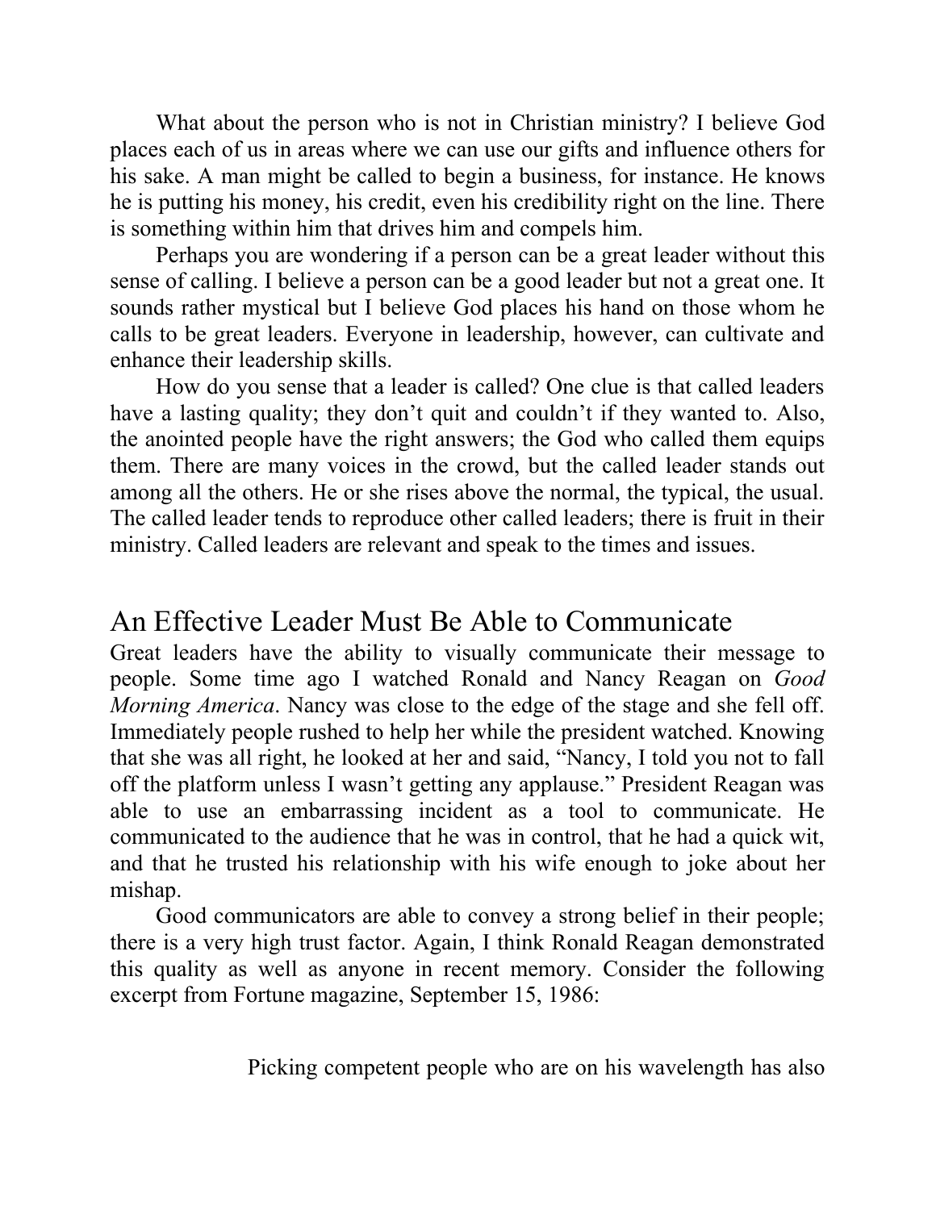What about the person who is not in Christian ministry? I believe God places each of us in areas where we can use our gifts and influence others for his sake. A man might be called to begin a business, for instance. He knows he is putting his money, his credit, even his credibility right on the line. There is something within him that drives him and compels him.

Perhaps you are wondering if a person can be a great leader without this sense of calling. I believe a person can be a good leader but not a great one. It sounds rather mystical but I believe God places his hand on those whom he calls to be great leaders. Everyone in leadership, however, can cultivate and enhance their leadership skills.

How do you sense that a leader is called? One clue is that called leaders have a lasting quality; they don't quit and couldn't if they wanted to. Also, the anointed people have the right answers; the God who called them equips them. There are many voices in the crowd, but the called leader stands out among all the others. He or she rises above the normal, the typical, the usual. The called leader tends to reproduce other called leaders; there is fruit in their ministry. Called leaders are relevant and speak to the times and issues.

## An Effective Leader Must Be Able to Communicate

Great leaders have the ability to visually communicate their message to people. Some time ago I watched Ronald and Nancy Reagan on *Good Morning America*. Nancy was close to the edge of the stage and she fell off. Immediately people rushed to help her while the president watched. Knowing that she was all right, he looked at her and said, "Nancy, I told you not to fall off the platform unless I wasn't getting any applause." President Reagan was able to use an embarrassing incident as a tool to communicate. He communicated to the audience that he was in control, that he had a quick wit, and that he trusted his relationship with his wife enough to joke about her mishap.

Good communicators are able to convey a strong belief in their people; there is a very high trust factor. Again, I think Ronald Reagan demonstrated this quality as well as anyone in recent memory. Consider the following excerpt from Fortune magazine, September 15, 1986:

> Picking competent people who are on his wavelength has also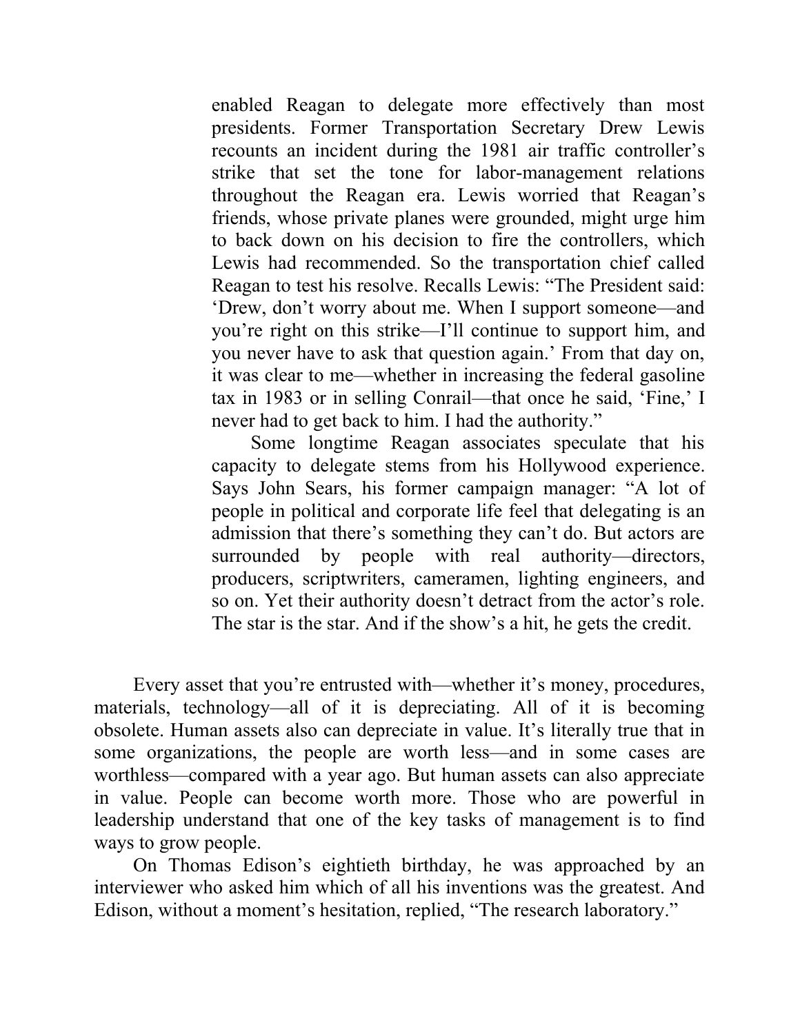> enabled Reagan to delegate more effectively than most presidents. Former Transportation Secretary Drew Lewis recounts an incident during the 1981 air traffic controller's strike that set the tone for labor-management relations throughout the Reagan era. Lewis worried that Reagan's friends, whose private planes were grounded, might urge him to back down on his decision to fire the controllers, which Lewis had recommended. So the transportation chief called Reagan to test his resolve. Recalls Lewis: "The President said: 'Drew, don't worry about me. When I support someone—and you're right on this strike—I'll continue to support him, and you never have to ask that question again.' From that day on, it was clear to me—whether in increasing the federal gasoline tax in 1983 or in selling Conrail—that once he said, 'Fine,' I never had to get back to him. I had the authority."
>
> Some longtime Reagan associates speculate that his capacity to delegate stems from his Hollywood experience. Says John Sears, his former campaign manager: "A lot of people in political and corporate life feel that delegating is an admission that there's something they can't do. But actors are surrounded by people with real authority—directors, producers, scriptwriters, cameramen, lighting engineers, and so on. Yet their authority doesn't detract from the actor's role. The star is the star. And if the show's a hit, he gets the credit.

Every asset that you're entrusted with—whether it's money, procedures, materials, technology—all of it is depreciating. All of it is becoming obsolete. Human assets also can depreciate in value. It's literally true that in some organizations, the people are worth less—and in some cases are worthless—compared with a year ago. But human assets can also appreciate in value. People can become worth more. Those who are powerful in leadership understand that one of the key tasks of management is to find ways to grow people.

On Thomas Edison's eightieth birthday, he was approached by an interviewer who asked him which of all his inventions was the greatest. And Edison, without a moment's hesitation, replied, "The research laboratory."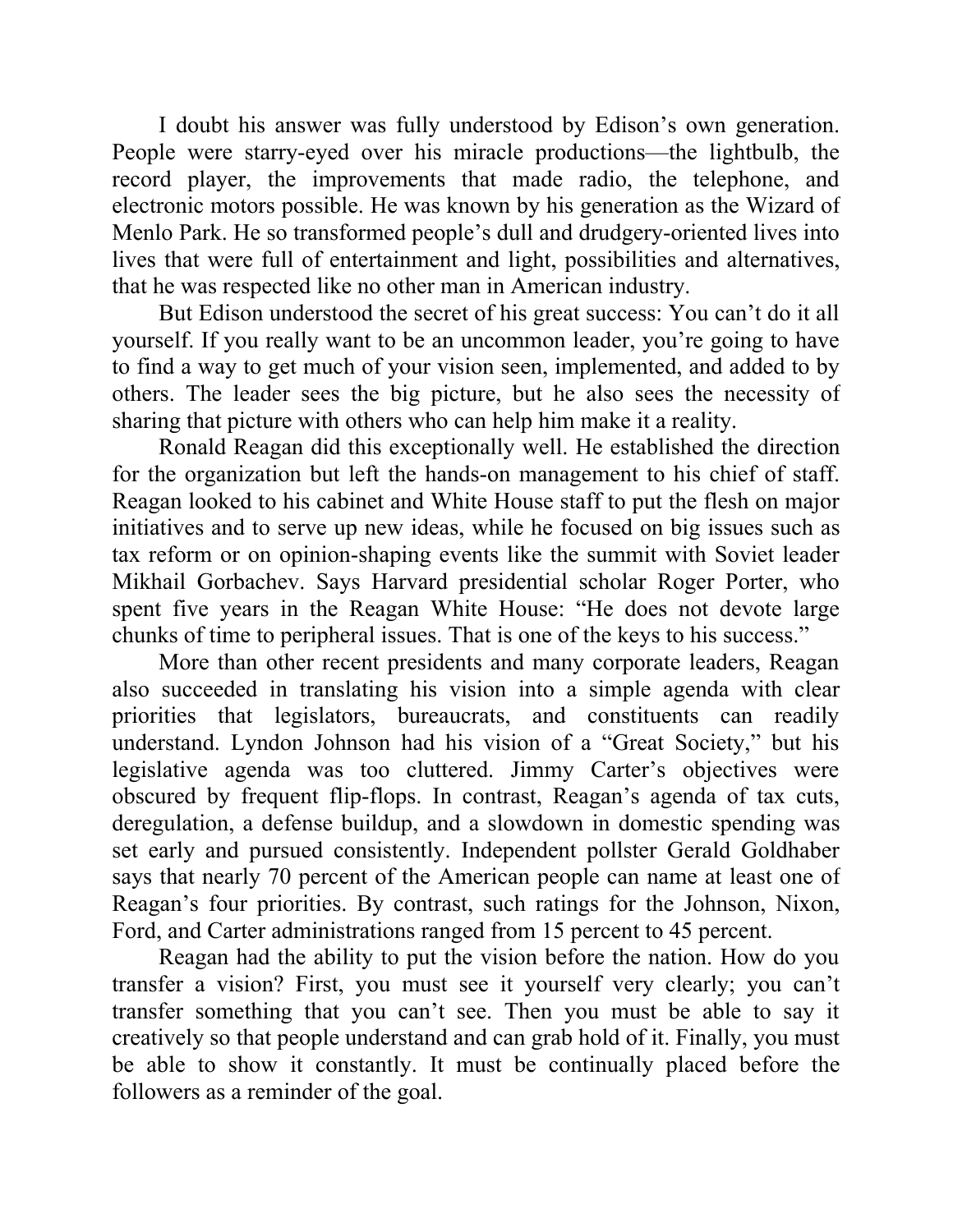I doubt his answer was fully understood by Edison's own generation. People were starry-eyed over his miracle productions—the lightbulb, the record player, the improvements that made radio, the telephone, and electronic motors possible. He was known by his generation as the Wizard of Menlo Park. He so transformed people's dull and drudgery-oriented lives into lives that were full of entertainment and light, possibilities and alternatives, that he was respected like no other man in American industry.

But Edison understood the secret of his great success: You can't do it all yourself. If you really want to be an uncommon leader, you're going to have to find a way to get much of your vision seen, implemented, and added to by others. The leader sees the big picture, but he also sees the necessity of sharing that picture with others who can help him make it a reality.

Ronald Reagan did this exceptionally well. He established the direction for the organization but left the hands-on management to his chief of staff. Reagan looked to his cabinet and White House staff to put the flesh on major initiatives and to serve up new ideas, while he focused on big issues such as tax reform or on opinion-shaping events like the summit with Soviet leader Mikhail Gorbachev. Says Harvard presidential scholar Roger Porter, who spent five years in the Reagan White House: "He does not devote large chunks of time to peripheral issues. That is one of the keys to his success."

More than other recent presidents and many corporate leaders, Reagan also succeeded in translating his vision into a simple agenda with clear priorities that legislators, bureaucrats, and constituents can readily understand. Lyndon Johnson had his vision of a "Great Society," but his legislative agenda was too cluttered. Jimmy Carter's objectives were obscured by frequent flip-flops. In contrast, Reagan's agenda of tax cuts, deregulation, a defense buildup, and a slowdown in domestic spending was set early and pursued consistently. Independent pollster Gerald Goldhaber says that nearly 70 percent of the American people can name at least one of Reagan's four priorities. By contrast, such ratings for the Johnson, Nixon, Ford, and Carter administrations ranged from 15 percent to 45 percent.

Reagan had the ability to put the vision before the nation. How do you transfer a vision? First, you must see it yourself very clearly; you can't transfer something that you can't see. Then you must be able to say it creatively so that people understand and can grab hold of it. Finally, you must be able to show it constantly. It must be continually placed before the followers as a reminder of the goal.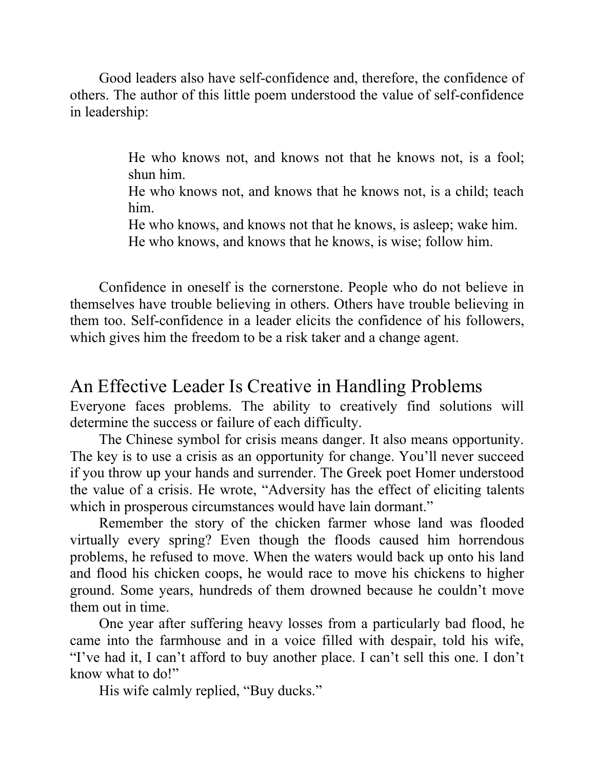Good leaders also have self-confidence and, therefore, the confidence of others. The author of this little poem understood the value of self-confidence in leadership:

> He who knows not, and knows not that he knows not, is a fool; shun him.
> He who knows not, and knows that he knows not, is a child; teach him.
> He who knows, and knows not that he knows, is asleep; wake him.
> He who knows, and knows that he knows, is wise; follow him.

Confidence in oneself is the cornerstone. People who do not believe in themselves have trouble believing in others. Others have trouble believing in them too. Self-confidence in a leader elicits the confidence of his followers, which gives him the freedom to be a risk taker and a change agent.

## An Effective Leader Is Creative in Handling Problems

Everyone faces problems. The ability to creatively find solutions will determine the success or failure of each difficulty.

The Chinese symbol for crisis means danger. It also means opportunity. The key is to use a crisis as an opportunity for change. You'll never succeed if you throw up your hands and surrender. The Greek poet Homer understood the value of a crisis. He wrote, "Adversity has the effect of eliciting talents which in prosperous circumstances would have lain dormant."

Remember the story of the chicken farmer whose land was flooded virtually every spring? Even though the floods caused him horrendous problems, he refused to move. When the waters would back up onto his land and flood his chicken coops, he would race to move his chickens to higher ground. Some years, hundreds of them drowned because he couldn't move them out in time.

One year after suffering heavy losses from a particularly bad flood, he came into the farmhouse and in a voice filled with despair, told his wife, "I've had it, I can't afford to buy another place. I can't sell this one. I don't know what to do!"

His wife calmly replied, "Buy ducks."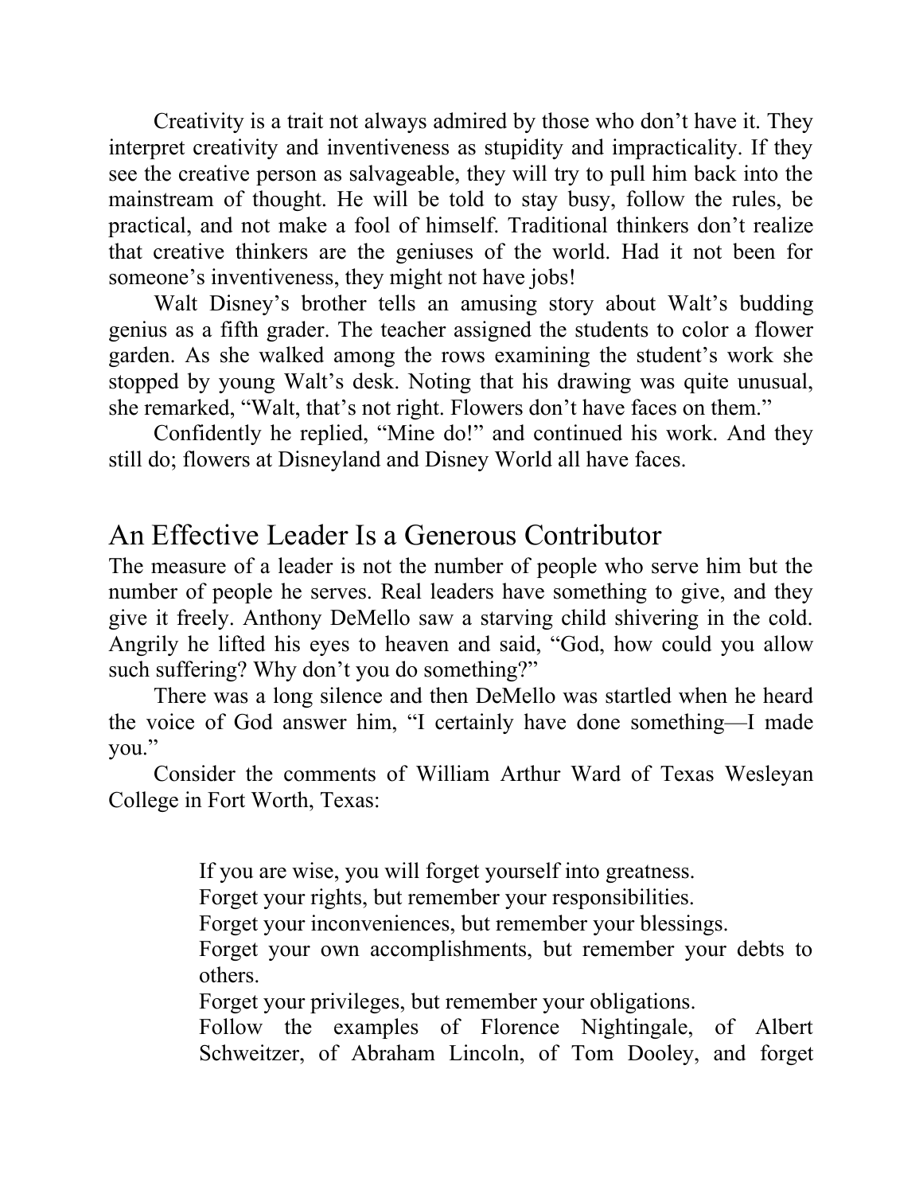Creativity is a trait not always admired by those who don't have it. They interpret creativity and inventiveness as stupidity and impracticality. If they see the creative person as salvageable, they will try to pull him back into the mainstream of thought. He will be told to stay busy, follow the rules, be practical, and not make a fool of himself. Traditional thinkers don't realize that creative thinkers are the geniuses of the world. Had it not been for someone's inventiveness, they might not have jobs!

Walt Disney's brother tells an amusing story about Walt's budding genius as a fifth grader. The teacher assigned the students to color a flower garden. As she walked among the rows examining the student's work she stopped by young Walt's desk. Noting that his drawing was quite unusual, she remarked, "Walt, that's not right. Flowers don't have faces on them."

Confidently he replied, "Mine do!" and continued his work. And they still do; flowers at Disneyland and Disney World all have faces.

## An Effective Leader Is a Generous Contributor

The measure of a leader is not the number of people who serve him but the number of people he serves. Real leaders have something to give, and they give it freely. Anthony DeMello saw a starving child shivering in the cold. Angrily he lifted his eyes to heaven and said, "God, how could you allow such suffering? Why don't you do something?"

There was a long silence and then DeMello was startled when he heard the voice of God answer him, "I certainly have done something—I made you."

Consider the comments of William Arthur Ward of Texas Wesleyan College in Fort Worth, Texas:

> If you are wise, you will forget yourself into greatness.
> Forget your rights, but remember your responsibilities.
> Forget your inconveniences, but remember your blessings.
> Forget your own accomplishments, but remember your debts to others.
> Forget your privileges, but remember your obligations.
> Follow the examples of Florence Nightingale, of Albert Schweitzer, of Abraham Lincoln, of Tom Dooley, and forget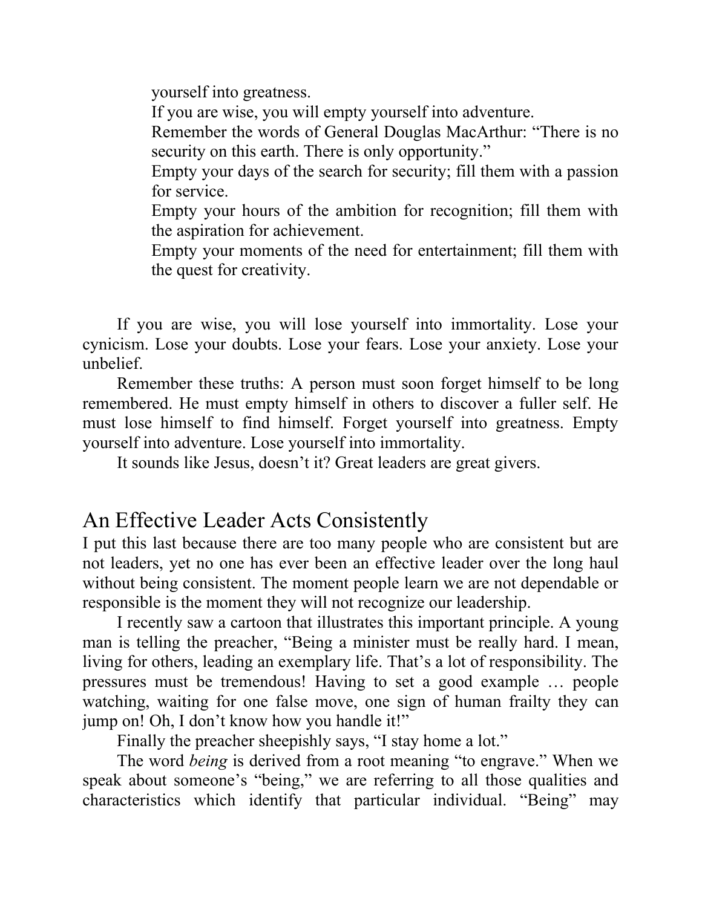yourself into greatness.

If you are wise, you will empty yourself into adventure.

Remember the words of General Douglas MacArthur: "There is no security on this earth. There is only opportunity."

Empty your days of the search for security; fill them with a passion for service.

Empty your hours of the ambition for recognition; fill them with the aspiration for achievement.

Empty your moments of the need for entertainment; fill them with the quest for creativity.

If you are wise, you will lose yourself into immortality. Lose your cynicism. Lose your doubts. Lose your fears. Lose your anxiety. Lose your unbelief.

Remember these truths: A person must soon forget himself to be long remembered. He must empty himself in others to discover a fuller self. He must lose himself to find himself. Forget yourself into greatness. Empty yourself into adventure. Lose yourself into immortality.

It sounds like Jesus, doesn't it? Great leaders are great givers.

## An Effective Leader Acts Consistently

I put this last because there are too many people who are consistent but are not leaders, yet no one has ever been an effective leader over the long haul without being consistent. The moment people learn we are not dependable or responsible is the moment they will not recognize our leadership.

I recently saw a cartoon that illustrates this important principle. A young man is telling the preacher, "Being a minister must be really hard. I mean, living for others, leading an exemplary life. That's a lot of responsibility. The pressures must be tremendous! Having to set a good example … people watching, waiting for one false move, one sign of human frailty they can jump on! Oh, I don't know how you handle it!"

Finally the preacher sheepishly says, "I stay home a lot."

The word *being* is derived from a root meaning "to engrave." When we speak about someone's "being," we are referring to all those qualities and characteristics which identify that particular individual. "Being" may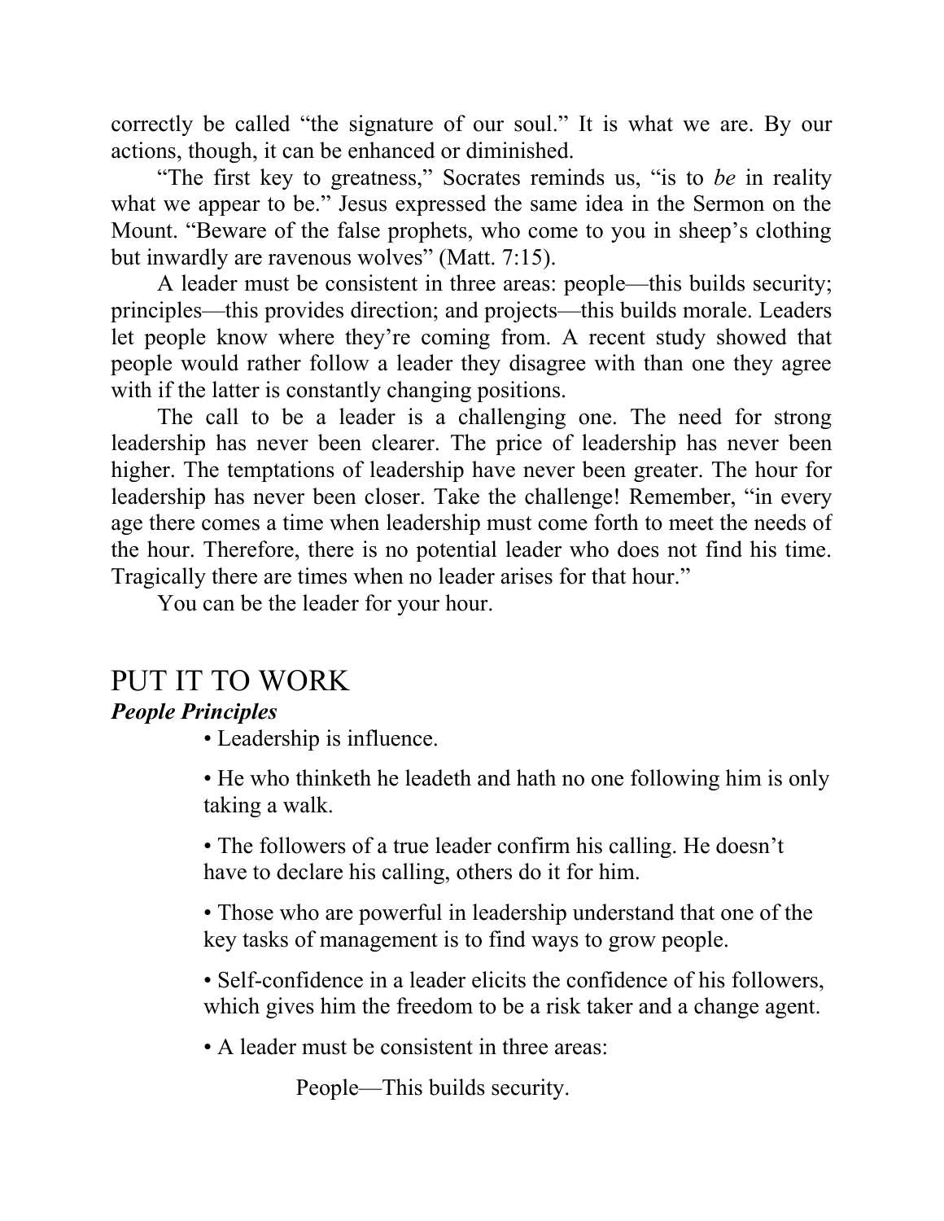correctly be called "the signature of our soul." It is what we are. By our actions, though, it can be enhanced or diminished.

"The first key to greatness," Socrates reminds us, "is to *be* in reality what we appear to be." Jesus expressed the same idea in the Sermon on the Mount. "Beware of the false prophets, who come to you in sheep's clothing but inwardly are ravenous wolves" (Matt. 7:15).

A leader must be consistent in three areas: people—this builds security; principles—this provides direction; and projects—this builds morale. Leaders let people know where they're coming from. A recent study showed that people would rather follow a leader they disagree with than one they agree with if the latter is constantly changing positions.

The call to be a leader is a challenging one. The need for strong leadership has never been clearer. The price of leadership has never been higher. The temptations of leadership have never been greater. The hour for leadership has never been closer. Take the challenge! Remember, "in every age there comes a time when leadership must come forth to meet the needs of the hour. Therefore, there is no potential leader who does not find his time. Tragically there are times when no leader arises for that hour."

You can be the leader for your hour.

# PUT IT TO WORK

***People Principles***

- Leadership is influence.
- He who thinketh he leadeth and hath no one following him is only taking a walk.
- The followers of a true leader confirm his calling. He doesn't have to declare his calling, others do it for him.
- Those who are powerful in leadership understand that one of the key tasks of management is to find ways to grow people.
- Self-confidence in a leader elicits the confidence of his followers, which gives him the freedom to be a risk taker and a change agent.
- A leader must be consistent in three areas:

  People—This builds security.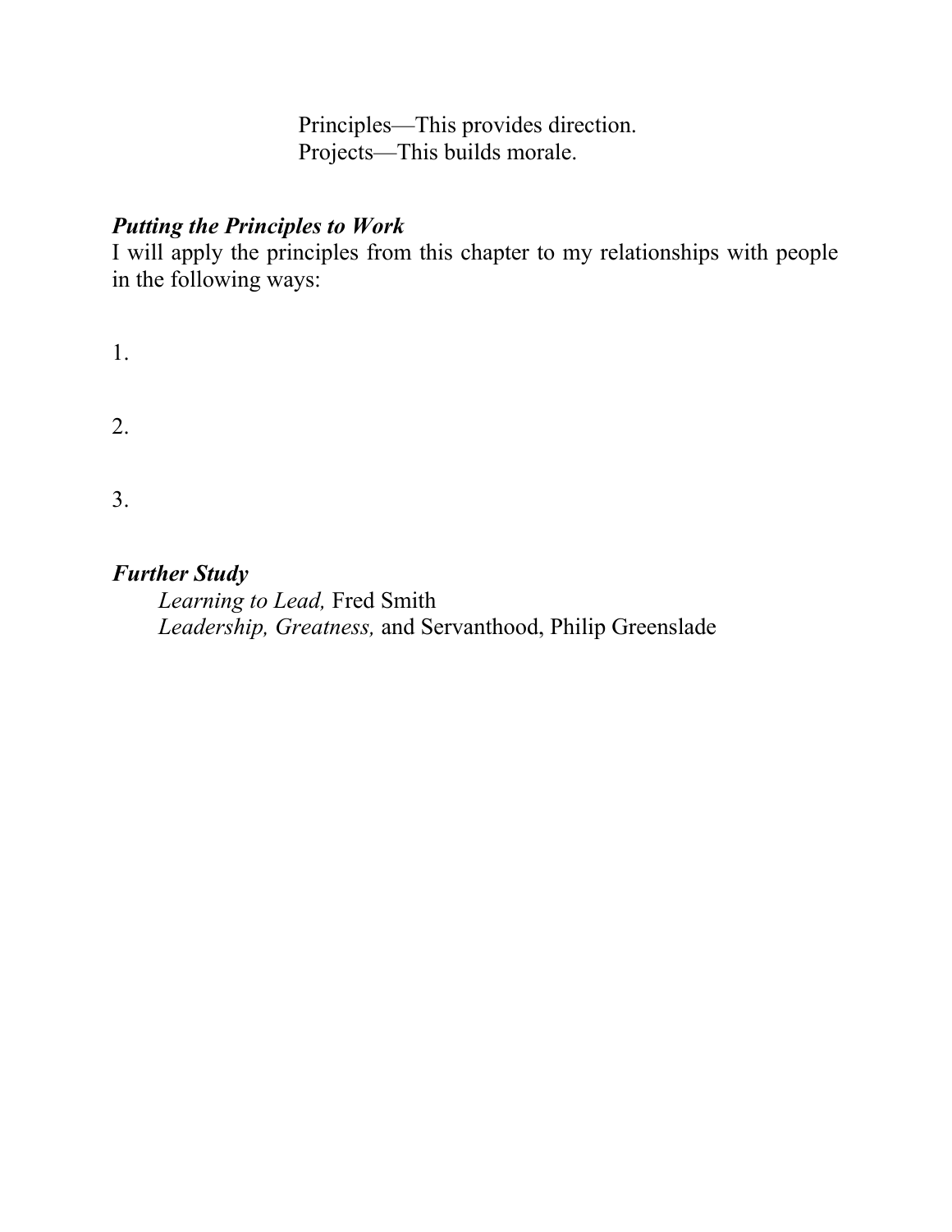Principles—This provides direction.
Projects—This builds morale.

***Putting the Principles to Work***

I will apply the principles from this chapter to my relationships with people in the following ways:

1.

2.

3.

***Further Study***

*Learning to Lead,* Fred Smith
*Leadership, Greatness,* and Servanthood, Philip Greenslade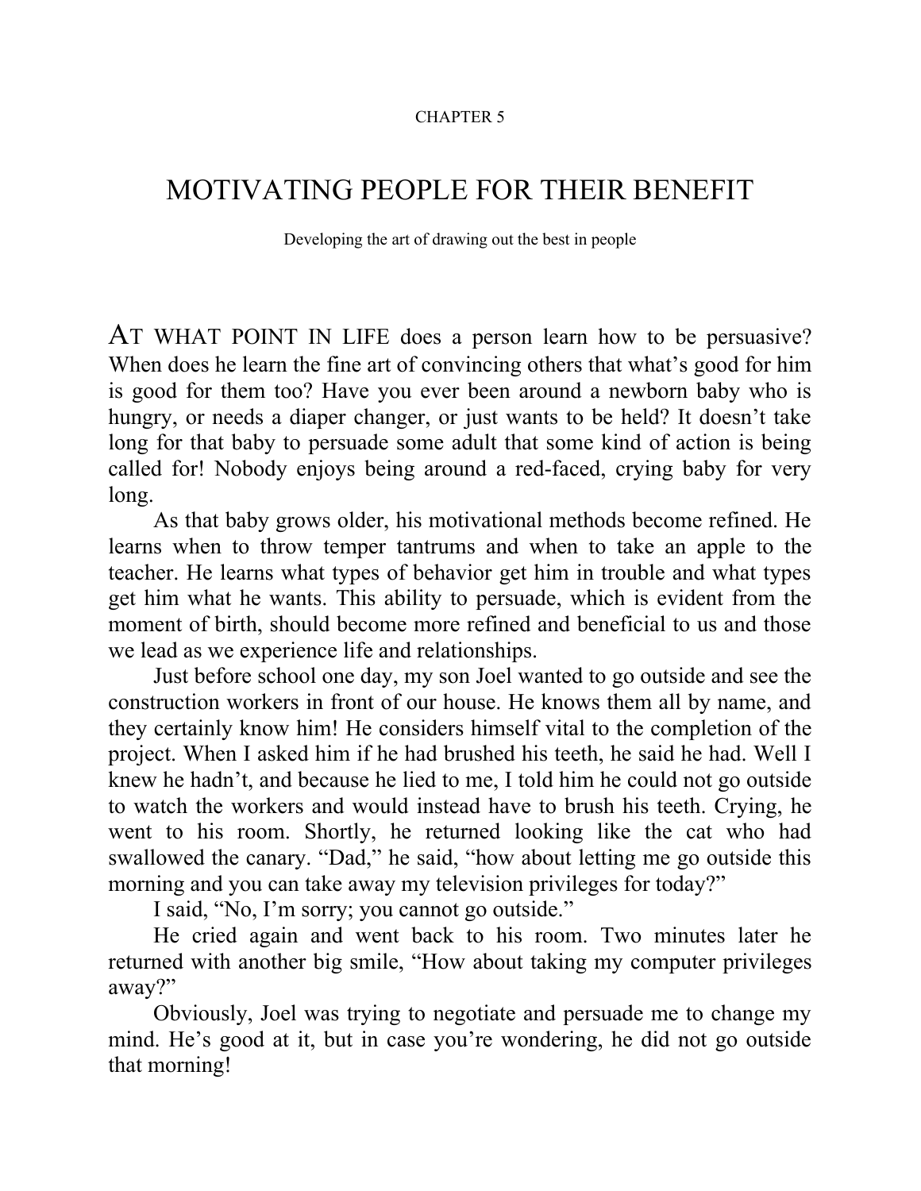CHAPTER 5

# MOTIVATING PEOPLE FOR THEIR BENEFIT

Developing the art of drawing out the best in people

AT WHAT POINT IN LIFE does a person learn how to be persuasive? When does he learn the fine art of convincing others that what's good for him is good for them too? Have you ever been around a newborn baby who is hungry, or needs a diaper changer, or just wants to be held? It doesn't take long for that baby to persuade some adult that some kind of action is being called for! Nobody enjoys being around a red-faced, crying baby for very long.

As that baby grows older, his motivational methods become refined. He learns when to throw temper tantrums and when to take an apple to the teacher. He learns what types of behavior get him in trouble and what types get him what he wants. This ability to persuade, which is evident from the moment of birth, should become more refined and beneficial to us and those we lead as we experience life and relationships.

Just before school one day, my son Joel wanted to go outside and see the construction workers in front of our house. He knows them all by name, and they certainly know him! He considers himself vital to the completion of the project. When I asked him if he had brushed his teeth, he said he had. Well I knew he hadn't, and because he lied to me, I told him he could not go outside to watch the workers and would instead have to brush his teeth. Crying, he went to his room. Shortly, he returned looking like the cat who had swallowed the canary. "Dad," he said, "how about letting me go outside this morning and you can take away my television privileges for today?"

I said, "No, I'm sorry; you cannot go outside."

He cried again and went back to his room. Two minutes later he returned with another big smile, "How about taking my computer privileges away?"

Obviously, Joel was trying to negotiate and persuade me to change my mind. He's good at it, but in case you're wondering, he did not go outside that morning!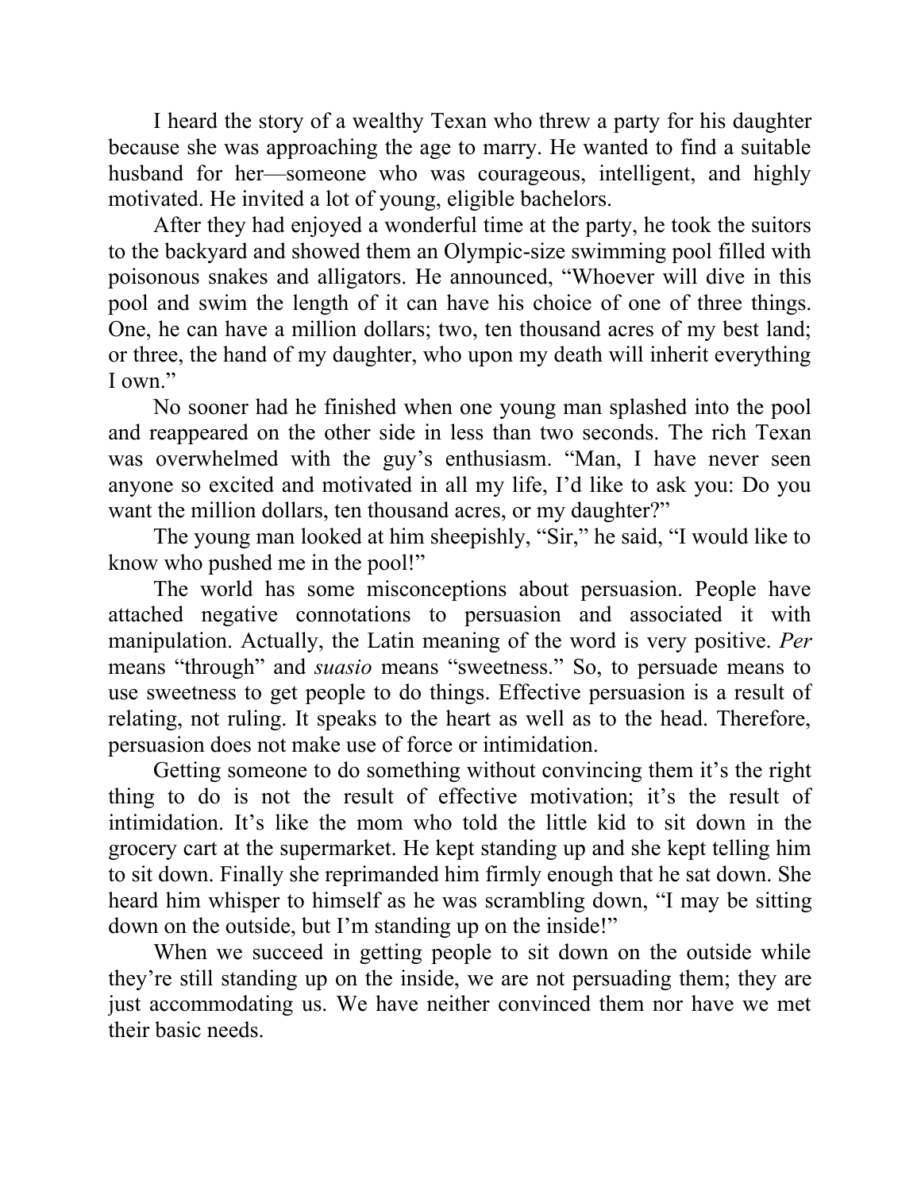I heard the story of a wealthy Texan who threw a party for his daughter because she was approaching the age to marry. He wanted to find a suitable husband for her—someone who was courageous, intelligent, and highly motivated. He invited a lot of young, eligible bachelors.

After they had enjoyed a wonderful time at the party, he took the suitors to the backyard and showed them an Olympic-size swimming pool filled with poisonous snakes and alligators. He announced, "Whoever will dive in this pool and swim the length of it can have his choice of one of three things. One, he can have a million dollars; two, ten thousand acres of my best land; or three, the hand of my daughter, who upon my death will inherit everything I own."

No sooner had he finished when one young man splashed into the pool and reappeared on the other side in less than two seconds. The rich Texan was overwhelmed with the guy's enthusiasm. "Man, I have never seen anyone so excited and motivated in all my life, I'd like to ask you: Do you want the million dollars, ten thousand acres, or my daughter?"

The young man looked at him sheepishly, "Sir," he said, "I would like to know who pushed me in the pool!"

The world has some misconceptions about persuasion. People have attached negative connotations to persuasion and associated it with manipulation. Actually, the Latin meaning of the word is very positive. *Per* means "through" and *suasio* means "sweetness." So, to persuade means to use sweetness to get people to do things. Effective persuasion is a result of relating, not ruling. It speaks to the heart as well as to the head. Therefore, persuasion does not make use of force or intimidation.

Getting someone to do something without convincing them it's the right thing to do is not the result of effective motivation; it's the result of intimidation. It's like the mom who told the little kid to sit down in the grocery cart at the supermarket. He kept standing up and she kept telling him to sit down. Finally she reprimanded him firmly enough that he sat down. She heard him whisper to himself as he was scrambling down, "I may be sitting down on the outside, but I'm standing up on the inside!"

When we succeed in getting people to sit down on the outside while they're still standing up on the inside, we are not persuading them; they are just accommodating us. We have neither convinced them nor have we met their basic needs.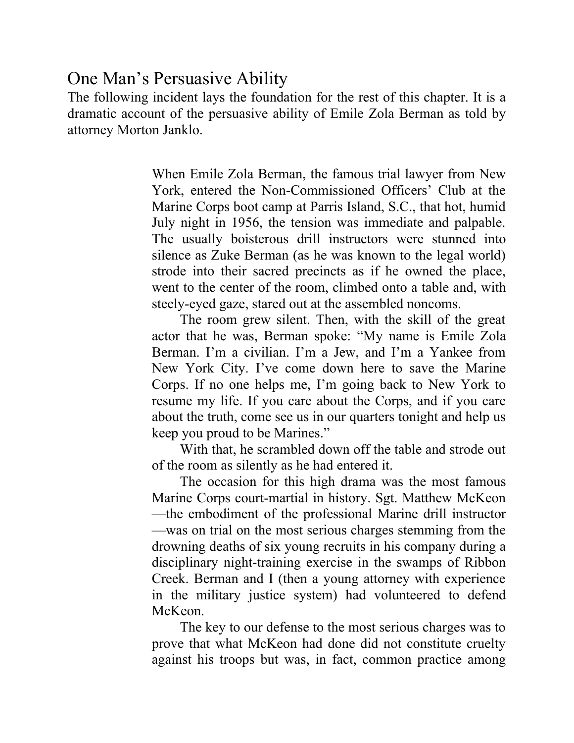## One Man's Persuasive Ability

The following incident lays the foundation for the rest of this chapter. It is a dramatic account of the persuasive ability of Emile Zola Berman as told by attorney Morton Janklo.

> When Emile Zola Berman, the famous trial lawyer from New York, entered the Non-Commissioned Officers' Club at the Marine Corps boot camp at Parris Island, S.C., that hot, humid July night in 1956, the tension was immediate and palpable. The usually boisterous drill instructors were stunned into silence as Zuke Berman (as he was known to the legal world) strode into their sacred precincts as if he owned the place, went to the center of the room, climbed onto a table and, with steely-eyed gaze, stared out at the assembled noncoms.
>
> The room grew silent. Then, with the skill of the great actor that he was, Berman spoke: "My name is Emile Zola Berman. I'm a civilian. I'm a Jew, and I'm a Yankee from New York City. I've come down here to save the Marine Corps. If no one helps me, I'm going back to New York to resume my life. If you care about the Corps, and if you care about the truth, come see us in our quarters tonight and help us keep you proud to be Marines."
>
> With that, he scrambled down off the table and strode out of the room as silently as he had entered it.
>
> The occasion for this high drama was the most famous Marine Corps court-martial in history. Sgt. Matthew McKeon—the embodiment of the professional Marine drill instructor—was on trial on the most serious charges stemming from the drowning deaths of six young recruits in his company during a disciplinary night-training exercise in the swamps of Ribbon Creek. Berman and I (then a young attorney with experience in the military justice system) had volunteered to defend McKeon.
>
> The key to our defense to the most serious charges was to prove that what McKeon had done did not constitute cruelty against his troops but was, in fact, common practice among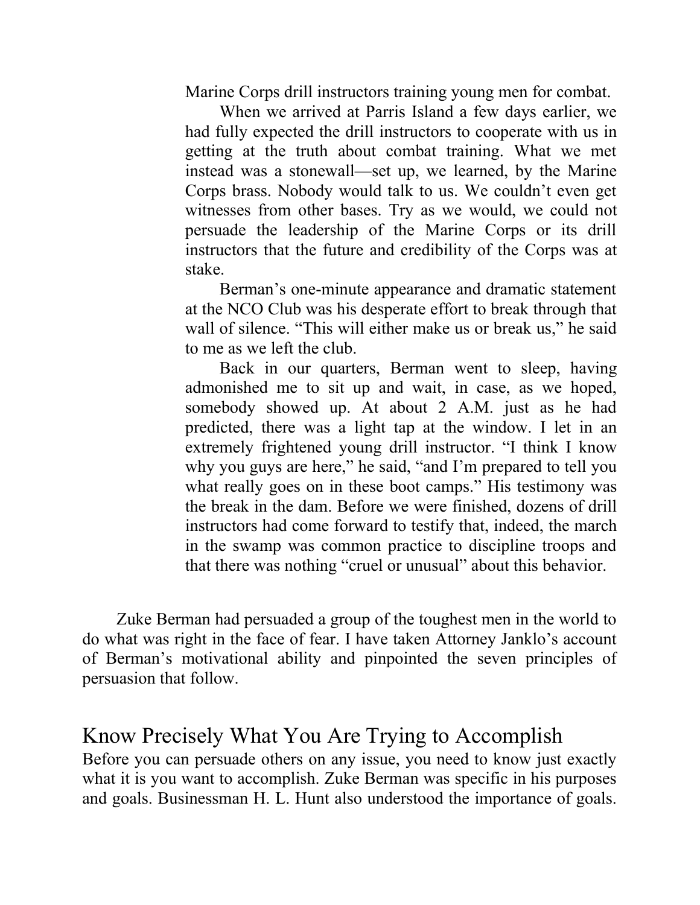Marine Corps drill instructors training young men for combat.

When we arrived at Parris Island a few days earlier, we had fully expected the drill instructors to cooperate with us in getting at the truth about combat training. What we met instead was a stonewall—set up, we learned, by the Marine Corps brass. Nobody would talk to us. We couldn't even get witnesses from other bases. Try as we would, we could not persuade the leadership of the Marine Corps or its drill instructors that the future and credibility of the Corps was at stake.

Berman's one-minute appearance and dramatic statement at the NCO Club was his desperate effort to break through that wall of silence. "This will either make us or break us," he said to me as we left the club.

Back in our quarters, Berman went to sleep, having admonished me to sit up and wait, in case, as we hoped, somebody showed up. At about 2 A.M. just as he had predicted, there was a light tap at the window. I let in an extremely frightened young drill instructor. "I think I know why you guys are here," he said, "and I'm prepared to tell you what really goes on in these boot camps." His testimony was the break in the dam. Before we were finished, dozens of drill instructors had come forward to testify that, indeed, the march in the swamp was common practice to discipline troops and that there was nothing "cruel or unusual" about this behavior.

Zuke Berman had persuaded a group of the toughest men in the world to do what was right in the face of fear. I have taken Attorney Janklo's account of Berman's motivational ability and pinpointed the seven principles of persuasion that follow.

## Know Precisely What You Are Trying to Accomplish

Before you can persuade others on any issue, you need to know just exactly what it is you want to accomplish. Zuke Berman was specific in his purposes and goals. Businessman H. L. Hunt also understood the importance of goals.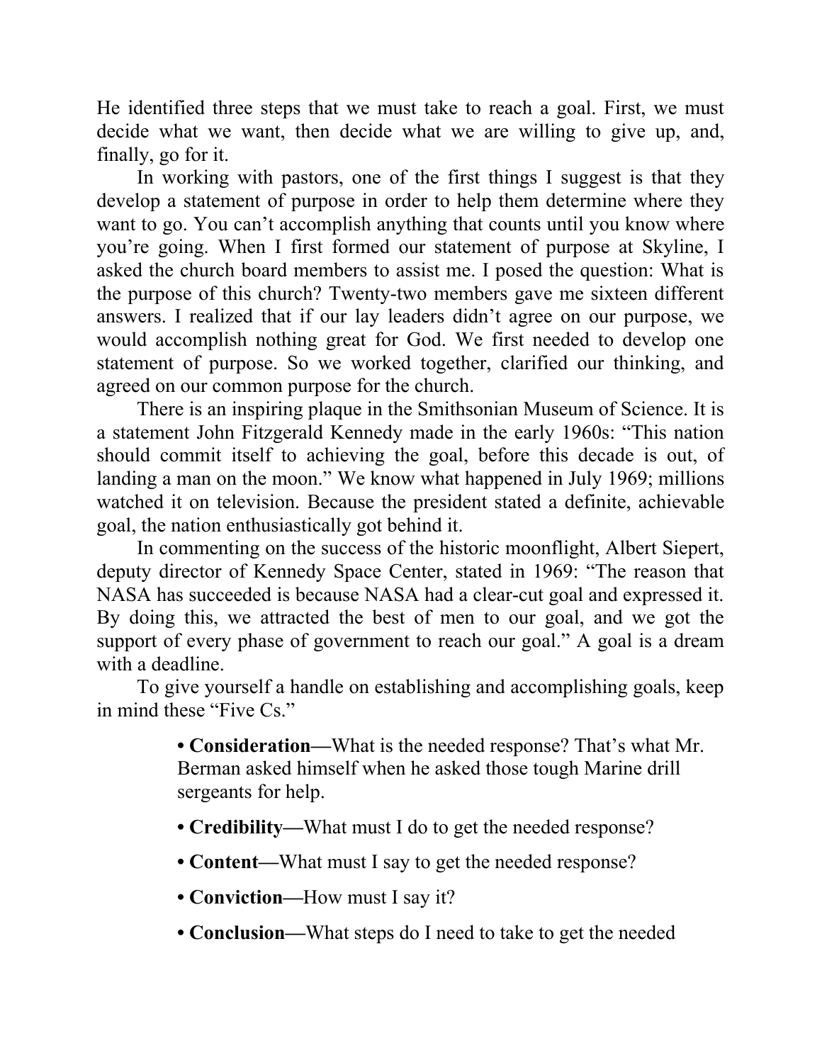He identified three steps that we must take to reach a goal. First, we must decide what we want, then decide what we are willing to give up, and, finally, go for it.

In working with pastors, one of the first things I suggest is that they develop a statement of purpose in order to help them determine where they want to go. You can't accomplish anything that counts until you know where you're going. When I first formed our statement of purpose at Skyline, I asked the church board members to assist me. I posed the question: What is the purpose of this church? Twenty-two members gave me sixteen different answers. I realized that if our lay leaders didn't agree on our purpose, we would accomplish nothing great for God. We first needed to develop one statement of purpose. So we worked together, clarified our thinking, and agreed on our common purpose for the church.

There is an inspiring plaque in the Smithsonian Museum of Science. It is a statement John Fitzgerald Kennedy made in the early 1960s: "This nation should commit itself to achieving the goal, before this decade is out, of landing a man on the moon." We know what happened in July 1969; millions watched it on television. Because the president stated a definite, achievable goal, the nation enthusiastically got behind it.

In commenting on the success of the historic moonflight, Albert Siepert, deputy director of Kennedy Space Center, stated in 1969: "The reason that NASA has succeeded is because NASA had a clear-cut goal and expressed it. By doing this, we attracted the best of men to our goal, and we got the support of every phase of government to reach our goal." A goal is a dream with a deadline.

To give yourself a handle on establishing and accomplishing goals, keep in mind these "Five Cs."

- **Consideration—**What is the needed response? That's what Mr. Berman asked himself when he asked those tough Marine drill sergeants for help.
- **Credibility—**What must I do to get the needed response?
- **Content—**What must I say to get the needed response?
- **Conviction—**How must I say it?
- **Conclusion—**What steps do I need to take to get the needed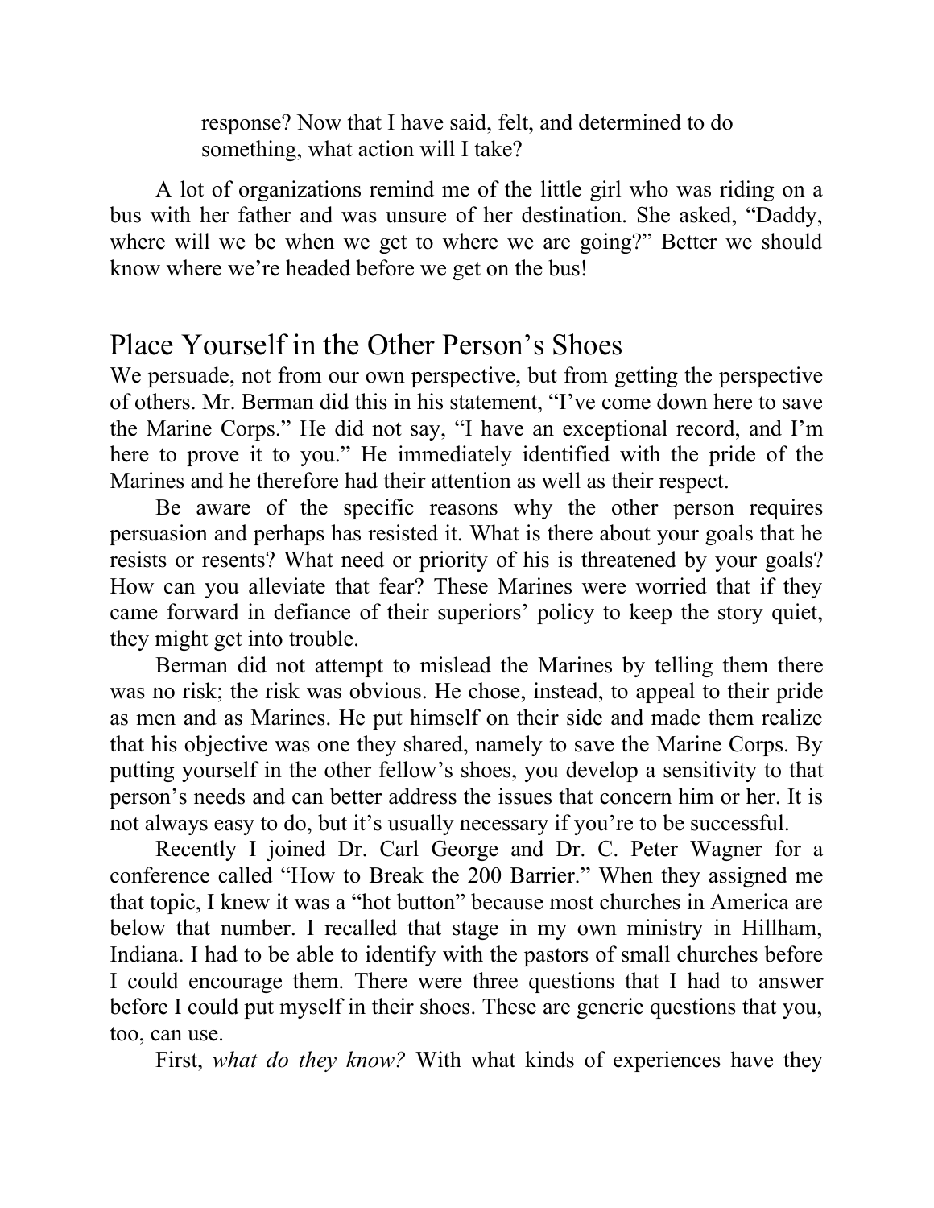response? Now that I have said, felt, and determined to do something, what action will I take?

A lot of organizations remind me of the little girl who was riding on a bus with her father and was unsure of her destination. She asked, "Daddy, where will we be when we get to where we are going?" Better we should know where we're headed before we get on the bus!

## Place Yourself in the Other Person's Shoes

We persuade, not from our own perspective, but from getting the perspective of others. Mr. Berman did this in his statement, "I've come down here to save the Marine Corps." He did not say, "I have an exceptional record, and I'm here to prove it to you." He immediately identified with the pride of the Marines and he therefore had their attention as well as their respect.

Be aware of the specific reasons why the other person requires persuasion and perhaps has resisted it. What is there about your goals that he resists or resents? What need or priority of his is threatened by your goals? How can you alleviate that fear? These Marines were worried that if they came forward in defiance of their superiors' policy to keep the story quiet, they might get into trouble.

Berman did not attempt to mislead the Marines by telling them there was no risk; the risk was obvious. He chose, instead, to appeal to their pride as men and as Marines. He put himself on their side and made them realize that his objective was one they shared, namely to save the Marine Corps. By putting yourself in the other fellow's shoes, you develop a sensitivity to that person's needs and can better address the issues that concern him or her. It is not always easy to do, but it's usually necessary if you're to be successful.

Recently I joined Dr. Carl George and Dr. C. Peter Wagner for a conference called "How to Break the 200 Barrier." When they assigned me that topic, I knew it was a "hot button" because most churches in America are below that number. I recalled that stage in my own ministry in Hillham, Indiana. I had to be able to identify with the pastors of small churches before I could encourage them. There were three questions that I had to answer before I could put myself in their shoes. These are generic questions that you, too, can use.

First, *what do they know?* With what kinds of experiences have they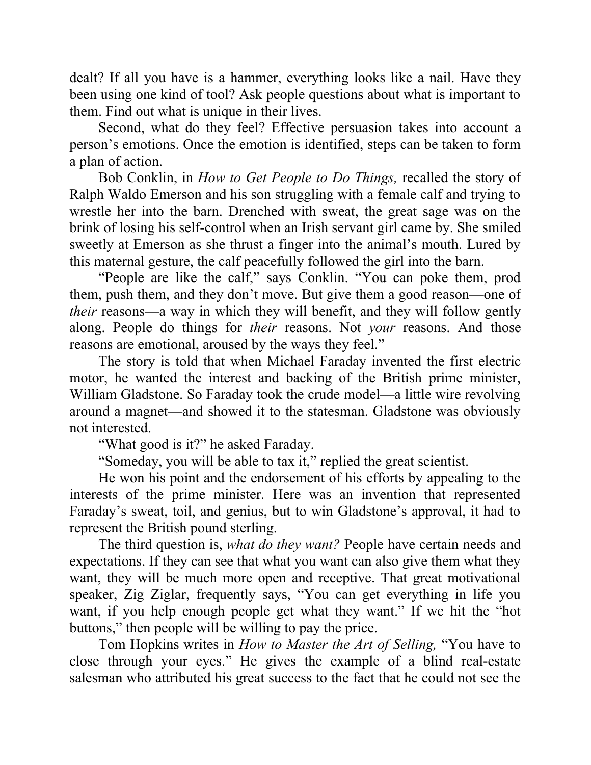dealt? If all you have is a hammer, everything looks like a nail. Have they been using one kind of tool? Ask people questions about what is important to them. Find out what is unique in their lives.

Second, what do they feel? Effective persuasion takes into account a person's emotions. Once the emotion is identified, steps can be taken to form a plan of action.

Bob Conklin, in *How to Get People to Do Things,* recalled the story of Ralph Waldo Emerson and his son struggling with a female calf and trying to wrestle her into the barn. Drenched with sweat, the great sage was on the brink of losing his self-control when an Irish servant girl came by. She smiled sweetly at Emerson as she thrust a finger into the animal's mouth. Lured by this maternal gesture, the calf peacefully followed the girl into the barn.

"People are like the calf," says Conklin. "You can poke them, prod them, push them, and they don't move. But give them a good reason—one of *their* reasons—a way in which they will benefit, and they will follow gently along. People do things for *their* reasons. Not *your* reasons. And those reasons are emotional, aroused by the ways they feel."

The story is told that when Michael Faraday invented the first electric motor, he wanted the interest and backing of the British prime minister, William Gladstone. So Faraday took the crude model—a little wire revolving around a magnet—and showed it to the statesman. Gladstone was obviously not interested.

"What good is it?" he asked Faraday.

"Someday, you will be able to tax it," replied the great scientist.

He won his point and the endorsement of his efforts by appealing to the interests of the prime minister. Here was an invention that represented Faraday's sweat, toil, and genius, but to win Gladstone's approval, it had to represent the British pound sterling.

The third question is, *what do they want?* People have certain needs and expectations. If they can see that what you want can also give them what they want, they will be much more open and receptive. That great motivational speaker, Zig Ziglar, frequently says, "You can get everything in life you want, if you help enough people get what they want." If we hit the "hot buttons," then people will be willing to pay the price.

Tom Hopkins writes in *How to Master the Art of Selling,* "You have to close through your eyes." He gives the example of a blind real-estate salesman who attributed his great success to the fact that he could not see the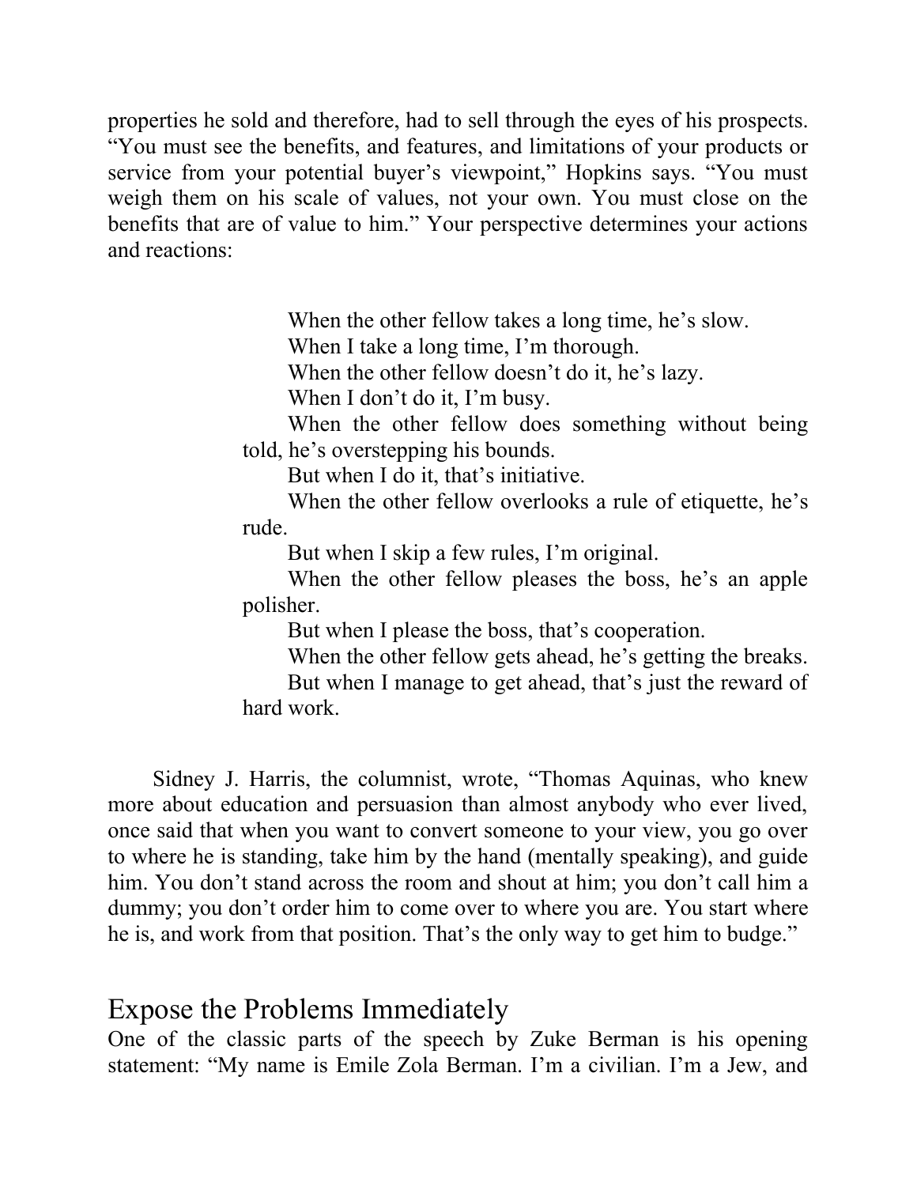properties he sold and therefore, had to sell through the eyes of his prospects. "You must see the benefits, and features, and limitations of your products or service from your potential buyer's viewpoint," Hopkins says. "You must weigh them on his scale of values, not your own. You must close on the benefits that are of value to him." Your perspective determines your actions and reactions:

> When the other fellow takes a long time, he's slow.
> When I take a long time, I'm thorough.
> When the other fellow doesn't do it, he's lazy.
> When I don't do it, I'm busy.
> When the other fellow does something without being told, he's overstepping his bounds.
> But when I do it, that's initiative.
> When the other fellow overlooks a rule of etiquette, he's rude.
> But when I skip a few rules, I'm original.
> When the other fellow pleases the boss, he's an apple polisher.
> But when I please the boss, that's cooperation.
> When the other fellow gets ahead, he's getting the breaks.
> But when I manage to get ahead, that's just the reward of hard work.

Sidney J. Harris, the columnist, wrote, "Thomas Aquinas, who knew more about education and persuasion than almost anybody who ever lived, once said that when you want to convert someone to your view, you go over to where he is standing, take him by the hand (mentally speaking), and guide him. You don't stand across the room and shout at him; you don't call him a dummy; you don't order him to come over to where you are. You start where he is, and work from that position. That's the only way to get him to budge."

## Expose the Problems Immediately

One of the classic parts of the speech by Zuke Berman is his opening statement: "My name is Emile Zola Berman. I'm a civilian. I'm a Jew, and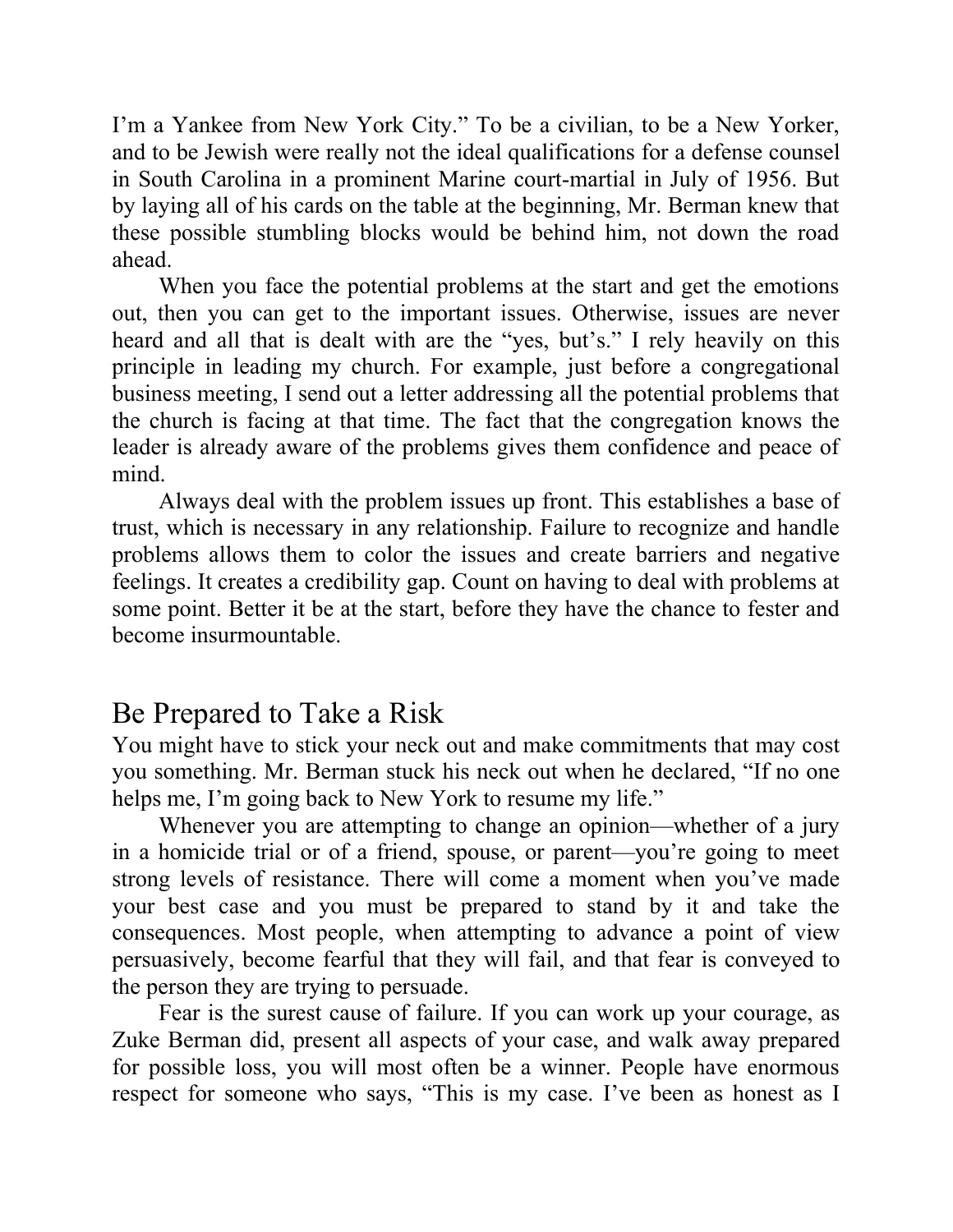I'm a Yankee from New York City." To be a civilian, to be a New Yorker, and to be Jewish were really not the ideal qualifications for a defense counsel in South Carolina in a prominent Marine court-martial in July of 1956. But by laying all of his cards on the table at the beginning, Mr. Berman knew that these possible stumbling blocks would be behind him, not down the road ahead.

When you face the potential problems at the start and get the emotions out, then you can get to the important issues. Otherwise, issues are never heard and all that is dealt with are the "yes, but's." I rely heavily on this principle in leading my church. For example, just before a congregational business meeting, I send out a letter addressing all the potential problems that the church is facing at that time. The fact that the congregation knows the leader is already aware of the problems gives them confidence and peace of mind.

Always deal with the problem issues up front. This establishes a base of trust, which is necessary in any relationship. Failure to recognize and handle problems allows them to color the issues and create barriers and negative feelings. It creates a credibility gap. Count on having to deal with problems at some point. Better it be at the start, before they have the chance to fester and become insurmountable.

## Be Prepared to Take a Risk

You might have to stick your neck out and make commitments that may cost you something. Mr. Berman stuck his neck out when he declared, "If no one helps me, I'm going back to New York to resume my life."

Whenever you are attempting to change an opinion—whether of a jury in a homicide trial or of a friend, spouse, or parent—you're going to meet strong levels of resistance. There will come a moment when you've made your best case and you must be prepared to stand by it and take the consequences. Most people, when attempting to advance a point of view persuasively, become fearful that they will fail, and that fear is conveyed to the person they are trying to persuade.

Fear is the surest cause of failure. If you can work up your courage, as Zuke Berman did, present all aspects of your case, and walk away prepared for possible loss, you will most often be a winner. People have enormous respect for someone who says, "This is my case. I've been as honest as I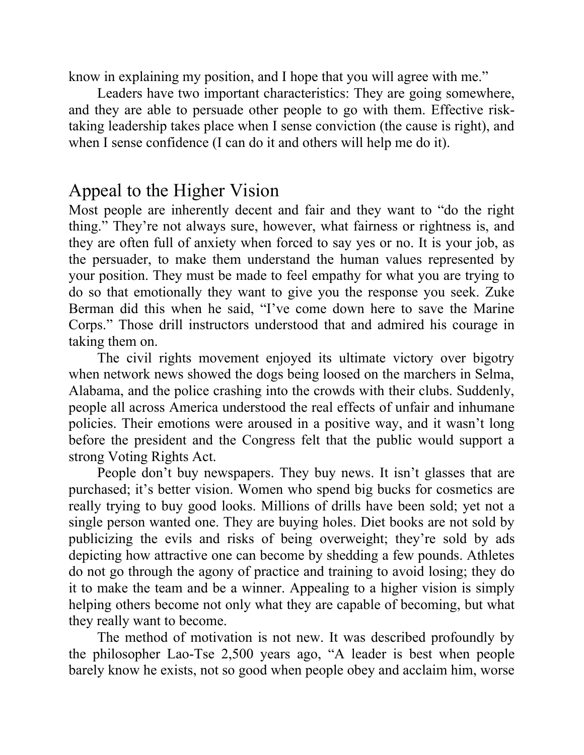know in explaining my position, and I hope that you will agree with me."

Leaders have two important characteristics: They are going somewhere, and they are able to persuade other people to go with them. Effective risk-taking leadership takes place when I sense conviction (the cause is right), and when I sense confidence (I can do it and others will help me do it).

## Appeal to the Higher Vision

Most people are inherently decent and fair and they want to "do the right thing." They're not always sure, however, what fairness or rightness is, and they are often full of anxiety when forced to say yes or no. It is your job, as the persuader, to make them understand the human values represented by your position. They must be made to feel empathy for what you are trying to do so that emotionally they want to give you the response you seek. Zuke Berman did this when he said, "I've come down here to save the Marine Corps." Those drill instructors understood that and admired his courage in taking them on.

The civil rights movement enjoyed its ultimate victory over bigotry when network news showed the dogs being loosed on the marchers in Selma, Alabama, and the police crashing into the crowds with their clubs. Suddenly, people all across America understood the real effects of unfair and inhumane policies. Their emotions were aroused in a positive way, and it wasn't long before the president and the Congress felt that the public would support a strong Voting Rights Act.

People don't buy newspapers. They buy news. It isn't glasses that are purchased; it's better vision. Women who spend big bucks for cosmetics are really trying to buy good looks. Millions of drills have been sold; yet not a single person wanted one. They are buying holes. Diet books are not sold by publicizing the evils and risks of being overweight; they're sold by ads depicting how attractive one can become by shedding a few pounds. Athletes do not go through the agony of practice and training to avoid losing; they do it to make the team and be a winner. Appealing to a higher vision is simply helping others become not only what they are capable of becoming, but what they really want to become.

The method of motivation is not new. It was described profoundly by the philosopher Lao-Tse 2,500 years ago, "A leader is best when people barely know he exists, not so good when people obey and acclaim him, worse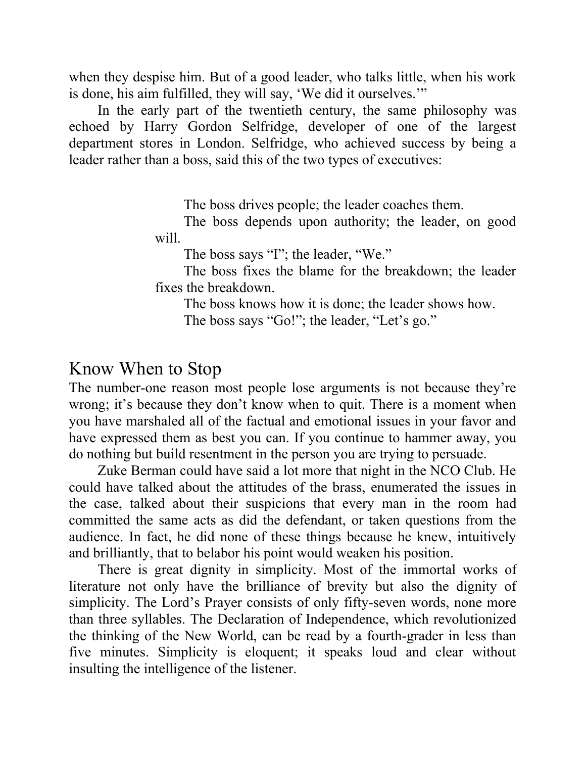when they despise him. But of a good leader, who talks little, when his work is done, his aim fulfilled, they will say, 'We did it ourselves.'"

In the early part of the twentieth century, the same philosophy was echoed by Harry Gordon Selfridge, developer of one of the largest department stores in London. Selfridge, who achieved success by being a leader rather than a boss, said this of the two types of executives:

> The boss drives people; the leader coaches them.
>
> The boss depends upon authority; the leader, on good will.
>
> The boss says "I"; the leader, "We."
>
> The boss fixes the blame for the breakdown; the leader fixes the breakdown.
>
> The boss knows how it is done; the leader shows how.
>
> The boss says "Go!"; the leader, "Let's go."

## Know When to Stop

The number-one reason most people lose arguments is not because they're wrong; it's because they don't know when to quit. There is a moment when you have marshaled all of the factual and emotional issues in your favor and have expressed them as best you can. If you continue to hammer away, you do nothing but build resentment in the person you are trying to persuade.

Zuke Berman could have said a lot more that night in the NCO Club. He could have talked about the attitudes of the brass, enumerated the issues in the case, talked about their suspicions that every man in the room had committed the same acts as did the defendant, or taken questions from the audience. In fact, he did none of these things because he knew, intuitively and brilliantly, that to belabor his point would weaken his position.

There is great dignity in simplicity. Most of the immortal works of literature not only have the brilliance of brevity but also the dignity of simplicity. The Lord's Prayer consists of only fifty-seven words, none more than three syllables. The Declaration of Independence, which revolutionized the thinking of the New World, can be read by a fourth-grader in less than five minutes. Simplicity is eloquent; it speaks loud and clear without insulting the intelligence of the listener.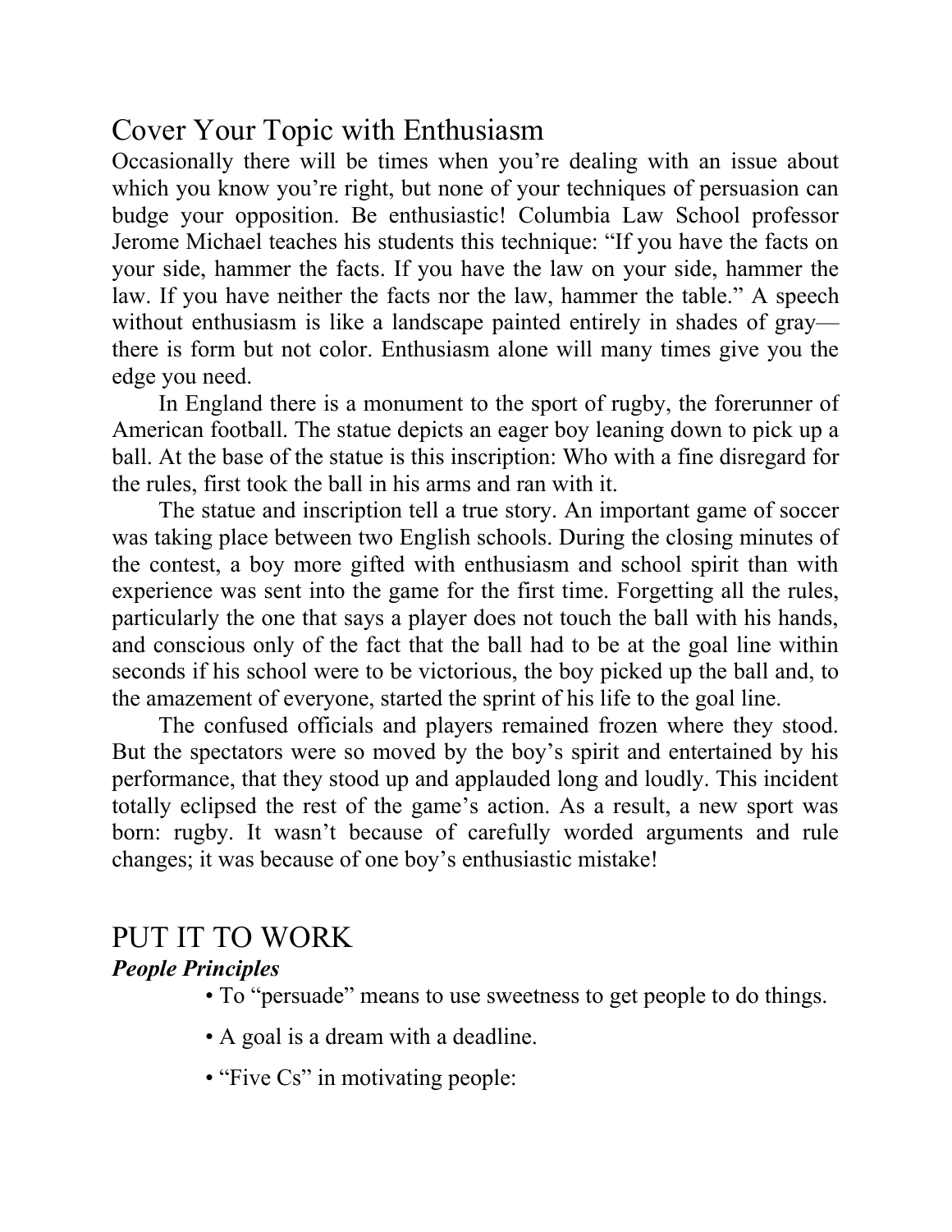## Cover Your Topic with Enthusiasm

Occasionally there will be times when you're dealing with an issue about which you know you're right, but none of your techniques of persuasion can budge your opposition. Be enthusiastic! Columbia Law School professor Jerome Michael teaches his students this technique: "If you have the facts on your side, hammer the facts. If you have the law on your side, hammer the law. If you have neither the facts nor the law, hammer the table." A speech without enthusiasm is like a landscape painted entirely in shades of gray—there is form but not color. Enthusiasm alone will many times give you the edge you need.

In England there is a monument to the sport of rugby, the forerunner of American football. The statue depicts an eager boy leaning down to pick up a ball. At the base of the statue is this inscription: Who with a fine disregard for the rules, first took the ball in his arms and ran with it.

The statue and inscription tell a true story. An important game of soccer was taking place between two English schools. During the closing minutes of the contest, a boy more gifted with enthusiasm and school spirit than with experience was sent into the game for the first time. Forgetting all the rules, particularly the one that says a player does not touch the ball with his hands, and conscious only of the fact that the ball had to be at the goal line within seconds if his school were to be victorious, the boy picked up the ball and, to the amazement of everyone, started the sprint of his life to the goal line.

The confused officials and players remained frozen where they stood. But the spectators were so moved by the boy's spirit and entertained by his performance, that they stood up and applauded long and loudly. This incident totally eclipsed the rest of the game's action. As a result, a new sport was born: rugby. It wasn't because of carefully worded arguments and rule changes; it was because of one boy's enthusiastic mistake!

## PUT IT TO WORK

***People Principles***

- To "persuade" means to use sweetness to get people to do things.
- A goal is a dream with a deadline.
- "Five Cs" in motivating people: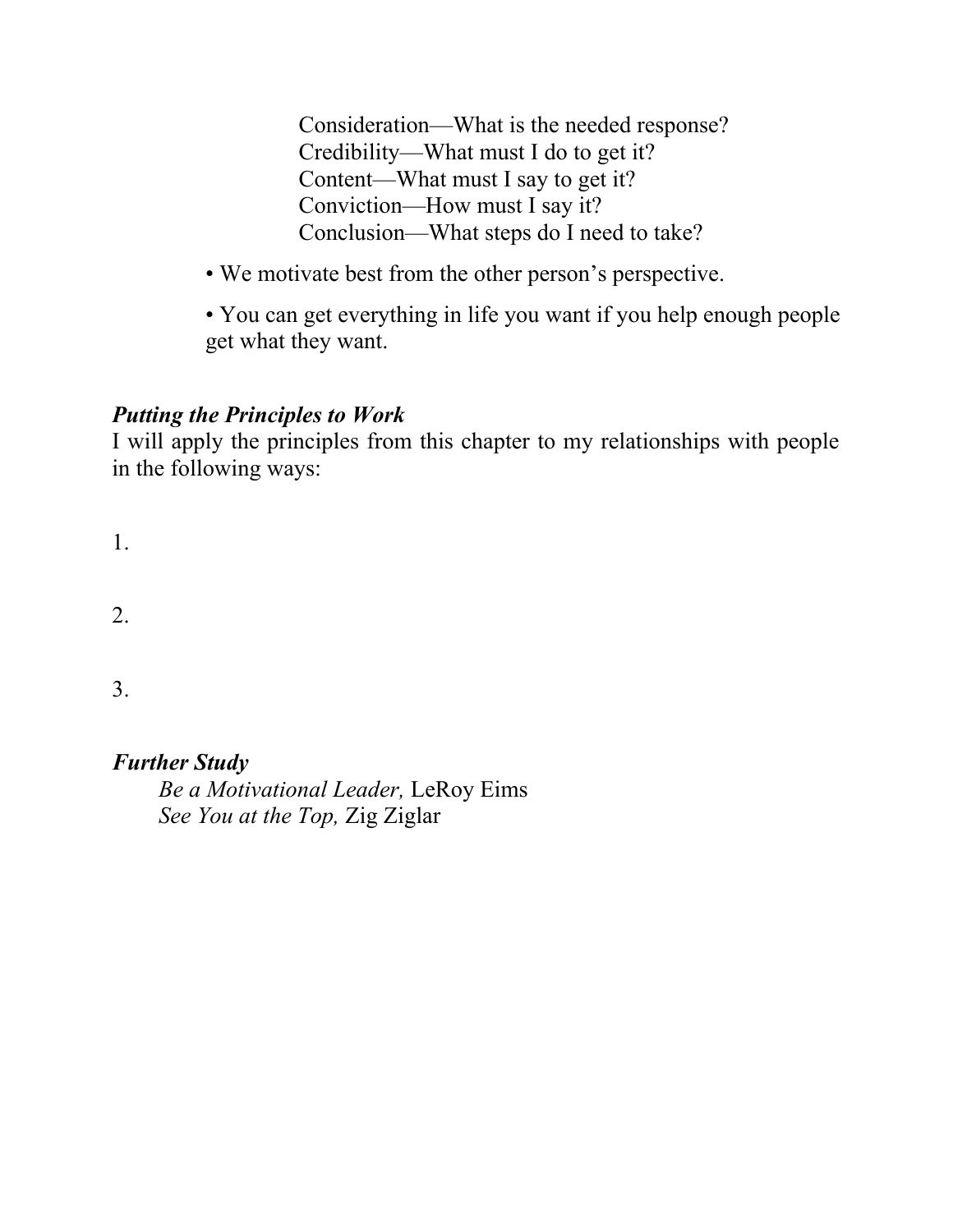Consideration—What is the needed response?
Credibility—What must I do to get it?
Content—What must I say to get it?
Conviction—How must I say it?
Conclusion—What steps do I need to take?

- We motivate best from the other person's perspective.
- You can get everything in life you want if you help enough people get what they want.

***Putting the Principles to Work***

I will apply the principles from this chapter to my relationships with people in the following ways:

1.

2.

3.

***Further Study***

*Be a Motivational Leader,* LeRoy Eims
*See You at the Top,* Zig Ziglar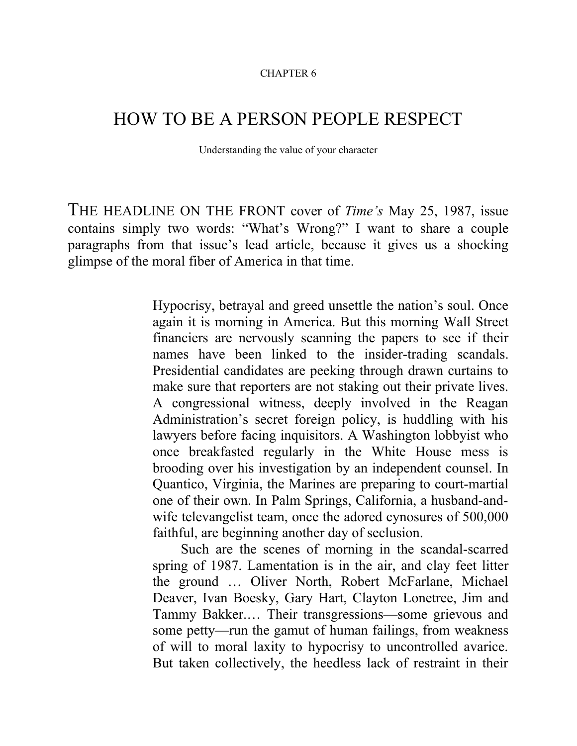CHAPTER 6

# HOW TO BE A PERSON PEOPLE RESPECT

Understanding the value of your character

THE HEADLINE ON THE FRONT cover of *Time's* May 25, 1987, issue contains simply two words: "What's Wrong?" I want to share a couple paragraphs from that issue's lead article, because it gives us a shocking glimpse of the moral fiber of America in that time.

> Hypocrisy, betrayal and greed unsettle the nation's soul. Once again it is morning in America. But this morning Wall Street financiers are nervously scanning the papers to see if their names have been linked to the insider-trading scandals. Presidential candidates are peeking through drawn curtains to make sure that reporters are not staking out their private lives. A congressional witness, deeply involved in the Reagan Administration's secret foreign policy, is huddling with his lawyers before facing inquisitors. A Washington lobbyist who once breakfasted regularly in the White House mess is brooding over his investigation by an independent counsel. In Quantico, Virginia, the Marines are preparing to court-martial one of their own. In Palm Springs, California, a husband-and-wife televangelist team, once the adored cynosures of 500,000 faithful, are beginning another day of seclusion.
>
> Such are the scenes of morning in the scandal-scarred spring of 1987. Lamentation is in the air, and clay feet litter the ground … Oliver North, Robert McFarlane, Michael Deaver, Ivan Boesky, Gary Hart, Clayton Lonetree, Jim and Tammy Bakker.… Their transgressions—some grievous and some petty—run the gamut of human failings, from weakness of will to moral laxity to hypocrisy to uncontrolled avarice. But taken collectively, the heedless lack of restraint in their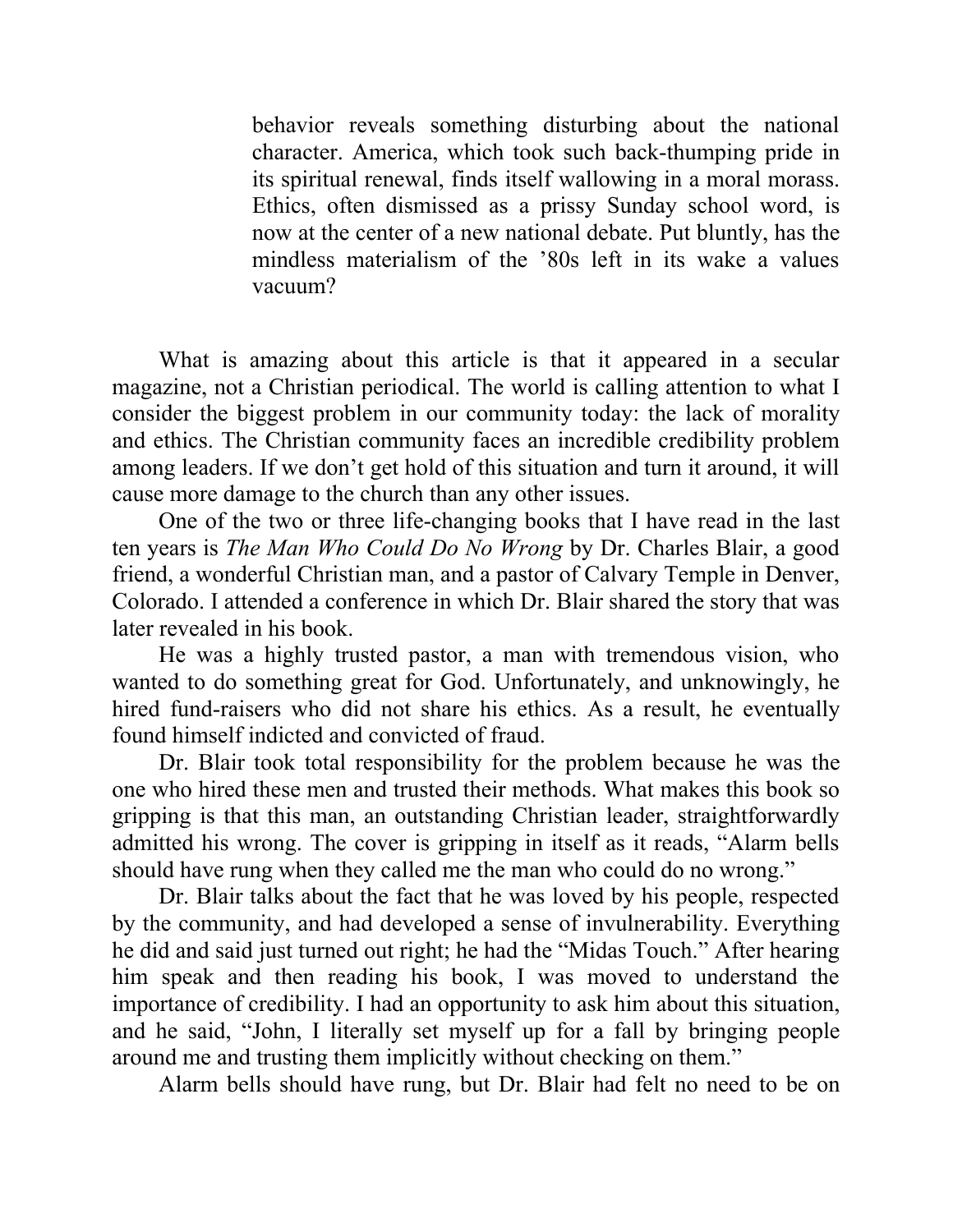> behavior reveals something disturbing about the national character. America, which took such back-thumping pride in its spiritual renewal, finds itself wallowing in a moral morass. Ethics, often dismissed as a prissy Sunday school word, is now at the center of a new national debate. Put bluntly, has the mindless materialism of the '80s left in its wake a values vacuum?

What is amazing about this article is that it appeared in a secular magazine, not a Christian periodical. The world is calling attention to what I consider the biggest problem in our community today: the lack of morality and ethics. The Christian community faces an incredible credibility problem among leaders. If we don't get hold of this situation and turn it around, it will cause more damage to the church than any other issues.

One of the two or three life-changing books that I have read in the last ten years is *The Man Who Could Do No Wrong* by Dr. Charles Blair, a good friend, a wonderful Christian man, and a pastor of Calvary Temple in Denver, Colorado. I attended a conference in which Dr. Blair shared the story that was later revealed in his book.

He was a highly trusted pastor, a man with tremendous vision, who wanted to do something great for God. Unfortunately, and unknowingly, he hired fund-raisers who did not share his ethics. As a result, he eventually found himself indicted and convicted of fraud.

Dr. Blair took total responsibility for the problem because he was the one who hired these men and trusted their methods. What makes this book so gripping is that this man, an outstanding Christian leader, straightforwardly admitted his wrong. The cover is gripping in itself as it reads, "Alarm bells should have rung when they called me the man who could do no wrong."

Dr. Blair talks about the fact that he was loved by his people, respected by the community, and had developed a sense of invulnerability. Everything he did and said just turned out right; he had the "Midas Touch." After hearing him speak and then reading his book, I was moved to understand the importance of credibility. I had an opportunity to ask him about this situation, and he said, "John, I literally set myself up for a fall by bringing people around me and trusting them implicitly without checking on them."

Alarm bells should have rung, but Dr. Blair had felt no need to be on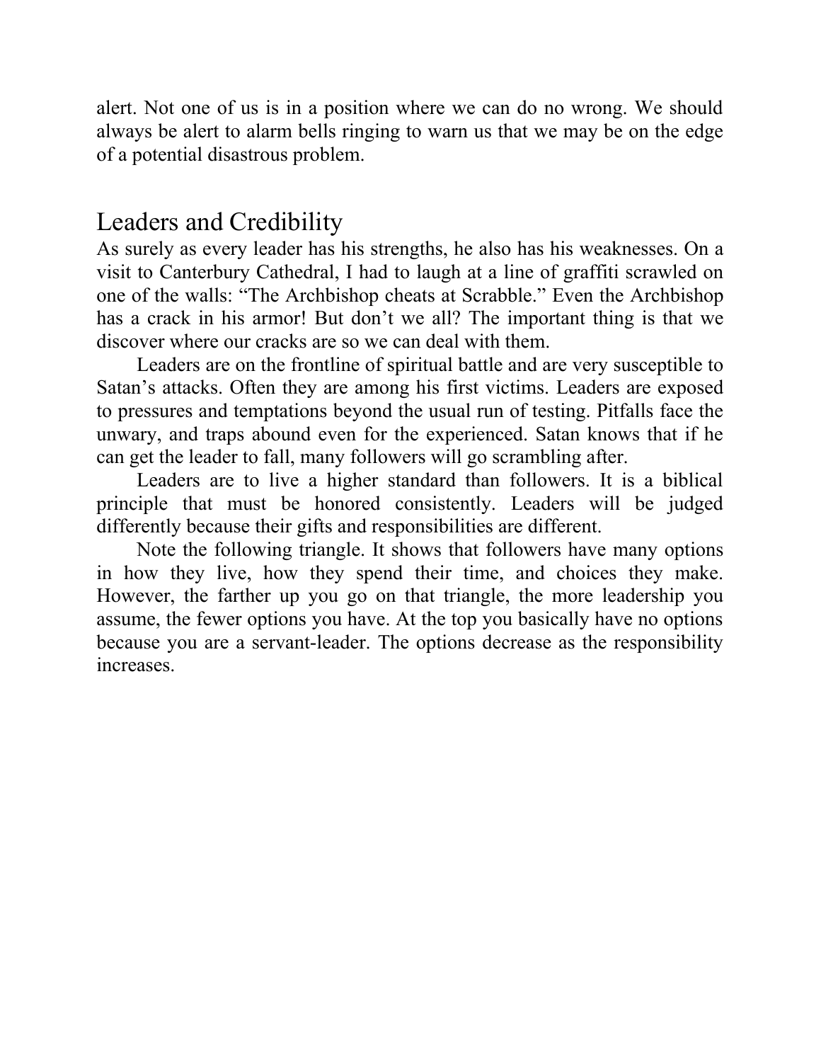alert. Not one of us is in a position where we can do no wrong. We should always be alert to alarm bells ringing to warn us that we may be on the edge of a potential disastrous problem.

## Leaders and Credibility

As surely as every leader has his strengths, he also has his weaknesses. On a visit to Canterbury Cathedral, I had to laugh at a line of graffiti scrawled on one of the walls: "The Archbishop cheats at Scrabble." Even the Archbishop has a crack in his armor! But don't we all? The important thing is that we discover where our cracks are so we can deal with them.

Leaders are on the frontline of spiritual battle and are very susceptible to Satan's attacks. Often they are among his first victims. Leaders are exposed to pressures and temptations beyond the usual run of testing. Pitfalls face the unwary, and traps abound even for the experienced. Satan knows that if he can get the leader to fall, many followers will go scrambling after.

Leaders are to live a higher standard than followers. It is a biblical principle that must be honored consistently. Leaders will be judged differently because their gifts and responsibilities are different.

Note the following triangle. It shows that followers have many options in how they live, how they spend their time, and choices they make. However, the farther up you go on that triangle, the more leadership you assume, the fewer options you have. At the top you basically have no options because you are a servant-leader. The options decrease as the responsibility increases.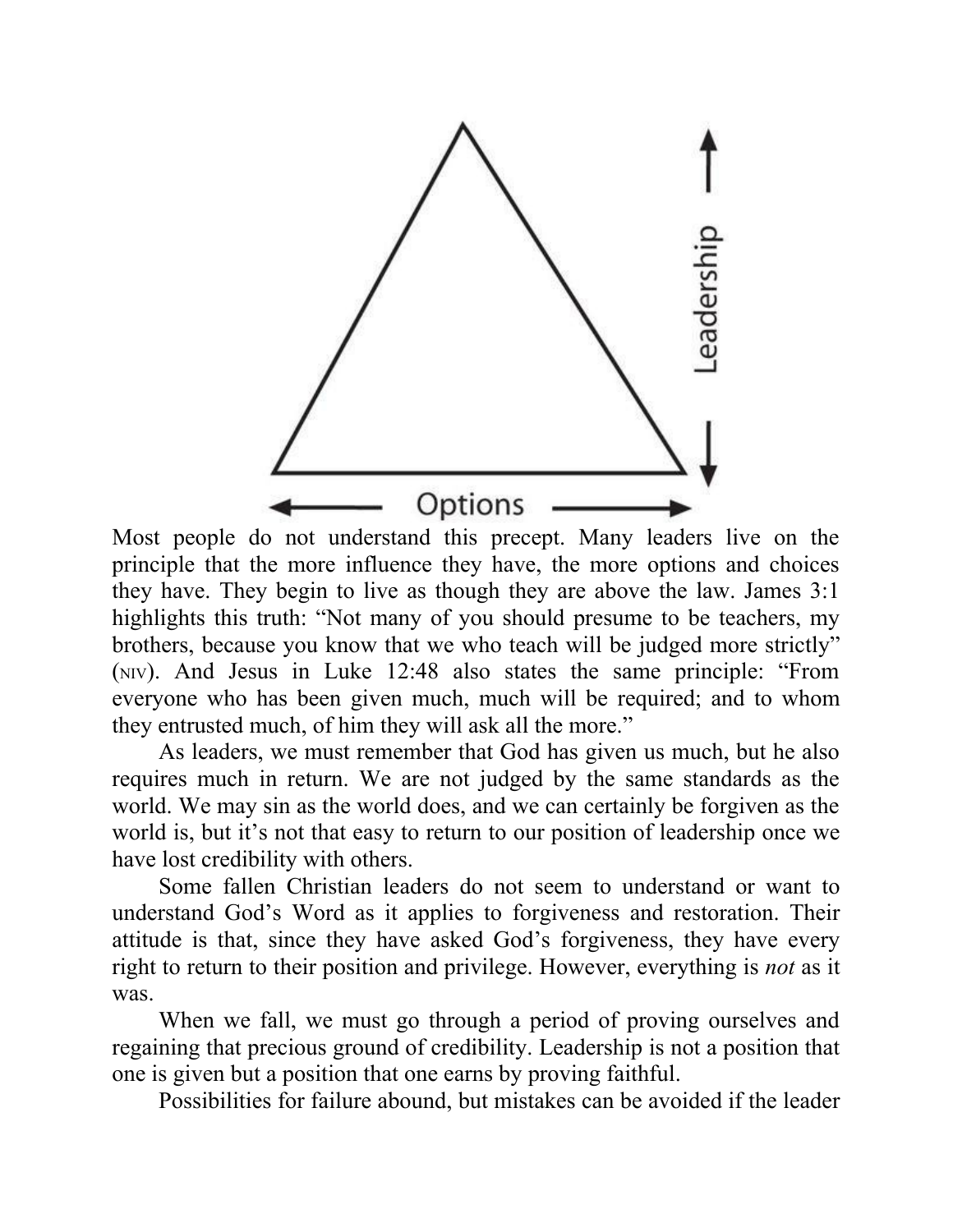Leadership

Options

Most people do not understand this precept. Many leaders live on the principle that the more influence they have, the more options and choices they have. They begin to live as though they are above the law. James 3:1 highlights this truth: “Not many of you should presume to be teachers, my brothers, because you know that we who teach will be judged more strictly” (NIV). And Jesus in Luke 12:48 also states the same principle: “From everyone who has been given much, much will be required; and to whom they entrusted much, of him they will ask all the more.”

As leaders, we must remember that God has given us much, but he also requires much in return. We are not judged by the same standards as the world. We may sin as the world does, and we can certainly be forgiven as the world is, but it’s not that easy to return to our position of leadership once we have lost credibility with others.

Some fallen Christian leaders do not seem to understand or want to understand God’s Word as it applies to forgiveness and restoration. Their attitude is that, since they have asked God’s forgiveness, they have every right to return to their position and privilege. However, everything is *not* as it was.

When we fall, we must go through a period of proving ourselves and regaining that precious ground of credibility. Leadership is not a position that one is given but a position that one earns by proving faithful.

Possibilities for failure abound, but mistakes can be avoided if the leader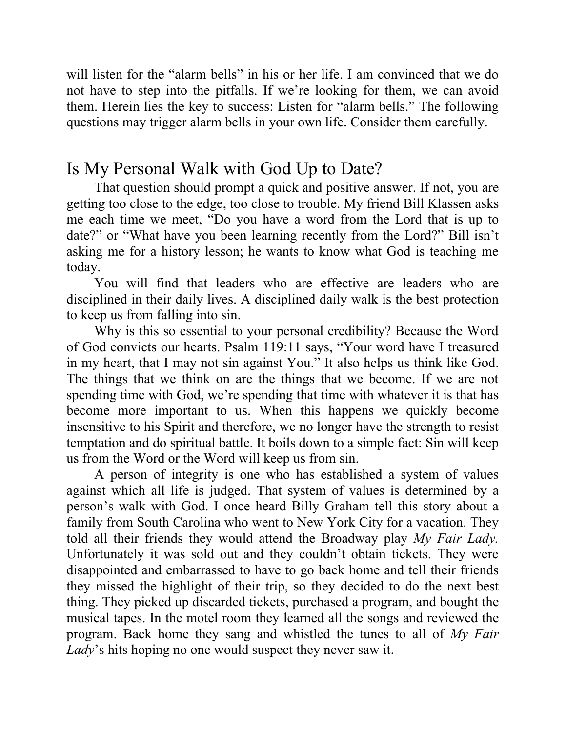will listen for the "alarm bells" in his or her life. I am convinced that we do not have to step into the pitfalls. If we're looking for them, we can avoid them. Herein lies the key to success: Listen for "alarm bells." The following questions may trigger alarm bells in your own life. Consider them carefully.

## Is My Personal Walk with God Up to Date?

That question should prompt a quick and positive answer. If not, you are getting too close to the edge, too close to trouble. My friend Bill Klassen asks me each time we meet, "Do you have a word from the Lord that is up to date?" or "What have you been learning recently from the Lord?" Bill isn't asking me for a history lesson; he wants to know what God is teaching me today.

You will find that leaders who are effective are leaders who are disciplined in their daily lives. A disciplined daily walk is the best protection to keep us from falling into sin.

Why is this so essential to your personal credibility? Because the Word of God convicts our hearts. Psalm 119:11 says, "Your word have I treasured in my heart, that I may not sin against You." It also helps us think like God. The things that we think on are the things that we become. If we are not spending time with God, we're spending that time with whatever it is that has become more important to us. When this happens we quickly become insensitive to his Spirit and therefore, we no longer have the strength to resist temptation and do spiritual battle. It boils down to a simple fact: Sin will keep us from the Word or the Word will keep us from sin.

A person of integrity is one who has established a system of values against which all life is judged. That system of values is determined by a person's walk with God. I once heard Billy Graham tell this story about a family from South Carolina who went to New York City for a vacation. They told all their friends they would attend the Broadway play *My Fair Lady.* Unfortunately it was sold out and they couldn't obtain tickets. They were disappointed and embarrassed to have to go back home and tell their friends they missed the highlight of their trip, so they decided to do the next best thing. They picked up discarded tickets, purchased a program, and bought the musical tapes. In the motel room they learned all the songs and reviewed the program. Back home they sang and whistled the tunes to all of *My Fair Lady*'s hits hoping no one would suspect they never saw it.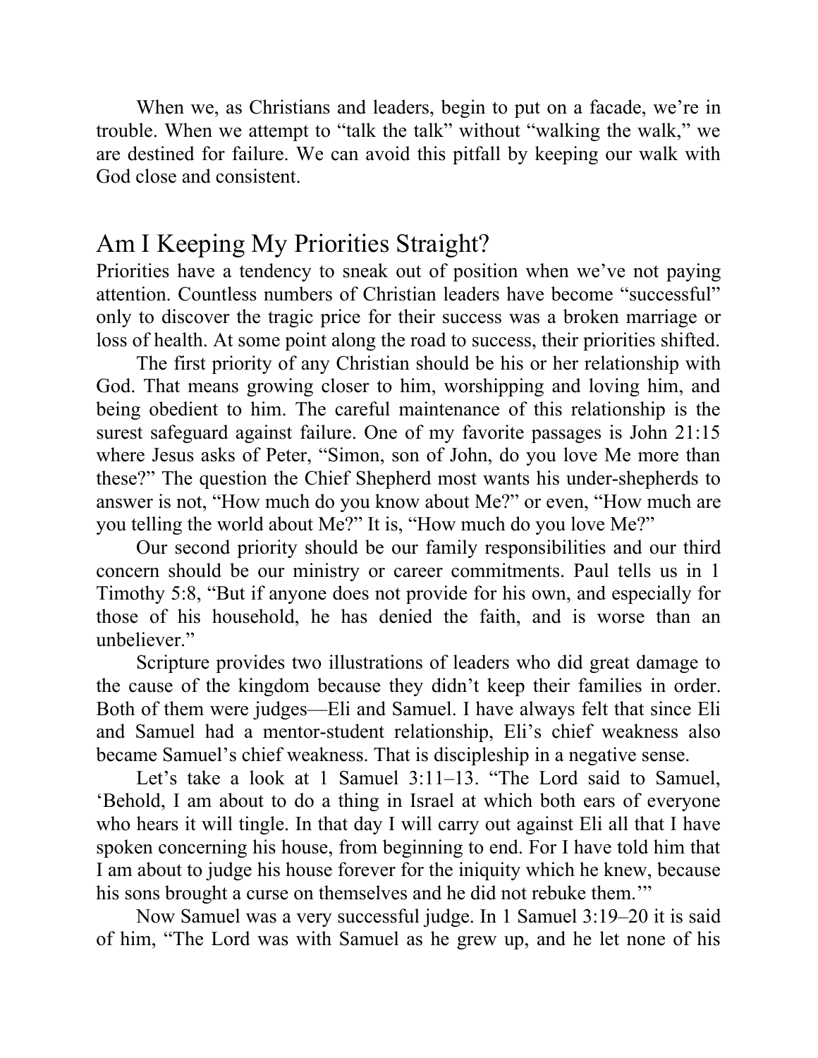When we, as Christians and leaders, begin to put on a facade, we're in trouble. When we attempt to "talk the talk" without "walking the walk," we are destined for failure. We can avoid this pitfall by keeping our walk with God close and consistent.

## Am I Keeping My Priorities Straight?

Priorities have a tendency to sneak out of position when we've not paying attention. Countless numbers of Christian leaders have become "successful" only to discover the tragic price for their success was a broken marriage or loss of health. At some point along the road to success, their priorities shifted.

The first priority of any Christian should be his or her relationship with God. That means growing closer to him, worshipping and loving him, and being obedient to him. The careful maintenance of this relationship is the surest safeguard against failure. One of my favorite passages is John 21:15 where Jesus asks of Peter, "Simon, son of John, do you love Me more than these?" The question the Chief Shepherd most wants his under-shepherds to answer is not, "How much do you know about Me?" or even, "How much are you telling the world about Me?" It is, "How much do you love Me?"

Our second priority should be our family responsibilities and our third concern should be our ministry or career commitments. Paul tells us in 1 Timothy 5:8, "But if anyone does not provide for his own, and especially for those of his household, he has denied the faith, and is worse than an unbeliever."

Scripture provides two illustrations of leaders who did great damage to the cause of the kingdom because they didn't keep their families in order. Both of them were judges—Eli and Samuel. I have always felt that since Eli and Samuel had a mentor-student relationship, Eli's chief weakness also became Samuel's chief weakness. That is discipleship in a negative sense.

Let's take a look at 1 Samuel 3:11–13. "The Lord said to Samuel, 'Behold, I am about to do a thing in Israel at which both ears of everyone who hears it will tingle. In that day I will carry out against Eli all that I have spoken concerning his house, from beginning to end. For I have told him that I am about to judge his house forever for the iniquity which he knew, because his sons brought a curse on themselves and he did not rebuke them.'"

Now Samuel was a very successful judge. In 1 Samuel 3:19–20 it is said of him, "The Lord was with Samuel as he grew up, and he let none of his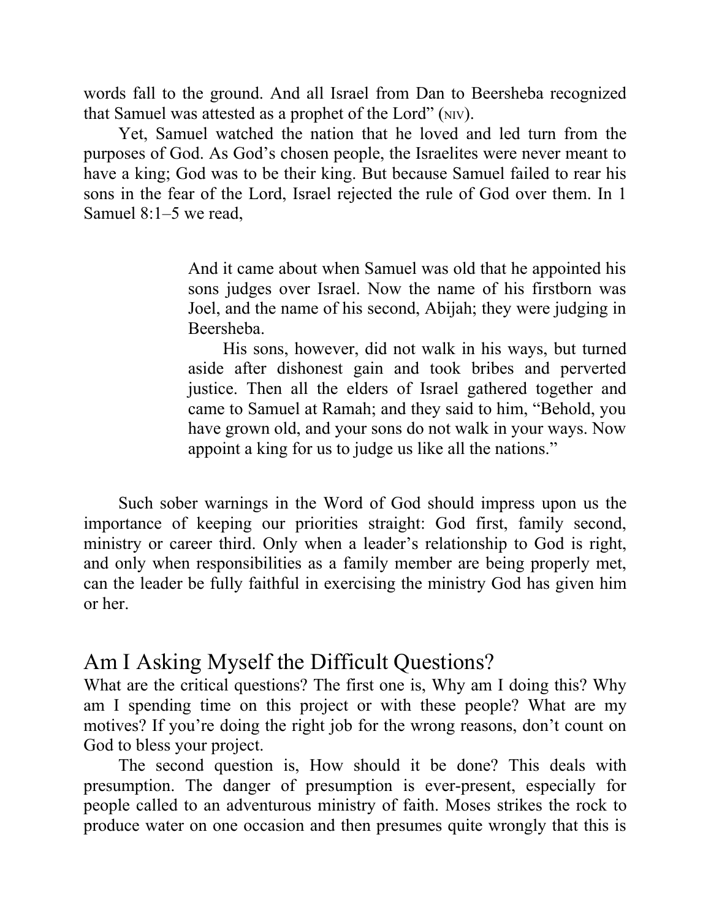words fall to the ground. And all Israel from Dan to Beersheba recognized that Samuel was attested as a prophet of the Lord" (NIV).

Yet, Samuel watched the nation that he loved and led turn from the purposes of God. As God's chosen people, the Israelites were never meant to have a king; God was to be their king. But because Samuel failed to rear his sons in the fear of the Lord, Israel rejected the rule of God over them. In 1 Samuel 8:1–5 we read,

> And it came about when Samuel was old that he appointed his sons judges over Israel. Now the name of his firstborn was Joel, and the name of his second, Abijah; they were judging in Beersheba.
>
> His sons, however, did not walk in his ways, but turned aside after dishonest gain and took bribes and perverted justice. Then all the elders of Israel gathered together and came to Samuel at Ramah; and they said to him, "Behold, you have grown old, and your sons do not walk in your ways. Now appoint a king for us to judge us like all the nations."

Such sober warnings in the Word of God should impress upon us the importance of keeping our priorities straight: God first, family second, ministry or career third. Only when a leader's relationship to God is right, and only when responsibilities as a family member are being properly met, can the leader be fully faithful in exercising the ministry God has given him or her.

## Am I Asking Myself the Difficult Questions?

What are the critical questions? The first one is, Why am I doing this? Why am I spending time on this project or with these people? What are my motives? If you're doing the right job for the wrong reasons, don't count on God to bless your project.

The second question is, How should it be done? This deals with presumption. The danger of presumption is ever-present, especially for people called to an adventurous ministry of faith. Moses strikes the rock to produce water on one occasion and then presumes quite wrongly that this is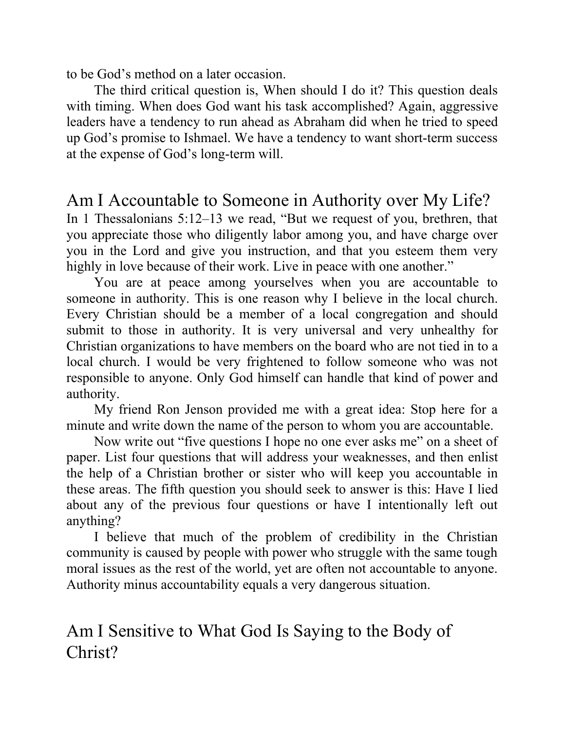to be God's method on a later occasion.

The third critical question is, When should I do it? This question deals with timing. When does God want his task accomplished? Again, aggressive leaders have a tendency to run ahead as Abraham did when he tried to speed up God's promise to Ishmael. We have a tendency to want short-term success at the expense of God's long-term will.

## Am I Accountable to Someone in Authority over My Life?

In 1 Thessalonians 5:12–13 we read, "But we request of you, brethren, that you appreciate those who diligently labor among you, and have charge over you in the Lord and give you instruction, and that you esteem them very highly in love because of their work. Live in peace with one another."

You are at peace among yourselves when you are accountable to someone in authority. This is one reason why I believe in the local church. Every Christian should be a member of a local congregation and should submit to those in authority. It is very universal and very unhealthy for Christian organizations to have members on the board who are not tied in to a local church. I would be very frightened to follow someone who was not responsible to anyone. Only God himself can handle that kind of power and authority.

My friend Ron Jenson provided me with a great idea: Stop here for a minute and write down the name of the person to whom you are accountable.

Now write out "five questions I hope no one ever asks me" on a sheet of paper. List four questions that will address your weaknesses, and then enlist the help of a Christian brother or sister who will keep you accountable in these areas. The fifth question you should seek to answer is this: Have I lied about any of the previous four questions or have I intentionally left out anything?

I believe that much of the problem of credibility in the Christian community is caused by people with power who struggle with the same tough moral issues as the rest of the world, yet are often not accountable to anyone. Authority minus accountability equals a very dangerous situation.

## Am I Sensitive to What God Is Saying to the Body of Christ?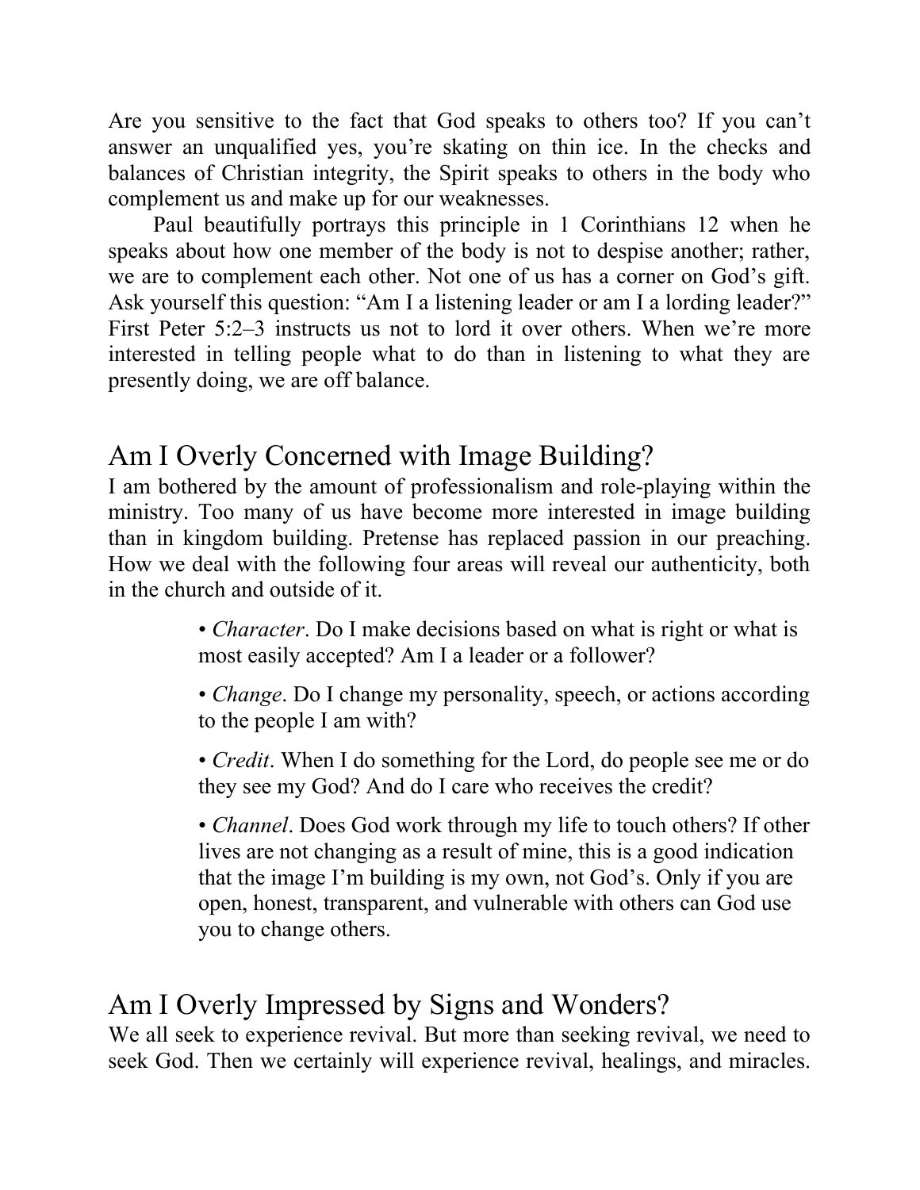Are you sensitive to the fact that God speaks to others too? If you can't answer an unqualified yes, you're skating on thin ice. In the checks and balances of Christian integrity, the Spirit speaks to others in the body who complement us and make up for our weaknesses.

Paul beautifully portrays this principle in 1 Corinthians 12 when he speaks about how one member of the body is not to despise another; rather, we are to complement each other. Not one of us has a corner on God's gift. Ask yourself this question: "Am I a listening leader or am I a lording leader?" First Peter 5:2–3 instructs us not to lord it over others. When we're more interested in telling people what to do than in listening to what they are presently doing, we are off balance.

## Am I Overly Concerned with Image Building?

I am bothered by the amount of professionalism and role-playing within the ministry. Too many of us have become more interested in image building than in kingdom building. Pretense has replaced passion in our preaching. How we deal with the following four areas will reveal our authenticity, both in the church and outside of it.

- *Character*. Do I make decisions based on what is right or what is most easily accepted? Am I a leader or a follower?
- *Change*. Do I change my personality, speech, or actions according to the people I am with?
- *Credit*. When I do something for the Lord, do people see me or do they see my God? And do I care who receives the credit?
- *Channel*. Does God work through my life to touch others? If other lives are not changing as a result of mine, this is a good indication that the image I'm building is my own, not God's. Only if you are open, honest, transparent, and vulnerable with others can God use you to change others.

## Am I Overly Impressed by Signs and Wonders?

We all seek to experience revival. But more than seeking revival, we need to seek God. Then we certainly will experience revival, healings, and miracles.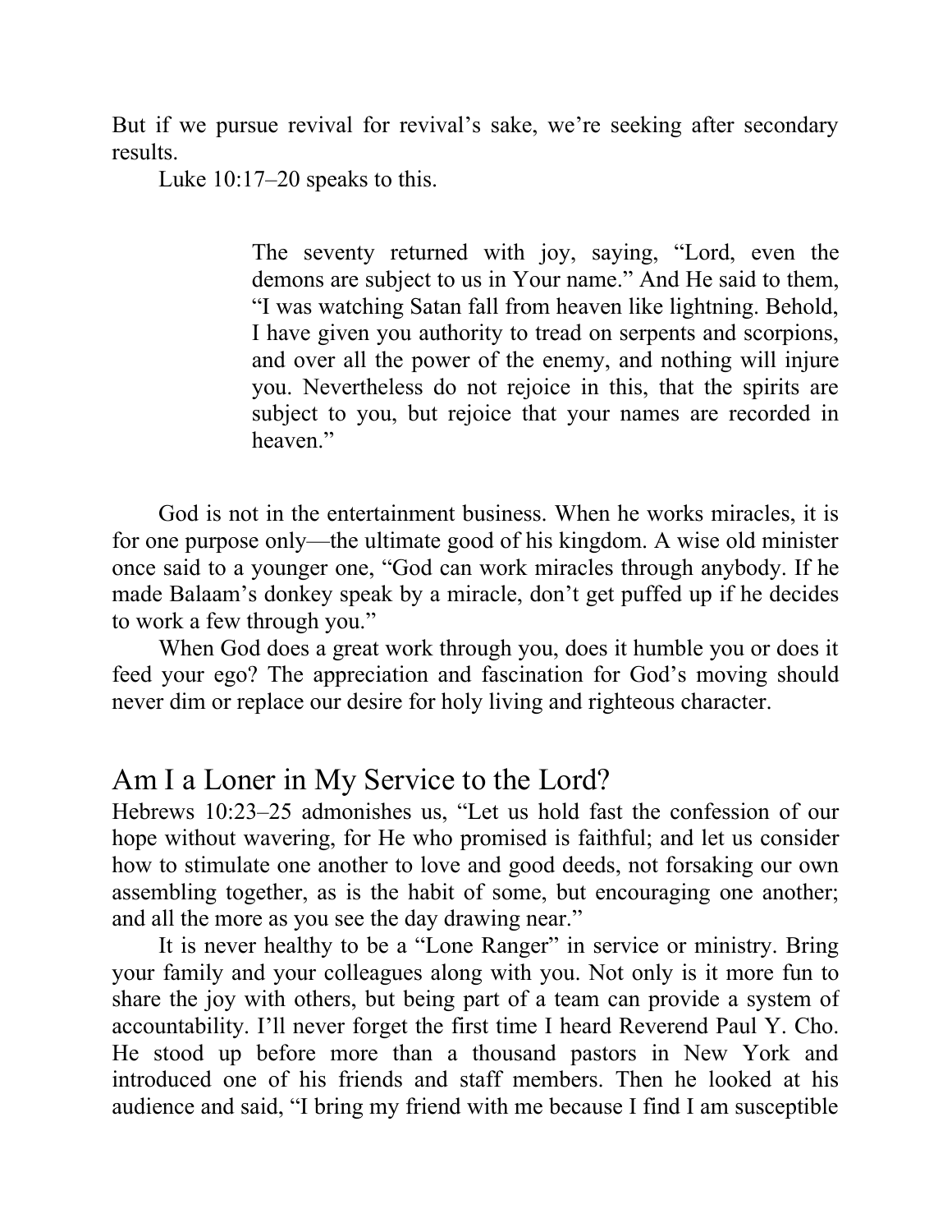But if we pursue revival for revival's sake, we're seeking after secondary results.

Luke 10:17–20 speaks to this.

> The seventy returned with joy, saying, "Lord, even the demons are subject to us in Your name." And He said to them, "I was watching Satan fall from heaven like lightning. Behold, I have given you authority to tread on serpents and scorpions, and over all the power of the enemy, and nothing will injure you. Nevertheless do not rejoice in this, that the spirits are subject to you, but rejoice that your names are recorded in heaven."

God is not in the entertainment business. When he works miracles, it is for one purpose only—the ultimate good of his kingdom. A wise old minister once said to a younger one, "God can work miracles through anybody. If he made Balaam's donkey speak by a miracle, don't get puffed up if he decides to work a few through you."

When God does a great work through you, does it humble you or does it feed your ego? The appreciation and fascination for God's moving should never dim or replace our desire for holy living and righteous character.

## Am I a Loner in My Service to the Lord?

Hebrews 10:23–25 admonishes us, "Let us hold fast the confession of our hope without wavering, for He who promised is faithful; and let us consider how to stimulate one another to love and good deeds, not forsaking our own assembling together, as is the habit of some, but encouraging one another; and all the more as you see the day drawing near."

It is never healthy to be a "Lone Ranger" in service or ministry. Bring your family and your colleagues along with you. Not only is it more fun to share the joy with others, but being part of a team can provide a system of accountability. I'll never forget the first time I heard Reverend Paul Y. Cho. He stood up before more than a thousand pastors in New York and introduced one of his friends and staff members. Then he looked at his audience and said, "I bring my friend with me because I find I am susceptible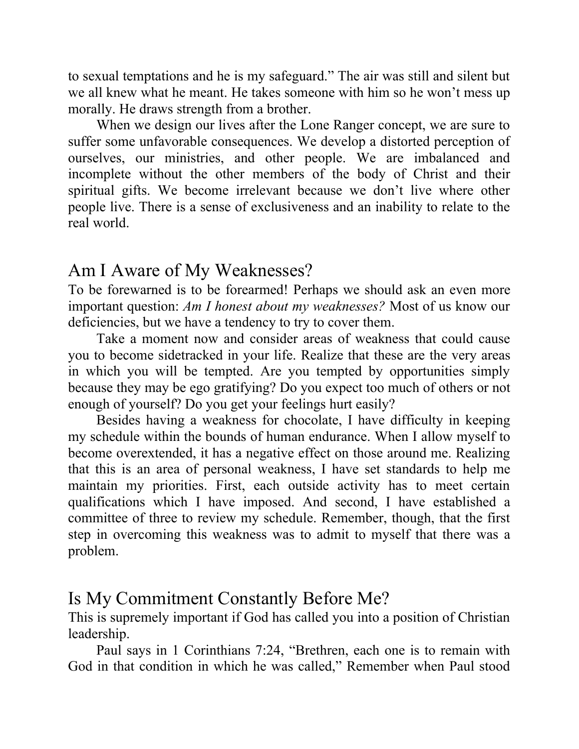to sexual temptations and he is my safeguard." The air was still and silent but we all knew what he meant. He takes someone with him so he won't mess up morally. He draws strength from a brother.

When we design our lives after the Lone Ranger concept, we are sure to suffer some unfavorable consequences. We develop a distorted perception of ourselves, our ministries, and other people. We are imbalanced and incomplete without the other members of the body of Christ and their spiritual gifts. We become irrelevant because we don't live where other people live. There is a sense of exclusiveness and an inability to relate to the real world.

## Am I Aware of My Weaknesses?

To be forewarned is to be forearmed! Perhaps we should ask an even more important question: *Am I honest about my weaknesses?* Most of us know our deficiencies, but we have a tendency to try to cover them.

Take a moment now and consider areas of weakness that could cause you to become sidetracked in your life. Realize that these are the very areas in which you will be tempted. Are you tempted by opportunities simply because they may be ego gratifying? Do you expect too much of others or not enough of yourself? Do you get your feelings hurt easily?

Besides having a weakness for chocolate, I have difficulty in keeping my schedule within the bounds of human endurance. When I allow myself to become overextended, it has a negative effect on those around me. Realizing that this is an area of personal weakness, I have set standards to help me maintain my priorities. First, each outside activity has to meet certain qualifications which I have imposed. And second, I have established a committee of three to review my schedule. Remember, though, that the first step in overcoming this weakness was to admit to myself that there was a problem.

## Is My Commitment Constantly Before Me?

This is supremely important if God has called you into a position of Christian leadership.

Paul says in 1 Corinthians 7:24, "Brethren, each one is to remain with God in that condition in which he was called," Remember when Paul stood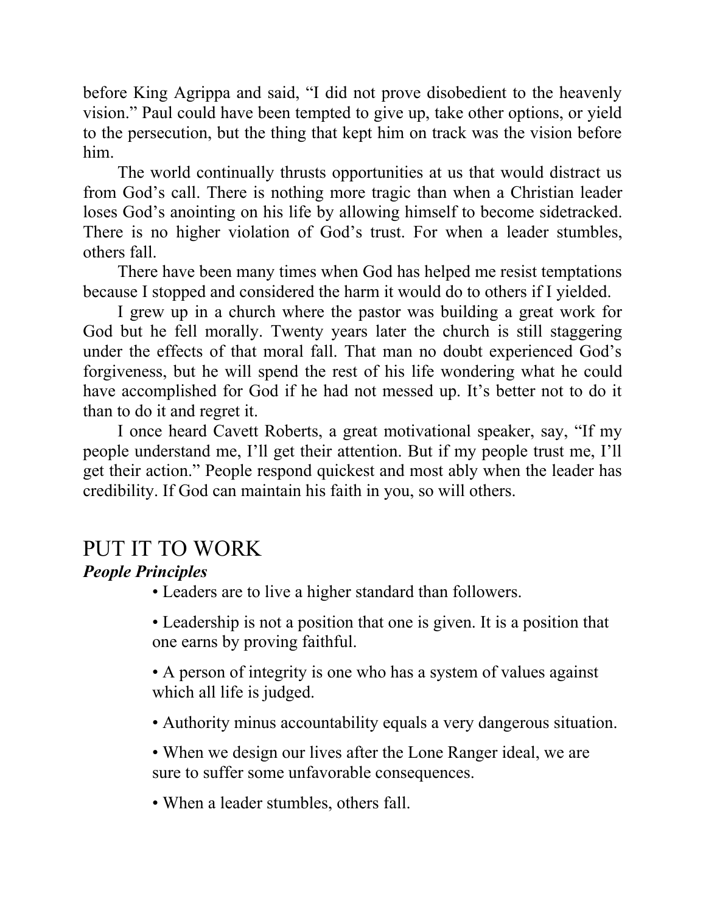before King Agrippa and said, "I did not prove disobedient to the heavenly vision." Paul could have been tempted to give up, take other options, or yield to the persecution, but the thing that kept him on track was the vision before him.

The world continually thrusts opportunities at us that would distract us from God's call. There is nothing more tragic than when a Christian leader loses God's anointing on his life by allowing himself to become sidetracked. There is no higher violation of God's trust. For when a leader stumbles, others fall.

There have been many times when God has helped me resist temptations because I stopped and considered the harm it would do to others if I yielded.

I grew up in a church where the pastor was building a great work for God but he fell morally. Twenty years later the church is still staggering under the effects of that moral fall. That man no doubt experienced God's forgiveness, but he will spend the rest of his life wondering what he could have accomplished for God if he had not messed up. It's better not to do it than to do it and regret it.

I once heard Cavett Roberts, a great motivational speaker, say, "If my people understand me, I'll get their attention. But if my people trust me, I'll get their action." People respond quickest and most ably when the leader has credibility. If God can maintain his faith in you, so will others.

## PUT IT TO WORK

***People Principles***

- Leaders are to live a higher standard than followers.
- Leadership is not a position that one is given. It is a position that one earns by proving faithful.
- A person of integrity is one who has a system of values against which all life is judged.
- Authority minus accountability equals a very dangerous situation.
- When we design our lives after the Lone Ranger ideal, we are sure to suffer some unfavorable consequences.
- When a leader stumbles, others fall.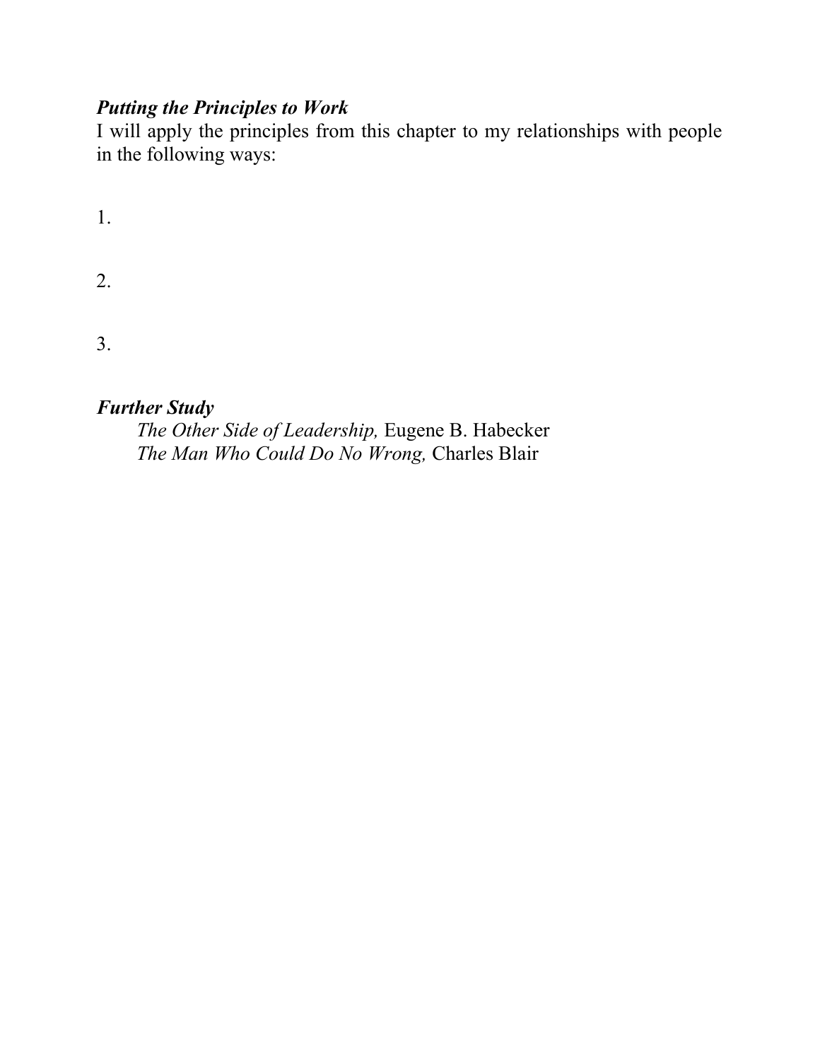***Putting the Principles to Work***

I will apply the principles from this chapter to my relationships with people in the following ways:

1.

2.

3.

***Further Study***

*The Other Side of Leadership,* Eugene B. Habecker
*The Man Who Could Do No Wrong,* Charles Blair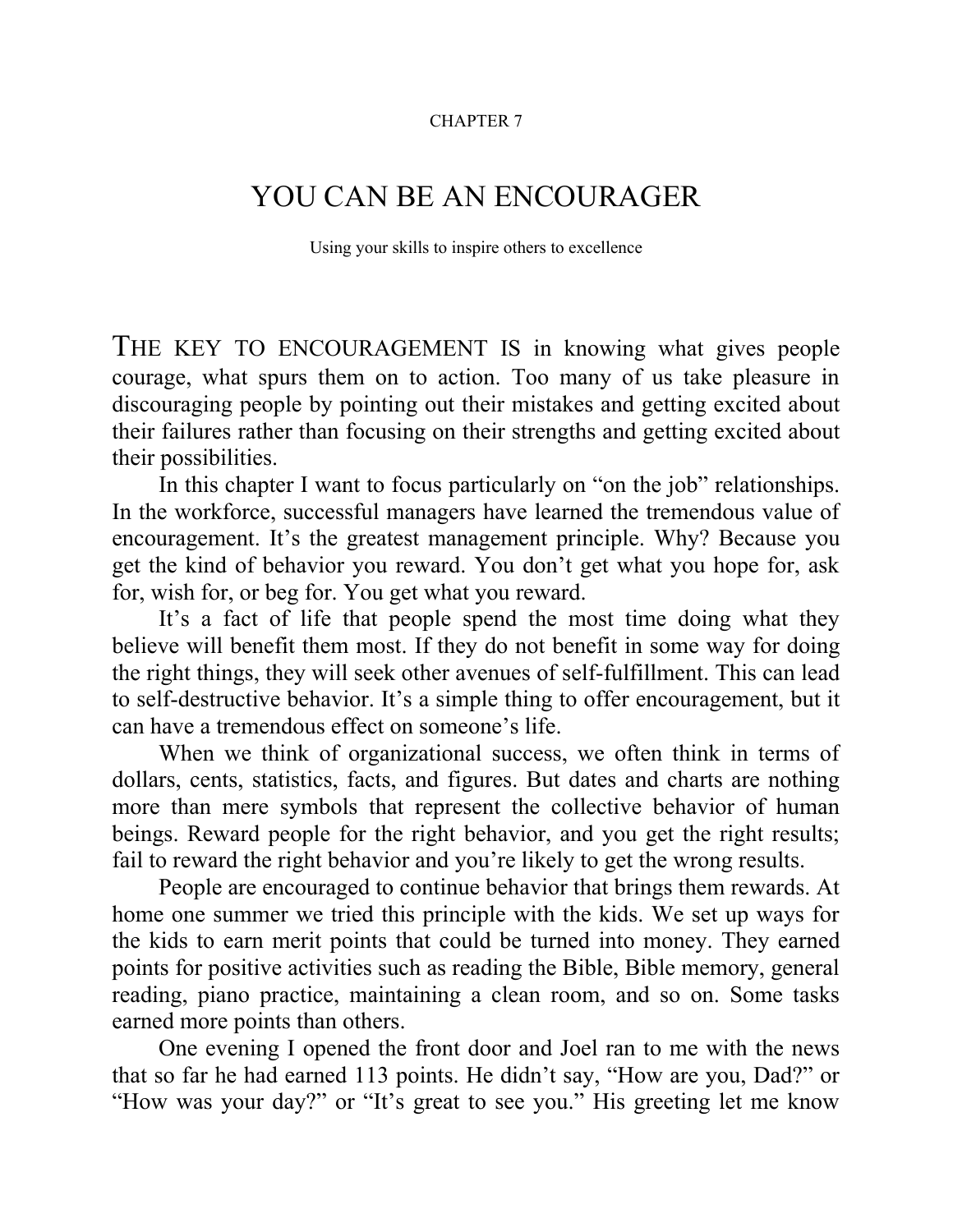CHAPTER 7

# YOU CAN BE AN ENCOURAGER

Using your skills to inspire others to excellence

THE KEY TO ENCOURAGEMENT IS in knowing what gives people courage, what spurs them on to action. Too many of us take pleasure in discouraging people by pointing out their mistakes and getting excited about their failures rather than focusing on their strengths and getting excited about their possibilities.

In this chapter I want to focus particularly on "on the job" relationships. In the workforce, successful managers have learned the tremendous value of encouragement. It's the greatest management principle. Why? Because you get the kind of behavior you reward. You don't get what you hope for, ask for, wish for, or beg for. You get what you reward.

It's a fact of life that people spend the most time doing what they believe will benefit them most. If they do not benefit in some way for doing the right things, they will seek other avenues of self-fulfillment. This can lead to self-destructive behavior. It's a simple thing to offer encouragement, but it can have a tremendous effect on someone's life.

When we think of organizational success, we often think in terms of dollars, cents, statistics, facts, and figures. But dates and charts are nothing more than mere symbols that represent the collective behavior of human beings. Reward people for the right behavior, and you get the right results; fail to reward the right behavior and you're likely to get the wrong results.

People are encouraged to continue behavior that brings them rewards. At home one summer we tried this principle with the kids. We set up ways for the kids to earn merit points that could be turned into money. They earned points for positive activities such as reading the Bible, Bible memory, general reading, piano practice, maintaining a clean room, and so on. Some tasks earned more points than others.

One evening I opened the front door and Joel ran to me with the news that so far he had earned 113 points. He didn't say, "How are you, Dad?" or "How was your day?" or "It's great to see you." His greeting let me know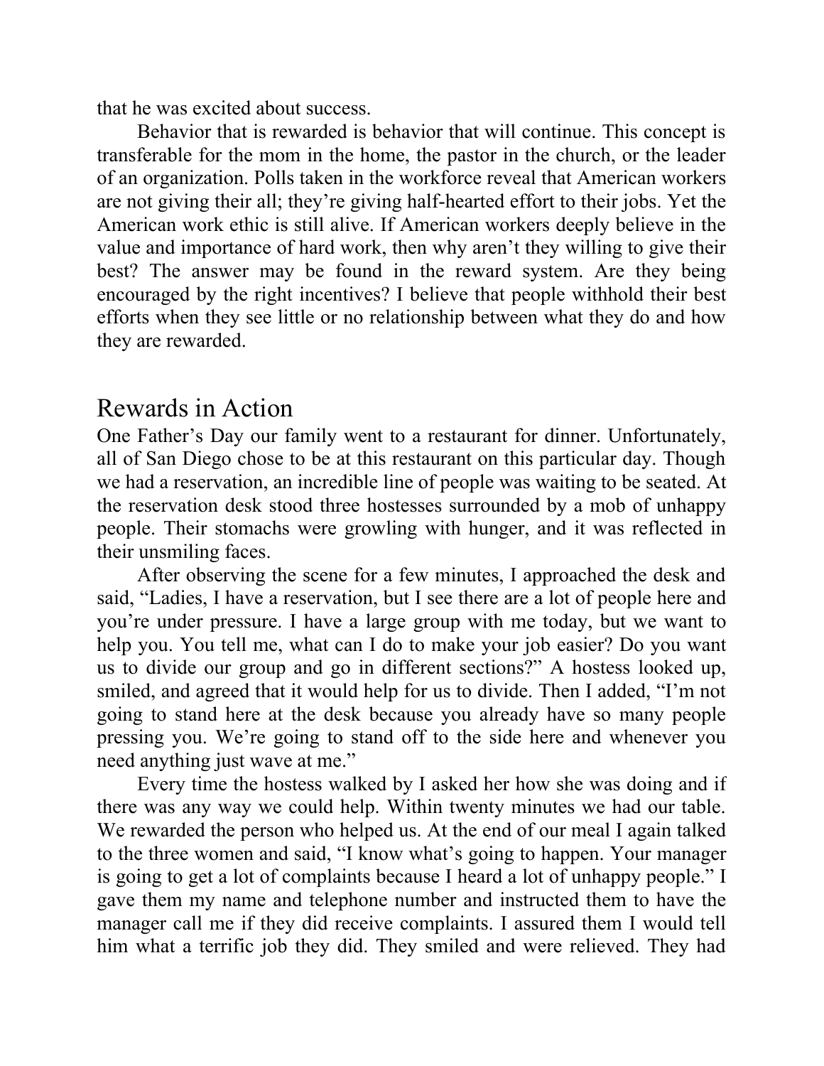that he was excited about success.

Behavior that is rewarded is behavior that will continue. This concept is transferable for the mom in the home, the pastor in the church, or the leader of an organization. Polls taken in the workforce reveal that American workers are not giving their all; they're giving half-hearted effort to their jobs. Yet the American work ethic is still alive. If American workers deeply believe in the value and importance of hard work, then why aren't they willing to give their best? The answer may be found in the reward system. Are they being encouraged by the right incentives? I believe that people withhold their best efforts when they see little or no relationship between what they do and how they are rewarded.

## Rewards in Action

One Father's Day our family went to a restaurant for dinner. Unfortunately, all of San Diego chose to be at this restaurant on this particular day. Though we had a reservation, an incredible line of people was waiting to be seated. At the reservation desk stood three hostesses surrounded by a mob of unhappy people. Their stomachs were growling with hunger, and it was reflected in their unsmiling faces.

After observing the scene for a few minutes, I approached the desk and said, "Ladies, I have a reservation, but I see there are a lot of people here and you're under pressure. I have a large group with me today, but we want to help you. You tell me, what can I do to make your job easier? Do you want us to divide our group and go in different sections?" A hostess looked up, smiled, and agreed that it would help for us to divide. Then I added, "I'm not going to stand here at the desk because you already have so many people pressing you. We're going to stand off to the side here and whenever you need anything just wave at me."

Every time the hostess walked by I asked her how she was doing and if there was any way we could help. Within twenty minutes we had our table. We rewarded the person who helped us. At the end of our meal I again talked to the three women and said, "I know what's going to happen. Your manager is going to get a lot of complaints because I heard a lot of unhappy people." I gave them my name and telephone number and instructed them to have the manager call me if they did receive complaints. I assured them I would tell him what a terrific job they did. They smiled and were relieved. They had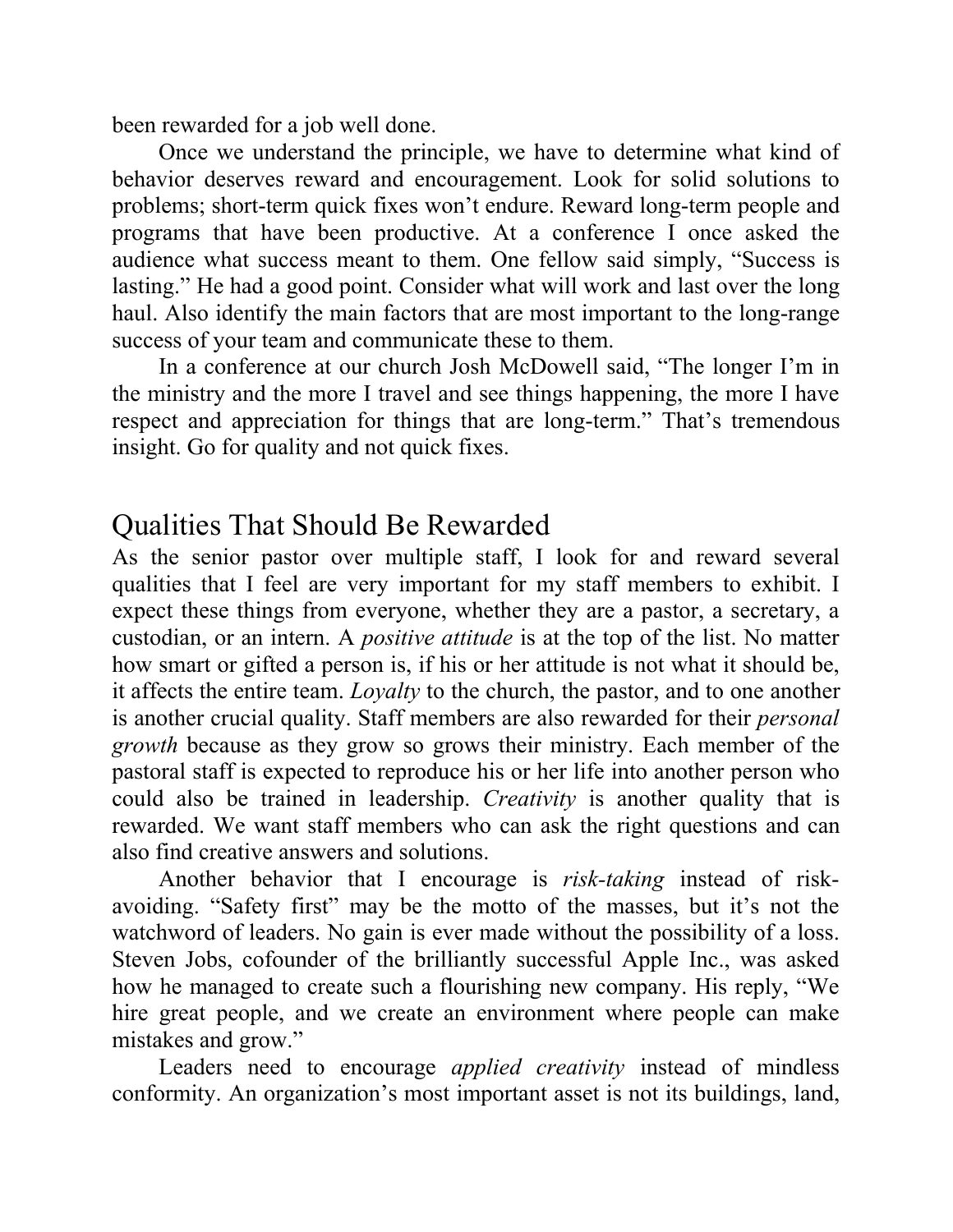been rewarded for a job well done.

Once we understand the principle, we have to determine what kind of behavior deserves reward and encouragement. Look for solid solutions to problems; short-term quick fixes won't endure. Reward long-term people and programs that have been productive. At a conference I once asked the audience what success meant to them. One fellow said simply, "Success is lasting." He had a good point. Consider what will work and last over the long haul. Also identify the main factors that are most important to the long-range success of your team and communicate these to them.

In a conference at our church Josh McDowell said, "The longer I'm in the ministry and the more I travel and see things happening, the more I have respect and appreciation for things that are long-term." That's tremendous insight. Go for quality and not quick fixes.

## Qualities That Should Be Rewarded

As the senior pastor over multiple staff, I look for and reward several qualities that I feel are very important for my staff members to exhibit. I expect these things from everyone, whether they are a pastor, a secretary, a custodian, or an intern. A *positive attitude* is at the top of the list. No matter how smart or gifted a person is, if his or her attitude is not what it should be, it affects the entire team. *Loyalty* to the church, the pastor, and to one another is another crucial quality. Staff members are also rewarded for their *personal growth* because as they grow so grows their ministry. Each member of the pastoral staff is expected to reproduce his or her life into another person who could also be trained in leadership. *Creativity* is another quality that is rewarded. We want staff members who can ask the right questions and can also find creative answers and solutions.

Another behavior that I encourage is *risk-taking* instead of risk-avoiding. "Safety first" may be the motto of the masses, but it's not the watchword of leaders. No gain is ever made without the possibility of a loss. Steven Jobs, cofounder of the brilliantly successful Apple Inc., was asked how he managed to create such a flourishing new company. His reply, "We hire great people, and we create an environment where people can make mistakes and grow."

Leaders need to encourage *applied creativity* instead of mindless conformity. An organization's most important asset is not its buildings, land,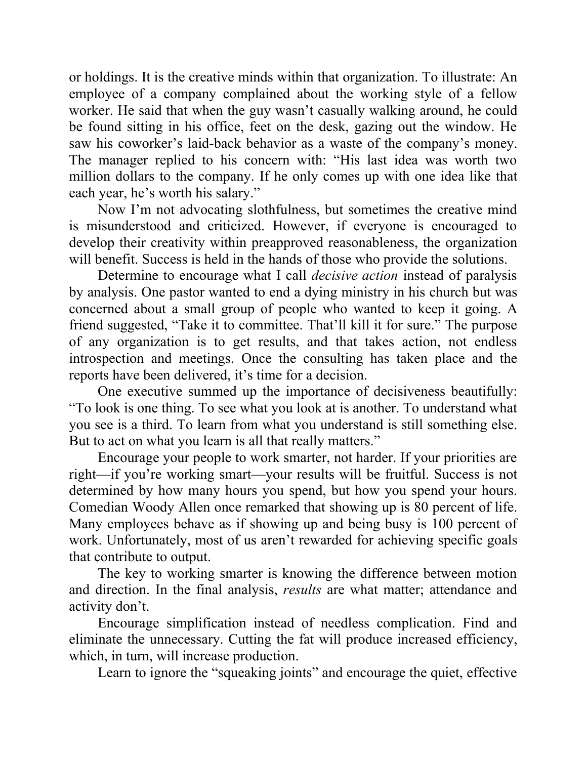or holdings. It is the creative minds within that organization. To illustrate: An employee of a company complained about the working style of a fellow worker. He said that when the guy wasn't casually walking around, he could be found sitting in his office, feet on the desk, gazing out the window. He saw his coworker's laid-back behavior as a waste of the company's money. The manager replied to his concern with: "His last idea was worth two million dollars to the company. If he only comes up with one idea like that each year, he's worth his salary."

Now I'm not advocating slothfulness, but sometimes the creative mind is misunderstood and criticized. However, if everyone is encouraged to develop their creativity within preapproved reasonableness, the organization will benefit. Success is held in the hands of those who provide the solutions.

Determine to encourage what I call *decisive action* instead of paralysis by analysis. One pastor wanted to end a dying ministry in his church but was concerned about a small group of people who wanted to keep it going. A friend suggested, "Take it to committee. That'll kill it for sure." The purpose of any organization is to get results, and that takes action, not endless introspection and meetings. Once the consulting has taken place and the reports have been delivered, it's time for a decision.

One executive summed up the importance of decisiveness beautifully: "To look is one thing. To see what you look at is another. To understand what you see is a third. To learn from what you understand is still something else. But to act on what you learn is all that really matters."

Encourage your people to work smarter, not harder. If your priorities are right—if you're working smart—your results will be fruitful. Success is not determined by how many hours you spend, but how you spend your hours. Comedian Woody Allen once remarked that showing up is 80 percent of life. Many employees behave as if showing up and being busy is 100 percent of work. Unfortunately, most of us aren't rewarded for achieving specific goals that contribute to output.

The key to working smarter is knowing the difference between motion and direction. In the final analysis, *results* are what matter; attendance and activity don't.

Encourage simplification instead of needless complication. Find and eliminate the unnecessary. Cutting the fat will produce increased efficiency, which, in turn, will increase production.

Learn to ignore the "squeaking joints" and encourage the quiet, effective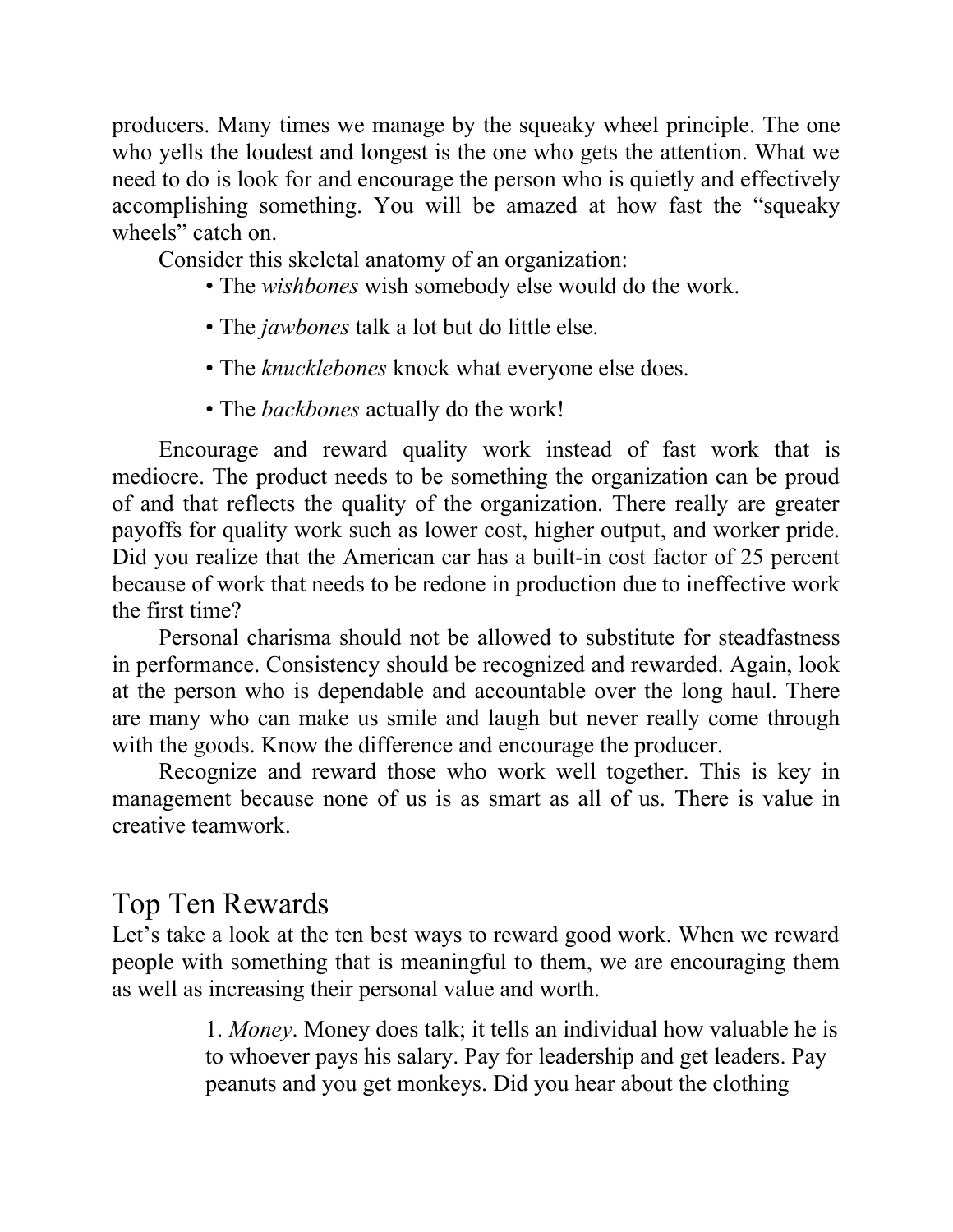producers. Many times we manage by the squeaky wheel principle. The one who yells the loudest and longest is the one who gets the attention. What we need to do is look for and encourage the person who is quietly and effectively accomplishing something. You will be amazed at how fast the "squeaky wheels" catch on.

Consider this skeletal anatomy of an organization:

- The *wishbones* wish somebody else would do the work.
- The *jawbones* talk a lot but do little else.
- The *knucklebones* knock what everyone else does.
- The *backbones* actually do the work!

Encourage and reward quality work instead of fast work that is mediocre. The product needs to be something the organization can be proud of and that reflects the quality of the organization. There really are greater payoffs for quality work such as lower cost, higher output, and worker pride. Did you realize that the American car has a built-in cost factor of 25 percent because of work that needs to be redone in production due to ineffective work the first time?

Personal charisma should not be allowed to substitute for steadfastness in performance. Consistency should be recognized and rewarded. Again, look at the person who is dependable and accountable over the long haul. There are many who can make us smile and laugh but never really come through with the goods. Know the difference and encourage the producer.

Recognize and reward those who work well together. This is key in management because none of us is as smart as all of us. There is value in creative teamwork.

## Top Ten Rewards

Let's take a look at the ten best ways to reward good work. When we reward people with something that is meaningful to them, we are encouraging them as well as increasing their personal value and worth.

1. *Money*. Money does talk; it tells an individual how valuable he is to whoever pays his salary. Pay for leadership and get leaders. Pay peanuts and you get monkeys. Did you hear about the clothing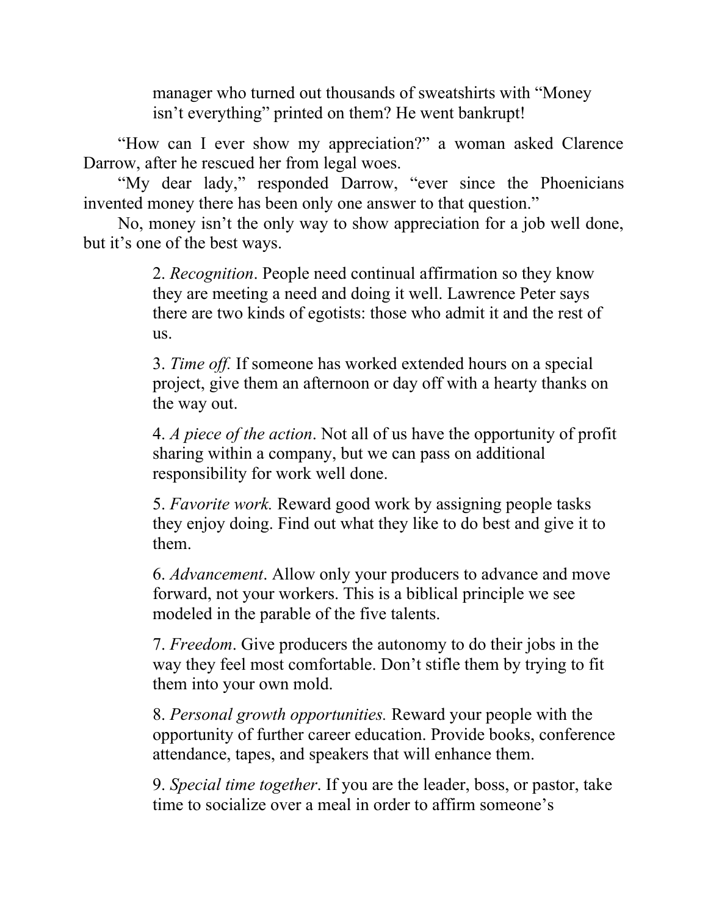manager who turned out thousands of sweatshirts with "Money isn't everything" printed on them? He went bankrupt!

"How can I ever show my appreciation?" a woman asked Clarence Darrow, after he rescued her from legal woes.

"My dear lady," responded Darrow, "ever since the Phoenicians invented money there has been only one answer to that question."

No, money isn't the only way to show appreciation for a job well done, but it's one of the best ways.

2. *Recognition*. People need continual affirmation so they know they are meeting a need and doing it well. Lawrence Peter says there are two kinds of egotists: those who admit it and the rest of us.

3. *Time off.* If someone has worked extended hours on a special project, give them an afternoon or day off with a hearty thanks on the way out.

4. *A piece of the action*. Not all of us have the opportunity of profit sharing within a company, but we can pass on additional responsibility for work well done.

5. *Favorite work.* Reward good work by assigning people tasks they enjoy doing. Find out what they like to do best and give it to them.

6. *Advancement*. Allow only your producers to advance and move forward, not your workers. This is a biblical principle we see modeled in the parable of the five talents.

7. *Freedom*. Give producers the autonomy to do their jobs in the way they feel most comfortable. Don't stifle them by trying to fit them into your own mold.

8. *Personal growth opportunities.* Reward your people with the opportunity of further career education. Provide books, conference attendance, tapes, and speakers that will enhance them.

9. *Special time together*. If you are the leader, boss, or pastor, take time to socialize over a meal in order to affirm someone's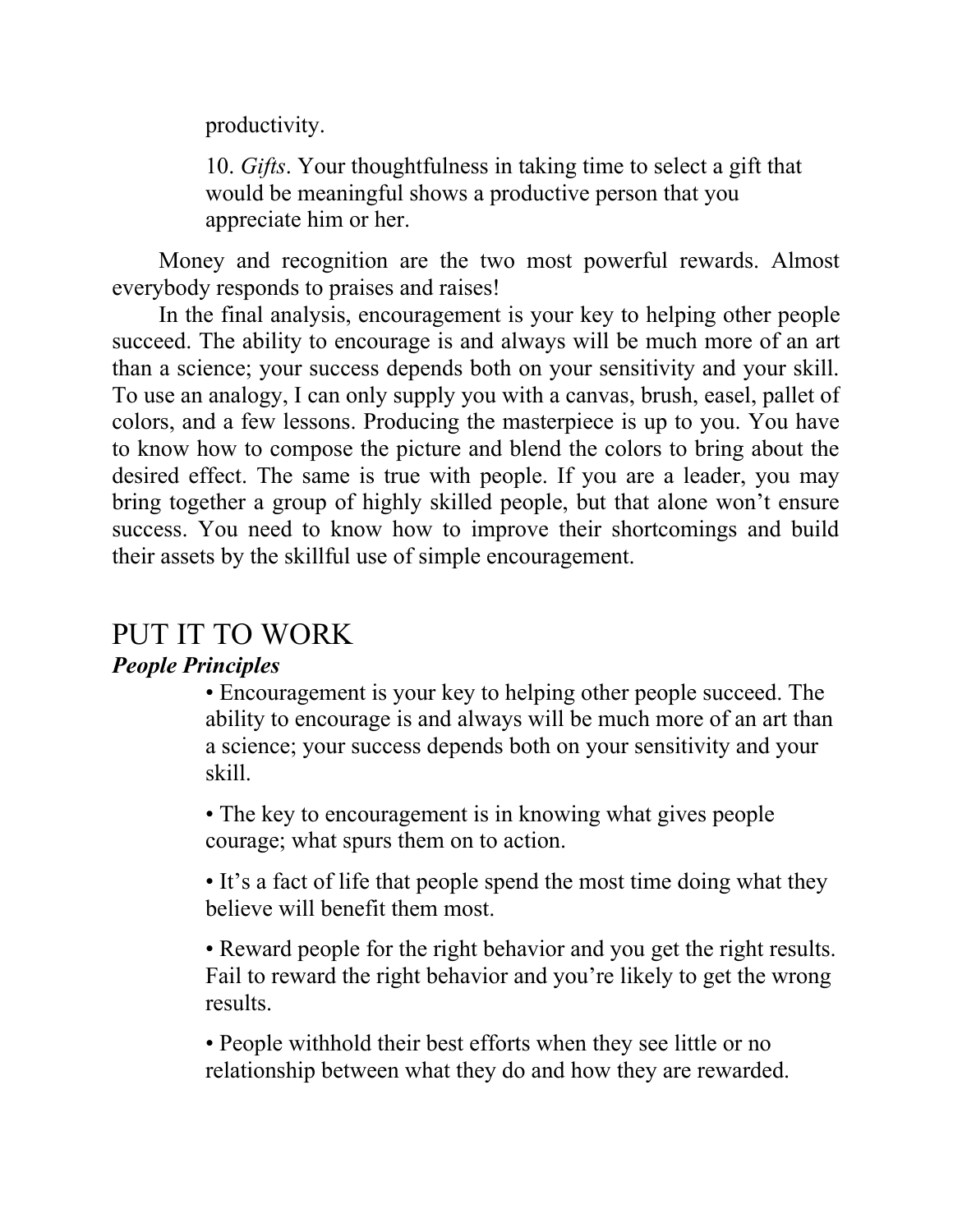productivity.

10. *Gifts*. Your thoughtfulness in taking time to select a gift that would be meaningful shows a productive person that you appreciate him or her.

Money and recognition are the two most powerful rewards. Almost everybody responds to praises and raises!

In the final analysis, encouragement is your key to helping other people succeed. The ability to encourage is and always will be much more of an art than a science; your success depends both on your sensitivity and your skill. To use an analogy, I can only supply you with a canvas, brush, easel, pallet of colors, and a few lessons. Producing the masterpiece is up to you. You have to know how to compose the picture and blend the colors to bring about the desired effect. The same is true with people. If you are a leader, you may bring together a group of highly skilled people, but that alone won't ensure success. You need to know how to improve their shortcomings and build their assets by the skillful use of simple encouragement.

## PUT IT TO WORK

### *People Principles*

- Encouragement is your key to helping other people succeed. The ability to encourage is and always will be much more of an art than a science; your success depends both on your sensitivity and your skill.
- The key to encouragement is in knowing what gives people courage; what spurs them on to action.
- It's a fact of life that people spend the most time doing what they believe will benefit them most.
- Reward people for the right behavior and you get the right results. Fail to reward the right behavior and you're likely to get the wrong results.
- People withhold their best efforts when they see little or no relationship between what they do and how they are rewarded.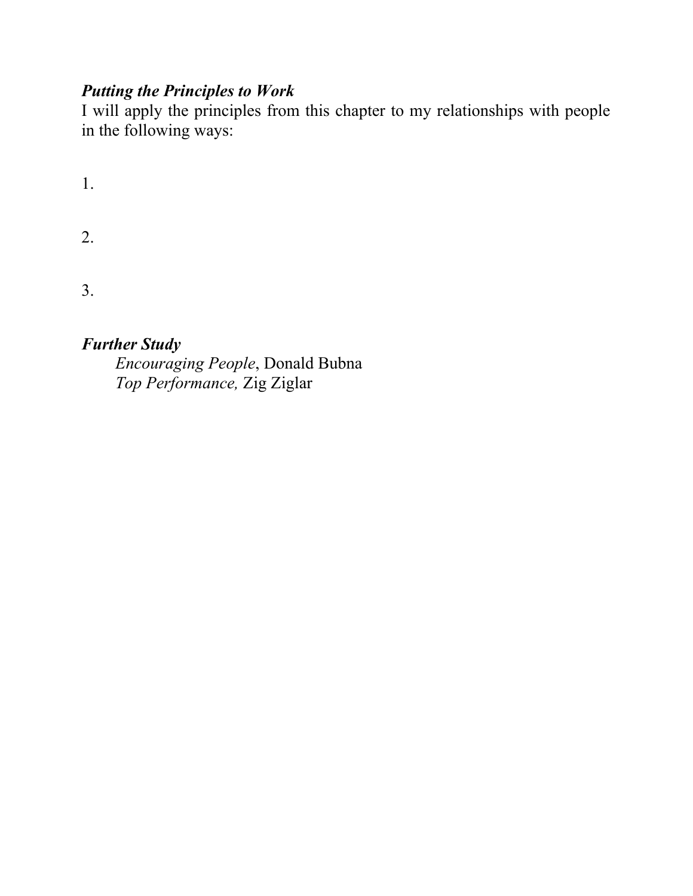***Putting the Principles to Work***

I will apply the principles from this chapter to my relationships with people in the following ways:

1.

2.

3.

***Further Study***

*Encouraging People*, Donald Bubna
*Top Performance,* Zig Ziglar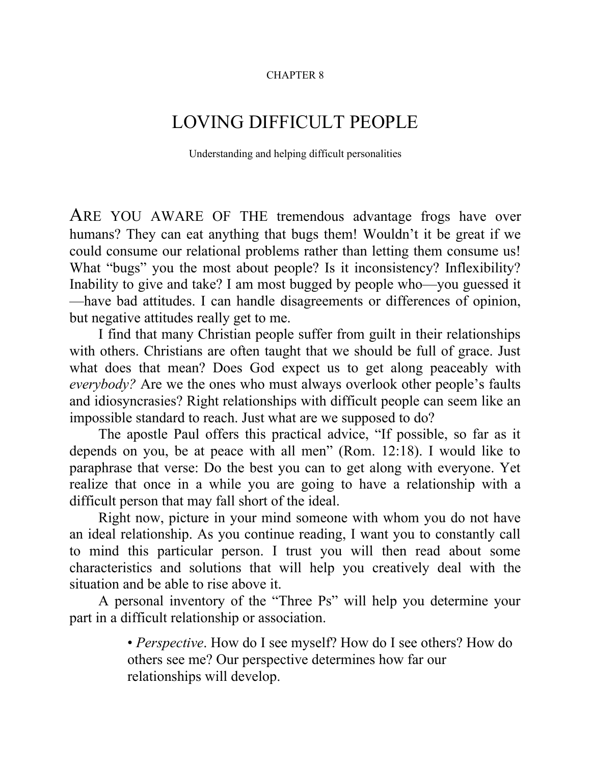CHAPTER 8

# LOVING DIFFICULT PEOPLE

Understanding and helping difficult personalities

ARE YOU AWARE OF THE tremendous advantage frogs have over humans? They can eat anything that bugs them! Wouldn't it be great if we could consume our relational problems rather than letting them consume us! What "bugs" you the most about people? Is it inconsistency? Inflexibility? Inability to give and take? I am most bugged by people who—you guessed it—have bad attitudes. I can handle disagreements or differences of opinion, but negative attitudes really get to me.

I find that many Christian people suffer from guilt in their relationships with others. Christians are often taught that we should be full of grace. Just what does that mean? Does God expect us to get along peaceably with *everybody?* Are we the ones who must always overlook other people's faults and idiosyncrasies? Right relationships with difficult people can seem like an impossible standard to reach. Just what are we supposed to do?

The apostle Paul offers this practical advice, "If possible, so far as it depends on you, be at peace with all men" (Rom. 12:18). I would like to paraphrase that verse: Do the best you can to get along with everyone. Yet realize that once in a while you are going to have a relationship with a difficult person that may fall short of the ideal.

Right now, picture in your mind someone with whom you do not have an ideal relationship. As you continue reading, I want you to constantly call to mind this particular person. I trust you will then read about some characteristics and solutions that will help you creatively deal with the situation and be able to rise above it.

A personal inventory of the "Three Ps" will help you determine your part in a difficult relationship or association.

- *Perspective*. How do I see myself? How do I see others? How do others see me? Our perspective determines how far our relationships will develop.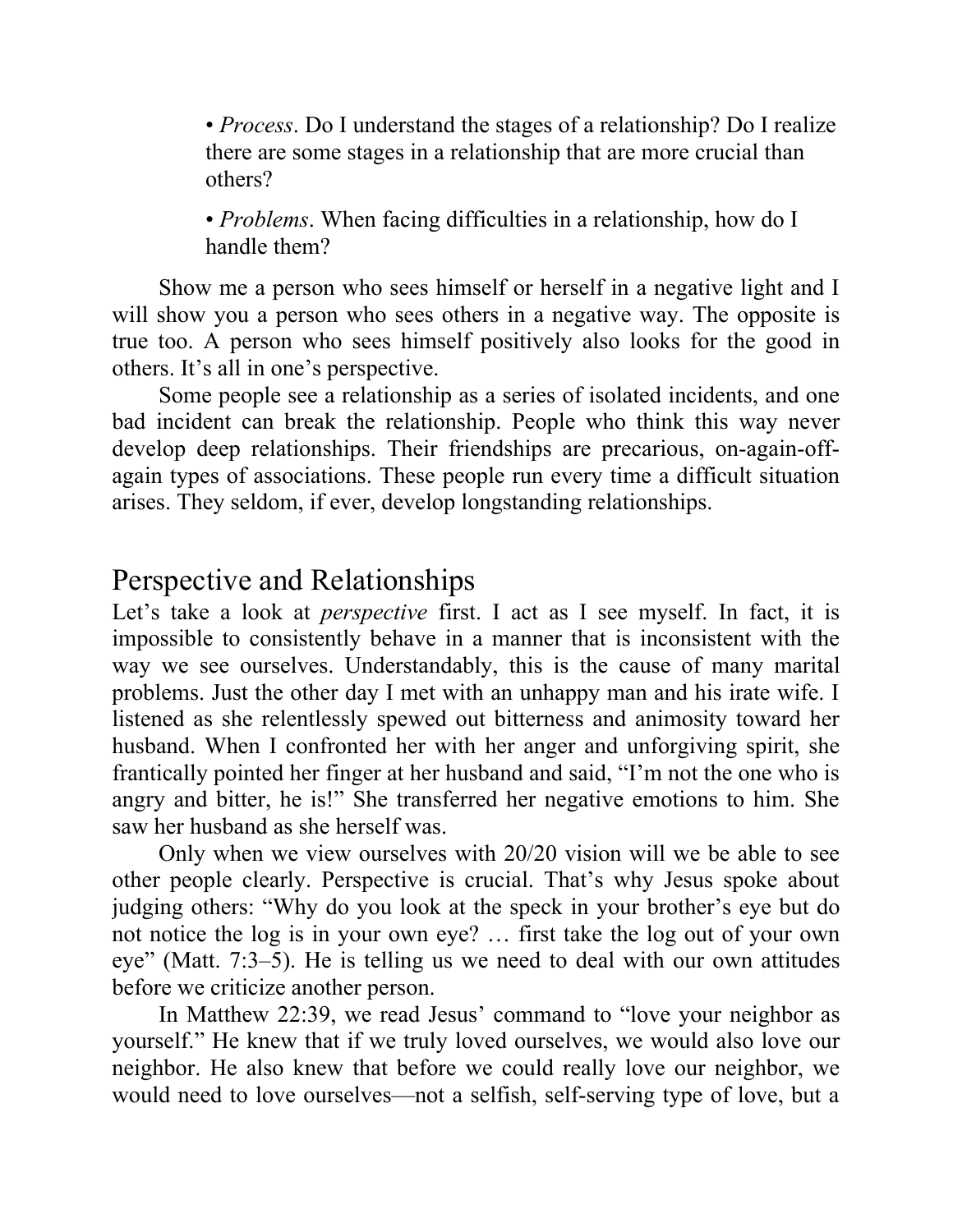- *Process*. Do I understand the stages of a relationship? Do I realize there are some stages in a relationship that are more crucial than others?

- *Problems*. When facing difficulties in a relationship, how do I handle them?

Show me a person who sees himself or herself in a negative light and I will show you a person who sees others in a negative way. The opposite is true too. A person who sees himself positively also looks for the good in others. It's all in one's perspective.

Some people see a relationship as a series of isolated incidents, and one bad incident can break the relationship. People who think this way never develop deep relationships. Their friendships are precarious, on-again-off-again types of associations. These people run every time a difficult situation arises. They seldom, if ever, develop longstanding relationships.

## Perspective and Relationships

Let's take a look at *perspective* first. I act as I see myself. In fact, it is impossible to consistently behave in a manner that is inconsistent with the way we see ourselves. Understandably, this is the cause of many marital problems. Just the other day I met with an unhappy man and his irate wife. I listened as she relentlessly spewed out bitterness and animosity toward her husband. When I confronted her with her anger and unforgiving spirit, she frantically pointed her finger at her husband and said, "I'm not the one who is angry and bitter, he is!" She transferred her negative emotions to him. She saw her husband as she herself was.

Only when we view ourselves with 20/20 vision will we be able to see other people clearly. Perspective is crucial. That's why Jesus spoke about judging others: "Why do you look at the speck in your brother's eye but do not notice the log is in your own eye? … first take the log out of your own eye" (Matt. 7:3–5). He is telling us we need to deal with our own attitudes before we criticize another person.

In Matthew 22:39, we read Jesus' command to "love your neighbor as yourself." He knew that if we truly loved ourselves, we would also love our neighbor. He also knew that before we could really love our neighbor, we would need to love ourselves—not a selfish, self-serving type of love, but a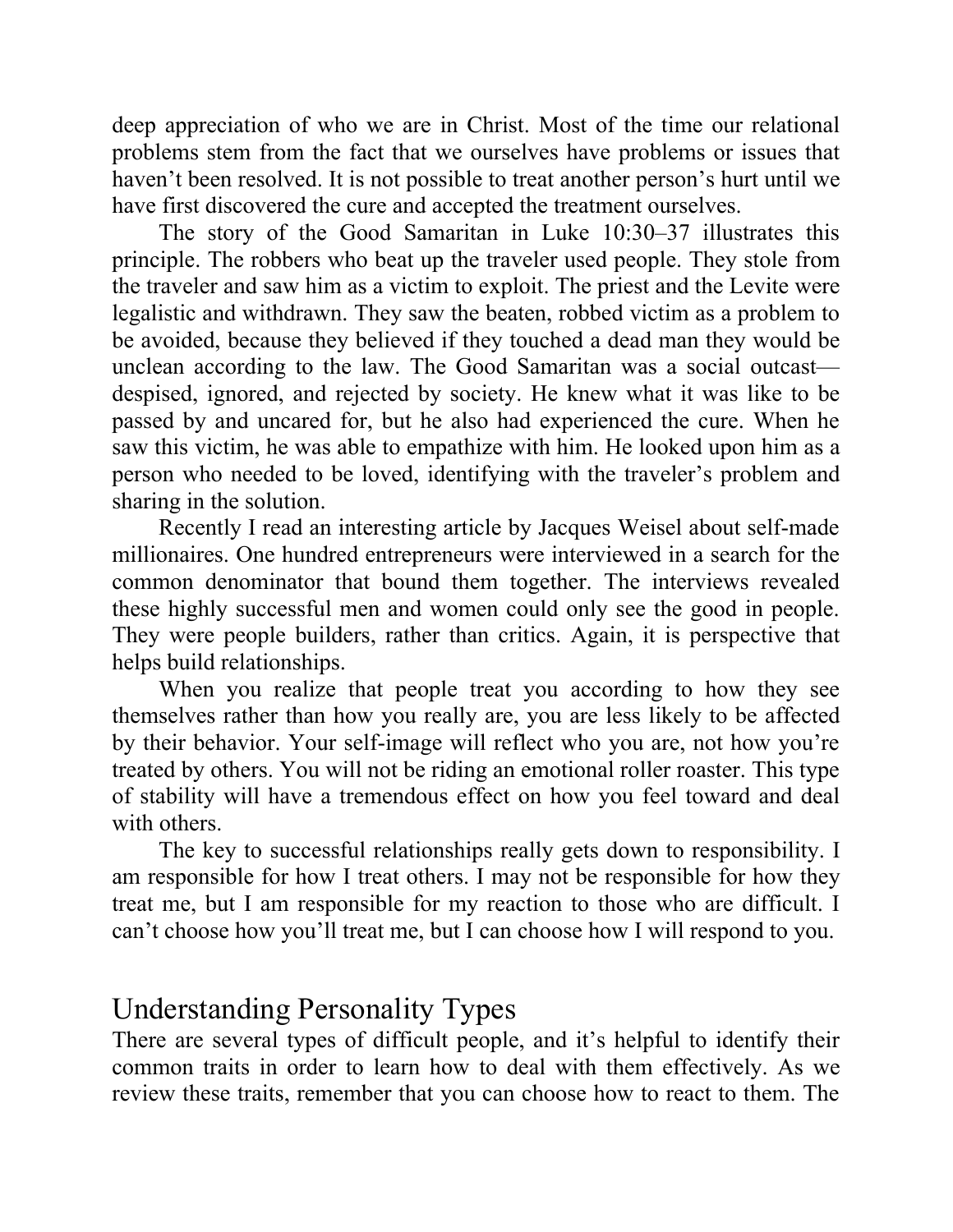deep appreciation of who we are in Christ. Most of the time our relational problems stem from the fact that we ourselves have problems or issues that haven't been resolved. It is not possible to treat another person's hurt until we have first discovered the cure and accepted the treatment ourselves.

The story of the Good Samaritan in Luke 10:30–37 illustrates this principle. The robbers who beat up the traveler used people. They stole from the traveler and saw him as a victim to exploit. The priest and the Levite were legalistic and withdrawn. They saw the beaten, robbed victim as a problem to be avoided, because they believed if they touched a dead man they would be unclean according to the law. The Good Samaritan was a social outcast—despised, ignored, and rejected by society. He knew what it was like to be passed by and uncared for, but he also had experienced the cure. When he saw this victim, he was able to empathize with him. He looked upon him as a person who needed to be loved, identifying with the traveler's problem and sharing in the solution.

Recently I read an interesting article by Jacques Weisel about self-made millionaires. One hundred entrepreneurs were interviewed in a search for the common denominator that bound them together. The interviews revealed these highly successful men and women could only see the good in people. They were people builders, rather than critics. Again, it is perspective that helps build relationships.

When you realize that people treat you according to how they see themselves rather than how you really are, you are less likely to be affected by their behavior. Your self-image will reflect who you are, not how you're treated by others. You will not be riding an emotional roller roaster. This type of stability will have a tremendous effect on how you feel toward and deal with others.

The key to successful relationships really gets down to responsibility. I am responsible for how I treat others. I may not be responsible for how they treat me, but I am responsible for my reaction to those who are difficult. I can't choose how you'll treat me, but I can choose how I will respond to you.

## Understanding Personality Types

There are several types of difficult people, and it's helpful to identify their common traits in order to learn how to deal with them effectively. As we review these traits, remember that you can choose how to react to them. The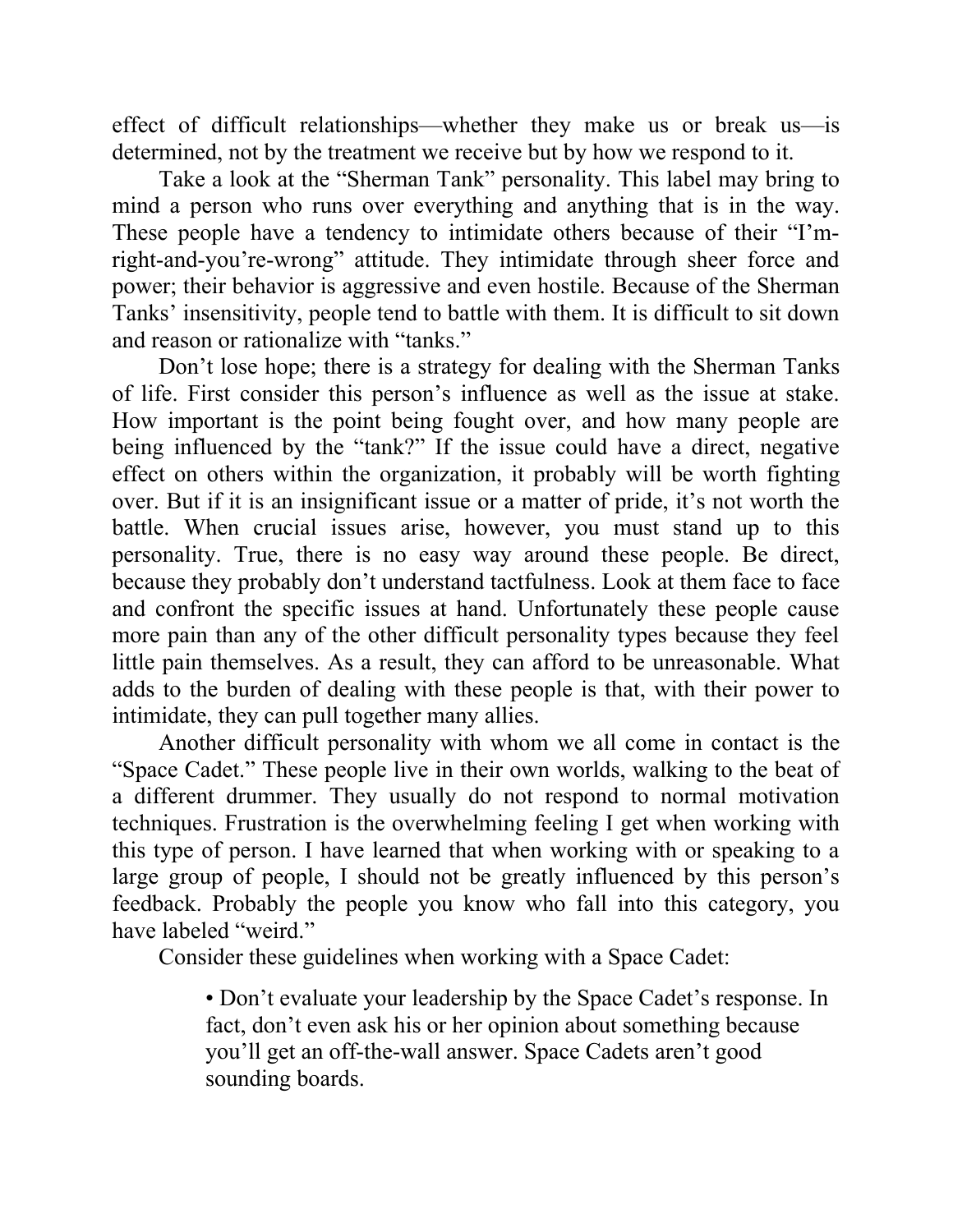effect of difficult relationships—whether they make us or break us—is determined, not by the treatment we receive but by how we respond to it.

Take a look at the "Sherman Tank" personality. This label may bring to mind a person who runs over everything and anything that is in the way. These people have a tendency to intimidate others because of their "I'm-right-and-you're-wrong" attitude. They intimidate through sheer force and power; their behavior is aggressive and even hostile. Because of the Sherman Tanks' insensitivity, people tend to battle with them. It is difficult to sit down and reason or rationalize with "tanks."

Don't lose hope; there is a strategy for dealing with the Sherman Tanks of life. First consider this person's influence as well as the issue at stake. How important is the point being fought over, and how many people are being influenced by the "tank?" If the issue could have a direct, negative effect on others within the organization, it probably will be worth fighting over. But if it is an insignificant issue or a matter of pride, it's not worth the battle. When crucial issues arise, however, you must stand up to this personality. True, there is no easy way around these people. Be direct, because they probably don't understand tactfulness. Look at them face to face and confront the specific issues at hand. Unfortunately these people cause more pain than any of the other difficult personality types because they feel little pain themselves. As a result, they can afford to be unreasonable. What adds to the burden of dealing with these people is that, with their power to intimidate, they can pull together many allies.

Another difficult personality with whom we all come in contact is the "Space Cadet." These people live in their own worlds, walking to the beat of a different drummer. They usually do not respond to normal motivation techniques. Frustration is the overwhelming feeling I get when working with this type of person. I have learned that when working with or speaking to a large group of people, I should not be greatly influenced by this person's feedback. Probably the people you know who fall into this category, you have labeled "weird."

Consider these guidelines when working with a Space Cadet:

- Don't evaluate your leadership by the Space Cadet's response. In fact, don't even ask his or her opinion about something because you'll get an off-the-wall answer. Space Cadets aren't good sounding boards.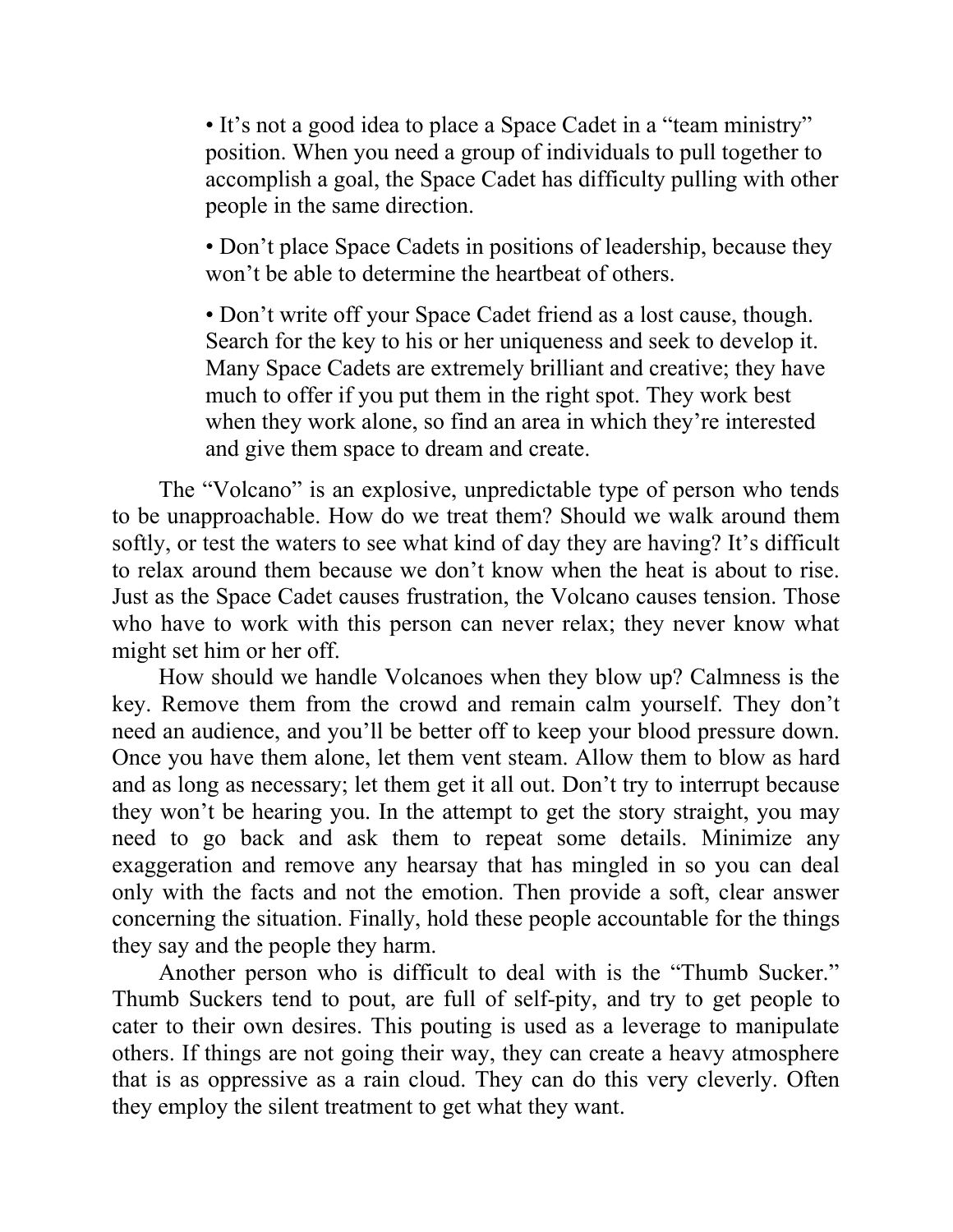- It's not a good idea to place a Space Cadet in a "team ministry" position. When you need a group of individuals to pull together to accomplish a goal, the Space Cadet has difficulty pulling with other people in the same direction.

- Don't place Space Cadets in positions of leadership, because they won't be able to determine the heartbeat of others.

- Don't write off your Space Cadet friend as a lost cause, though. Search for the key to his or her uniqueness and seek to develop it. Many Space Cadets are extremely brilliant and creative; they have much to offer if you put them in the right spot. They work best when they work alone, so find an area in which they're interested and give them space to dream and create.

The "Volcano" is an explosive, unpredictable type of person who tends to be unapproachable. How do we treat them? Should we walk around them softly, or test the waters to see what kind of day they are having? It's difficult to relax around them because we don't know when the heat is about to rise. Just as the Space Cadet causes frustration, the Volcano causes tension. Those who have to work with this person can never relax; they never know what might set him or her off.

How should we handle Volcanoes when they blow up? Calmness is the key. Remove them from the crowd and remain calm yourself. They don't need an audience, and you'll be better off to keep your blood pressure down. Once you have them alone, let them vent steam. Allow them to blow as hard and as long as necessary; let them get it all out. Don't try to interrupt because they won't be hearing you. In the attempt to get the story straight, you may need to go back and ask them to repeat some details. Minimize any exaggeration and remove any hearsay that has mingled in so you can deal only with the facts and not the emotion. Then provide a soft, clear answer concerning the situation. Finally, hold these people accountable for the things they say and the people they harm.

Another person who is difficult to deal with is the "Thumb Sucker." Thumb Suckers tend to pout, are full of self-pity, and try to get people to cater to their own desires. This pouting is used as a leverage to manipulate others. If things are not going their way, they can create a heavy atmosphere that is as oppressive as a rain cloud. They can do this very cleverly. Often they employ the silent treatment to get what they want.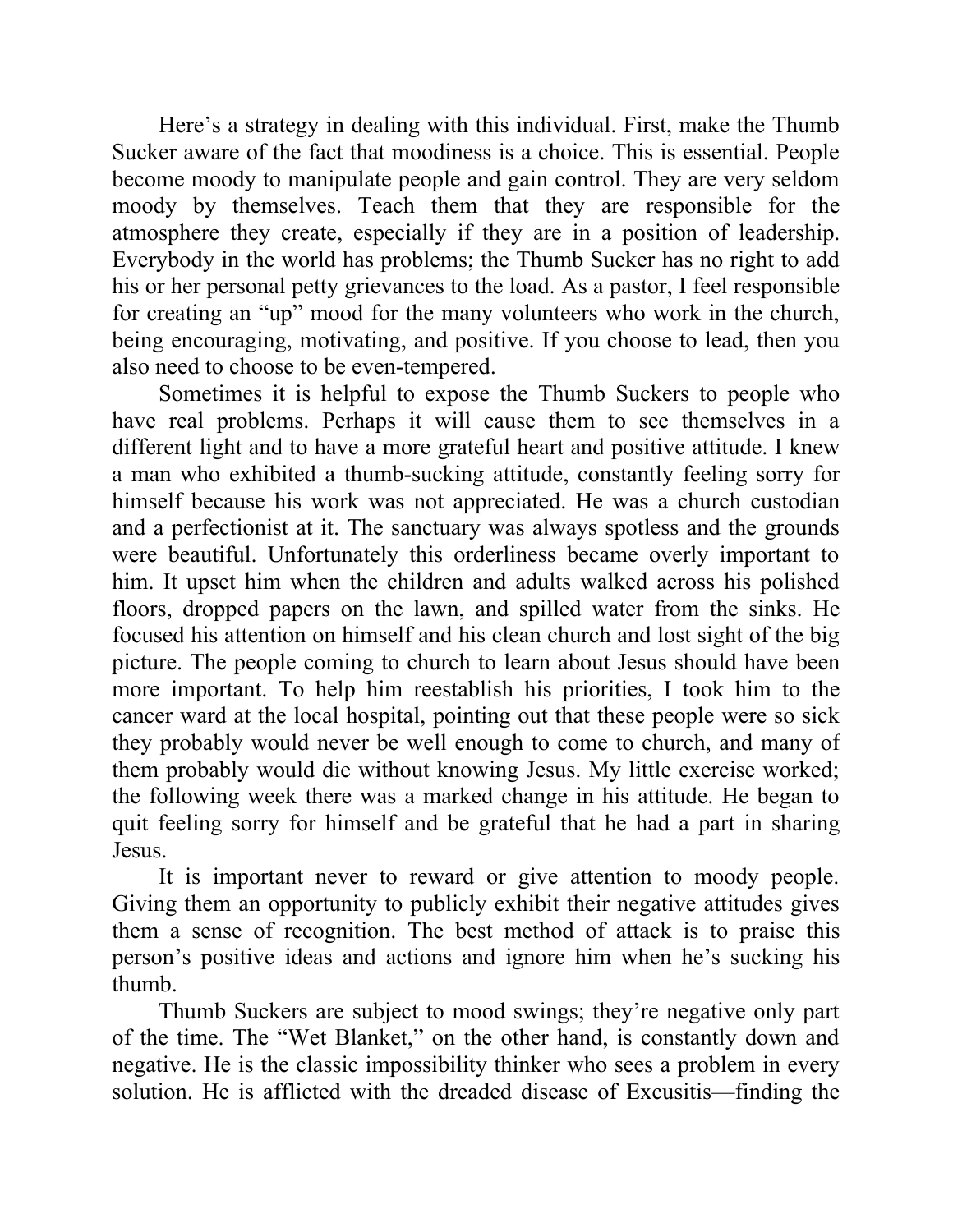Here's a strategy in dealing with this individual. First, make the Thumb Sucker aware of the fact that moodiness is a choice. This is essential. People become moody to manipulate people and gain control. They are very seldom moody by themselves. Teach them that they are responsible for the atmosphere they create, especially if they are in a position of leadership. Everybody in the world has problems; the Thumb Sucker has no right to add his or her personal petty grievances to the load. As a pastor, I feel responsible for creating an "up" mood for the many volunteers who work in the church, being encouraging, motivating, and positive. If you choose to lead, then you also need to choose to be even-tempered.

Sometimes it is helpful to expose the Thumb Suckers to people who have real problems. Perhaps it will cause them to see themselves in a different light and to have a more grateful heart and positive attitude. I knew a man who exhibited a thumb-sucking attitude, constantly feeling sorry for himself because his work was not appreciated. He was a church custodian and a perfectionist at it. The sanctuary was always spotless and the grounds were beautiful. Unfortunately this orderliness became overly important to him. It upset him when the children and adults walked across his polished floors, dropped papers on the lawn, and spilled water from the sinks. He focused his attention on himself and his clean church and lost sight of the big picture. The people coming to church to learn about Jesus should have been more important. To help him reestablish his priorities, I took him to the cancer ward at the local hospital, pointing out that these people were so sick they probably would never be well enough to come to church, and many of them probably would die without knowing Jesus. My little exercise worked; the following week there was a marked change in his attitude. He began to quit feeling sorry for himself and be grateful that he had a part in sharing Jesus.

It is important never to reward or give attention to moody people. Giving them an opportunity to publicly exhibit their negative attitudes gives them a sense of recognition. The best method of attack is to praise this person's positive ideas and actions and ignore him when he's sucking his thumb.

Thumb Suckers are subject to mood swings; they're negative only part of the time. The "Wet Blanket," on the other hand, is constantly down and negative. He is the classic impossibility thinker who sees a problem in every solution. He is afflicted with the dreaded disease of Excusitis—finding the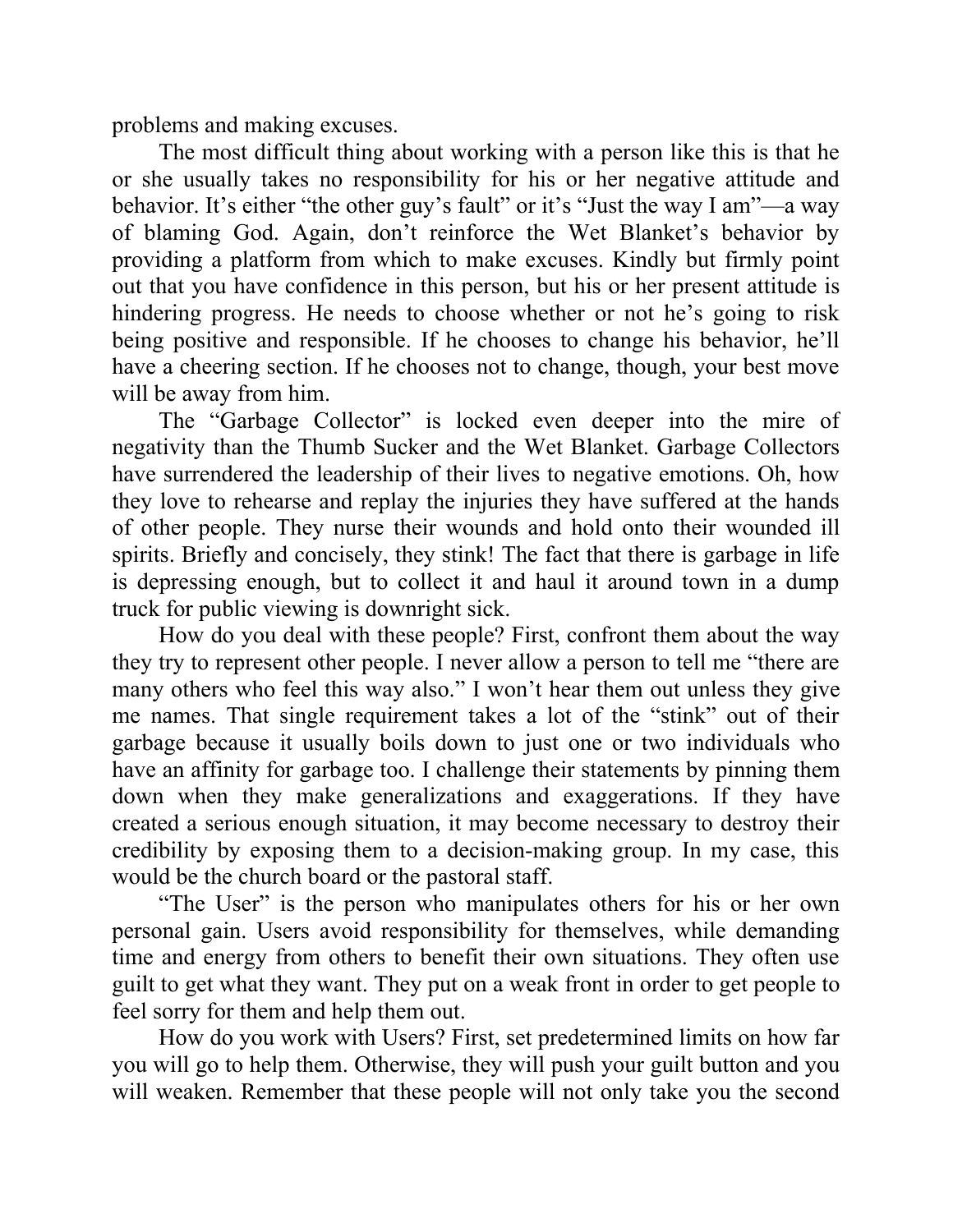problems and making excuses.

The most difficult thing about working with a person like this is that he or she usually takes no responsibility for his or her negative attitude and behavior. It's either "the other guy's fault" or it's "Just the way I am"—a way of blaming God. Again, don't reinforce the Wet Blanket's behavior by providing a platform from which to make excuses. Kindly but firmly point out that you have confidence in this person, but his or her present attitude is hindering progress. He needs to choose whether or not he's going to risk being positive and responsible. If he chooses to change his behavior, he'll have a cheering section. If he chooses not to change, though, your best move will be away from him.

The "Garbage Collector" is locked even deeper into the mire of negativity than the Thumb Sucker and the Wet Blanket. Garbage Collectors have surrendered the leadership of their lives to negative emotions. Oh, how they love to rehearse and replay the injuries they have suffered at the hands of other people. They nurse their wounds and hold onto their wounded ill spirits. Briefly and concisely, they stink! The fact that there is garbage in life is depressing enough, but to collect it and haul it around town in a dump truck for public viewing is downright sick.

How do you deal with these people? First, confront them about the way they try to represent other people. I never allow a person to tell me "there are many others who feel this way also." I won't hear them out unless they give me names. That single requirement takes a lot of the "stink" out of their garbage because it usually boils down to just one or two individuals who have an affinity for garbage too. I challenge their statements by pinning them down when they make generalizations and exaggerations. If they have created a serious enough situation, it may become necessary to destroy their credibility by exposing them to a decision-making group. In my case, this would be the church board or the pastoral staff.

"The User" is the person who manipulates others for his or her own personal gain. Users avoid responsibility for themselves, while demanding time and energy from others to benefit their own situations. They often use guilt to get what they want. They put on a weak front in order to get people to feel sorry for them and help them out.

How do you work with Users? First, set predetermined limits on how far you will go to help them. Otherwise, they will push your guilt button and you will weaken. Remember that these people will not only take you the second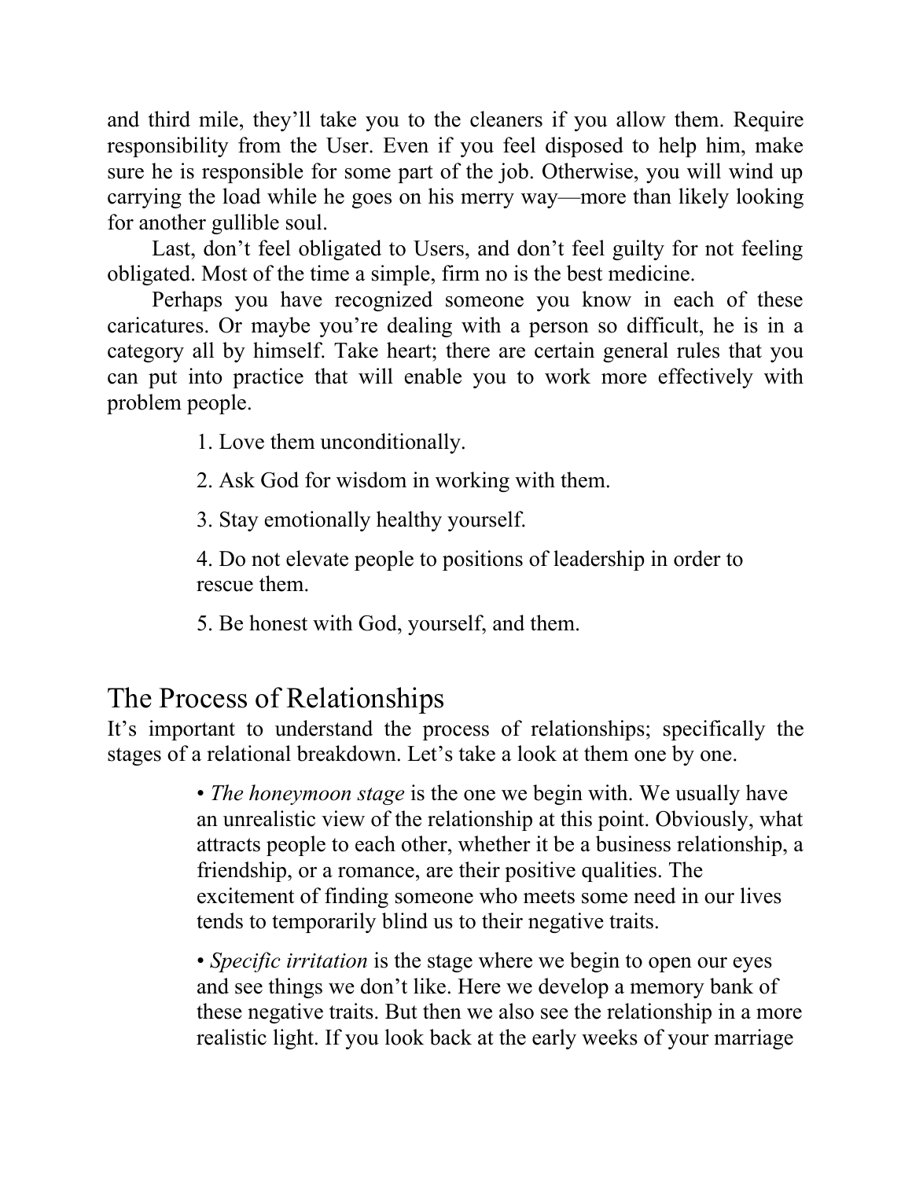and third mile, they'll take you to the cleaners if you allow them. Require responsibility from the User. Even if you feel disposed to help him, make sure he is responsible for some part of the job. Otherwise, you will wind up carrying the load while he goes on his merry way—more than likely looking for another gullible soul.

Last, don't feel obligated to Users, and don't feel guilty for not feeling obligated. Most of the time a simple, firm no is the best medicine.

Perhaps you have recognized someone you know in each of these caricatures. Or maybe you're dealing with a person so difficult, he is in a category all by himself. Take heart; there are certain general rules that you can put into practice that will enable you to work more effectively with problem people.

1. Love them unconditionally.

2. Ask God for wisdom in working with them.

3. Stay emotionally healthy yourself.

4. Do not elevate people to positions of leadership in order to rescue them.

5. Be honest with God, yourself, and them.

## The Process of Relationships

It's important to understand the process of relationships; specifically the stages of a relational breakdown. Let's take a look at them one by one.

- *The honeymoon stage* is the one we begin with. We usually have an unrealistic view of the relationship at this point. Obviously, what attracts people to each other, whether it be a business relationship, a friendship, or a romance, are their positive qualities. The excitement of finding someone who meets some need in our lives tends to temporarily blind us to their negative traits.

- *Specific irritation* is the stage where we begin to open our eyes and see things we don't like. Here we develop a memory bank of these negative traits. But then we also see the relationship in a more realistic light. If you look back at the early weeks of your marriage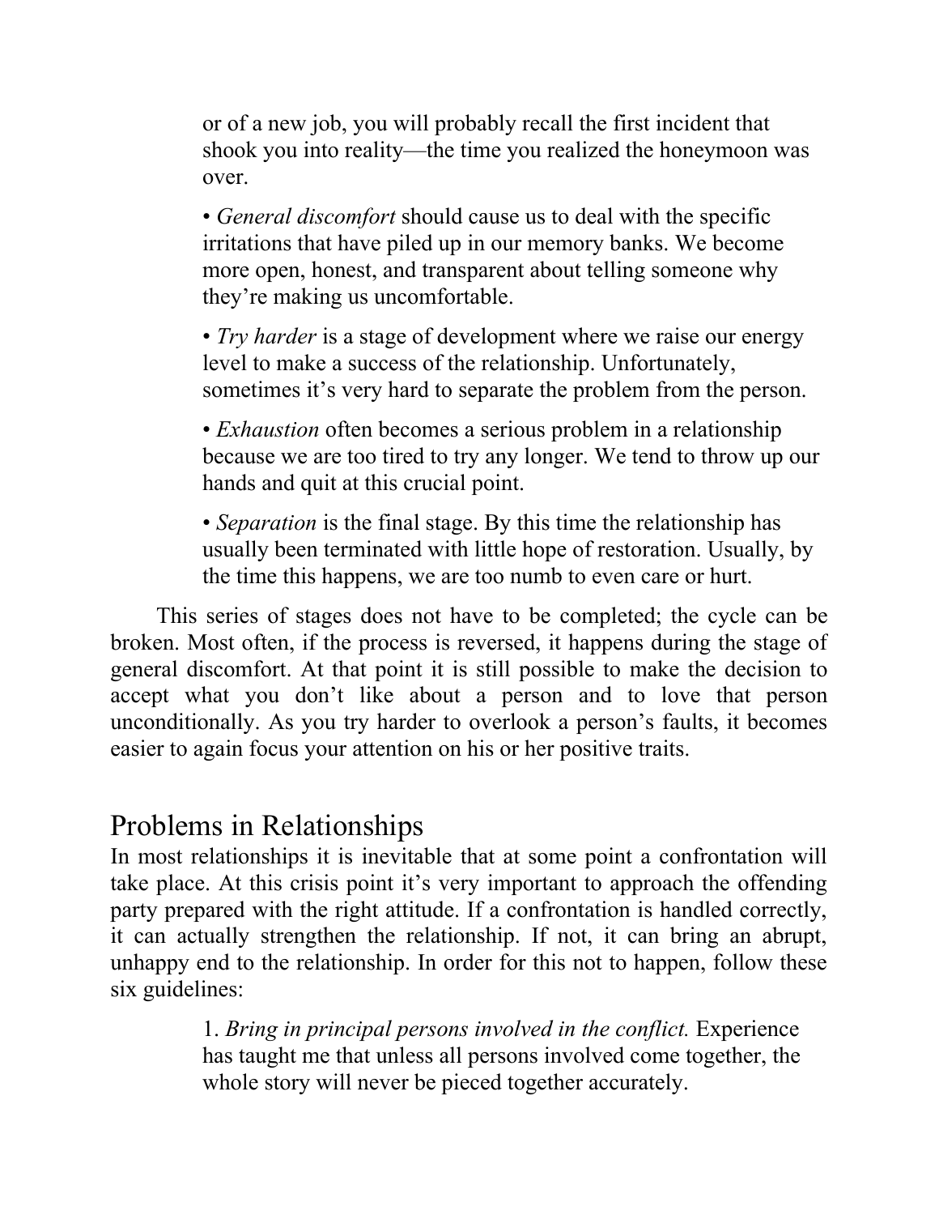or of a new job, you will probably recall the first incident that shook you into reality—the time you realized the honeymoon was over.

• *General discomfort* should cause us to deal with the specific irritations that have piled up in our memory banks. We become more open, honest, and transparent about telling someone why they're making us uncomfortable.

• *Try harder* is a stage of development where we raise our energy level to make a success of the relationship. Unfortunately, sometimes it's very hard to separate the problem from the person.

• *Exhaustion* often becomes a serious problem in a relationship because we are too tired to try any longer. We tend to throw up our hands and quit at this crucial point.

• *Separation* is the final stage. By this time the relationship has usually been terminated with little hope of restoration. Usually, by the time this happens, we are too numb to even care or hurt.

This series of stages does not have to be completed; the cycle can be broken. Most often, if the process is reversed, it happens during the stage of general discomfort. At that point it is still possible to make the decision to accept what you don't like about a person and to love that person unconditionally. As you try harder to overlook a person's faults, it becomes easier to again focus your attention on his or her positive traits.

## Problems in Relationships

In most relationships it is inevitable that at some point a confrontation will take place. At this crisis point it's very important to approach the offending party prepared with the right attitude. If a confrontation is handled correctly, it can actually strengthen the relationship. If not, it can bring an abrupt, unhappy end to the relationship. In order for this not to happen, follow these six guidelines:

1. *Bring in principal persons involved in the conflict.* Experience has taught me that unless all persons involved come together, the whole story will never be pieced together accurately.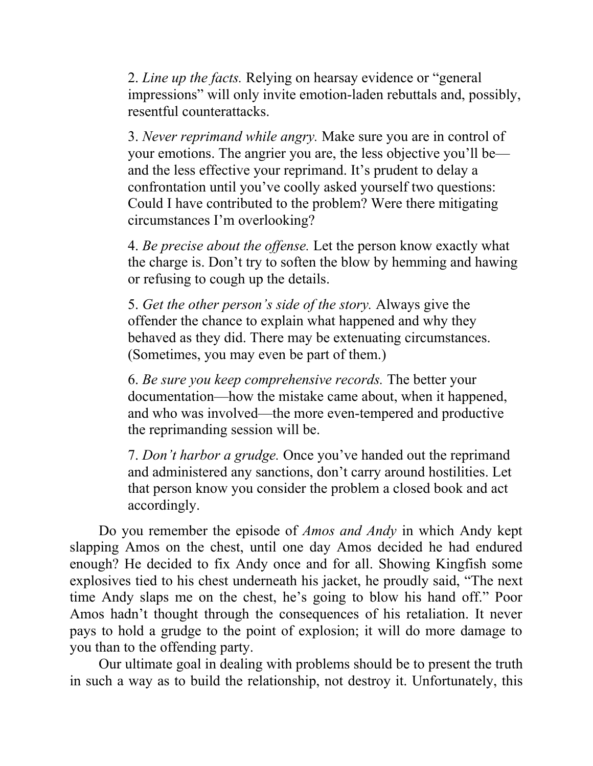2. *Line up the facts.* Relying on hearsay evidence or "general impressions" will only invite emotion-laden rebuttals and, possibly, resentful counterattacks.

3. *Never reprimand while angry.* Make sure you are in control of your emotions. The angrier you are, the less objective you'll be—and the less effective your reprimand. It's prudent to delay a confrontation until you've coolly asked yourself two questions: Could I have contributed to the problem? Were there mitigating circumstances I'm overlooking?

4. *Be precise about the offense.* Let the person know exactly what the charge is. Don't try to soften the blow by hemming and hawing or refusing to cough up the details.

5. *Get the other person's side of the story.* Always give the offender the chance to explain what happened and why they behaved as they did. There may be extenuating circumstances. (Sometimes, you may even be part of them.)

6. *Be sure you keep comprehensive records.* The better your documentation—how the mistake came about, when it happened, and who was involved—the more even-tempered and productive the reprimanding session will be.

7. *Don't harbor a grudge.* Once you've handed out the reprimand and administered any sanctions, don't carry around hostilities. Let that person know you consider the problem a closed book and act accordingly.

Do you remember the episode of *Amos and Andy* in which Andy kept slapping Amos on the chest, until one day Amos decided he had endured enough? He decided to fix Andy once and for all. Showing Kingfish some explosives tied to his chest underneath his jacket, he proudly said, "The next time Andy slaps me on the chest, he's going to blow his hand off." Poor Amos hadn't thought through the consequences of his retaliation. It never pays to hold a grudge to the point of explosion; it will do more damage to you than to the offending party.

Our ultimate goal in dealing with problems should be to present the truth in such a way as to build the relationship, not destroy it. Unfortunately, this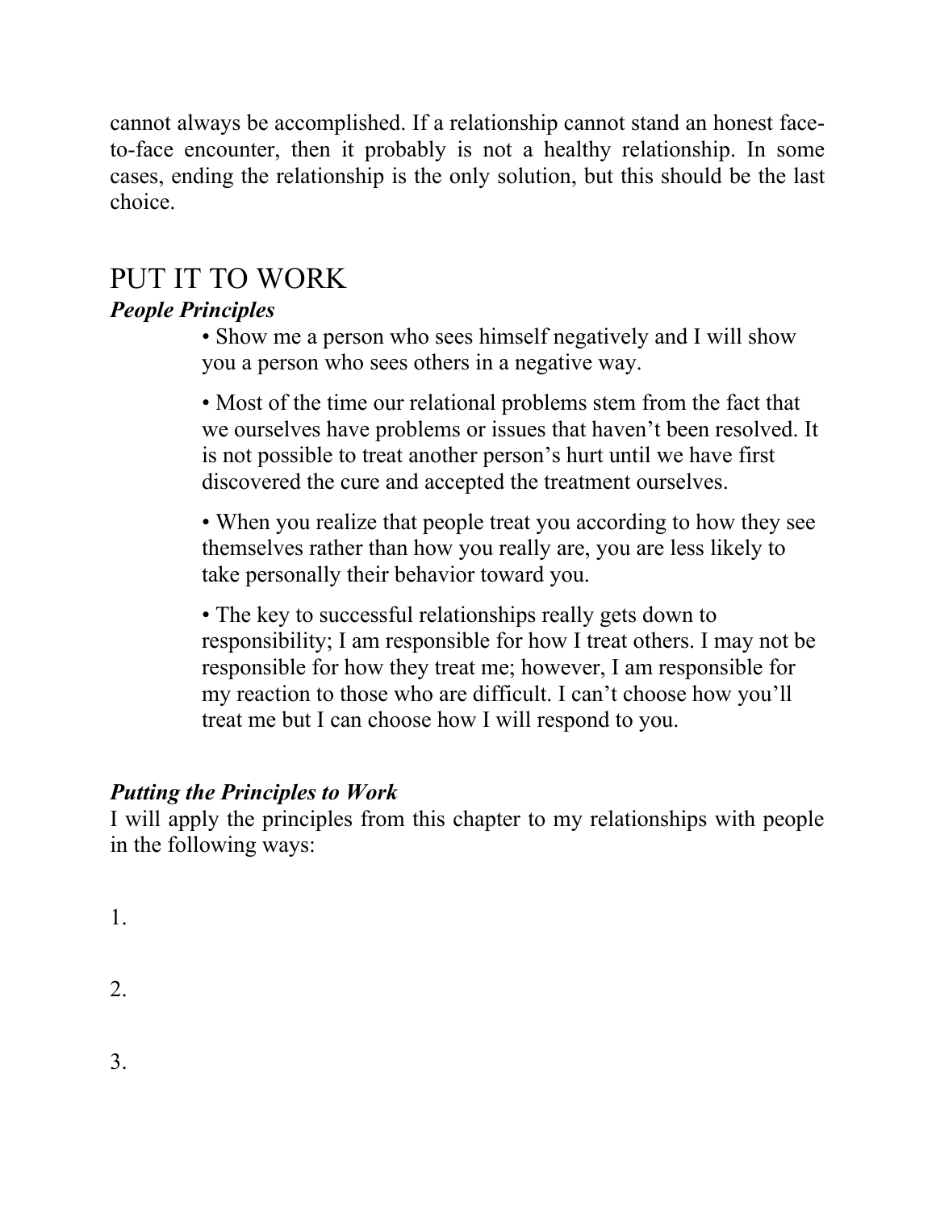cannot always be accomplished. If a relationship cannot stand an honest face-to-face encounter, then it probably is not a healthy relationship. In some cases, ending the relationship is the only solution, but this should be the last choice.

# PUT IT TO WORK

### *People Principles*

- Show me a person who sees himself negatively and I will show you a person who sees others in a negative way.
- Most of the time our relational problems stem from the fact that we ourselves have problems or issues that haven't been resolved. It is not possible to treat another person's hurt until we have first discovered the cure and accepted the treatment ourselves.
- When you realize that people treat you according to how they see themselves rather than how you really are, you are less likely to take personally their behavior toward you.
- The key to successful relationships really gets down to responsibility; I am responsible for how I treat others. I may not be responsible for how they treat me; however, I am responsible for my reaction to those who are difficult. I can't choose how you'll treat me but I can choose how I will respond to you.

### *Putting the Principles to Work*

I will apply the principles from this chapter to my relationships with people in the following ways:

1.

2.

3.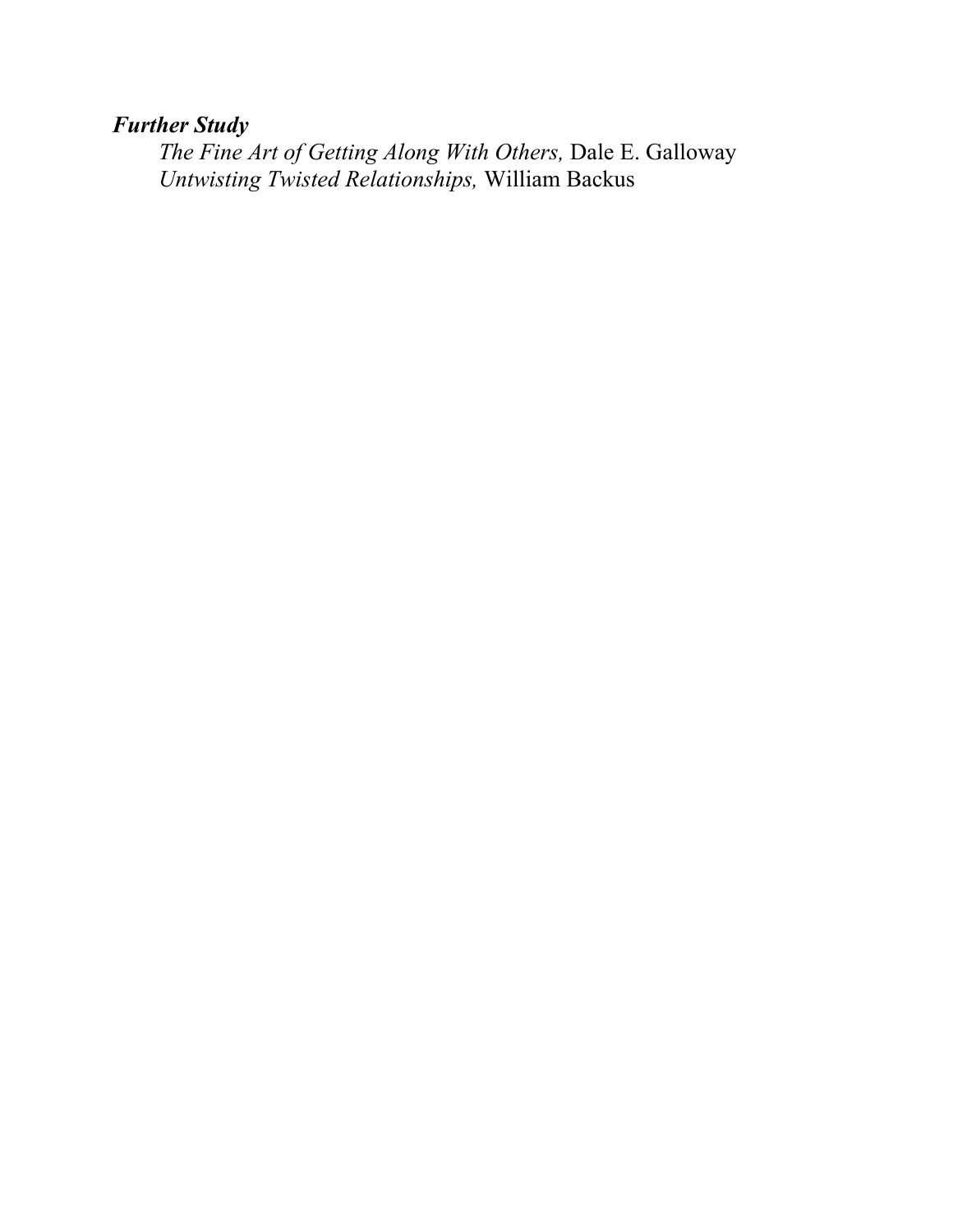***Further Study***

*The Fine Art of Getting Along With Others,* Dale E. Galloway
*Untwisting Twisted Relationships,* William Backus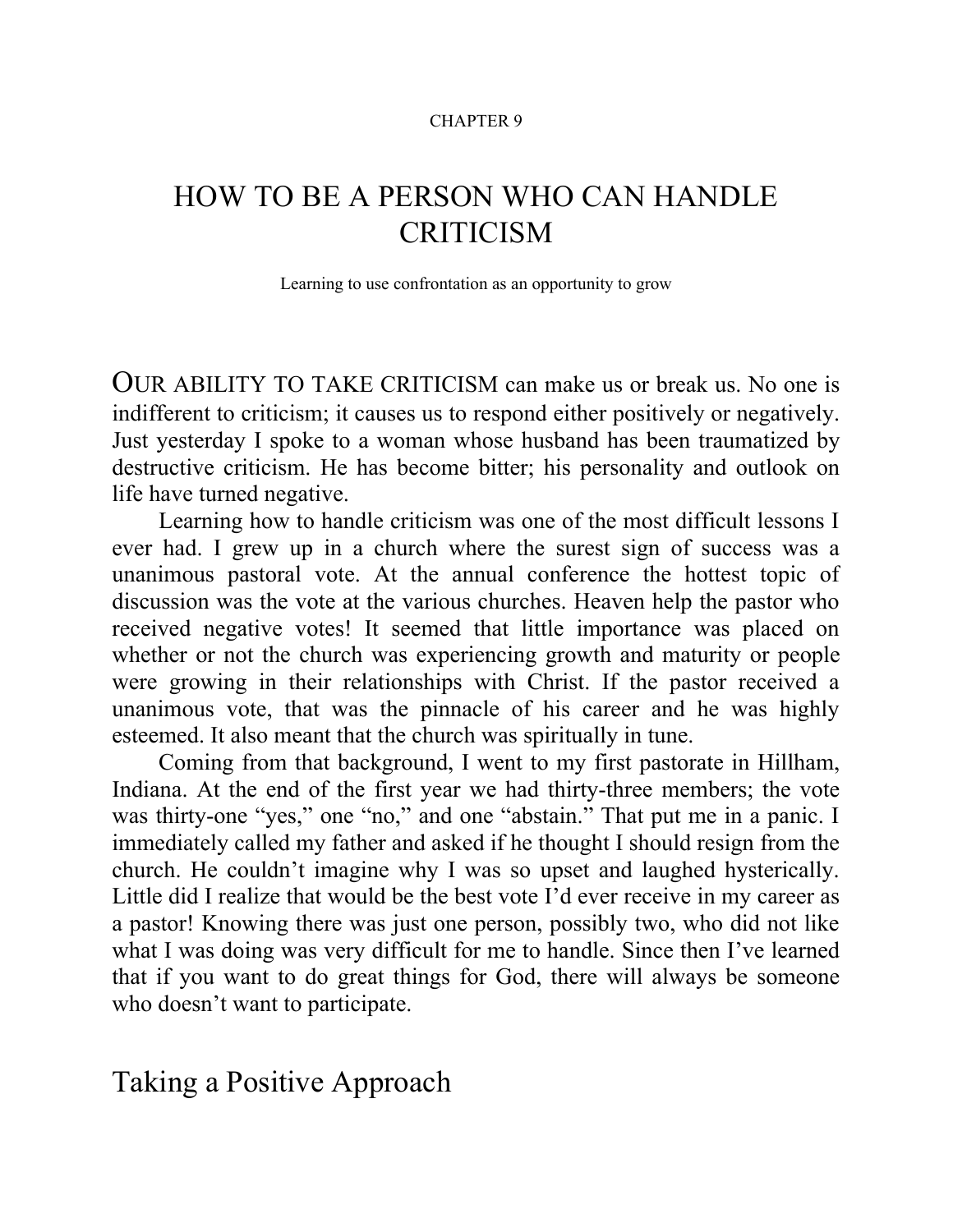CHAPTER 9

# HOW TO BE A PERSON WHO CAN HANDLE CRITICISM

Learning to use confrontation as an opportunity to grow

OUR ABILITY TO TAKE CRITICISM can make us or break us. No one is indifferent to criticism; it causes us to respond either positively or negatively. Just yesterday I spoke to a woman whose husband has been traumatized by destructive criticism. He has become bitter; his personality and outlook on life have turned negative.

Learning how to handle criticism was one of the most difficult lessons I ever had. I grew up in a church where the surest sign of success was a unanimous pastoral vote. At the annual conference the hottest topic of discussion was the vote at the various churches. Heaven help the pastor who received negative votes! It seemed that little importance was placed on whether or not the church was experiencing growth and maturity or people were growing in their relationships with Christ. If the pastor received a unanimous vote, that was the pinnacle of his career and he was highly esteemed. It also meant that the church was spiritually in tune.

Coming from that background, I went to my first pastorate in Hillham, Indiana. At the end of the first year we had thirty-three members; the vote was thirty-one "yes," one "no," and one "abstain." That put me in a panic. I immediately called my father and asked if he thought I should resign from the church. He couldn't imagine why I was so upset and laughed hysterically. Little did I realize that would be the best vote I'd ever receive in my career as a pastor! Knowing there was just one person, possibly two, who did not like what I was doing was very difficult for me to handle. Since then I've learned that if you want to do great things for God, there will always be someone who doesn't want to participate.

## Taking a Positive Approach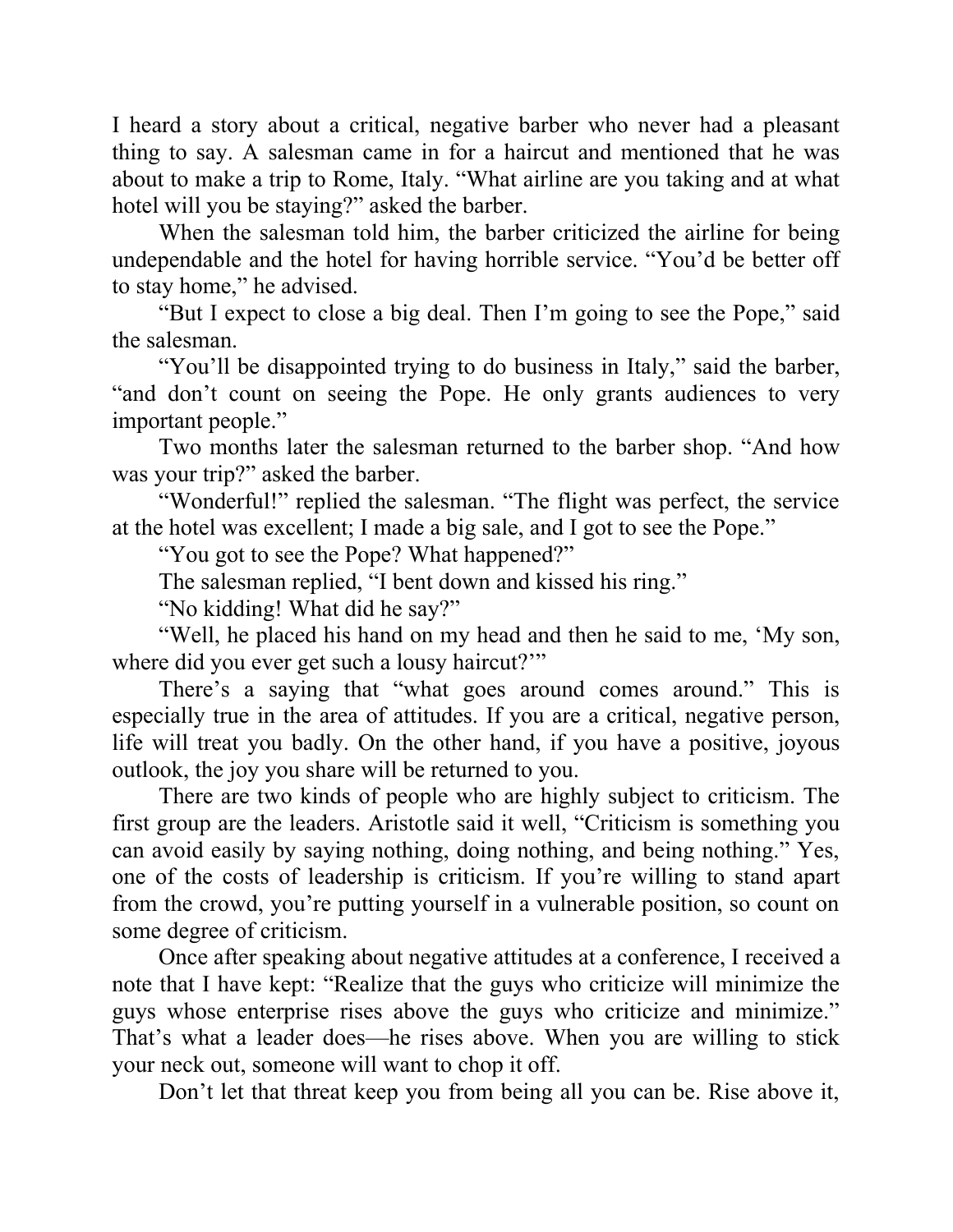I heard a story about a critical, negative barber who never had a pleasant thing to say. A salesman came in for a haircut and mentioned that he was about to make a trip to Rome, Italy. "What airline are you taking and at what hotel will you be staying?" asked the barber.

When the salesman told him, the barber criticized the airline for being undependable and the hotel for having horrible service. "You'd be better off to stay home," he advised.

"But I expect to close a big deal. Then I'm going to see the Pope," said the salesman.

"You'll be disappointed trying to do business in Italy," said the barber, "and don't count on seeing the Pope. He only grants audiences to very important people."

Two months later the salesman returned to the barber shop. "And how was your trip?" asked the barber.

"Wonderful!" replied the salesman. "The flight was perfect, the service at the hotel was excellent; I made a big sale, and I got to see the Pope."

"You got to see the Pope? What happened?"

The salesman replied, "I bent down and kissed his ring."

"No kidding! What did he say?"

"Well, he placed his hand on my head and then he said to me, 'My son, where did you ever get such a lousy haircut?'"

There's a saying that "what goes around comes around." This is especially true in the area of attitudes. If you are a critical, negative person, life will treat you badly. On the other hand, if you have a positive, joyous outlook, the joy you share will be returned to you.

There are two kinds of people who are highly subject to criticism. The first group are the leaders. Aristotle said it well, "Criticism is something you can avoid easily by saying nothing, doing nothing, and being nothing." Yes, one of the costs of leadership is criticism. If you're willing to stand apart from the crowd, you're putting yourself in a vulnerable position, so count on some degree of criticism.

Once after speaking about negative attitudes at a conference, I received a note that I have kept: "Realize that the guys who criticize will minimize the guys whose enterprise rises above the guys who criticize and minimize." That's what a leader does—he rises above. When you are willing to stick your neck out, someone will want to chop it off.

Don't let that threat keep you from being all you can be. Rise above it,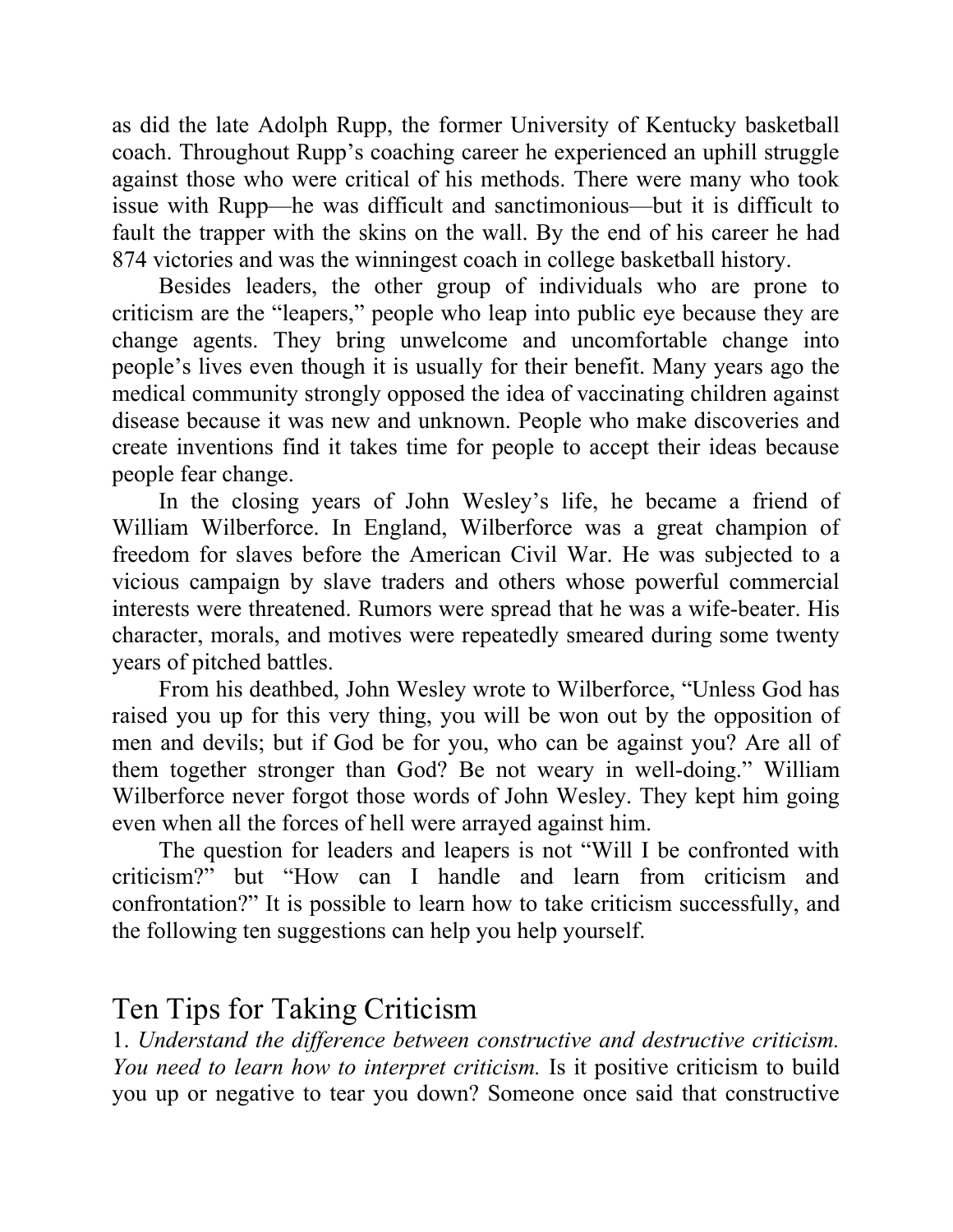as did the late Adolph Rupp, the former University of Kentucky basketball coach. Throughout Rupp's coaching career he experienced an uphill struggle against those who were critical of his methods. There were many who took issue with Rupp—he was difficult and sanctimonious—but it is difficult to fault the trapper with the skins on the wall. By the end of his career he had 874 victories and was the winningest coach in college basketball history.

Besides leaders, the other group of individuals who are prone to criticism are the "leapers," people who leap into public eye because they are change agents. They bring unwelcome and uncomfortable change into people's lives even though it is usually for their benefit. Many years ago the medical community strongly opposed the idea of vaccinating children against disease because it was new and unknown. People who make discoveries and create inventions find it takes time for people to accept their ideas because people fear change.

In the closing years of John Wesley's life, he became a friend of William Wilberforce. In England, Wilberforce was a great champion of freedom for slaves before the American Civil War. He was subjected to a vicious campaign by slave traders and others whose powerful commercial interests were threatened. Rumors were spread that he was a wife-beater. His character, morals, and motives were repeatedly smeared during some twenty years of pitched battles.

From his deathbed, John Wesley wrote to Wilberforce, "Unless God has raised you up for this very thing, you will be won out by the opposition of men and devils; but if God be for you, who can be against you? Are all of them together stronger than God? Be not weary in well-doing." William Wilberforce never forgot those words of John Wesley. They kept him going even when all the forces of hell were arrayed against him.

The question for leaders and leapers is not "Will I be confronted with criticism?" but "How can I handle and learn from criticism and confrontation?" It is possible to learn how to take criticism successfully, and the following ten suggestions can help you help yourself.

## Ten Tips for Taking Criticism

1. *Understand the difference between constructive and destructive criticism. You need to learn how to interpret criticism.* Is it positive criticism to build you up or negative to tear you down? Someone once said that constructive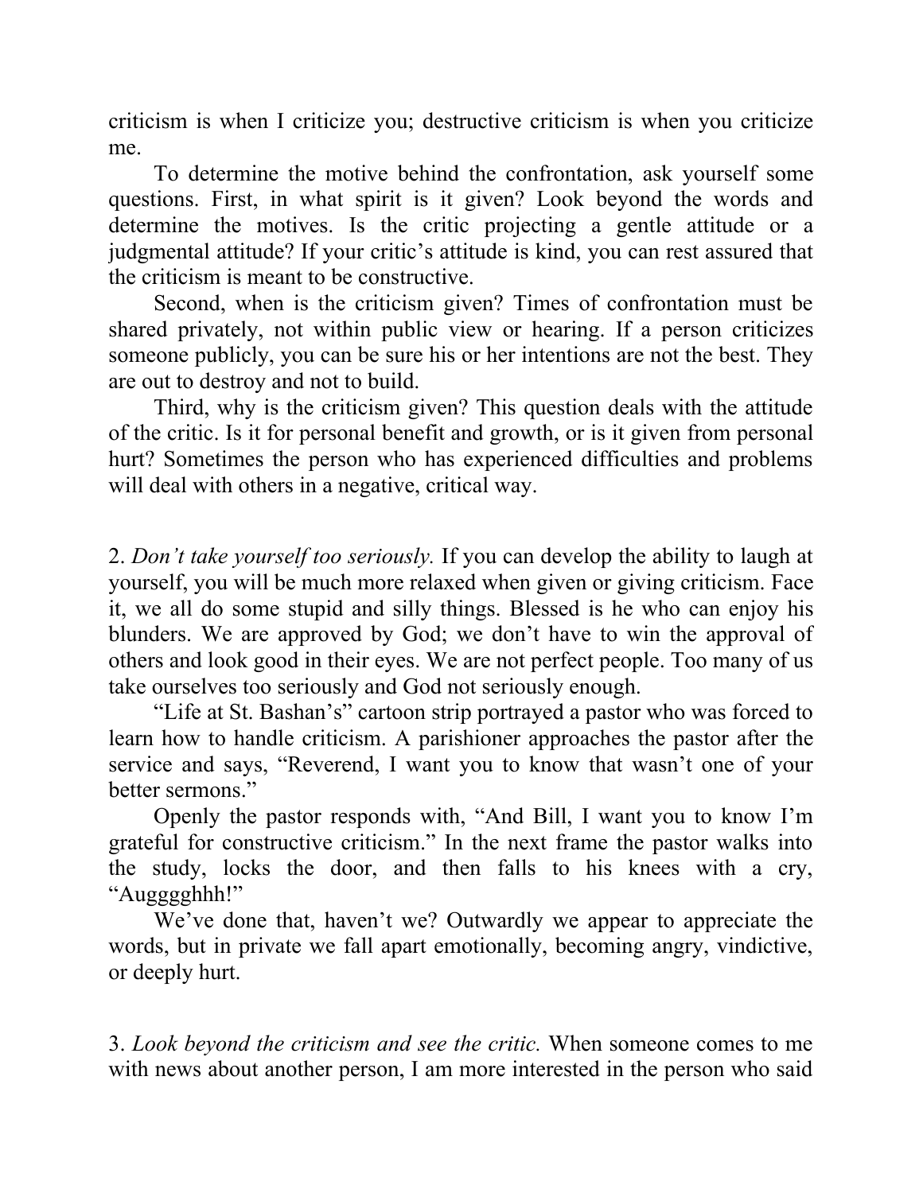criticism is when I criticize you; destructive criticism is when you criticize me.

To determine the motive behind the confrontation, ask yourself some questions. First, in what spirit is it given? Look beyond the words and determine the motives. Is the critic projecting a gentle attitude or a judgmental attitude? If your critic's attitude is kind, you can rest assured that the criticism is meant to be constructive.

Second, when is the criticism given? Times of confrontation must be shared privately, not within public view or hearing. If a person criticizes someone publicly, you can be sure his or her intentions are not the best. They are out to destroy and not to build.

Third, why is the criticism given? This question deals with the attitude of the critic. Is it for personal benefit and growth, or is it given from personal hurt? Sometimes the person who has experienced difficulties and problems will deal with others in a negative, critical way.

2. *Don't take yourself too seriously.* If you can develop the ability to laugh at yourself, you will be much more relaxed when given or giving criticism. Face it, we all do some stupid and silly things. Blessed is he who can enjoy his blunders. We are approved by God; we don't have to win the approval of others and look good in their eyes. We are not perfect people. Too many of us take ourselves too seriously and God not seriously enough.

"Life at St. Bashan's" cartoon strip portrayed a pastor who was forced to learn how to handle criticism. A parishioner approaches the pastor after the service and says, "Reverend, I want you to know that wasn't one of your better sermons."

Openly the pastor responds with, "And Bill, I want you to know I'm grateful for constructive criticism." In the next frame the pastor walks into the study, locks the door, and then falls to his knees with a cry, "Augggghhh!"

We've done that, haven't we? Outwardly we appear to appreciate the words, but in private we fall apart emotionally, becoming angry, vindictive, or deeply hurt.

3. *Look beyond the criticism and see the critic.* When someone comes to me with news about another person, I am more interested in the person who said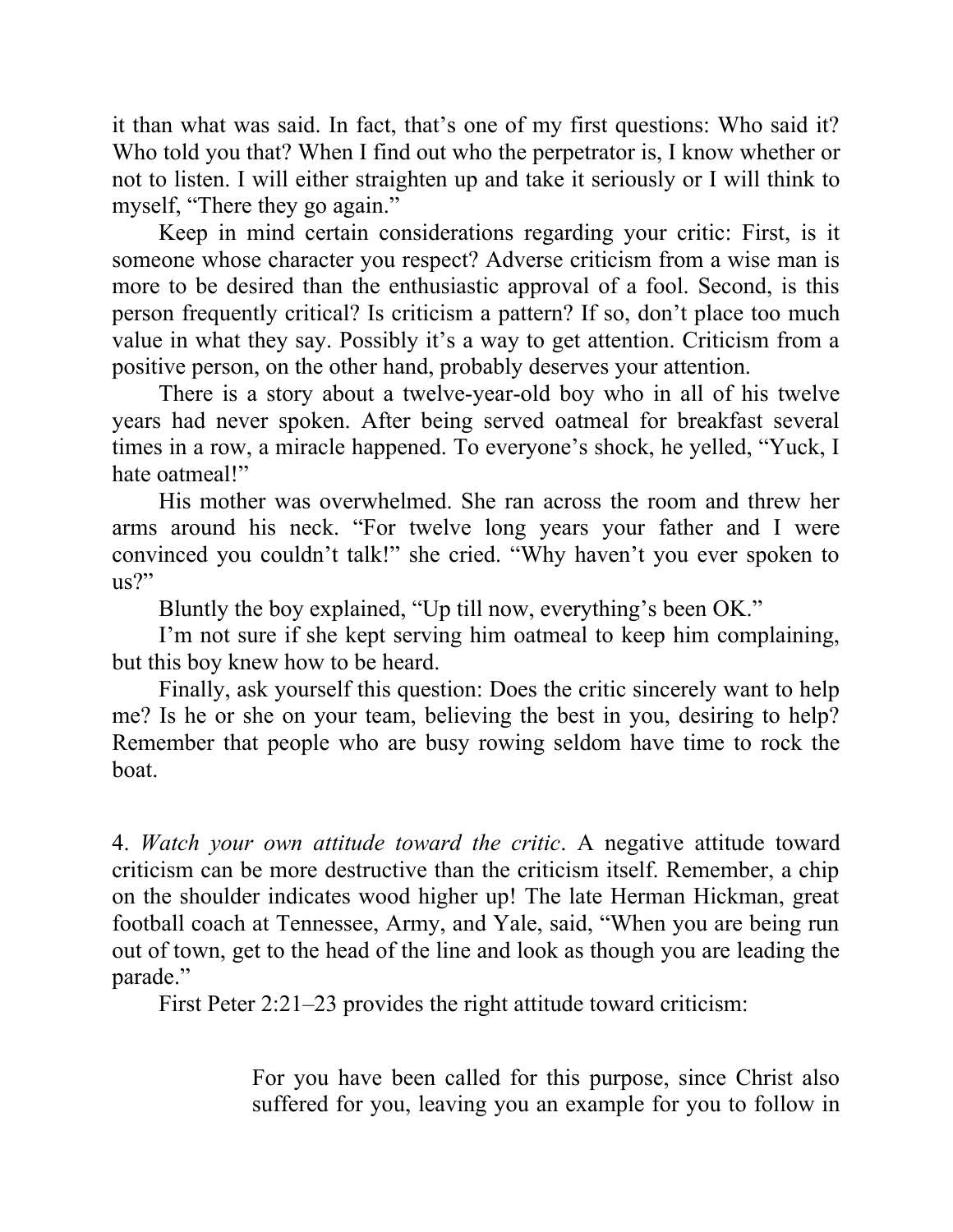it than what was said. In fact, that's one of my first questions: Who said it? Who told you that? When I find out who the perpetrator is, I know whether or not to listen. I will either straighten up and take it seriously or I will think to myself, "There they go again."

Keep in mind certain considerations regarding your critic: First, is it someone whose character you respect? Adverse criticism from a wise man is more to be desired than the enthusiastic approval of a fool. Second, is this person frequently critical? Is criticism a pattern? If so, don't place too much value in what they say. Possibly it's a way to get attention. Criticism from a positive person, on the other hand, probably deserves your attention.

There is a story about a twelve-year-old boy who in all of his twelve years had never spoken. After being served oatmeal for breakfast several times in a row, a miracle happened. To everyone's shock, he yelled, "Yuck, I hate oatmeal!"

His mother was overwhelmed. She ran across the room and threw her arms around his neck. "For twelve long years your father and I were convinced you couldn't talk!" she cried. "Why haven't you ever spoken to us?"

Bluntly the boy explained, "Up till now, everything's been OK."

I'm not sure if she kept serving him oatmeal to keep him complaining, but this boy knew how to be heard.

Finally, ask yourself this question: Does the critic sincerely want to help me? Is he or she on your team, believing the best in you, desiring to help? Remember that people who are busy rowing seldom have time to rock the boat.

4. *Watch your own attitude toward the critic*. A negative attitude toward criticism can be more destructive than the criticism itself. Remember, a chip on the shoulder indicates wood higher up! The late Herman Hickman, great football coach at Tennessee, Army, and Yale, said, "When you are being run out of town, get to the head of the line and look as though you are leading the parade."

First Peter 2:21–23 provides the right attitude toward criticism:

> For you have been called for this purpose, since Christ also suffered for you, leaving you an example for you to follow in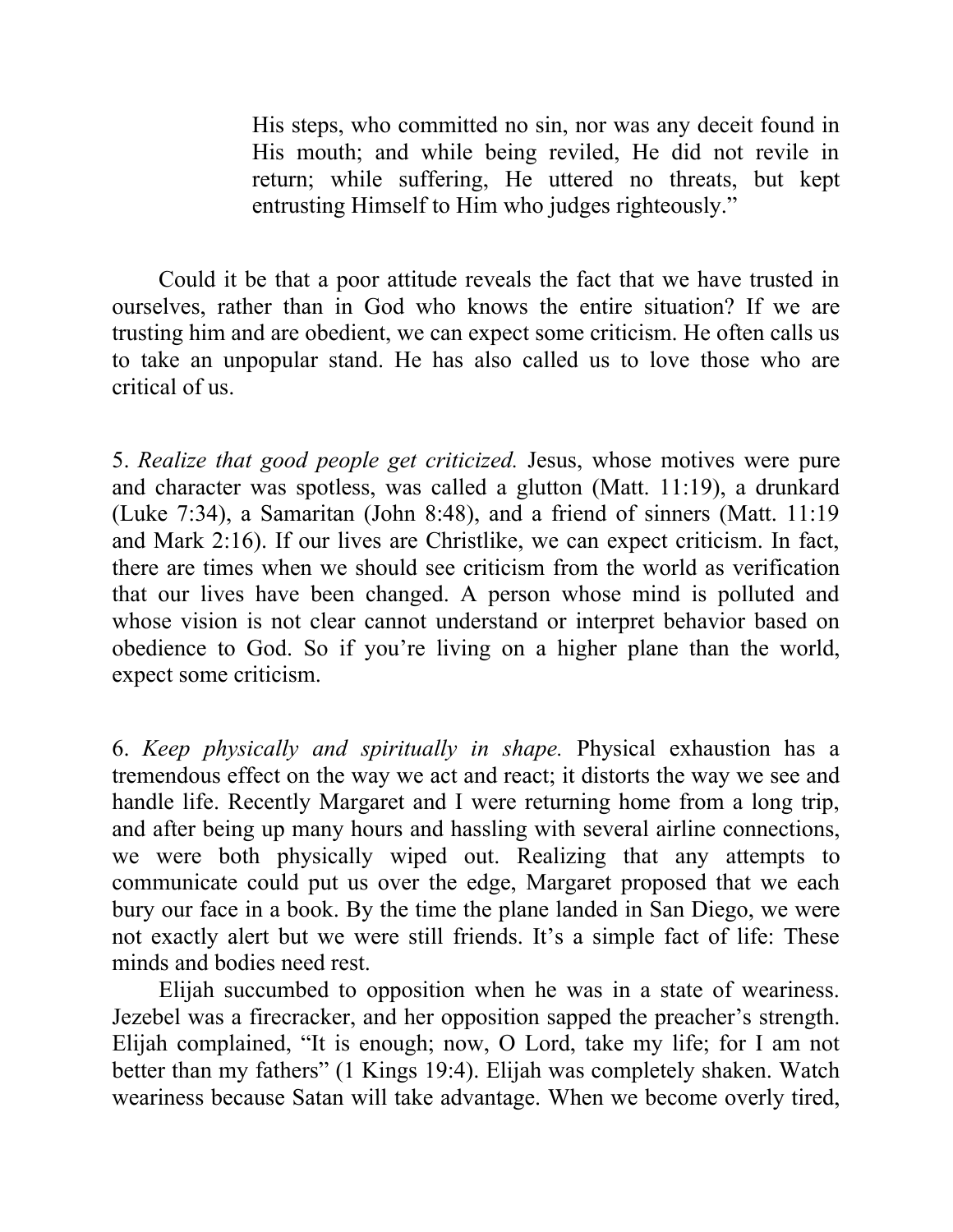> His steps, who committed no sin, nor was any deceit found in His mouth; and while being reviled, He did not revile in return; while suffering, He uttered no threats, but kept entrusting Himself to Him who judges righteously."

Could it be that a poor attitude reveals the fact that we have trusted in ourselves, rather than in God who knows the entire situation? If we are trusting him and are obedient, we can expect some criticism. He often calls us to take an unpopular stand. He has also called us to love those who are critical of us.

5. *Realize that good people get criticized.* Jesus, whose motives were pure and character was spotless, was called a glutton (Matt. 11:19), a drunkard (Luke 7:34), a Samaritan (John 8:48), and a friend of sinners (Matt. 11:19 and Mark 2:16). If our lives are Christlike, we can expect criticism. In fact, there are times when we should see criticism from the world as verification that our lives have been changed. A person whose mind is polluted and whose vision is not clear cannot understand or interpret behavior based on obedience to God. So if you're living on a higher plane than the world, expect some criticism.

6. *Keep physically and spiritually in shape.* Physical exhaustion has a tremendous effect on the way we act and react; it distorts the way we see and handle life. Recently Margaret and I were returning home from a long trip, and after being up many hours and hassling with several airline connections, we were both physically wiped out. Realizing that any attempts to communicate could put us over the edge, Margaret proposed that we each bury our face in a book. By the time the plane landed in San Diego, we were not exactly alert but we were still friends. It's a simple fact of life: These minds and bodies need rest.

Elijah succumbed to opposition when he was in a state of weariness. Jezebel was a firecracker, and her opposition sapped the preacher's strength. Elijah complained, "It is enough; now, O Lord, take my life; for I am not better than my fathers" (1 Kings 19:4). Elijah was completely shaken. Watch weariness because Satan will take advantage. When we become overly tired,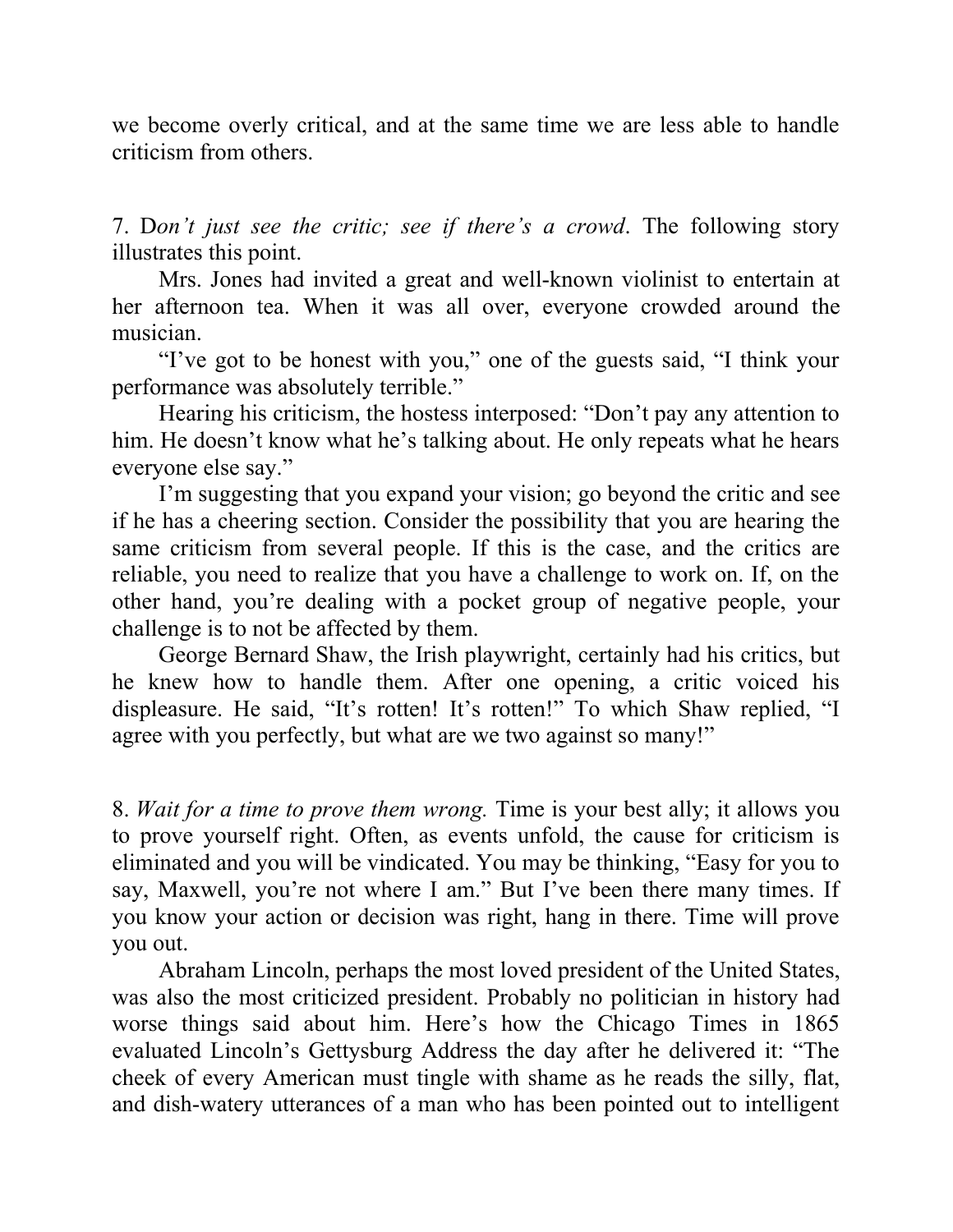we become overly critical, and at the same time we are less able to handle criticism from others.

7. D*on't just see the critic; see if there's a crowd*. The following story illustrates this point.

Mrs. Jones had invited a great and well-known violinist to entertain at her afternoon tea. When it was all over, everyone crowded around the musician.

"I've got to be honest with you," one of the guests said, "I think your performance was absolutely terrible."

Hearing his criticism, the hostess interposed: "Don't pay any attention to him. He doesn't know what he's talking about. He only repeats what he hears everyone else say."

I'm suggesting that you expand your vision; go beyond the critic and see if he has a cheering section. Consider the possibility that you are hearing the same criticism from several people. If this is the case, and the critics are reliable, you need to realize that you have a challenge to work on. If, on the other hand, you're dealing with a pocket group of negative people, your challenge is to not be affected by them.

George Bernard Shaw, the Irish playwright, certainly had his critics, but he knew how to handle them. After one opening, a critic voiced his displeasure. He said, "It's rotten! It's rotten!" To which Shaw replied, "I agree with you perfectly, but what are we two against so many!"

8. *Wait for a time to prove them wrong.* Time is your best ally; it allows you to prove yourself right. Often, as events unfold, the cause for criticism is eliminated and you will be vindicated. You may be thinking, "Easy for you to say, Maxwell, you're not where I am." But I've been there many times. If you know your action or decision was right, hang in there. Time will prove you out.

Abraham Lincoln, perhaps the most loved president of the United States, was also the most criticized president. Probably no politician in history had worse things said about him. Here's how the Chicago Times in 1865 evaluated Lincoln's Gettysburg Address the day after he delivered it: "The cheek of every American must tingle with shame as he reads the silly, flat, and dish-watery utterances of a man who has been pointed out to intelligent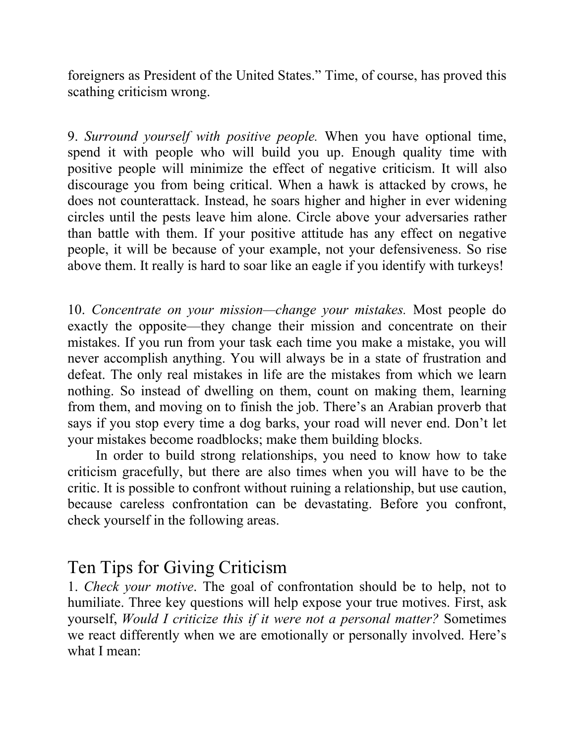foreigners as President of the United States." Time, of course, has proved this scathing criticism wrong.

9. *Surround yourself with positive people.* When you have optional time, spend it with people who will build you up. Enough quality time with positive people will minimize the effect of negative criticism. It will also discourage you from being critical. When a hawk is attacked by crows, he does not counterattack. Instead, he soars higher and higher in ever widening circles until the pests leave him alone. Circle above your adversaries rather than battle with them. If your positive attitude has any effect on negative people, it will be because of your example, not your defensiveness. So rise above them. It really is hard to soar like an eagle if you identify with turkeys!

10. *Concentrate on your mission—change your mistakes.* Most people do exactly the opposite—they change their mission and concentrate on their mistakes. If you run from your task each time you make a mistake, you will never accomplish anything. You will always be in a state of frustration and defeat. The only real mistakes in life are the mistakes from which we learn nothing. So instead of dwelling on them, count on making them, learning from them, and moving on to finish the job. There's an Arabian proverb that says if you stop every time a dog barks, your road will never end. Don't let your mistakes become roadblocks; make them building blocks.

In order to build strong relationships, you need to know how to take criticism gracefully, but there are also times when you will have to be the critic. It is possible to confront without ruining a relationship, but use caution, because careless confrontation can be devastating. Before you confront, check yourself in the following areas.

## Ten Tips for Giving Criticism

1. *Check your motive*. The goal of confrontation should be to help, not to humiliate. Three key questions will help expose your true motives. First, ask yourself, *Would I criticize this if it were not a personal matter?* Sometimes we react differently when we are emotionally or personally involved. Here's what I mean: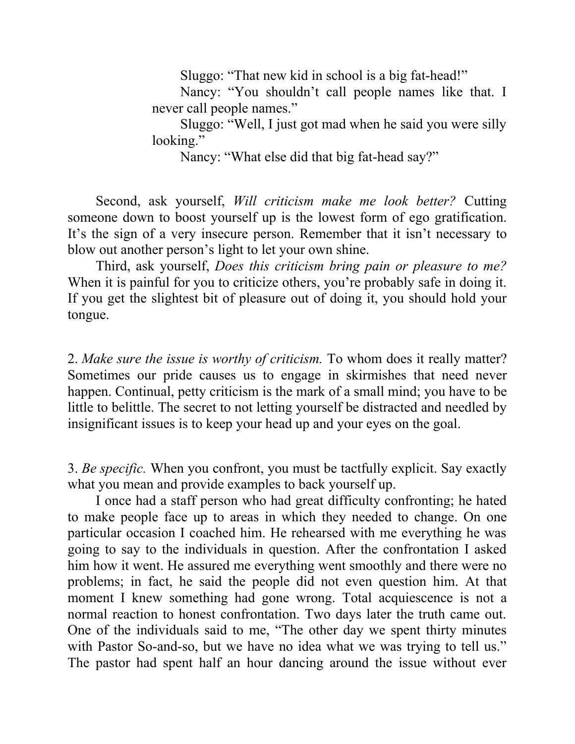> Sluggo: "That new kid in school is a big fat-head!"
>
> Nancy: "You shouldn't call people names like that. I never call people names."
>
> Sluggo: "Well, I just got mad when he said you were silly looking."
>
> Nancy: "What else did that big fat-head say?"

Second, ask yourself, *Will criticism make me look better?* Cutting someone down to boost yourself up is the lowest form of ego gratification. It's the sign of a very insecure person. Remember that it isn't necessary to blow out another person's light to let your own shine.

Third, ask yourself, *Does this criticism bring pain or pleasure to me?* When it is painful for you to criticize others, you're probably safe in doing it. If you get the slightest bit of pleasure out of doing it, you should hold your tongue.

2. *Make sure the issue is worthy of criticism.* To whom does it really matter? Sometimes our pride causes us to engage in skirmishes that need never happen. Continual, petty criticism is the mark of a small mind; you have to be little to belittle. The secret to not letting yourself be distracted and needled by insignificant issues is to keep your head up and your eyes on the goal.

3. *Be specific.* When you confront, you must be tactfully explicit. Say exactly what you mean and provide examples to back yourself up.

I once had a staff person who had great difficulty confronting; he hated to make people face up to areas in which they needed to change. On one particular occasion I coached him. He rehearsed with me everything he was going to say to the individuals in question. After the confrontation I asked him how it went. He assured me everything went smoothly and there were no problems; in fact, he said the people did not even question him. At that moment I knew something had gone wrong. Total acquiescence is not a normal reaction to honest confrontation. Two days later the truth came out. One of the individuals said to me, "The other day we spent thirty minutes with Pastor So-and-so, but we have no idea what we was trying to tell us." The pastor had spent half an hour dancing around the issue without ever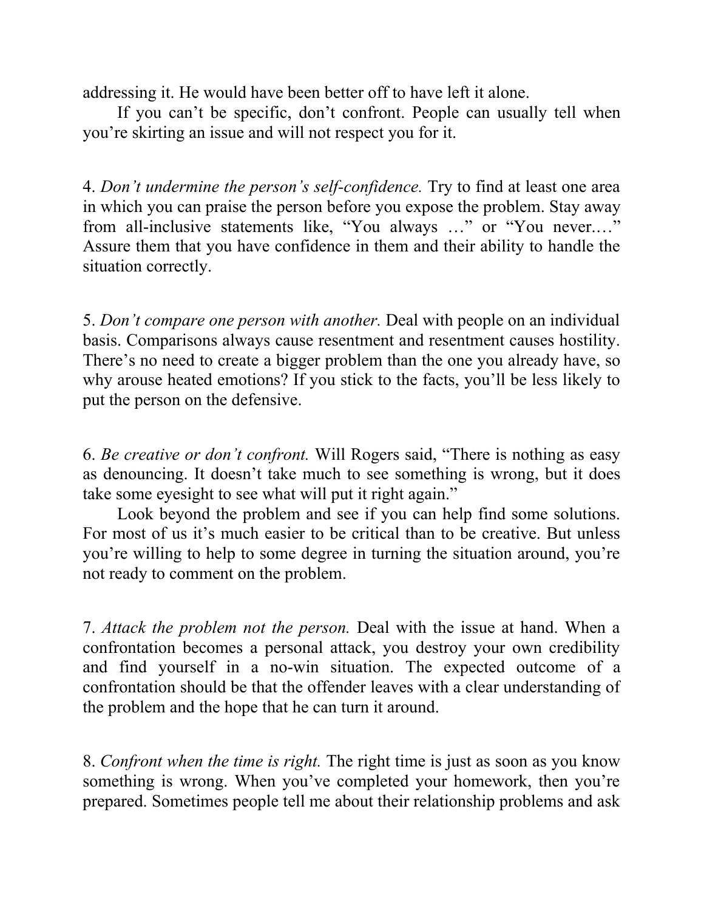addressing it. He would have been better off to have left it alone.

If you can't be specific, don't confront. People can usually tell when you're skirting an issue and will not respect you for it.

4. *Don't undermine the person's self-confidence.* Try to find at least one area in which you can praise the person before you expose the problem. Stay away from all-inclusive statements like, "You always …" or "You never.…" Assure them that you have confidence in them and their ability to handle the situation correctly.

5. *Don't compare one person with another.* Deal with people on an individual basis. Comparisons always cause resentment and resentment causes hostility. There's no need to create a bigger problem than the one you already have, so why arouse heated emotions? If you stick to the facts, you'll be less likely to put the person on the defensive.

6. *Be creative or don't confront.* Will Rogers said, "There is nothing as easy as denouncing. It doesn't take much to see something is wrong, but it does take some eyesight to see what will put it right again."

Look beyond the problem and see if you can help find some solutions. For most of us it's much easier to be critical than to be creative. But unless you're willing to help to some degree in turning the situation around, you're not ready to comment on the problem.

7. *Attack the problem not the person.* Deal with the issue at hand. When a confrontation becomes a personal attack, you destroy your own credibility and find yourself in a no-win situation. The expected outcome of a confrontation should be that the offender leaves with a clear understanding of the problem and the hope that he can turn it around.

8. *Confront when the time is right.* The right time is just as soon as you know something is wrong. When you've completed your homework, then you're prepared. Sometimes people tell me about their relationship problems and ask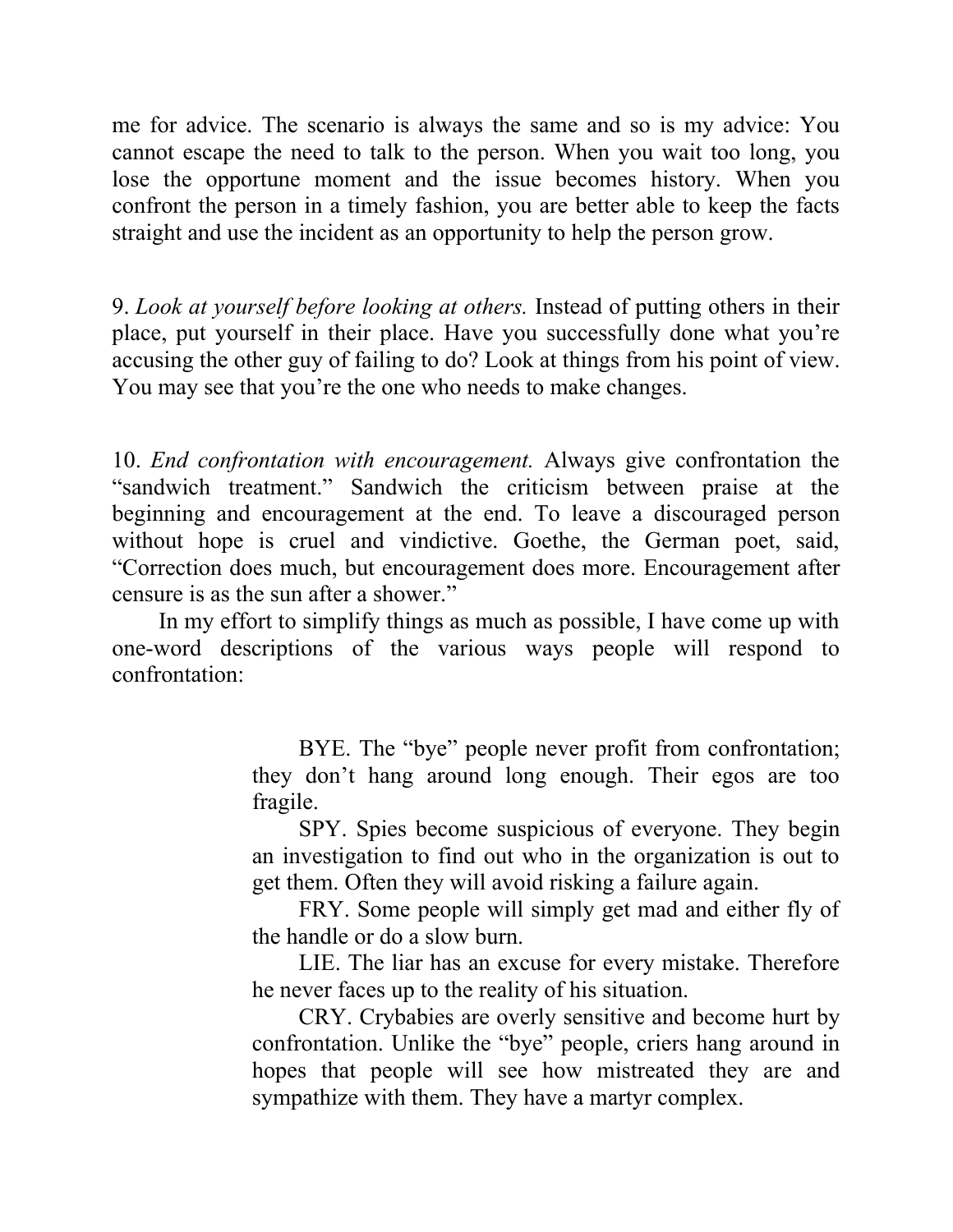me for advice. The scenario is always the same and so is my advice: You cannot escape the need to talk to the person. When you wait too long, you lose the opportune moment and the issue becomes history. When you confront the person in a timely fashion, you are better able to keep the facts straight and use the incident as an opportunity to help the person grow.

9. *Look at yourself before looking at others.* Instead of putting others in their place, put yourself in their place. Have you successfully done what you're accusing the other guy of failing to do? Look at things from his point of view. You may see that you're the one who needs to make changes.

10. *End confrontation with encouragement.* Always give confrontation the "sandwich treatment." Sandwich the criticism between praise at the beginning and encouragement at the end. To leave a discouraged person without hope is cruel and vindictive. Goethe, the German poet, said, "Correction does much, but encouragement does more. Encouragement after censure is as the sun after a shower."

In my effort to simplify things as much as possible, I have come up with one-word descriptions of the various ways people will respond to confrontation:

> BYE. The "bye" people never profit from confrontation; they don't hang around long enough. Their egos are too fragile.
>
> SPY. Spies become suspicious of everyone. They begin an investigation to find out who in the organization is out to get them. Often they will avoid risking a failure again.
>
> FRY. Some people will simply get mad and either fly of the handle or do a slow burn.
>
> LIE. The liar has an excuse for every mistake. Therefore he never faces up to the reality of his situation.
>
> CRY. Crybabies are overly sensitive and become hurt by confrontation. Unlike the "bye" people, criers hang around in hopes that people will see how mistreated they are and sympathize with them. They have a martyr complex.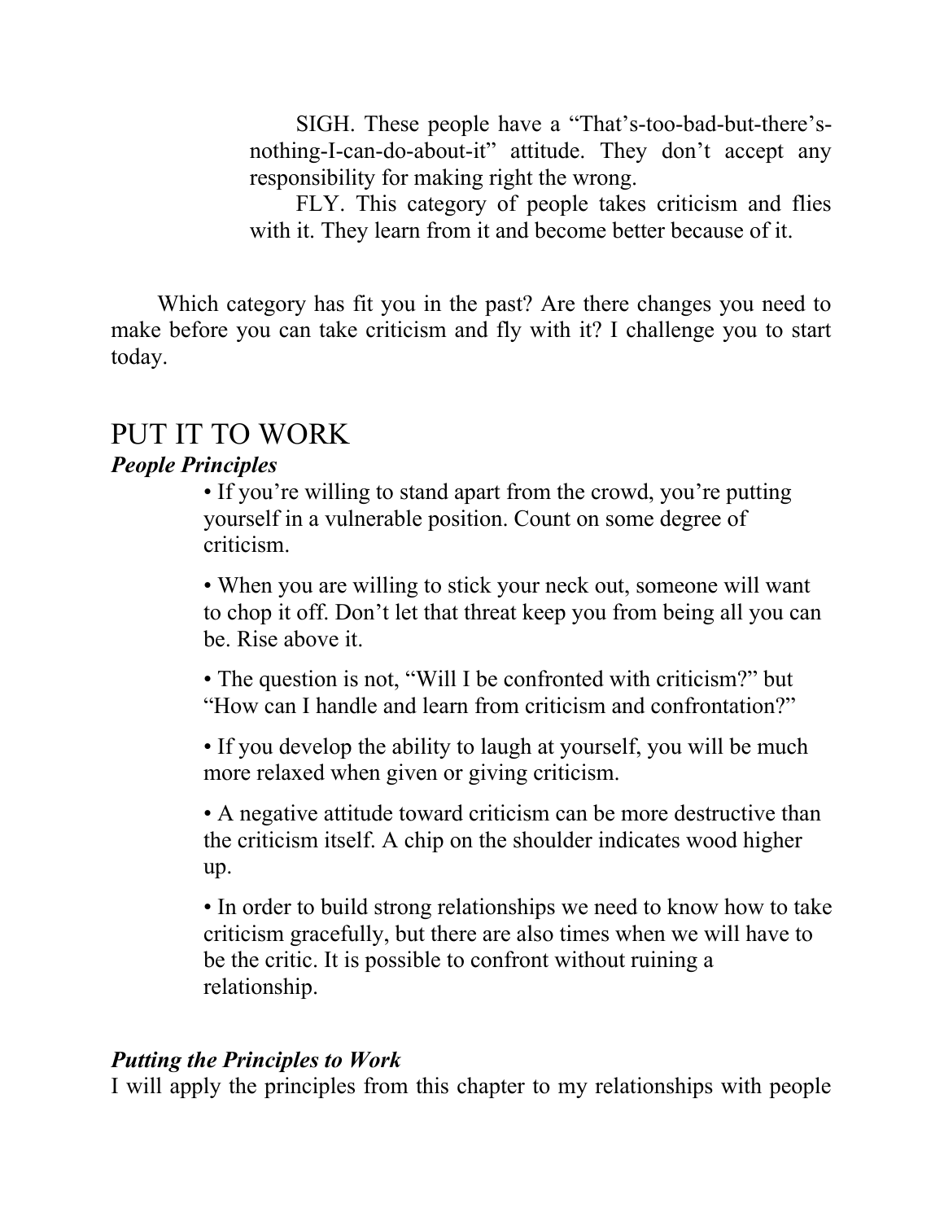SIGH. These people have a "That's-too-bad-but-there's-nothing-I-can-do-about-it" attitude. They don't accept any responsibility for making right the wrong.

FLY. This category of people takes criticism and flies with it. They learn from it and become better because of it.

Which category has fit you in the past? Are there changes you need to make before you can take criticism and fly with it? I challenge you to start today.

## PUT IT TO WORK

### *People Principles*

- If you're willing to stand apart from the crowd, you're putting yourself in a vulnerable position. Count on some degree of criticism.
- When you are willing to stick your neck out, someone will want to chop it off. Don't let that threat keep you from being all you can be. Rise above it.
- The question is not, "Will I be confronted with criticism?" but "How can I handle and learn from criticism and confrontation?"
- If you develop the ability to laugh at yourself, you will be much more relaxed when given or giving criticism.
- A negative attitude toward criticism can be more destructive than the criticism itself. A chip on the shoulder indicates wood higher up.
- In order to build strong relationships we need to know how to take criticism gracefully, but there are also times when we will have to be the critic. It is possible to confront without ruining a relationship.

### *Putting the Principles to Work*

I will apply the principles from this chapter to my relationships with people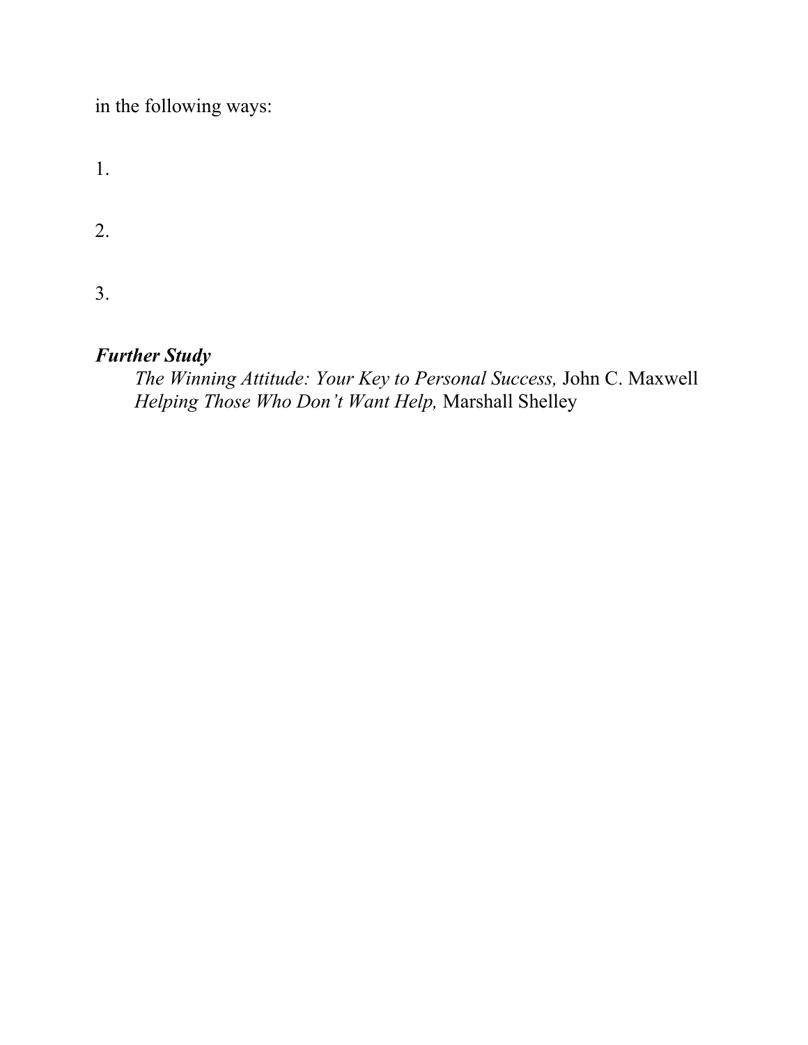in the following ways:

1.

2.

3.

***Further Study***

*The Winning Attitude: Your Key to Personal Success,* John C. Maxwell
*Helping Those Who Don't Want Help,* Marshall Shelley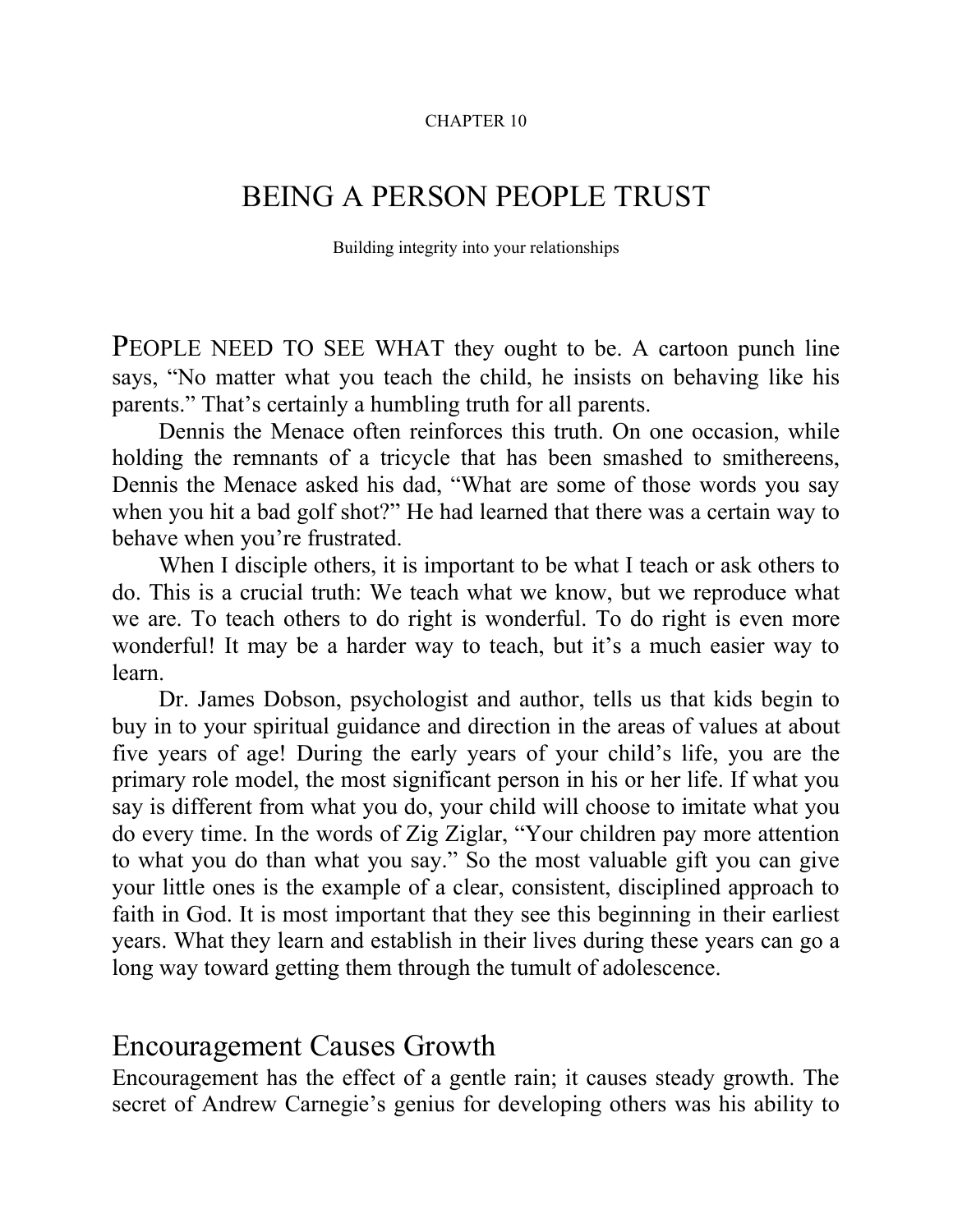CHAPTER 10

# BEING A PERSON PEOPLE TRUST

Building integrity into your relationships

PEOPLE NEED TO SEE WHAT they ought to be. A cartoon punch line says, "No matter what you teach the child, he insists on behaving like his parents." That's certainly a humbling truth for all parents.

Dennis the Menace often reinforces this truth. On one occasion, while holding the remnants of a tricycle that has been smashed to smithereens, Dennis the Menace asked his dad, "What are some of those words you say when you hit a bad golf shot?" He had learned that there was a certain way to behave when you're frustrated.

When I disciple others, it is important to be what I teach or ask others to do. This is a crucial truth: We teach what we know, but we reproduce what we are. To teach others to do right is wonderful. To do right is even more wonderful! It may be a harder way to teach, but it's a much easier way to learn.

Dr. James Dobson, psychologist and author, tells us that kids begin to buy in to your spiritual guidance and direction in the areas of values at about five years of age! During the early years of your child's life, you are the primary role model, the most significant person in his or her life. If what you say is different from what you do, your child will choose to imitate what you do every time. In the words of Zig Ziglar, "Your children pay more attention to what you do than what you say." So the most valuable gift you can give your little ones is the example of a clear, consistent, disciplined approach to faith in God. It is most important that they see this beginning in their earliest years. What they learn and establish in their lives during these years can go a long way toward getting them through the tumult of adolescence.

## Encouragement Causes Growth

Encouragement has the effect of a gentle rain; it causes steady growth. The secret of Andrew Carnegie's genius for developing others was his ability to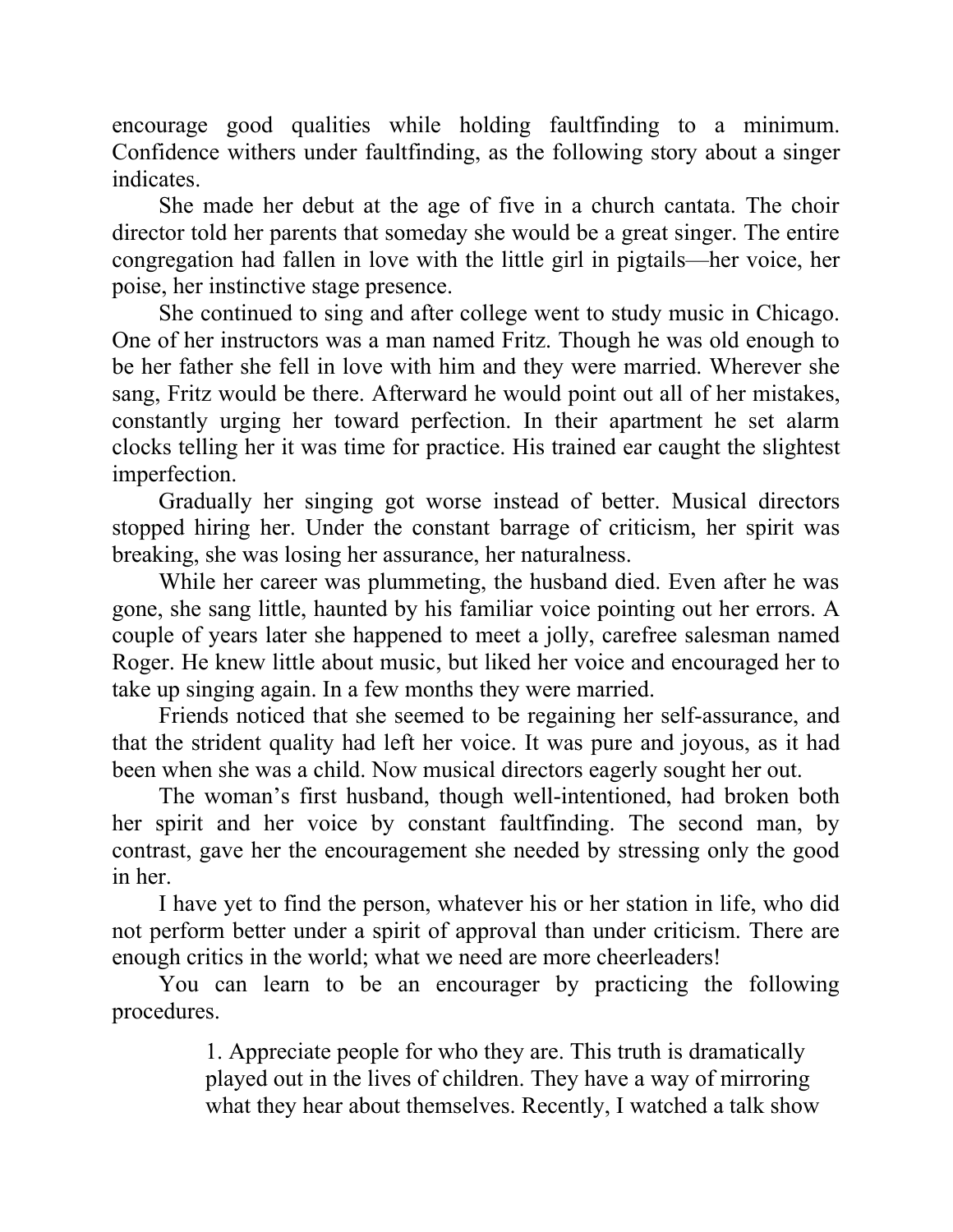encourage good qualities while holding faultfinding to a minimum. Confidence withers under faultfinding, as the following story about a singer indicates.

She made her debut at the age of five in a church cantata. The choir director told her parents that someday she would be a great singer. The entire congregation had fallen in love with the little girl in pigtails—her voice, her poise, her instinctive stage presence.

She continued to sing and after college went to study music in Chicago. One of her instructors was a man named Fritz. Though he was old enough to be her father she fell in love with him and they were married. Wherever she sang, Fritz would be there. Afterward he would point out all of her mistakes, constantly urging her toward perfection. In their apartment he set alarm clocks telling her it was time for practice. His trained ear caught the slightest imperfection.

Gradually her singing got worse instead of better. Musical directors stopped hiring her. Under the constant barrage of criticism, her spirit was breaking, she was losing her assurance, her naturalness.

While her career was plummeting, the husband died. Even after he was gone, she sang little, haunted by his familiar voice pointing out her errors. A couple of years later she happened to meet a jolly, carefree salesman named Roger. He knew little about music, but liked her voice and encouraged her to take up singing again. In a few months they were married.

Friends noticed that she seemed to be regaining her self-assurance, and that the strident quality had left her voice. It was pure and joyous, as it had been when she was a child. Now musical directors eagerly sought her out.

The woman's first husband, though well-intentioned, had broken both her spirit and her voice by constant faultfinding. The second man, by contrast, gave her the encouragement she needed by stressing only the good in her.

I have yet to find the person, whatever his or her station in life, who did not perform better under a spirit of approval than under criticism. There are enough critics in the world; what we need are more cheerleaders!

You can learn to be an encourager by practicing the following procedures.

> 1. Appreciate people for who they are. This truth is dramatically played out in the lives of children. They have a way of mirroring what they hear about themselves. Recently, I watched a talk show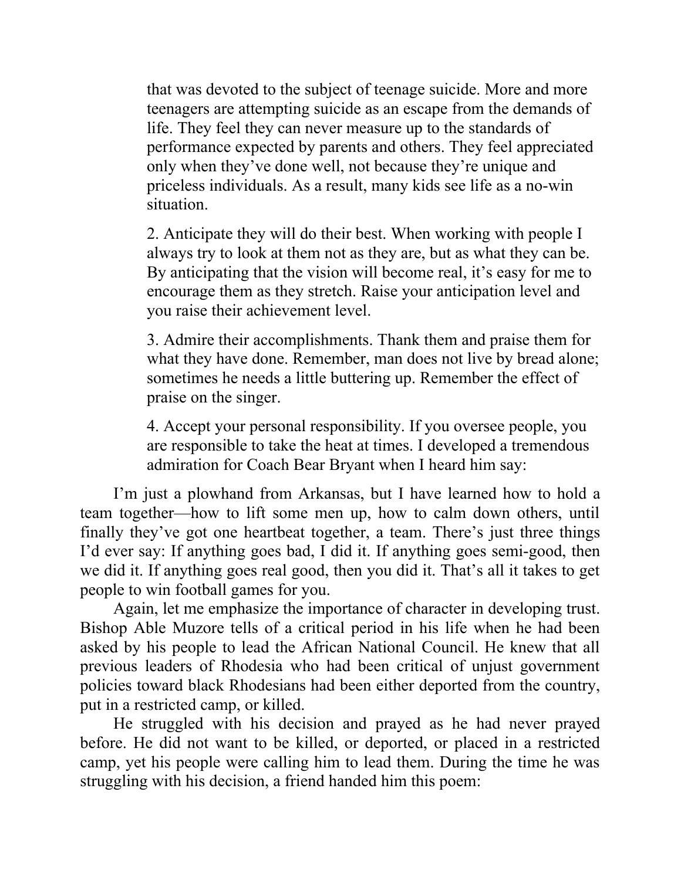that was devoted to the subject of teenage suicide. More and more teenagers are attempting suicide as an escape from the demands of life. They feel they can never measure up to the standards of performance expected by parents and others. They feel appreciated only when they've done well, not because they're unique and priceless individuals. As a result, many kids see life as a no-win situation.

2. Anticipate they will do their best. When working with people I always try to look at them not as they are, but as what they can be. By anticipating that the vision will become real, it's easy for me to encourage them as they stretch. Raise your anticipation level and you raise their achievement level.

3. Admire their accomplishments. Thank them and praise them for what they have done. Remember, man does not live by bread alone; sometimes he needs a little buttering up. Remember the effect of praise on the singer.

4. Accept your personal responsibility. If you oversee people, you are responsible to take the heat at times. I developed a tremendous admiration for Coach Bear Bryant when I heard him say:

I'm just a plowhand from Arkansas, but I have learned how to hold a team together—how to lift some men up, how to calm down others, until finally they've got one heartbeat together, a team. There's just three things I'd ever say: If anything goes bad, I did it. If anything goes semi-good, then we did it. If anything goes real good, then you did it. That's all it takes to get people to win football games for you.

Again, let me emphasize the importance of character in developing trust. Bishop Able Muzore tells of a critical period in his life when he had been asked by his people to lead the African National Council. He knew that all previous leaders of Rhodesia who had been critical of unjust government policies toward black Rhodesians had been either deported from the country, put in a restricted camp, or killed.

He struggled with his decision and prayed as he had never prayed before. He did not want to be killed, or deported, or placed in a restricted camp, yet his people were calling him to lead them. During the time he was struggling with his decision, a friend handed him this poem: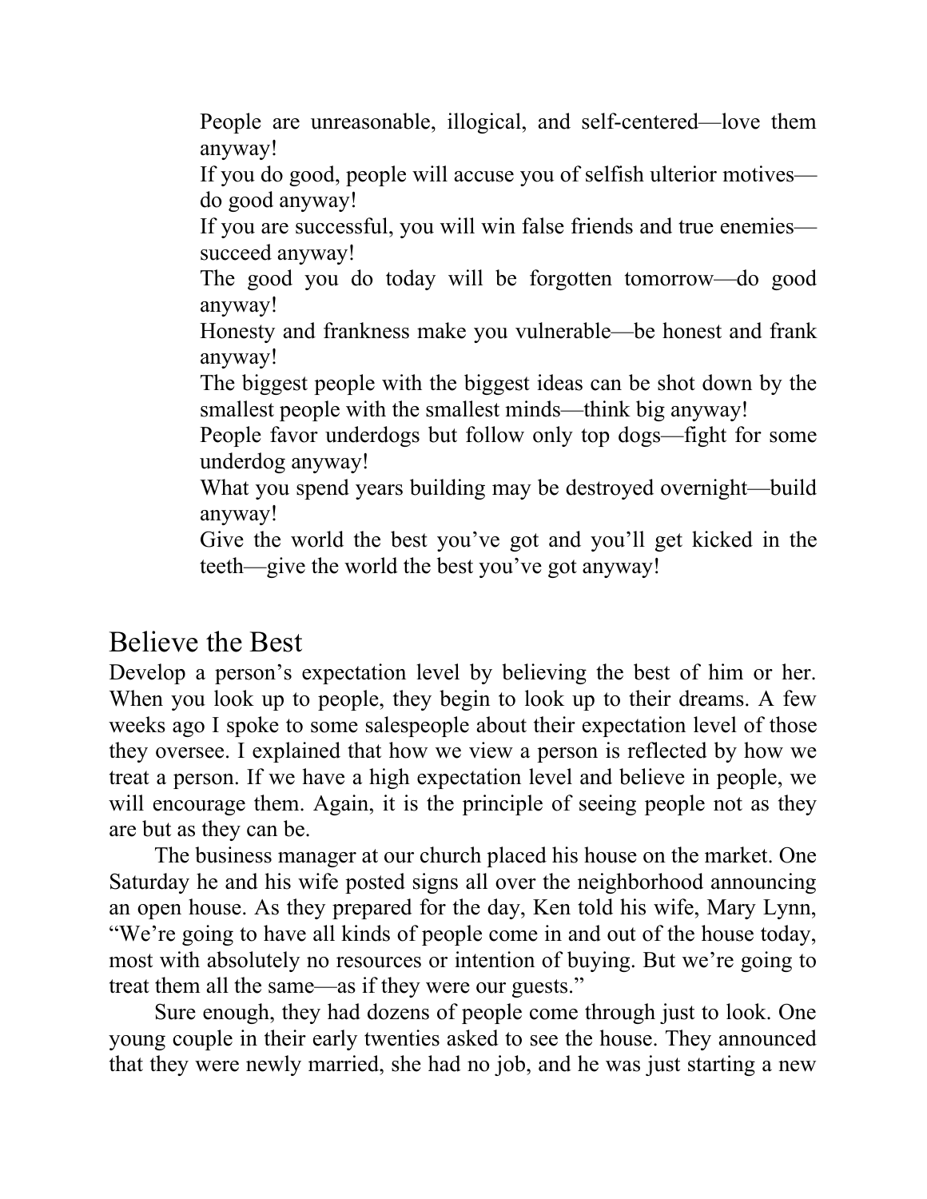> People are unreasonable, illogical, and self-centered—love them anyway!
> If you do good, people will accuse you of selfish ulterior motives—do good anyway!
> If you are successful, you will win false friends and true enemies—succeed anyway!
> The good you do today will be forgotten tomorrow—do good anyway!
> Honesty and frankness make you vulnerable—be honest and frank anyway!
> The biggest people with the biggest ideas can be shot down by the smallest people with the smallest minds—think big anyway!
> People favor underdogs but follow only top dogs—fight for some underdog anyway!
> What you spend years building may be destroyed overnight—build anyway!
> Give the world the best you've got and you'll get kicked in the teeth—give the world the best you've got anyway!

## Believe the Best

Develop a person's expectation level by believing the best of him or her. When you look up to people, they begin to look up to their dreams. A few weeks ago I spoke to some salespeople about their expectation level of those they oversee. I explained that how we view a person is reflected by how we treat a person. If we have a high expectation level and believe in people, we will encourage them. Again, it is the principle of seeing people not as they are but as they can be.

The business manager at our church placed his house on the market. One Saturday he and his wife posted signs all over the neighborhood announcing an open house. As they prepared for the day, Ken told his wife, Mary Lynn, "We're going to have all kinds of people come in and out of the house today, most with absolutely no resources or intention of buying. But we're going to treat them all the same—as if they were our guests."

Sure enough, they had dozens of people come through just to look. One young couple in their early twenties asked to see the house. They announced that they were newly married, she had no job, and he was just starting a new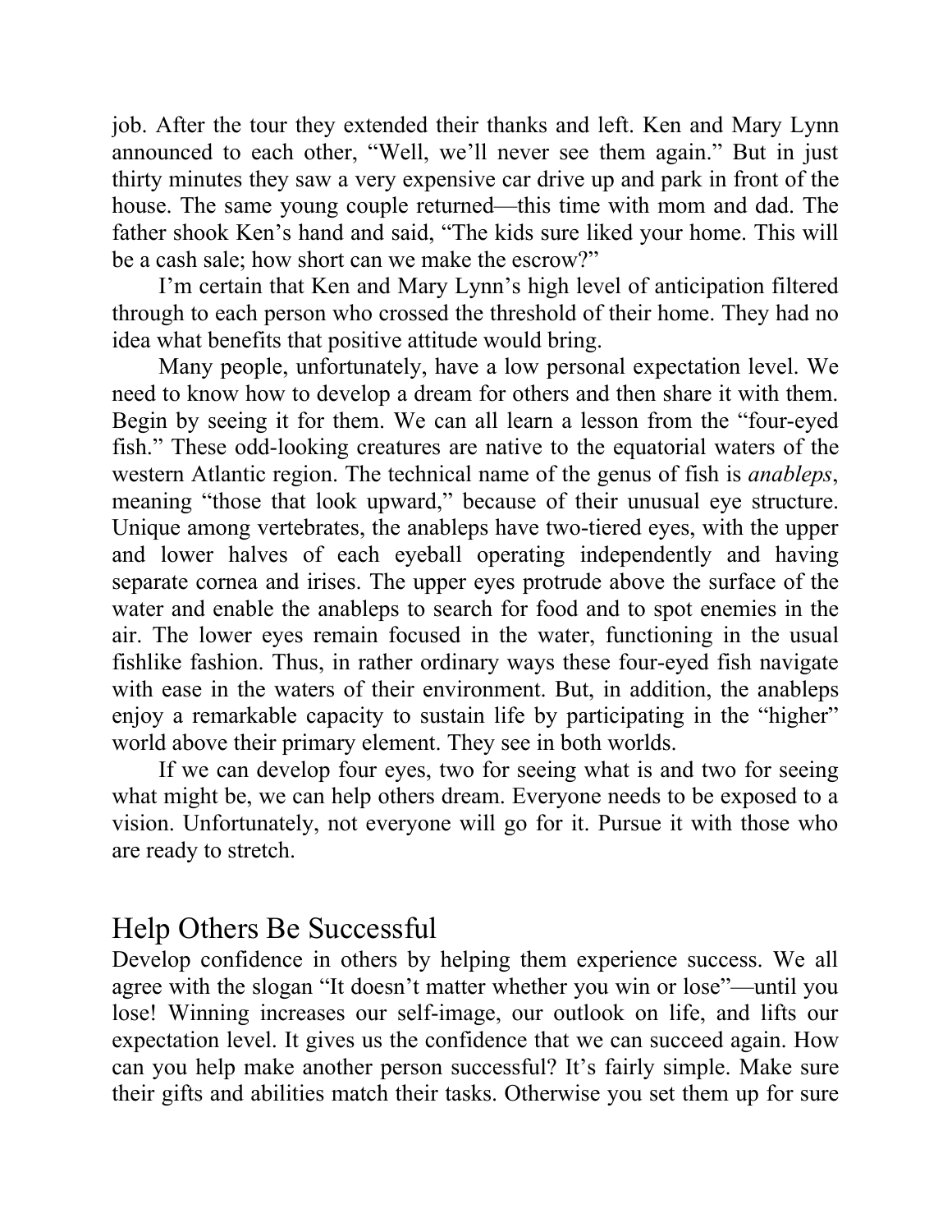job. After the tour they extended their thanks and left. Ken and Mary Lynn announced to each other, "Well, we'll never see them again." But in just thirty minutes they saw a very expensive car drive up and park in front of the house. The same young couple returned—this time with mom and dad. The father shook Ken's hand and said, "The kids sure liked your home. This will be a cash sale; how short can we make the escrow?"

I'm certain that Ken and Mary Lynn's high level of anticipation filtered through to each person who crossed the threshold of their home. They had no idea what benefits that positive attitude would bring.

Many people, unfortunately, have a low personal expectation level. We need to know how to develop a dream for others and then share it with them. Begin by seeing it for them. We can all learn a lesson from the "four-eyed fish." These odd-looking creatures are native to the equatorial waters of the western Atlantic region. The technical name of the genus of fish is *anableps*, meaning "those that look upward," because of their unusual eye structure. Unique among vertebrates, the anableps have two-tiered eyes, with the upper and lower halves of each eyeball operating independently and having separate cornea and irises. The upper eyes protrude above the surface of the water and enable the anableps to search for food and to spot enemies in the air. The lower eyes remain focused in the water, functioning in the usual fishlike fashion. Thus, in rather ordinary ways these four-eyed fish navigate with ease in the waters of their environment. But, in addition, the anableps enjoy a remarkable capacity to sustain life by participating in the "higher" world above their primary element. They see in both worlds.

If we can develop four eyes, two for seeing what is and two for seeing what might be, we can help others dream. Everyone needs to be exposed to a vision. Unfortunately, not everyone will go for it. Pursue it with those who are ready to stretch.

## Help Others Be Successful

Develop confidence in others by helping them experience success. We all agree with the slogan "It doesn't matter whether you win or lose"—until you lose! Winning increases our self-image, our outlook on life, and lifts our expectation level. It gives us the confidence that we can succeed again. How can you help make another person successful? It's fairly simple. Make sure their gifts and abilities match their tasks. Otherwise you set them up for sure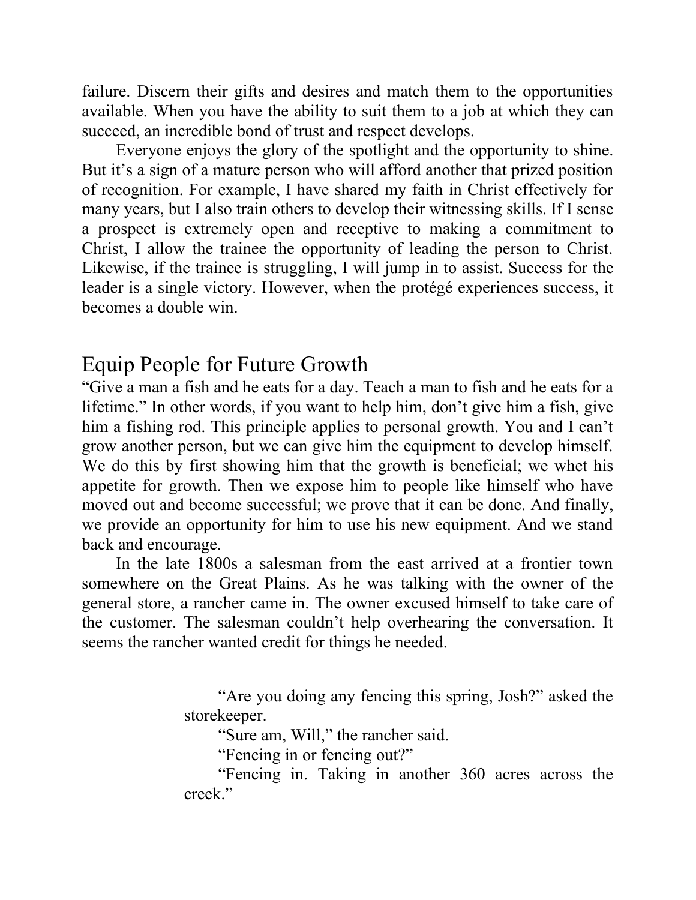failure. Discern their gifts and desires and match them to the opportunities available. When you have the ability to suit them to a job at which they can succeed, an incredible bond of trust and respect develops.

Everyone enjoys the glory of the spotlight and the opportunity to shine. But it's a sign of a mature person who will afford another that prized position of recognition. For example, I have shared my faith in Christ effectively for many years, but I also train others to develop their witnessing skills. If I sense a prospect is extremely open and receptive to making a commitment to Christ, I allow the trainee the opportunity of leading the person to Christ. Likewise, if the trainee is struggling, I will jump in to assist. Success for the leader is a single victory. However, when the protégé experiences success, it becomes a double win.

## Equip People for Future Growth

"Give a man a fish and he eats for a day. Teach a man to fish and he eats for a lifetime." In other words, if you want to help him, don't give him a fish, give him a fishing rod. This principle applies to personal growth. You and I can't grow another person, but we can give him the equipment to develop himself. We do this by first showing him that the growth is beneficial; we whet his appetite for growth. Then we expose him to people like himself who have moved out and become successful; we prove that it can be done. And finally, we provide an opportunity for him to use his new equipment. And we stand back and encourage.

In the late 1800s a salesman from the east arrived at a frontier town somewhere on the Great Plains. As he was talking with the owner of the general store, a rancher came in. The owner excused himself to take care of the customer. The salesman couldn't help overhearing the conversation. It seems the rancher wanted credit for things he needed.

> "Are you doing any fencing this spring, Josh?" asked the storekeeper.
>
> "Sure am, Will," the rancher said.
>
> "Fencing in or fencing out?"
>
> "Fencing in. Taking in another 360 acres across the creek."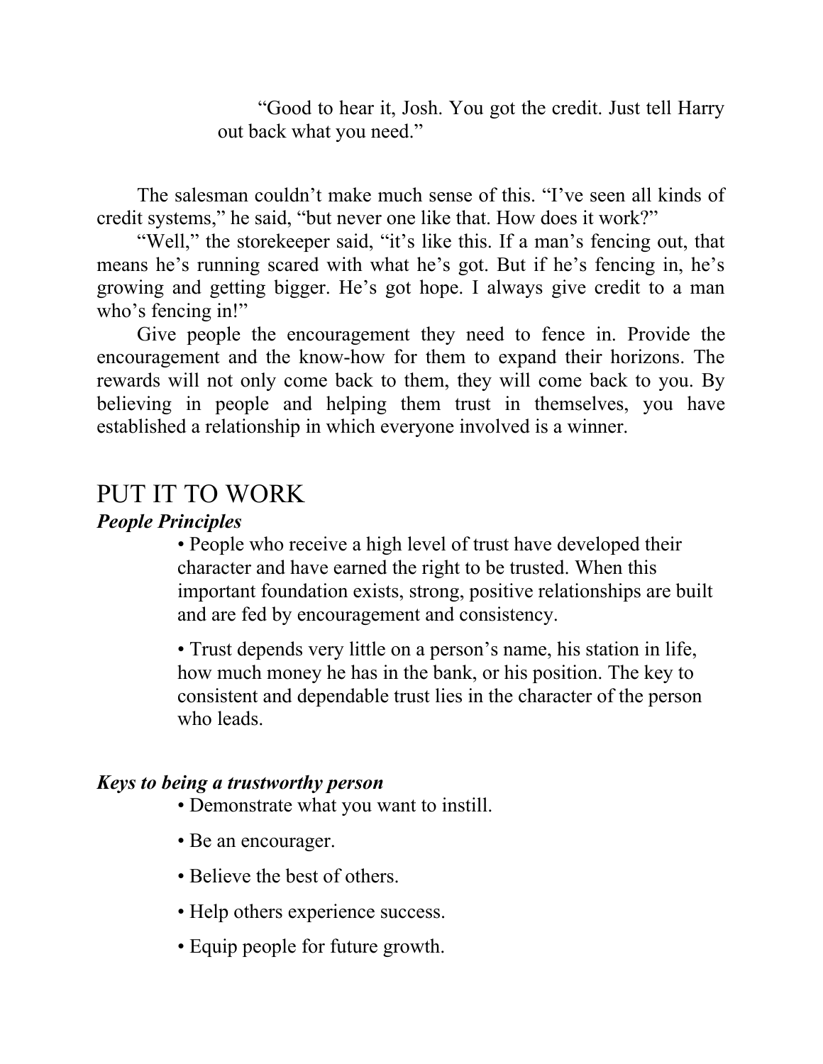> "Good to hear it, Josh. You got the credit. Just tell Harry out back what you need."

The salesman couldn't make much sense of this. "I've seen all kinds of credit systems," he said, "but never one like that. How does it work?"

"Well," the storekeeper said, "it's like this. If a man's fencing out, that means he's running scared with what he's got. But if he's fencing in, he's growing and getting bigger. He's got hope. I always give credit to a man who's fencing in!"

Give people the encouragement they need to fence in. Provide the encouragement and the know-how for them to expand their horizons. The rewards will not only come back to them, they will come back to you. By believing in people and helping them trust in themselves, you have established a relationship in which everyone involved is a winner.

## PUT IT TO WORK

### *People Principles*

- People who receive a high level of trust have developed their character and have earned the right to be trusted. When this important foundation exists, strong, positive relationships are built and are fed by encouragement and consistency.
- Trust depends very little on a person's name, his station in life, how much money he has in the bank, or his position. The key to consistent and dependable trust lies in the character of the person who leads.

### *Keys to being a trustworthy person*

- Demonstrate what you want to instill.
- Be an encourager.
- Believe the best of others.
- Help others experience success.
- Equip people for future growth.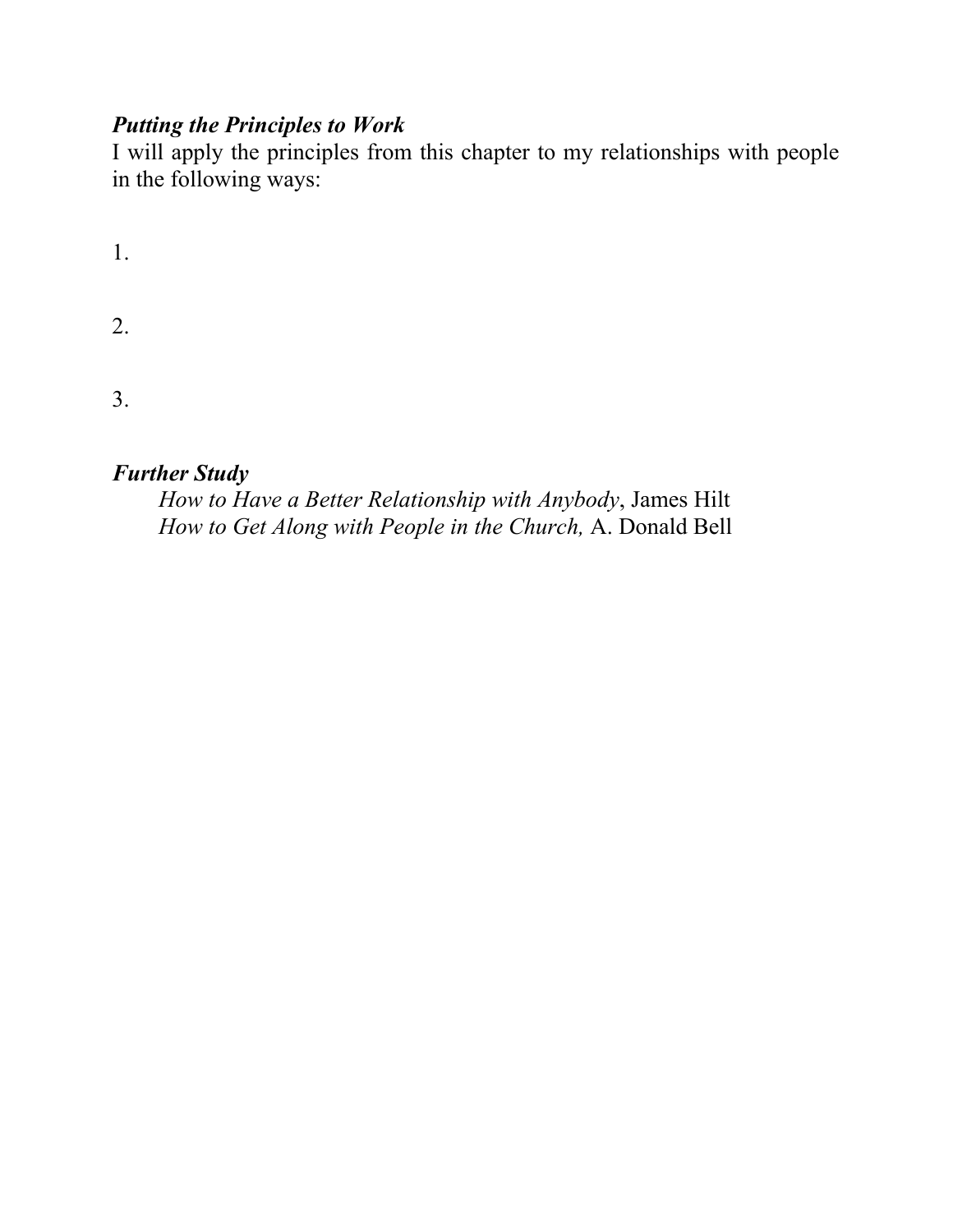***Putting the Principles to Work***

I will apply the principles from this chapter to my relationships with people in the following ways:

1.

2.

3.

***Further Study***

*How to Have a Better Relationship with Anybody*, James Hilt
*How to Get Along with People in the Church,* A. Donald Bell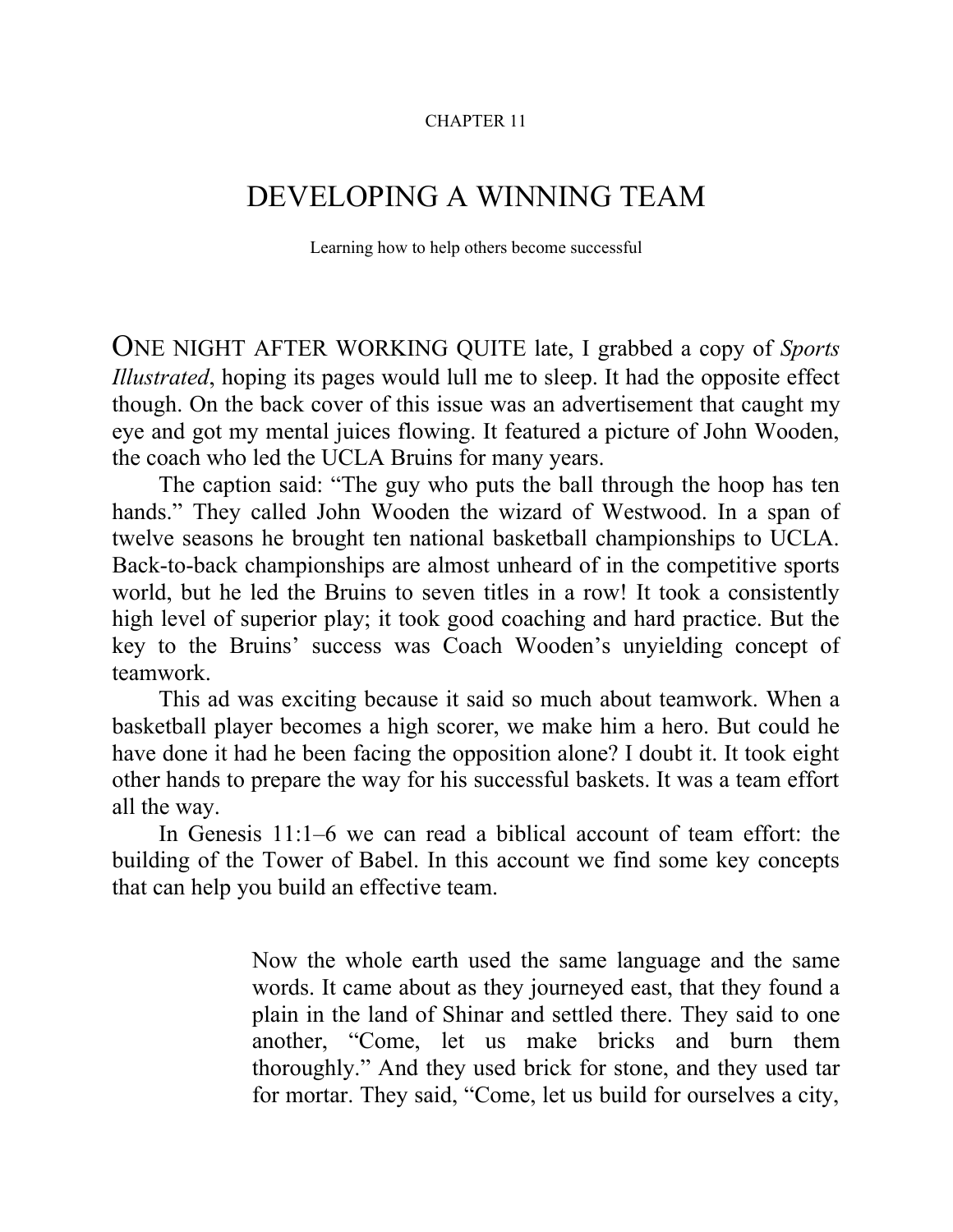CHAPTER 11

# DEVELOPING A WINNING TEAM

Learning how to help others become successful

ONE NIGHT AFTER WORKING QUITE late, I grabbed a copy of *Sports Illustrated*, hoping its pages would lull me to sleep. It had the opposite effect though. On the back cover of this issue was an advertisement that caught my eye and got my mental juices flowing. It featured a picture of John Wooden, the coach who led the UCLA Bruins for many years.

The caption said: "The guy who puts the ball through the hoop has ten hands." They called John Wooden the wizard of Westwood. In a span of twelve seasons he brought ten national basketball championships to UCLA. Back-to-back championships are almost unheard of in the competitive sports world, but he led the Bruins to seven titles in a row! It took a consistently high level of superior play; it took good coaching and hard practice. But the key to the Bruins' success was Coach Wooden's unyielding concept of teamwork.

This ad was exciting because it said so much about teamwork. When a basketball player becomes a high scorer, we make him a hero. But could he have done it had he been facing the opposition alone? I doubt it. It took eight other hands to prepare the way for his successful baskets. It was a team effort all the way.

In Genesis 11:1–6 we can read a biblical account of team effort: the building of the Tower of Babel. In this account we find some key concepts that can help you build an effective team.

> Now the whole earth used the same language and the same words. It came about as they journeyed east, that they found a plain in the land of Shinar and settled there. They said to one another, "Come, let us make bricks and burn them thoroughly." And they used brick for stone, and they used tar for mortar. They said, "Come, let us build for ourselves a city,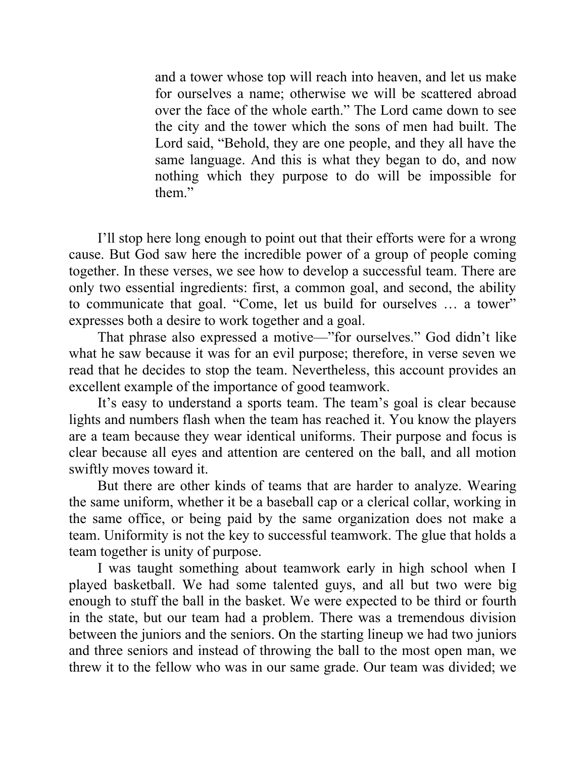> and a tower whose top will reach into heaven, and let us make for ourselves a name; otherwise we will be scattered abroad over the face of the whole earth." The Lord came down to see the city and the tower which the sons of men had built. The Lord said, "Behold, they are one people, and they all have the same language. And this is what they began to do, and now nothing which they purpose to do will be impossible for them."

I'll stop here long enough to point out that their efforts were for a wrong cause. But God saw here the incredible power of a group of people coming together. In these verses, we see how to develop a successful team. There are only two essential ingredients: first, a common goal, and second, the ability to communicate that goal. "Come, let us build for ourselves … a tower" expresses both a desire to work together and a goal.

That phrase also expressed a motive—"for ourselves." God didn't like what he saw because it was for an evil purpose; therefore, in verse seven we read that he decides to stop the team. Nevertheless, this account provides an excellent example of the importance of good teamwork.

It's easy to understand a sports team. The team's goal is clear because lights and numbers flash when the team has reached it. You know the players are a team because they wear identical uniforms. Their purpose and focus is clear because all eyes and attention are centered on the ball, and all motion swiftly moves toward it.

But there are other kinds of teams that are harder to analyze. Wearing the same uniform, whether it be a baseball cap or a clerical collar, working in the same office, or being paid by the same organization does not make a team. Uniformity is not the key to successful teamwork. The glue that holds a team together is unity of purpose.

I was taught something about teamwork early in high school when I played basketball. We had some talented guys, and all but two were big enough to stuff the ball in the basket. We were expected to be third or fourth in the state, but our team had a problem. There was a tremendous division between the juniors and the seniors. On the starting lineup we had two juniors and three seniors and instead of throwing the ball to the most open man, we threw it to the fellow who was in our same grade. Our team was divided; we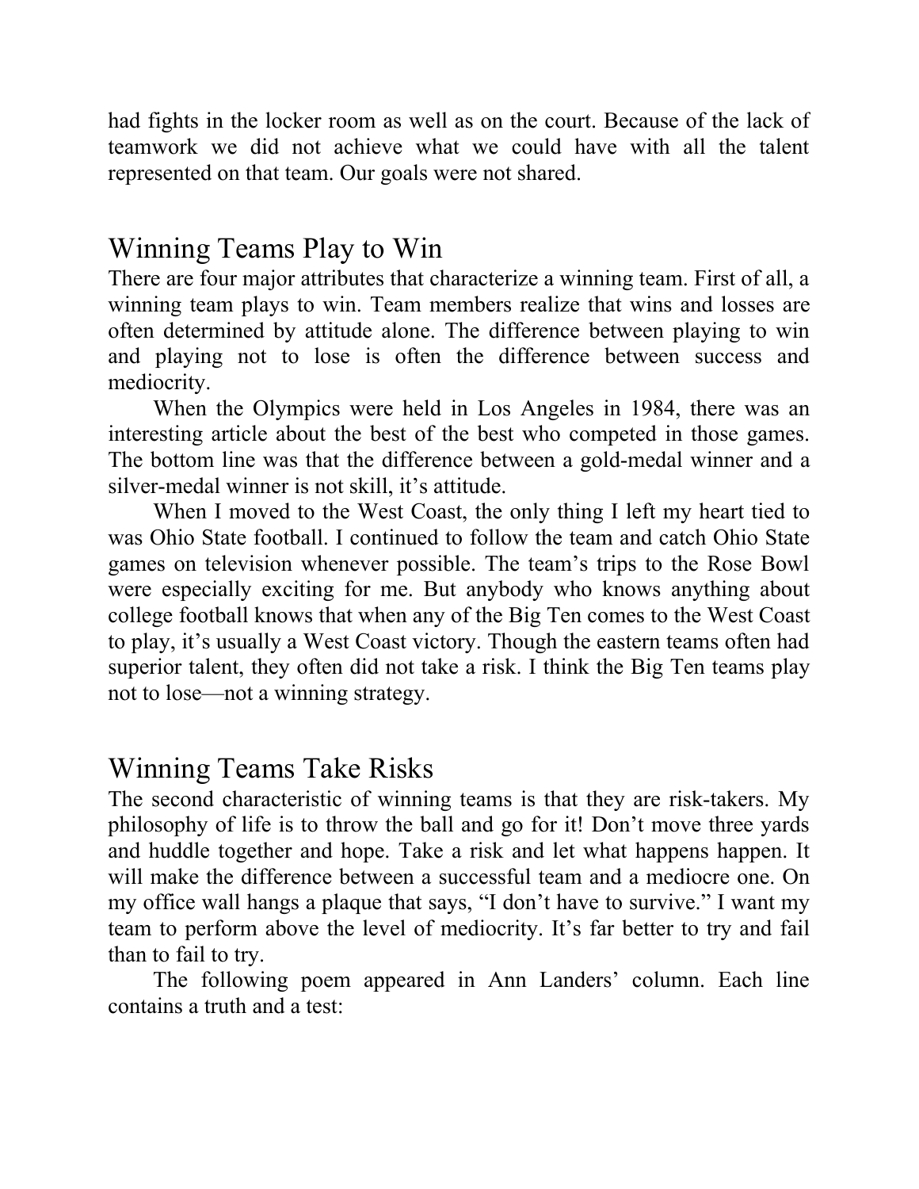had fights in the locker room as well as on the court. Because of the lack of teamwork we did not achieve what we could have with all the talent represented on that team. Our goals were not shared.

## Winning Teams Play to Win

There are four major attributes that characterize a winning team. First of all, a winning team plays to win. Team members realize that wins and losses are often determined by attitude alone. The difference between playing to win and playing not to lose is often the difference between success and mediocrity.

When the Olympics were held in Los Angeles in 1984, there was an interesting article about the best of the best who competed in those games. The bottom line was that the difference between a gold-medal winner and a silver-medal winner is not skill, it's attitude.

When I moved to the West Coast, the only thing I left my heart tied to was Ohio State football. I continued to follow the team and catch Ohio State games on television whenever possible. The team's trips to the Rose Bowl were especially exciting for me. But anybody who knows anything about college football knows that when any of the Big Ten comes to the West Coast to play, it's usually a West Coast victory. Though the eastern teams often had superior talent, they often did not take a risk. I think the Big Ten teams play not to lose—not a winning strategy.

## Winning Teams Take Risks

The second characteristic of winning teams is that they are risk-takers. My philosophy of life is to throw the ball and go for it! Don't move three yards and huddle together and hope. Take a risk and let what happens happen. It will make the difference between a successful team and a mediocre one. On my office wall hangs a plaque that says, "I don't have to survive." I want my team to perform above the level of mediocrity. It's far better to try and fail than to fail to try.

The following poem appeared in Ann Landers' column. Each line contains a truth and a test: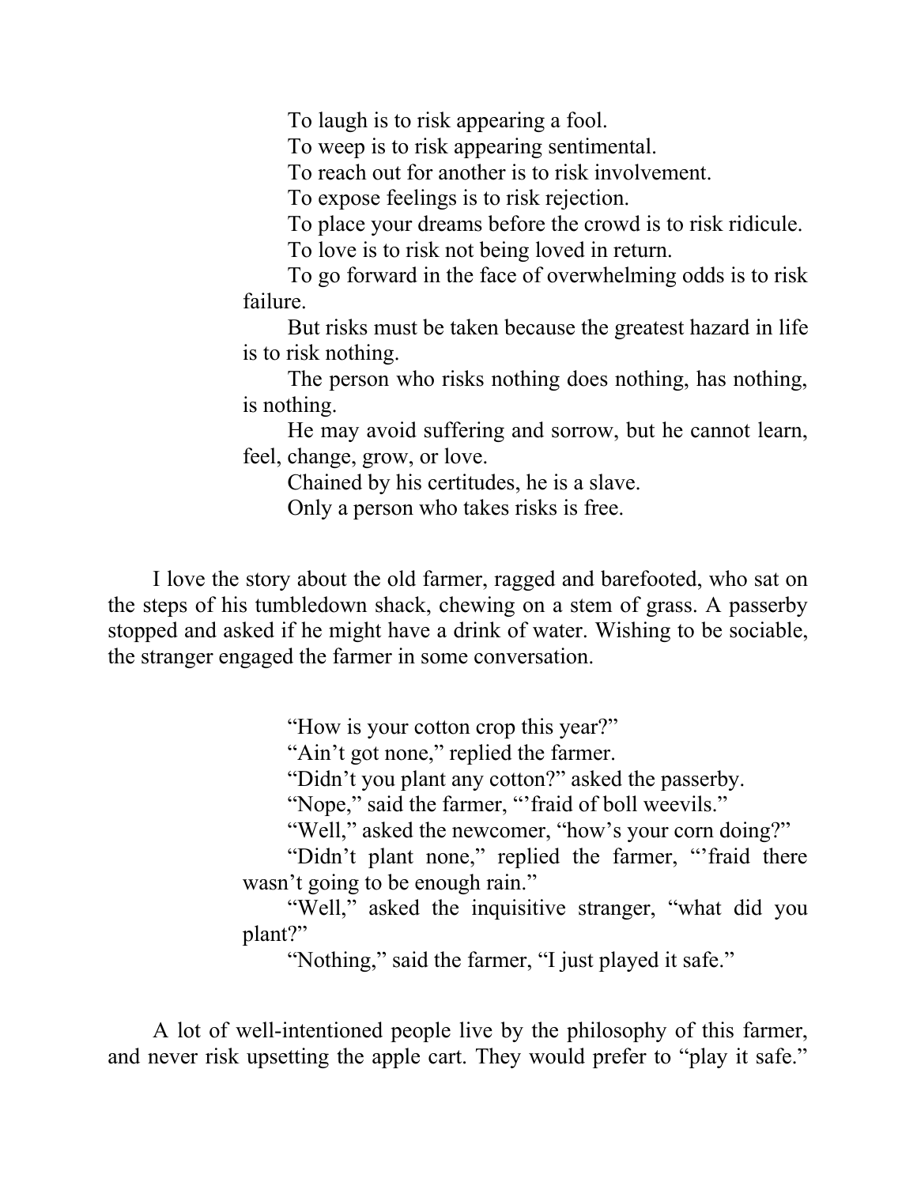> To laugh is to risk appearing a fool.
> To weep is to risk appearing sentimental.
> To reach out for another is to risk involvement.
> To expose feelings is to risk rejection.
> To place your dreams before the crowd is to risk ridicule.
> To love is to risk not being loved in return.
> To go forward in the face of overwhelming odds is to risk failure.
> But risks must be taken because the greatest hazard in life is to risk nothing.
> The person who risks nothing does nothing, has nothing, is nothing.
> He may avoid suffering and sorrow, but he cannot learn, feel, change, grow, or love.
> Chained by his certitudes, he is a slave.
> Only a person who takes risks is free.

I love the story about the old farmer, ragged and barefooted, who sat on the steps of his tumbledown shack, chewing on a stem of grass. A passerby stopped and asked if he might have a drink of water. Wishing to be sociable, the stranger engaged the farmer in some conversation.

> "How is your cotton crop this year?"
> "Ain't got none," replied the farmer.
> "Didn't you plant any cotton?" asked the passerby.
> "Nope," said the farmer, "'fraid of boll weevils."
> "Well," asked the newcomer, "how's your corn doing?"
> "Didn't plant none," replied the farmer, "'fraid there wasn't going to be enough rain."
> "Well," asked the inquisitive stranger, "what did you plant?"
> "Nothing," said the farmer, "I just played it safe."

A lot of well-intentioned people live by the philosophy of this farmer, and never risk upsetting the apple cart. They would prefer to "play it safe."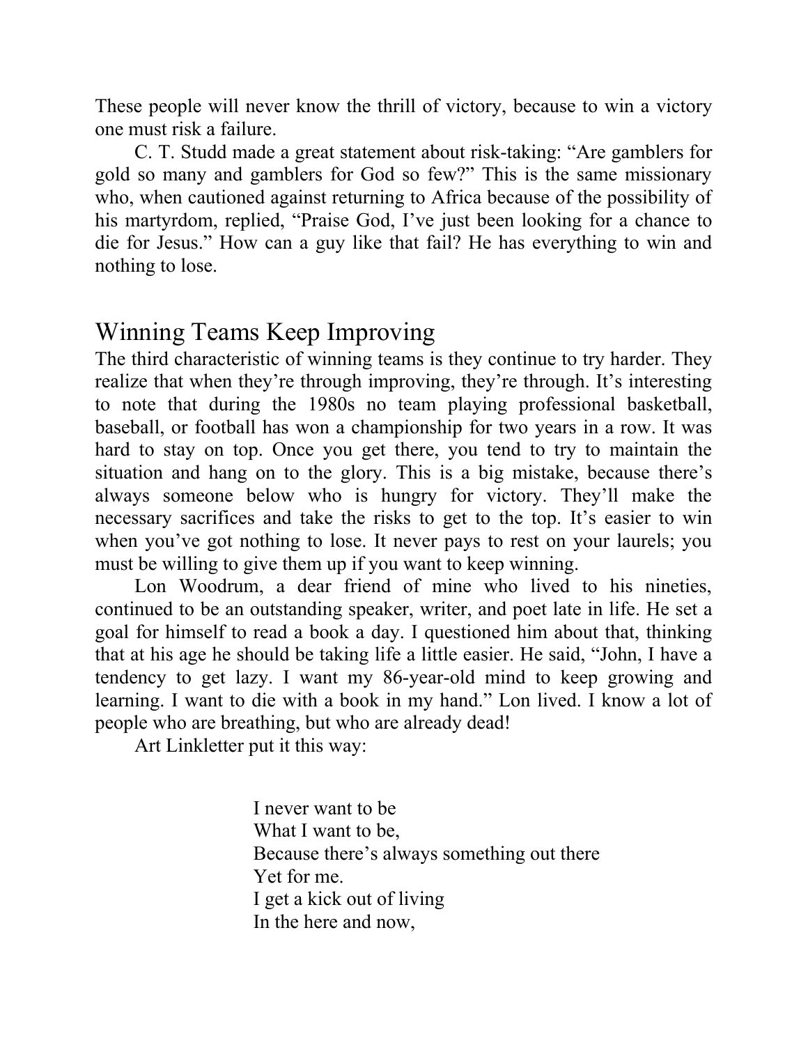These people will never know the thrill of victory, because to win a victory one must risk a failure.

C. T. Studd made a great statement about risk-taking: "Are gamblers for gold so many and gamblers for God so few?" This is the same missionary who, when cautioned against returning to Africa because of the possibility of his martyrdom, replied, "Praise God, I've just been looking for a chance to die for Jesus." How can a guy like that fail? He has everything to win and nothing to lose.

## Winning Teams Keep Improving

The third characteristic of winning teams is they continue to try harder. They realize that when they're through improving, they're through. It's interesting to note that during the 1980s no team playing professional basketball, baseball, or football has won a championship for two years in a row. It was hard to stay on top. Once you get there, you tend to try to maintain the situation and hang on to the glory. This is a big mistake, because there's always someone below who is hungry for victory. They'll make the necessary sacrifices and take the risks to get to the top. It's easier to win when you've got nothing to lose. It never pays to rest on your laurels; you must be willing to give them up if you want to keep winning.

Lon Woodrum, a dear friend of mine who lived to his nineties, continued to be an outstanding speaker, writer, and poet late in life. He set a goal for himself to read a book a day. I questioned him about that, thinking that at his age he should be taking life a little easier. He said, "John, I have a tendency to get lazy. I want my 86-year-old mind to keep growing and learning. I want to die with a book in my hand." Lon lived. I know a lot of people who are breathing, but who are already dead!

Art Linkletter put it this way:

> I never want to be
> What I want to be,
> Because there's always something out there
> Yet for me.
> I get a kick out of living
> In the here and now,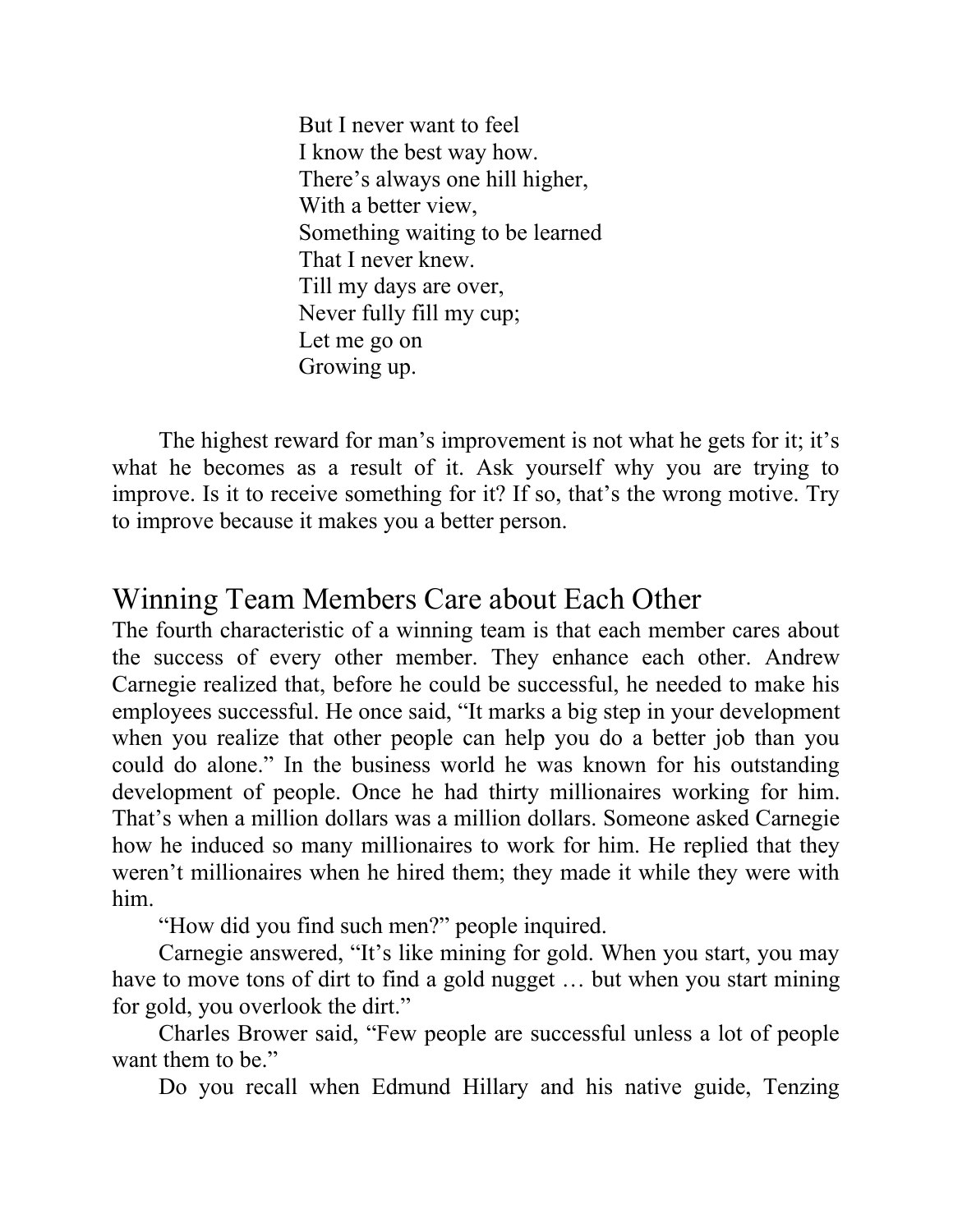But I never want to feel  
I know the best way how.  
There's always one hill higher,  
With a better view,  
Something waiting to be learned  
That I never knew.  
Till my days are over,  
Never fully fill my cup;  
Let me go on  
Growing up.

The highest reward for man's improvement is not what he gets for it; it's what he becomes as a result of it. Ask yourself why you are trying to improve. Is it to receive something for it? If so, that's the wrong motive. Try to improve because it makes you a better person.

## Winning Team Members Care about Each Other

The fourth characteristic of a winning team is that each member cares about the success of every other member. They enhance each other. Andrew Carnegie realized that, before he could be successful, he needed to make his employees successful. He once said, "It marks a big step in your development when you realize that other people can help you do a better job than you could do alone." In the business world he was known for his outstanding development of people. Once he had thirty millionaires working for him. That's when a million dollars was a million dollars. Someone asked Carnegie how he induced so many millionaires to work for him. He replied that they weren't millionaires when he hired them; they made it while they were with him.

"How did you find such men?" people inquired.

Carnegie answered, "It's like mining for gold. When you start, you may have to move tons of dirt to find a gold nugget … but when you start mining for gold, you overlook the dirt."

Charles Brower said, "Few people are successful unless a lot of people want them to be."

Do you recall when Edmund Hillary and his native guide, Tenzing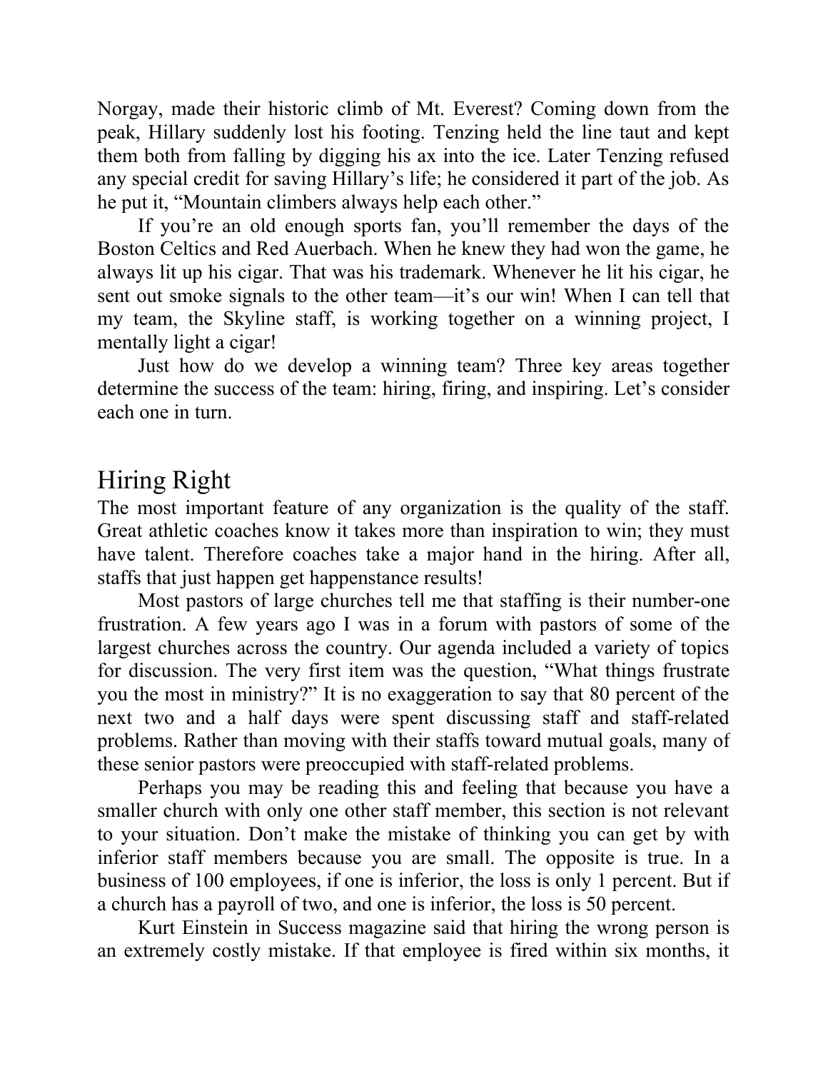Norgay, made their historic climb of Mt. Everest? Coming down from the peak, Hillary suddenly lost his footing. Tenzing held the line taut and kept them both from falling by digging his ax into the ice. Later Tenzing refused any special credit for saving Hillary's life; he considered it part of the job. As he put it, "Mountain climbers always help each other."

If you're an old enough sports fan, you'll remember the days of the Boston Celtics and Red Auerbach. When he knew they had won the game, he always lit up his cigar. That was his trademark. Whenever he lit his cigar, he sent out smoke signals to the other team—it's our win! When I can tell that my team, the Skyline staff, is working together on a winning project, I mentally light a cigar!

Just how do we develop a winning team? Three key areas together determine the success of the team: hiring, firing, and inspiring. Let's consider each one in turn.

## Hiring Right

The most important feature of any organization is the quality of the staff. Great athletic coaches know it takes more than inspiration to win; they must have talent. Therefore coaches take a major hand in the hiring. After all, staffs that just happen get happenstance results!

Most pastors of large churches tell me that staffing is their number-one frustration. A few years ago I was in a forum with pastors of some of the largest churches across the country. Our agenda included a variety of topics for discussion. The very first item was the question, "What things frustrate you the most in ministry?" It is no exaggeration to say that 80 percent of the next two and a half days were spent discussing staff and staff-related problems. Rather than moving with their staffs toward mutual goals, many of these senior pastors were preoccupied with staff-related problems.

Perhaps you may be reading this and feeling that because you have a smaller church with only one other staff member, this section is not relevant to your situation. Don't make the mistake of thinking you can get by with inferior staff members because you are small. The opposite is true. In a business of 100 employees, if one is inferior, the loss is only 1 percent. But if a church has a payroll of two, and one is inferior, the loss is 50 percent.

Kurt Einstein in Success magazine said that hiring the wrong person is an extremely costly mistake. If that employee is fired within six months, it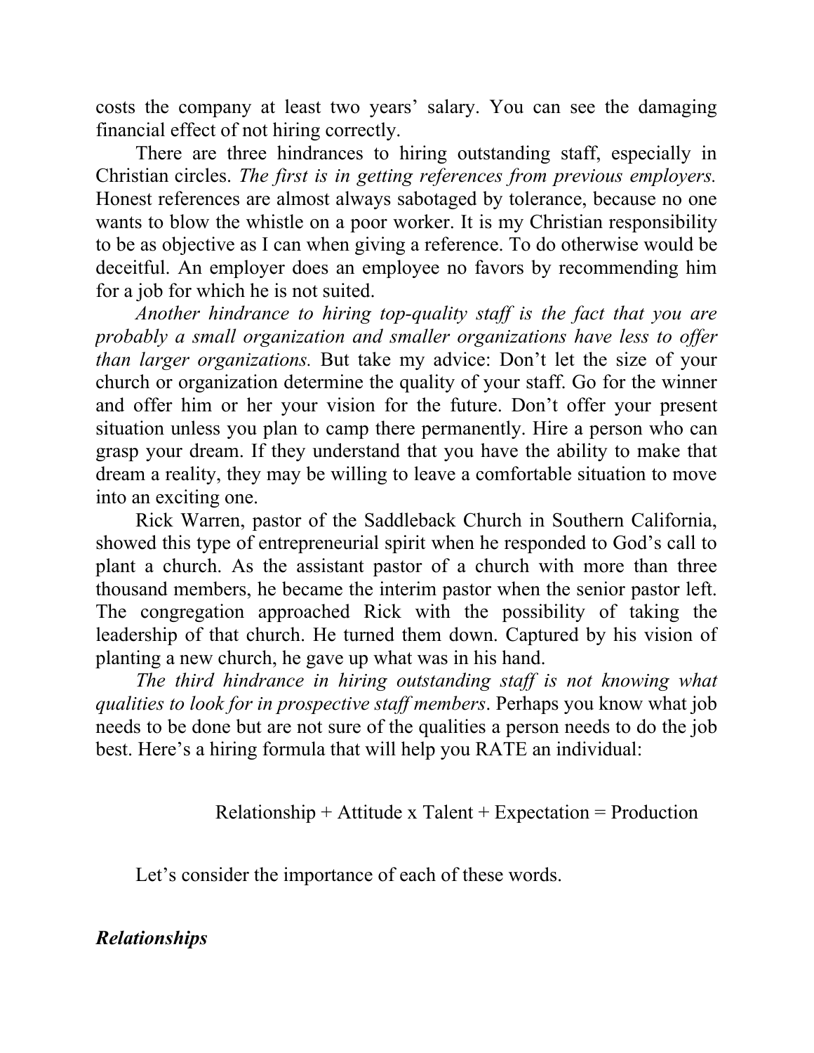costs the company at least two years' salary. You can see the damaging financial effect of not hiring correctly.

There are three hindrances to hiring outstanding staff, especially in Christian circles. *The first is in getting references from previous employers.* Honest references are almost always sabotaged by tolerance, because no one wants to blow the whistle on a poor worker. It is my Christian responsibility to be as objective as I can when giving a reference. To do otherwise would be deceitful. An employer does an employee no favors by recommending him for a job for which he is not suited.

*Another hindrance to hiring top-quality staff is the fact that you are probably a small organization and smaller organizations have less to offer than larger organizations.* But take my advice: Don't let the size of your church or organization determine the quality of your staff. Go for the winner and offer him or her your vision for the future. Don't offer your present situation unless you plan to camp there permanently. Hire a person who can grasp your dream. If they understand that you have the ability to make that dream a reality, they may be willing to leave a comfortable situation to move into an exciting one.

Rick Warren, pastor of the Saddleback Church in Southern California, showed this type of entrepreneurial spirit when he responded to God's call to plant a church. As the assistant pastor of a church with more than three thousand members, he became the interim pastor when the senior pastor left. The congregation approached Rick with the possibility of taking the leadership of that church. He turned them down. Captured by his vision of planting a new church, he gave up what was in his hand.

*The third hindrance in hiring outstanding staff is not knowing what qualities to look for in prospective staff members*. Perhaps you know what job needs to be done but are not sure of the qualities a person needs to do the job best. Here's a hiring formula that will help you RATE an individual:

Relationship + Attitude x Talent + Expectation = Production

Let's consider the importance of each of these words.

### *Relationships*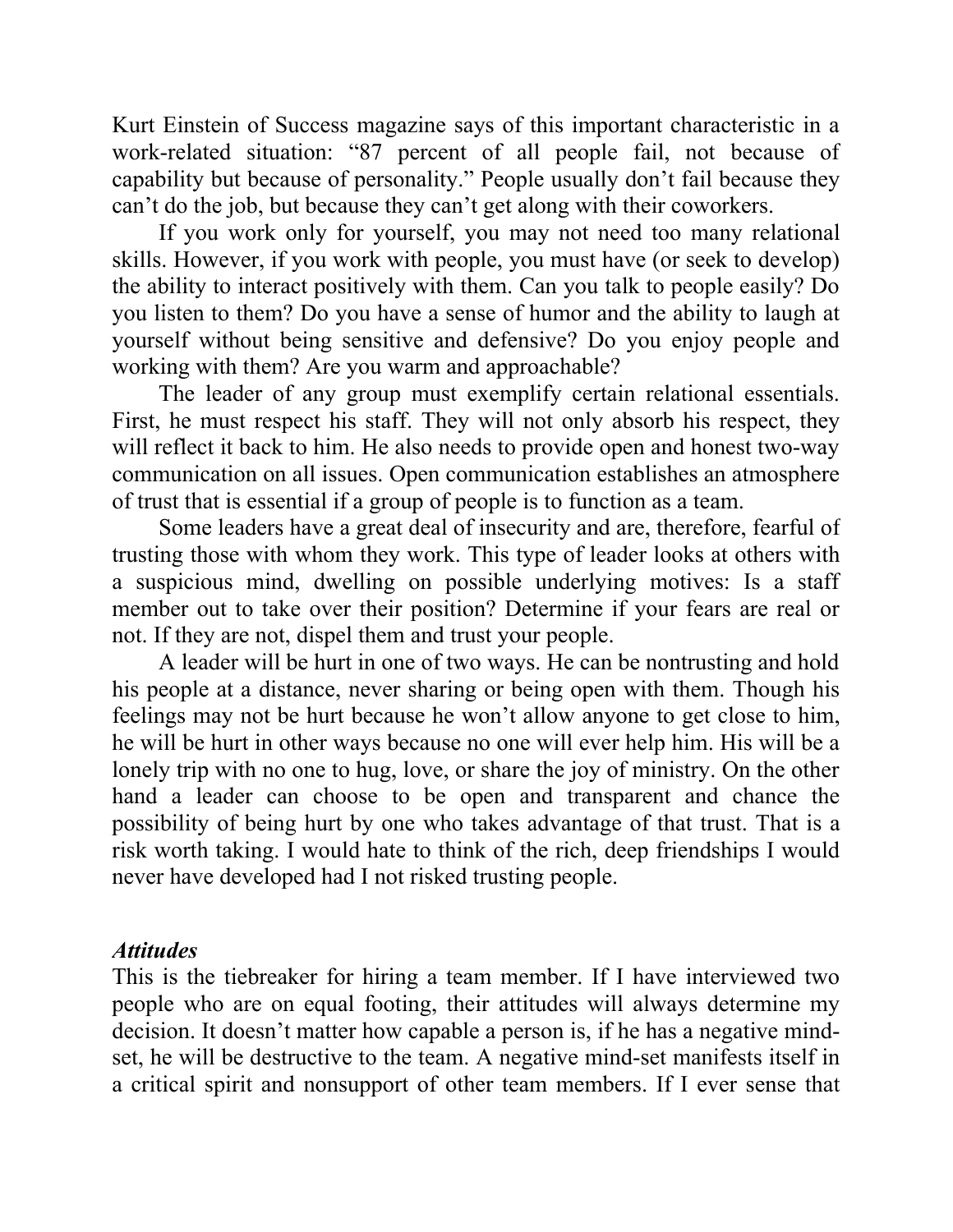Kurt Einstein of Success magazine says of this important characteristic in a work-related situation: "87 percent of all people fail, not because of capability but because of personality." People usually don't fail because they can't do the job, but because they can't get along with their coworkers.

If you work only for yourself, you may not need too many relational skills. However, if you work with people, you must have (or seek to develop) the ability to interact positively with them. Can you talk to people easily? Do you listen to them? Do you have a sense of humor and the ability to laugh at yourself without being sensitive and defensive? Do you enjoy people and working with them? Are you warm and approachable?

The leader of any group must exemplify certain relational essentials. First, he must respect his staff. They will not only absorb his respect, they will reflect it back to him. He also needs to provide open and honest two-way communication on all issues. Open communication establishes an atmosphere of trust that is essential if a group of people is to function as a team.

Some leaders have a great deal of insecurity and are, therefore, fearful of trusting those with whom they work. This type of leader looks at others with a suspicious mind, dwelling on possible underlying motives: Is a staff member out to take over their position? Determine if your fears are real or not. If they are not, dispel them and trust your people.

A leader will be hurt in one of two ways. He can be nontrusting and hold his people at a distance, never sharing or being open with them. Though his feelings may not be hurt because he won't allow anyone to get close to him, he will be hurt in other ways because no one will ever help him. His will be a lonely trip with no one to hug, love, or share the joy of ministry. On the other hand a leader can choose to be open and transparent and chance the possibility of being hurt by one who takes advantage of that trust. That is a risk worth taking. I would hate to think of the rich, deep friendships I would never have developed had I not risked trusting people.

### *Attitudes*

This is the tiebreaker for hiring a team member. If I have interviewed two people who are on equal footing, their attitudes will always determine my decision. It doesn't matter how capable a person is, if he has a negative mind-set, he will be destructive to the team. A negative mind-set manifests itself in a critical spirit and nonsupport of other team members. If I ever sense that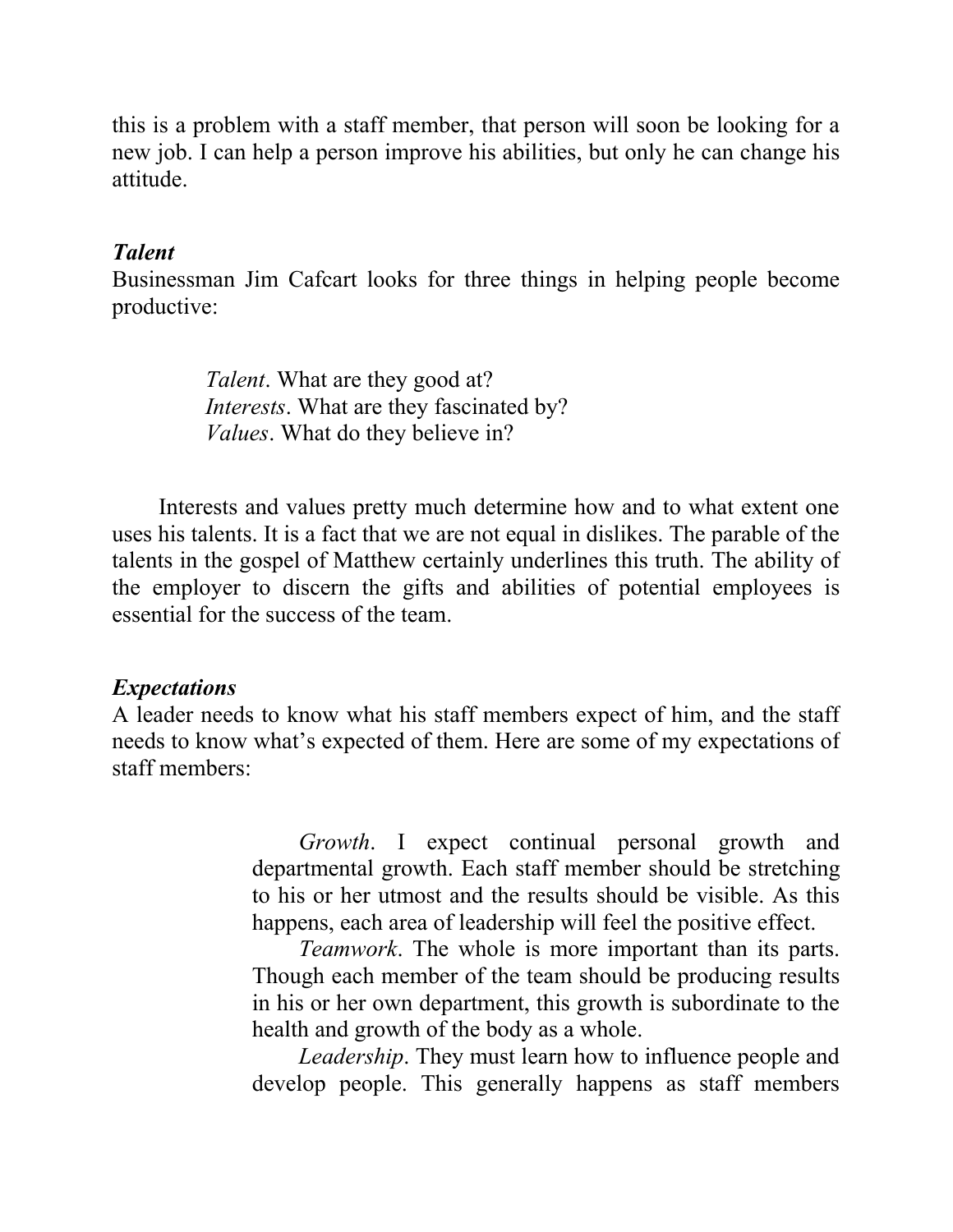this is a problem with a staff member, that person will soon be looking for a new job. I can help a person improve his abilities, but only he can change his attitude.

***Talent***

Businessman Jim Cafcart looks for three things in helping people become productive:

> *Talent*. What are they good at?
> *Interests*. What are they fascinated by?
> *Values*. What do they believe in?

Interests and values pretty much determine how and to what extent one uses his talents. It is a fact that we are not equal in dislikes. The parable of the talents in the gospel of Matthew certainly underlines this truth. The ability of the employer to discern the gifts and abilities of potential employees is essential for the success of the team.

***Expectations***

A leader needs to know what his staff members expect of him, and the staff needs to know what's expected of them. Here are some of my expectations of staff members:

> *Growth*. I expect continual personal growth and departmental growth. Each staff member should be stretching to his or her utmost and the results should be visible. As this happens, each area of leadership will feel the positive effect.
>
> *Teamwork*. The whole is more important than its parts. Though each member of the team should be producing results in his or her own department, this growth is subordinate to the health and growth of the body as a whole.
>
> *Leadership*. They must learn how to influence people and develop people. This generally happens as staff members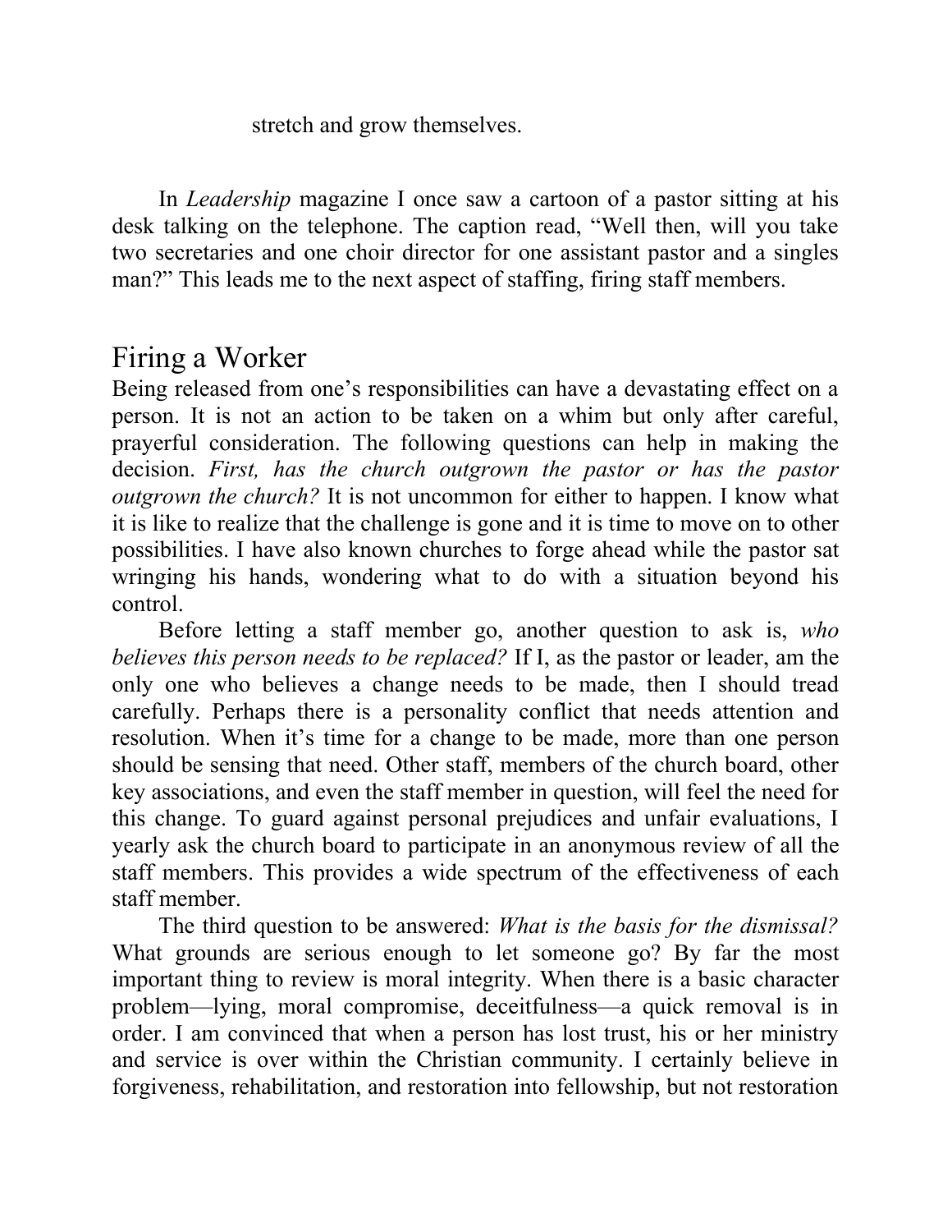stretch and grow themselves.

In *Leadership* magazine I once saw a cartoon of a pastor sitting at his desk talking on the telephone. The caption read, "Well then, will you take two secretaries and one choir director for one assistant pastor and a singles man?" This leads me to the next aspect of staffing, firing staff members.

## Firing a Worker

Being released from one's responsibilities can have a devastating effect on a person. It is not an action to be taken on a whim but only after careful, prayerful consideration. The following questions can help in making the decision. *First, has the church outgrown the pastor or has the pastor outgrown the church?* It is not uncommon for either to happen. I know what it is like to realize that the challenge is gone and it is time to move on to other possibilities. I have also known churches to forge ahead while the pastor sat wringing his hands, wondering what to do with a situation beyond his control.

Before letting a staff member go, another question to ask is, *who believes this person needs to be replaced?* If I, as the pastor or leader, am the only one who believes a change needs to be made, then I should tread carefully. Perhaps there is a personality conflict that needs attention and resolution. When it's time for a change to be made, more than one person should be sensing that need. Other staff, members of the church board, other key associations, and even the staff member in question, will feel the need for this change. To guard against personal prejudices and unfair evaluations, I yearly ask the church board to participate in an anonymous review of all the staff members. This provides a wide spectrum of the effectiveness of each staff member.

The third question to be answered: *What is the basis for the dismissal?* What grounds are serious enough to let someone go? By far the most important thing to review is moral integrity. When there is a basic character problem—lying, moral compromise, deceitfulness—a quick removal is in order. I am convinced that when a person has lost trust, his or her ministry and service is over within the Christian community. I certainly believe in forgiveness, rehabilitation, and restoration into fellowship, but not restoration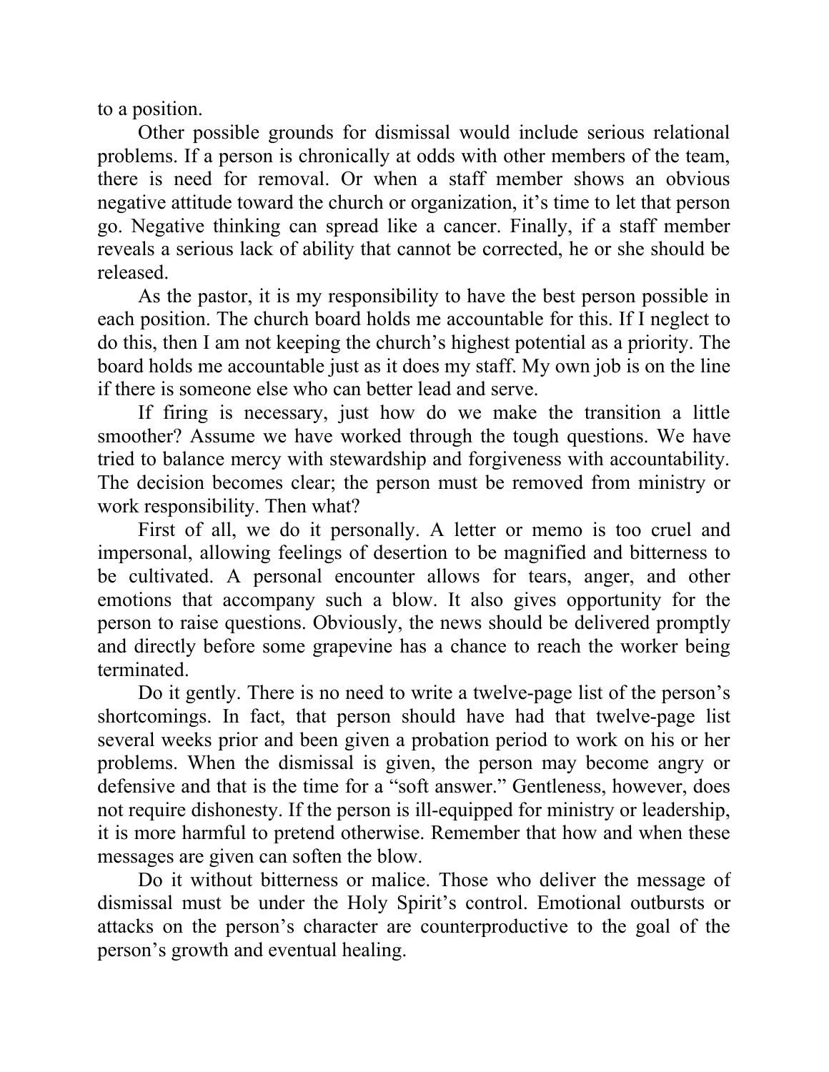to a position.

Other possible grounds for dismissal would include serious relational problems. If a person is chronically at odds with other members of the team, there is need for removal. Or when a staff member shows an obvious negative attitude toward the church or organization, it's time to let that person go. Negative thinking can spread like a cancer. Finally, if a staff member reveals a serious lack of ability that cannot be corrected, he or she should be released.

As the pastor, it is my responsibility to have the best person possible in each position. The church board holds me accountable for this. If I neglect to do this, then I am not keeping the church's highest potential as a priority. The board holds me accountable just as it does my staff. My own job is on the line if there is someone else who can better lead and serve.

If firing is necessary, just how do we make the transition a little smoother? Assume we have worked through the tough questions. We have tried to balance mercy with stewardship and forgiveness with accountability. The decision becomes clear; the person must be removed from ministry or work responsibility. Then what?

First of all, we do it personally. A letter or memo is too cruel and impersonal, allowing feelings of desertion to be magnified and bitterness to be cultivated. A personal encounter allows for tears, anger, and other emotions that accompany such a blow. It also gives opportunity for the person to raise questions. Obviously, the news should be delivered promptly and directly before some grapevine has a chance to reach the worker being terminated.

Do it gently. There is no need to write a twelve-page list of the person's shortcomings. In fact, that person should have had that twelve-page list several weeks prior and been given a probation period to work on his or her problems. When the dismissal is given, the person may become angry or defensive and that is the time for a "soft answer." Gentleness, however, does not require dishonesty. If the person is ill-equipped for ministry or leadership, it is more harmful to pretend otherwise. Remember that how and when these messages are given can soften the blow.

Do it without bitterness or malice. Those who deliver the message of dismissal must be under the Holy Spirit's control. Emotional outbursts or attacks on the person's character are counterproductive to the goal of the person's growth and eventual healing.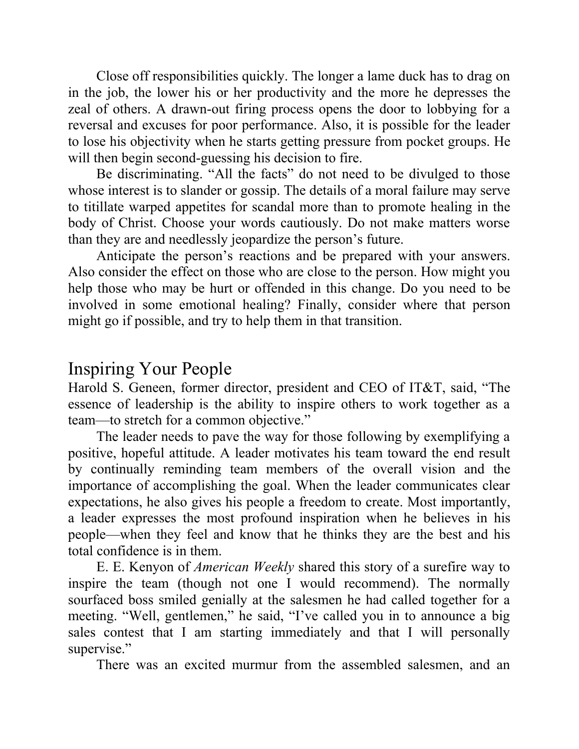Close off responsibilities quickly. The longer a lame duck has to drag on in the job, the lower his or her productivity and the more he depresses the zeal of others. A drawn-out firing process opens the door to lobbying for a reversal and excuses for poor performance. Also, it is possible for the leader to lose his objectivity when he starts getting pressure from pocket groups. He will then begin second-guessing his decision to fire.

Be discriminating. "All the facts" do not need to be divulged to those whose interest is to slander or gossip. The details of a moral failure may serve to titillate warped appetites for scandal more than to promote healing in the body of Christ. Choose your words cautiously. Do not make matters worse than they are and needlessly jeopardize the person's future.

Anticipate the person's reactions and be prepared with your answers. Also consider the effect on those who are close to the person. How might you help those who may be hurt or offended in this change. Do you need to be involved in some emotional healing? Finally, consider where that person might go if possible, and try to help them in that transition.

## Inspiring Your People

Harold S. Geneen, former director, president and CEO of IT&T, said, "The essence of leadership is the ability to inspire others to work together as a team—to stretch for a common objective."

The leader needs to pave the way for those following by exemplifying a positive, hopeful attitude. A leader motivates his team toward the end result by continually reminding team members of the overall vision and the importance of accomplishing the goal. When the leader communicates clear expectations, he also gives his people a freedom to create. Most importantly, a leader expresses the most profound inspiration when he believes in his people—when they feel and know that he thinks they are the best and his total confidence is in them.

E. E. Kenyon of *American Weekly* shared this story of a surefire way to inspire the team (though not one I would recommend). The normally sourfaced boss smiled genially at the salesmen he had called together for a meeting. "Well, gentlemen," he said, "I've called you in to announce a big sales contest that I am starting immediately and that I will personally supervise."

There was an excited murmur from the assembled salesmen, and an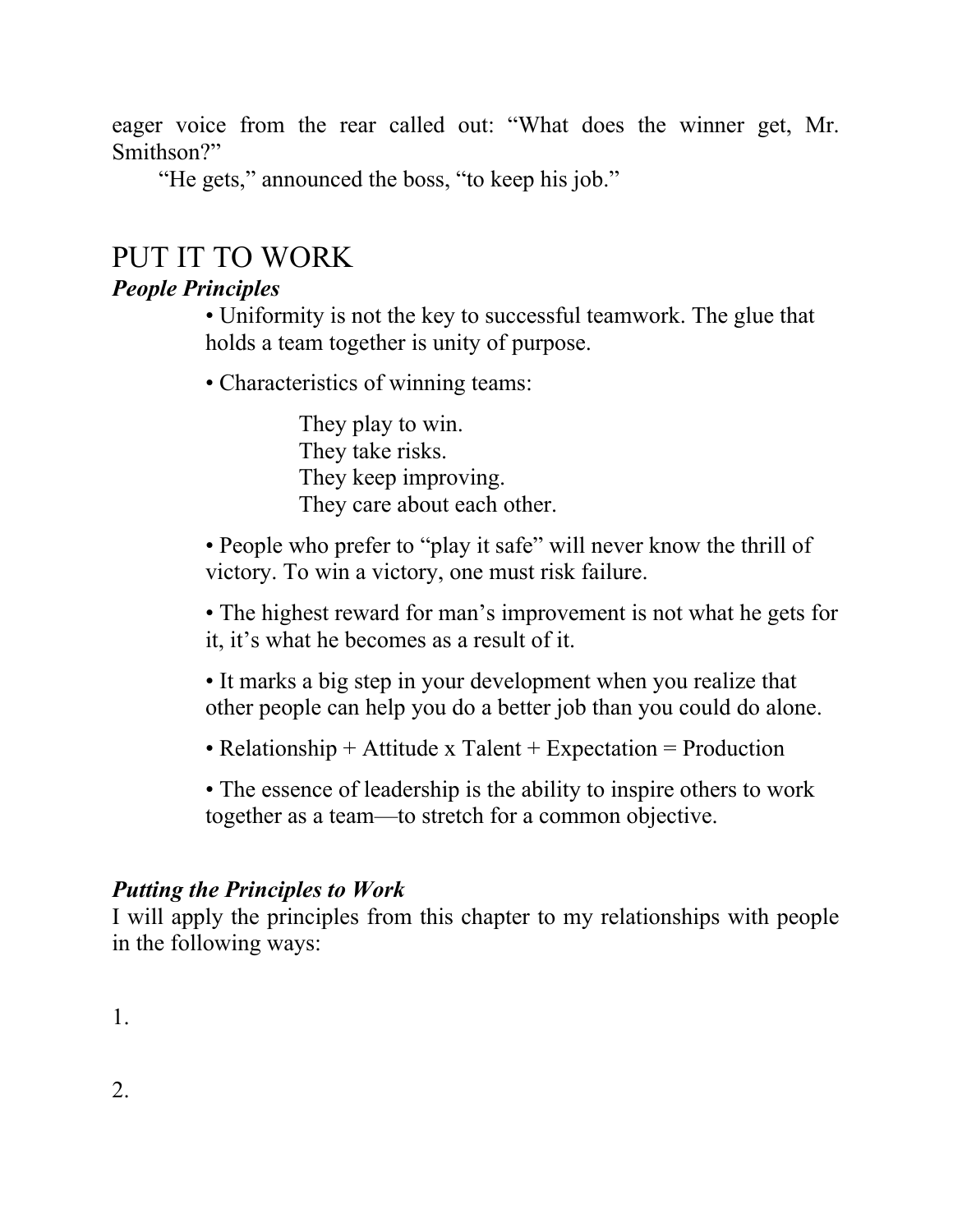eager voice from the rear called out: "What does the winner get, Mr. Smithson?"

"He gets," announced the boss, "to keep his job."

# PUT IT TO WORK

### *People Principles*

- Uniformity is not the key to successful teamwork. The glue that holds a team together is unity of purpose.
- Characteristics of winning teams:

  They play to win.
  They take risks.
  They keep improving.
  They care about each other.

- People who prefer to "play it safe" will never know the thrill of victory. To win a victory, one must risk failure.
- The highest reward for man's improvement is not what he gets for it, it's what he becomes as a result of it.
- It marks a big step in your development when you realize that other people can help you do a better job than you could do alone.
- Relationship + Attitude x Talent + Expectation = Production
- The essence of leadership is the ability to inspire others to work together as a team—to stretch for a common objective.

### *Putting the Principles to Work*

I will apply the principles from this chapter to my relationships with people in the following ways:

1.

2.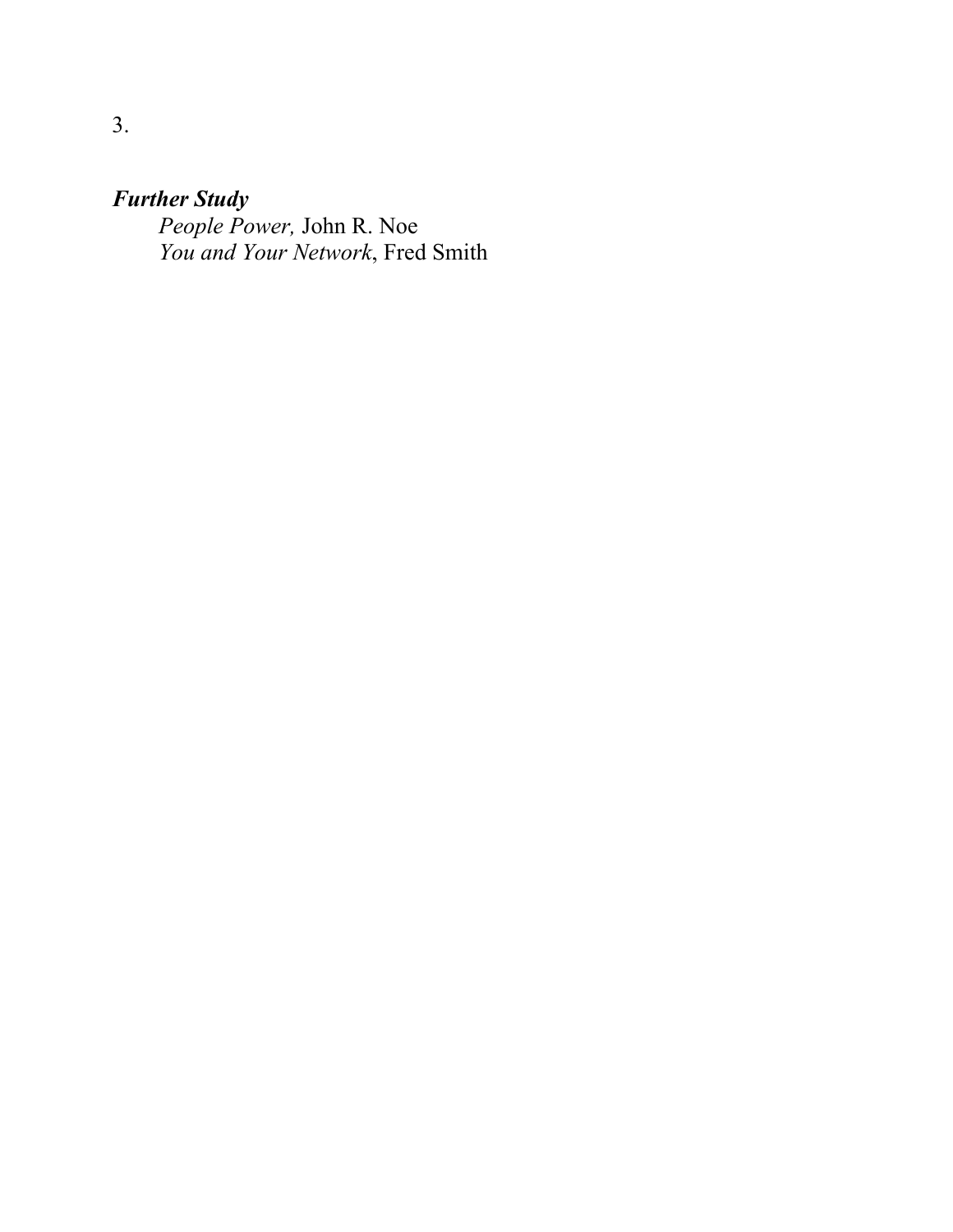3.

***Further Study***

*People Power,* John R. Noe
*You and Your Network*, Fred Smith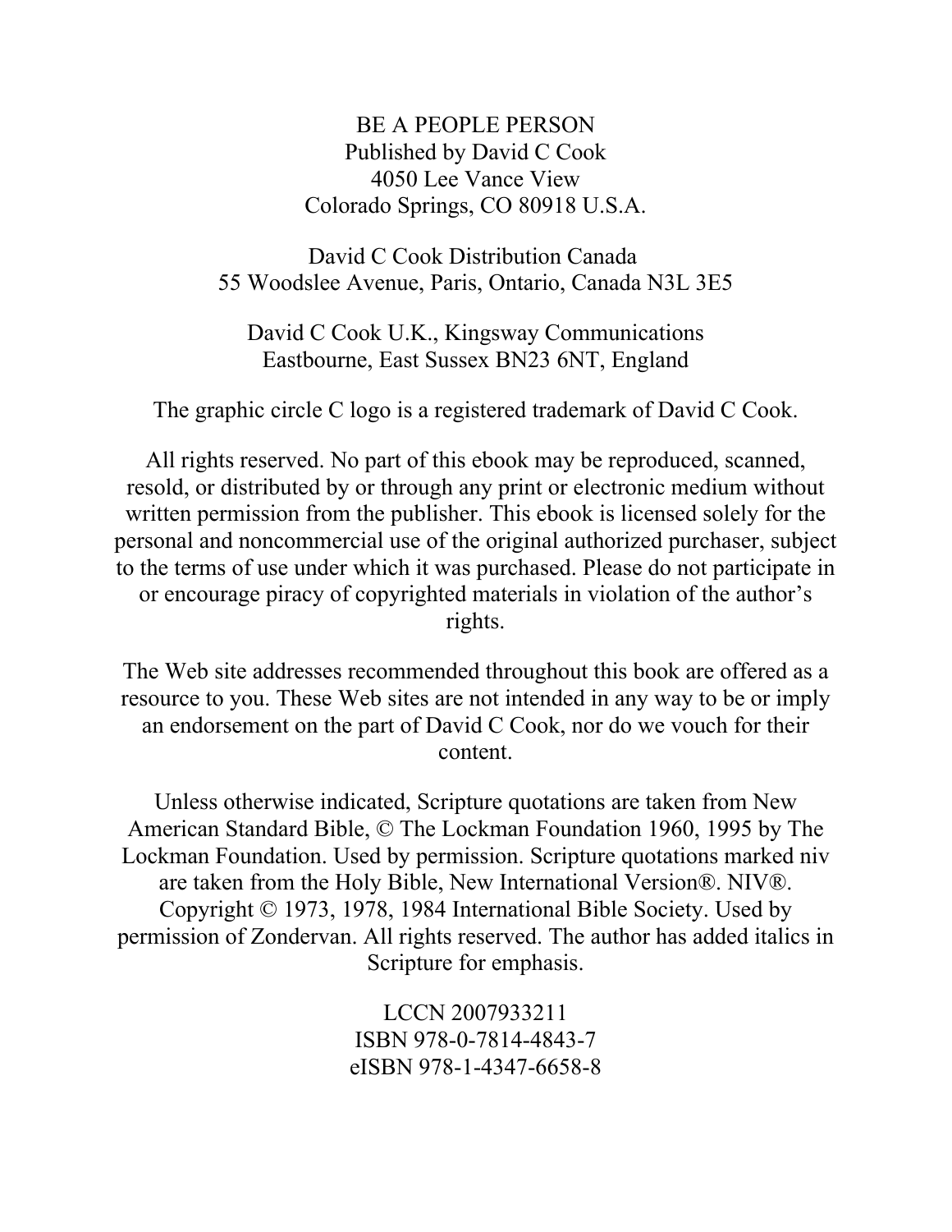BE A PEOPLE PERSON
Published by David C Cook
4050 Lee Vance View
Colorado Springs, CO 80918 U.S.A.

David C Cook Distribution Canada
55 Woodslee Avenue, Paris, Ontario, Canada N3L 3E5

David C Cook U.K., Kingsway Communications
Eastbourne, East Sussex BN23 6NT, England

The graphic circle C logo is a registered trademark of David C Cook.

All rights reserved. No part of this ebook may be reproduced, scanned, resold, or distributed by or through any print or electronic medium without written permission from the publisher. This ebook is licensed solely for the personal and noncommercial use of the original authorized purchaser, subject to the terms of use under which it was purchased. Please do not participate in or encourage piracy of copyrighted materials in violation of the author's rights.

The Web site addresses recommended throughout this book are offered as a resource to you. These Web sites are not intended in any way to be or imply an endorsement on the part of David C Cook, nor do we vouch for their content.

Unless otherwise indicated, Scripture quotations are taken from New American Standard Bible, © The Lockman Foundation 1960, 1995 by The Lockman Foundation. Used by permission. Scripture quotations marked niv are taken from the Holy Bible, New International Version®. NIV®. Copyright © 1973, 1978, 1984 International Bible Society. Used by permission of Zondervan. All rights reserved. The author has added italics in Scripture for emphasis.

LCCN 2007933211
ISBN 978-0-7814-4843-7
eISBN 978-1-4347-6658-8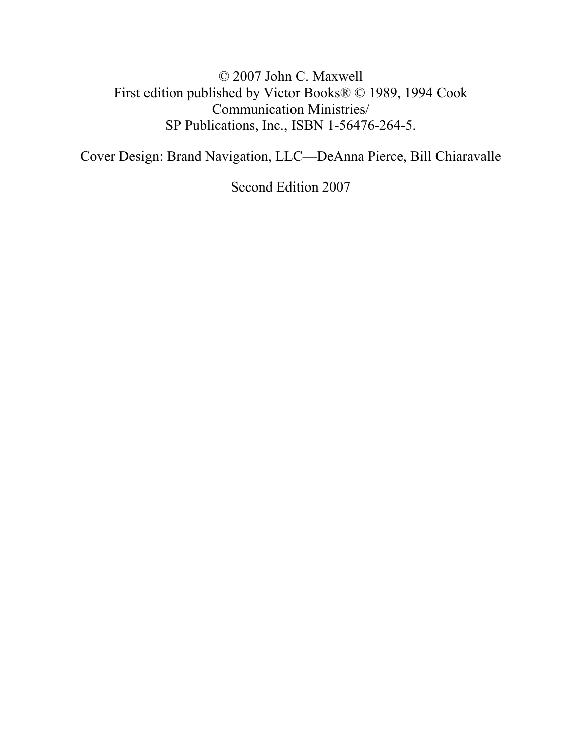© 2007 John C. Maxwell
First edition published by Victor Books® © 1989, 1994 Cook Communication Ministries/
SP Publications, Inc., ISBN 1-56476-264-5.

Cover Design: Brand Navigation, LLC—DeAnna Pierce, Bill Chiaravalle

Second Edition 2007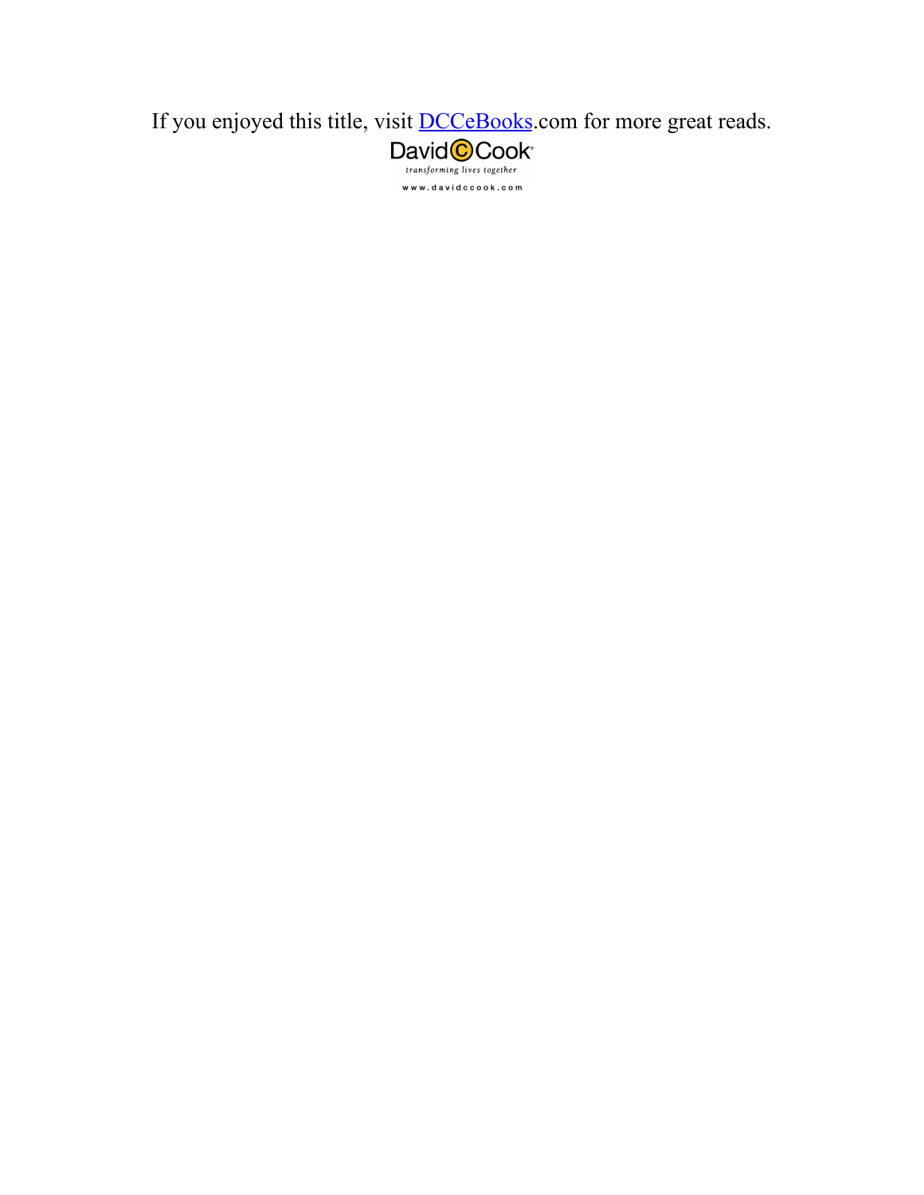If you enjoyed this title, visit DCCeBooks.com for more great reads.

David C Cook

transforming lives together

www.davidccook.com